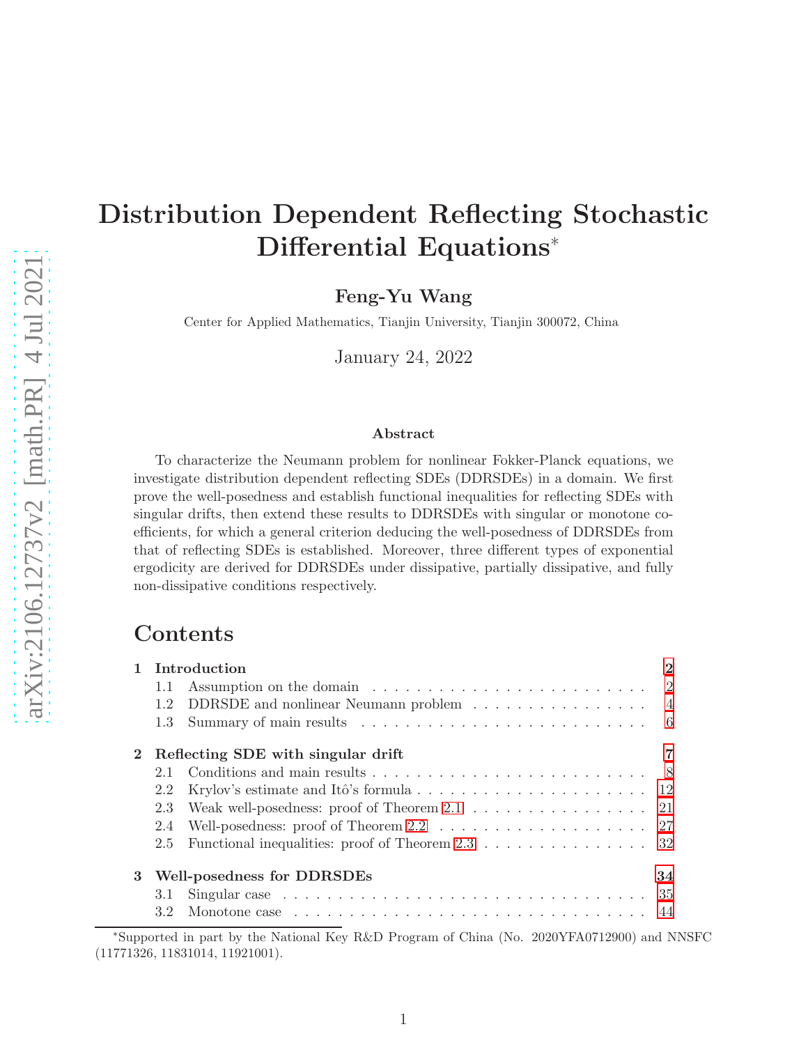# Distribution Dependent Reflecting Stochastic Differential Equations*

**Feng-Yu Wang**

Center for Applied Mathematics, Tianjin University, Tianjin 300072, China

January 24, 2022

### Abstract

To characterize the Neumann problem for nonlinear Fokker-Planck equations, we investigate distribution dependent reflecting SDEs (DDRSDEs) in a domain. We first prove the well-posedness and establish functional inequalities for reflecting SDEs with singular drifts, then extend these results to DDRSDEs with singular or monotone coefficients, for which a general criterion deducing the well-posedness of DDRSDEs from that of reflecting SDEs is established. Moreover, three different types of exponential ergodicity are derived for DDRSDEs under dissipative, partially dissipative, and fully non-dissipative conditions respectively.

## Contents

- **1 Introduction** — 2
  - 1.1 Assumption on the domain — 2
  - 1.2 DDRSDE and nonlinear Neumann problem — 4
  - 1.3 Summary of main results — 6
- **2 Reflecting SDE with singular drift** — 7
  - 2.1 Conditions and main results — 8
  - 2.2 Krylov's estimate and Itô's formula — 12
  - 2.3 Weak well-posedness: proof of Theorem 2.1 — 21
  - 2.4 Well-posedness: proof of Theorem 2.2 — 27
  - 2.5 Functional inequalities: proof of Theorem 2.3 — 32
- **3 Well-posedness for DDRSDEs** — 34
  - 3.1 Singular case — 35
  - 3.2 Monotone case — 44

*Supported in part by the National Key R&D Program of China (No. 2020YFA0712900) and NNSFC (11771326, 11831014, 11921001).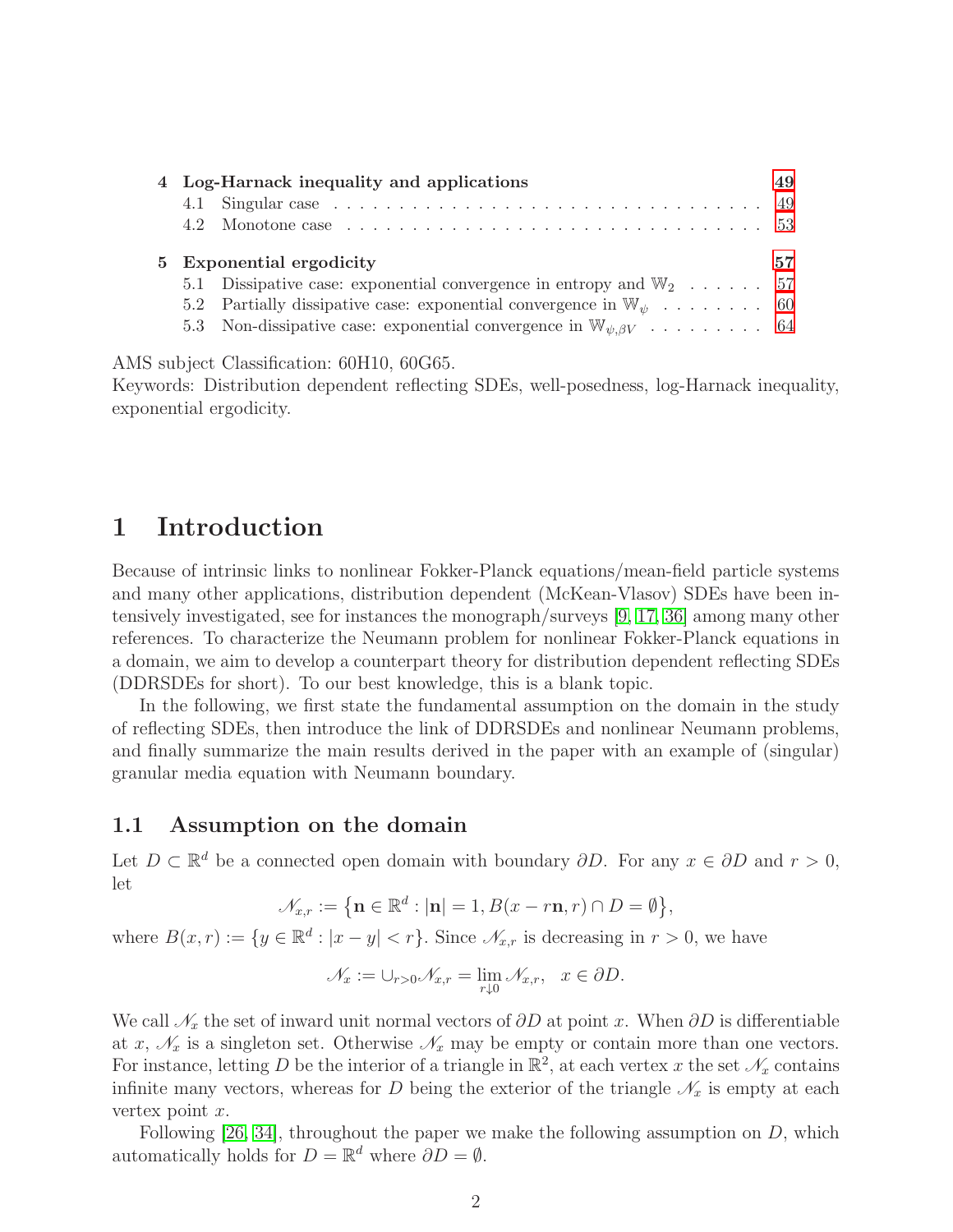4 **Log-Harnack inequality and applications** 49
  4.1 Singular case . . . 49
  4.2 Monotone case . . . 53

5 **Exponential ergodicity** 57
  5.1 Dissipative case: exponential convergence in entropy and $\mathbb{W}_2$ . . . 57
  5.2 Partially dissipative case: exponential convergence in $\mathbb{W}_\psi$ . . . 60
  5.3 Non-dissipative case: exponential convergence in $\mathbb{W}_{\psi,\beta V}$ . . . 64

AMS subject Classification: 60H10, 60G65.
Keywords: Distribution dependent reflecting SDEs, well-posedness, log-Harnack inequality, exponential ergodicity.

# 1 Introduction

Because of intrinsic links to nonlinear Fokker-Planck equations/mean-field particle systems and many other applications, distribution dependent (McKean-Vlasov) SDEs have been intensively investigated, see for instances the monograph/surveys [9, 17, 36] among many other references. To characterize the Neumann problem for nonlinear Fokker-Planck equations in a domain, we aim to develop a counterpart theory for distribution dependent reflecting SDEs (DDRSDEs for short). To our best knowledge, this is a blank topic.

In the following, we first state the fundamental assumption on the domain in the study of reflecting SDEs, then introduce the link of DDRSDEs and nonlinear Neumann problems, and finally summarize the main results derived in the paper with an example of (singular) granular media equation with Neumann boundary.

## 1.1 Assumption on the domain

Let $D \subset \mathbb{R}^d$ be a connected open domain with boundary $\partial D$. For any $x \in \partial D$ and $r > 0$, let

$$\mathscr{N}_{x,r} := \big\{\mathbf{n} \in \mathbb{R}^d : |\mathbf{n}| = 1, B(x - r\mathbf{n}, r) \cap D = \emptyset\big\},$$

where $B(x, r) := \{y \in \mathbb{R}^d : |x - y| < r\}$. Since $\mathscr{N}_{x,r}$ is decreasing in $r > 0$, we have

$$\mathscr{N}_x := \cup_{r>0}\mathscr{N}_{x,r} = \lim_{r\downarrow 0}\mathscr{N}_{x,r}, \quad x \in \partial D.$$

We call $\mathscr{N}_x$ the set of inward unit normal vectors of $\partial D$ at point $x$. When $\partial D$ is differentiable at $x$, $\mathscr{N}_x$ is a singleton set. Otherwise $\mathscr{N}_x$ may be empty or contain more than one vectors. For instance, letting $D$ be the interior of a triangle in $\mathbb{R}^2$, at each vertex $x$ the set $\mathscr{N}_x$ contains infinite many vectors, whereas for $D$ being the exterior of the triangle $\mathscr{N}_x$ is empty at each vertex point $x$.

Following [26, 34], throughout the paper we make the following assumption on $D$, which automatically holds for $D = \mathbb{R}^d$ where $\partial D = \emptyset$.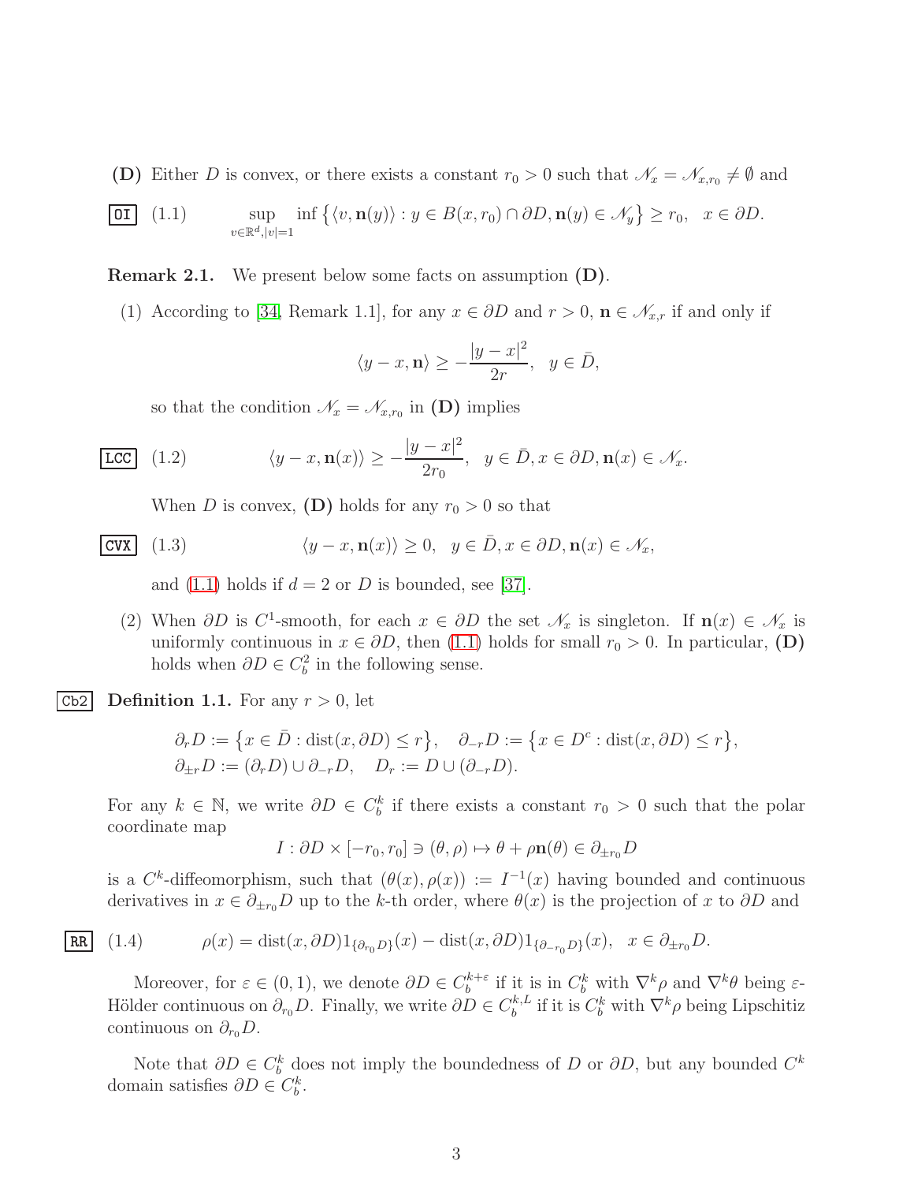**(D)** Either $D$ is convex, or there exists a constant $r_0 > 0$ such that $\mathscr{N}_x = \mathscr{N}_{x,r_0} \neq \emptyset$ and

$$\sup_{v\in\mathbb{R}^d,|v|=1} \inf\big\{\langle v, \mathbf{n}(y)\rangle : y \in B(x, r_0) \cap \partial D, \mathbf{n}(y) \in \mathscr{N}_y\big\} \geq r_0, \quad x \in \partial D. \tag{1.1}$$

**Remark 2.1.** We present below some facts on assumption **(D)**.

(1) According to [34, Remark 1.1], for any $x \in \partial D$ and $r > 0$, $\mathbf{n} \in \mathscr{N}_{x,r}$ if and only if

$$\langle y - x, \mathbf{n}\rangle \geq -\frac{|y - x|^2}{2r}, \quad y \in \bar{D},$$

so that the condition $\mathscr{N}_x = \mathscr{N}_{x,r_0}$ in **(D)** implies

$$\langle y - x, \mathbf{n}(x)\rangle \geq -\frac{|y - x|^2}{2r_0}, \quad y \in \bar{D}, x \in \partial D, \mathbf{n}(x) \in \mathscr{N}_x. \tag{1.2}$$

When $D$ is convex, **(D)** holds for any $r_0 > 0$ so that

$$\langle y - x, \mathbf{n}(x)\rangle \geq 0, \quad y \in \bar{D}, x \in \partial D, \mathbf{n}(x) \in \mathscr{N}_x, \tag{1.3}$$

and (1.1) holds if $d = 2$ or $D$ is bounded, see [37].

(2) When $\partial D$ is $C^1$-smooth, for each $x \in \partial D$ the set $\mathscr{N}_x$ is singleton. If $\mathbf{n}(x) \in \mathscr{N}_x$ is uniformly continuous in $x \in \partial D$, then (1.1) holds for small $r_0 > 0$. In particular, **(D)** holds when $\partial D \in C_b^2$ in the following sense.

**Definition 1.1.** For any $r > 0$, let

$$\partial_r D := \big\{x \in \bar{D} : \mathrm{dist}(x, \partial D) \leq r\big\}, \quad \partial_{-r} D := \big\{x \in D^c : \mathrm{dist}(x, \partial D) \leq r\big\},$$
$$\partial_{\pm r} D := (\partial_r D) \cup \partial_{-r} D, \quad D_r := D \cup (\partial_{-r} D).$$

For any $k \in \mathbb{N}$, we write $\partial D \in C_b^k$ if there exists a constant $r_0 > 0$ such that the polar coordinate map

$$I : \partial D \times [-r_0, r_0] \ni (\theta, \rho) \mapsto \theta + \rho\mathbf{n}(\theta) \in \partial_{\pm r_0} D$$

is a $C^k$-diffeomorphism, such that $(\theta(x), \rho(x)) := I^{-1}(x)$ having bounded and continuous derivatives in $x \in \partial_{\pm r_0} D$ up to the $k$-th order, where $\theta(x)$ is the projection of $x$ to $\partial D$ and

$$\rho(x) = \mathrm{dist}(x, \partial D)1_{\{\partial_{r_0} D\}}(x) - \mathrm{dist}(x, \partial D)1_{\{\partial_{-r_0} D\}}(x), \quad x \in \partial_{\pm r_0} D. \tag{1.4}$$

Moreover, for $\varepsilon \in (0, 1)$, we denote $\partial D \in C_b^{k+\varepsilon}$ if it is in $C_b^k$ with $\nabla^k \rho$ and $\nabla^k \theta$ being $\varepsilon$-Hölder continuous on $\partial_{r_0} D$. Finally, we write $\partial D \in C_b^{k,L}$ if it is $C_b^k$ with $\nabla^k \rho$ being Lipschitz continuous on $\partial_{r_0} D$.

Note that $\partial D \in C_b^k$ does not imply the boundedness of $D$ or $\partial D$, but any bounded $C^k$ domain satisfies $\partial D \in C_b^k$.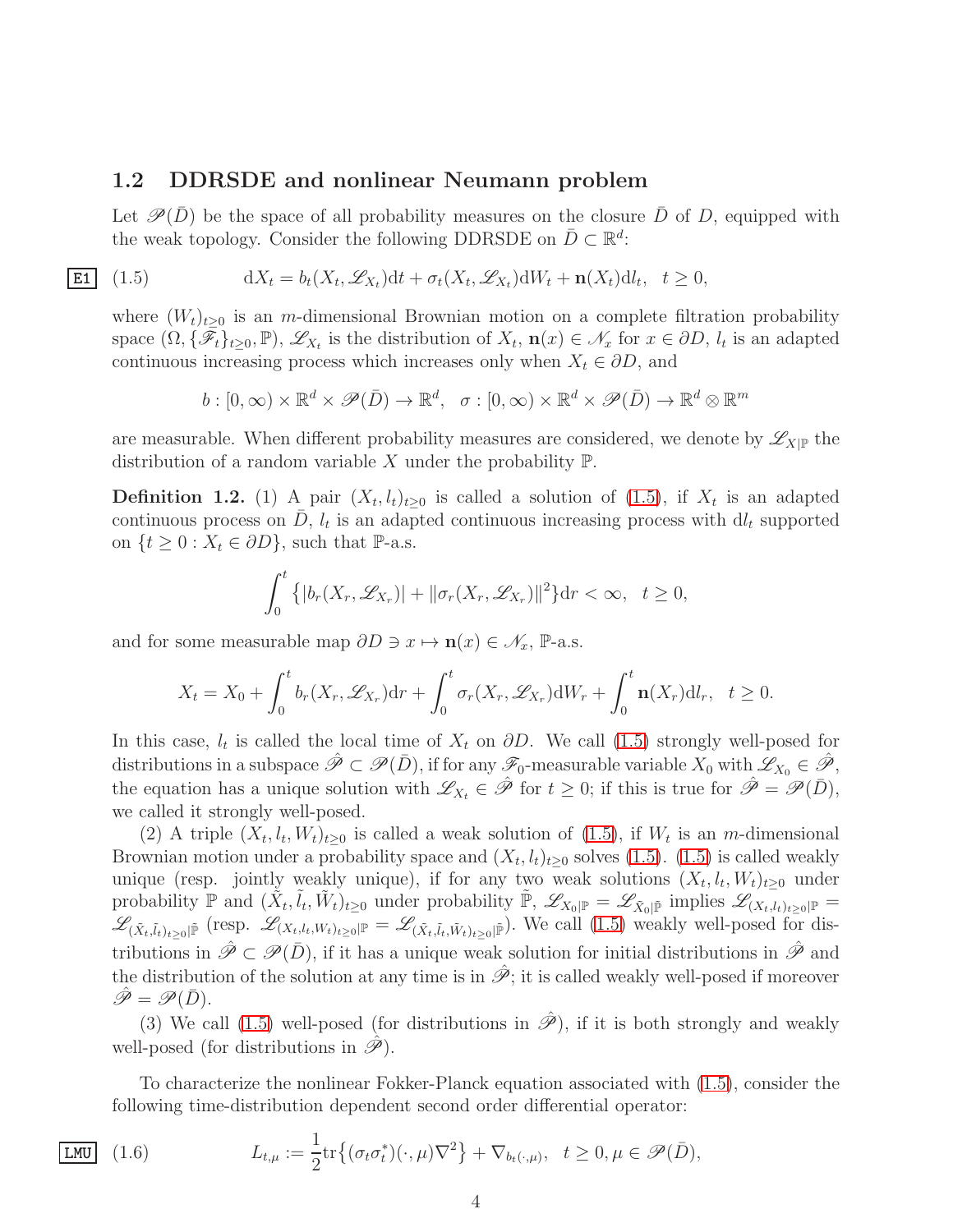## 1.2 DDRSDE and nonlinear Neumann problem

Let $\mathscr{P}(\bar D)$ be the space of all probability measures on the closure $\bar D$ of $D$, equipped with the weak topology. Consider the following DDRSDE on $\bar D \subset \mathbb{R}^d$:

$$\text{(1.5)} \qquad \mathrm{d}X_t = b_t(X_t, \mathscr{L}_{X_t})\mathrm{d}t + \sigma_t(X_t, \mathscr{L}_{X_t})\mathrm{d}W_t + \mathbf{n}(X_t)\mathrm{d}l_t, \quad t \ge 0,$$

where $(W_t)_{t\ge 0}$ is an $m$-dimensional Brownian motion on a complete filtration probability space $(\Omega, \{\mathscr{F}_t\}_{t\ge0}, \mathbb{P})$, $\mathscr{L}_{X_t}$ is the distribution of $X_t$, $\mathbf{n}(x) \in \mathscr{N}_x$ for $x \in \partial D$, $l_t$ is an adapted continuous increasing process which increases only when $X_t \in \partial D$, and

$$b : [0,\infty) \times \mathbb{R}^d \times \mathscr{P}(\bar D) \to \mathbb{R}^d, \quad \sigma : [0,\infty) \times \mathbb{R}^d \times \mathscr{P}(\bar D) \to \mathbb{R}^d \otimes \mathbb{R}^m$$

are measurable. When different probability measures are considered, we denote by $\mathscr{L}_{X|\mathbb{P}}$ the distribution of a random variable $X$ under the probability $\mathbb{P}$.

**Definition 1.2.** (1) A pair $(X_t, l_t)_{t\ge0}$ is called a solution of (1.5), if $X_t$ is an adapted continuous process on $\bar D$, $l_t$ is an adapted continuous increasing process with $\mathrm{d}l_t$ supported on $\{t \ge 0 : X_t \in \partial D\}$, such that $\mathbb{P}$-a.s.

$$\int_0^t \big\{|b_r(X_r, \mathscr{L}_{X_r})| + \|\sigma_r(X_r, \mathscr{L}_{X_r})\|^2\big\}\mathrm{d}r < \infty, \quad t \ge 0,$$

and for some measurable map $\partial D \ni x \mapsto \mathbf{n}(x) \in \mathscr{N}_x$, $\mathbb{P}$-a.s.

$$X_t = X_0 + \int_0^t b_r(X_r, \mathscr{L}_{X_r})\mathrm{d}r + \int_0^t \sigma_r(X_r, \mathscr{L}_{X_r})\mathrm{d}W_r + \int_0^t \mathbf{n}(X_r)\mathrm{d}l_r, \quad t \ge 0.$$

In this case, $l_t$ is called the local time of $X_t$ on $\partial D$. We call (1.5) strongly well-posed for distributions in a subspace $\hat{\mathscr{P}} \subset \mathscr{P}(\bar D)$, if for any $\mathscr{F}_0$-measurable variable $X_0$ with $\mathscr{L}_{X_0} \in \hat{\mathscr{P}}$, the equation has a unique solution with $\mathscr{L}_{X_t} \in \hat{\mathscr{P}}$ for $t \ge 0$; if this is true for $\hat{\mathscr{P}} = \mathscr{P}(\bar D)$, we called it strongly well-posed.

(2) A triple $(X_t, l_t, W_t)_{t\ge0}$ is called a weak solution of (1.5), if $W_t$ is an $m$-dimensional Brownian motion under a probability space and $(X_t, l_t)_{t\ge0}$ solves (1.5). (1.5) is called weakly unique (resp. jointly weakly unique), if for any two weak solutions $(X_t, l_t, W_t)_{t\ge0}$ under probability $\mathbb{P}$ and $(\tilde X_t, \tilde l_t, \tilde W_t)_{t\ge0}$ under probability $\tilde{\mathbb{P}}$, $\mathscr{L}_{X_0|\mathbb{P}} = \mathscr{L}_{\tilde X_0|\tilde{\mathbb{P}}}$ implies $\mathscr{L}_{(X_t,l_t)_{t\ge0}|\mathbb{P}} = \mathscr{L}_{(\tilde X_t,\tilde l_t)_{t\ge0}|\tilde{\mathbb{P}}}$ (resp. $\mathscr{L}_{(X_t,l_t,W_t)_{t\ge0}|\mathbb{P}} = \mathscr{L}_{(\tilde X_t,\tilde l_t,\tilde W_t)_{t\ge0}|\tilde{\mathbb{P}}}$). We call (1.5) weakly well-posed for distributions in $\hat{\mathscr{P}} \subset \mathscr{P}(\bar D)$, if it has a unique weak solution for initial distributions in $\hat{\mathscr{P}}$ and the distribution of the solution at any time is in $\hat{\mathscr{P}}$; it is called weakly well-posed if moreover $\hat{\mathscr{P}} = \mathscr{P}(\bar D)$.

(3) We call (1.5) well-posed (for distributions in $\hat{\mathscr{P}}$), if it is both strongly and weakly well-posed (for distributions in $\hat{\mathscr{P}}$).

To characterize the nonlinear Fokker-Planck equation associated with (1.5), consider the following time-distribution dependent second order differential operator:

$$\text{(1.6)} \qquad L_{t,\mu} := \frac{1}{2}\mathrm{tr}\big\{(\sigma_t\sigma_t^*)(\cdot,\mu)\nabla^2\big\} + \nabla_{b_t(\cdot,\mu)}, \quad t \ge 0, \mu \in \mathscr{P}(\bar D),$$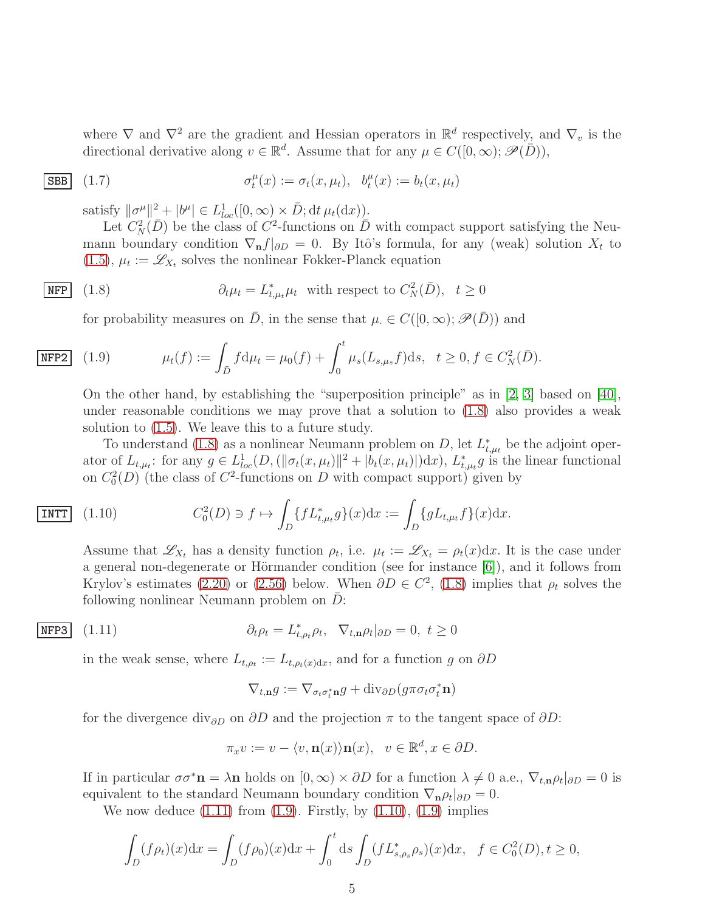where $\nabla$ and $\nabla^2$ are the gradient and Hessian operators in $\mathbb{R}^d$ respectively, and $\nabla_v$ is the directional derivative along $v \in \mathbb{R}^d$. Assume that for any $\mu \in C([0,\infty); \mathscr{P}(\bar D))$,

$$\sigma_t^\mu(x) := \sigma_t(x, \mu_t), \quad b_t^\mu(x) := b_t(x, \mu_t) \tag{1.7}$$

satisfy $\|\sigma^\mu\|^2 + |b^\mu| \in L^1_{loc}([0,\infty) \times \bar D; \mathrm{d}t\, \mu_t(\mathrm{d}x))$.

Let $C_N^2(\bar D)$ be the class of $C^2$-functions on $\bar D$ with compact support satisfying the Neumann boundary condition $\nabla_{\mathbf{n}} f|_{\partial D} = 0$. By Itô's formula, for any (weak) solution $X_t$ to (1.5), $\mu_t := \mathscr{L}_{X_t}$ solves the nonlinear Fokker-Planck equation

$$\partial_t \mu_t = L^*_{t,\mu_t}\mu_t \ \text{ with respect to } C_N^2(\bar D), \quad t \geq 0 \tag{1.8}$$

for probability measures on $\bar D$, in the sense that $\mu_\cdot \in C([0,\infty); \mathscr{P}(\bar D))$ and

$$\mu_t(f) := \int_{\bar D} f \mathrm{d}\mu_t = \mu_0(f) + \int_0^t \mu_s(L_{s,\mu_s} f)\mathrm{d}s, \quad t \geq 0, f \in C_N^2(\bar D). \tag{1.9}$$

On the other hand, by establishing the "superposition principle" as in [2, 3] based on [40], under reasonable conditions we may prove that a solution to (1.8) also provides a weak solution to (1.5). We leave this to a future study.

To understand (1.8) as a nonlinear Neumann problem on $D$, let $L^*_{t,\mu_t}$ be the adjoint operator of $L_{t,\mu_t}$: for any $g \in L^1_{loc}(D, (\|\sigma_t(x,\mu_t)\|^2 + |b_t(x,\mu_t)|)\mathrm{d}x)$, $L^*_{t,\mu_t} g$ is the linear functional on $C_0^2(D)$ (the class of $C^2$-functions on $D$ with compact support) given by

$$C_0^2(D) \ni f \mapsto \int_D \{f L^*_{t,\mu_t} g\}(x)\mathrm{d}x := \int_D \{g L_{t,\mu_t} f\}(x)\mathrm{d}x. \tag{1.10}$$

Assume that $\mathscr{L}_{X_t}$ has a density function $\rho_t$, i.e. $\mu_t := \mathscr{L}_{X_t} = \rho_t(x)\mathrm{d}x$. It is the case under a general non-degenerate or Hörmander condition (see for instance [6]), and it follows from Krylov's estimates (2.20) or (2.56) below. When $\partial D \in C^2$, (1.8) implies that $\rho_t$ solves the following nonlinear Neumann problem on $\bar D$:

$$\partial_t \rho_t = L^*_{t,\rho_t}\rho_t, \quad \nabla_{t,\mathbf{n}}\rho_t|_{\partial D} = 0, \ t \geq 0 \tag{1.11}$$

in the weak sense, where $L_{t,\rho_t} := L_{t,\rho_t(x)\mathrm{d}x}$, and for a function $g$ on $\partial D$

$$\nabla_{t,\mathbf{n}} g := \nabla_{\sigma_t\sigma_t^*\mathbf{n}} g + \mathrm{div}_{\partial D}(g\pi\sigma_t\sigma_t^*\mathbf{n})$$

for the divergence $\mathrm{div}_{\partial D}$ on $\partial D$ and the projection $\pi$ to the tangent space of $\partial D$:

$$\pi_x v := v - \langle v, \mathbf{n}(x)\rangle \mathbf{n}(x), \quad v \in \mathbb{R}^d, x \in \partial D.$$

If in particular $\sigma\sigma^*\mathbf{n} = \lambda\mathbf{n}$ holds on $[0,\infty) \times \partial D$ for a function $\lambda \neq 0$ a.e., $\nabla_{t,\mathbf{n}}\rho_t|_{\partial D} = 0$ is equivalent to the standard Neumann boundary condition $\nabla_{\mathbf{n}}\rho_t|_{\partial D} = 0$.

We now deduce (1.11) from (1.9). Firstly, by (1.10), (1.9) implies

$$\int_D (f\rho_t)(x)\mathrm{d}x = \int_D (f\rho_0)(x)\mathrm{d}x + \int_0^t \mathrm{d}s \int_D (f L^*_{s,\rho_s}\rho_s)(x)\mathrm{d}x, \quad f \in C_0^2(D), t \geq 0,$$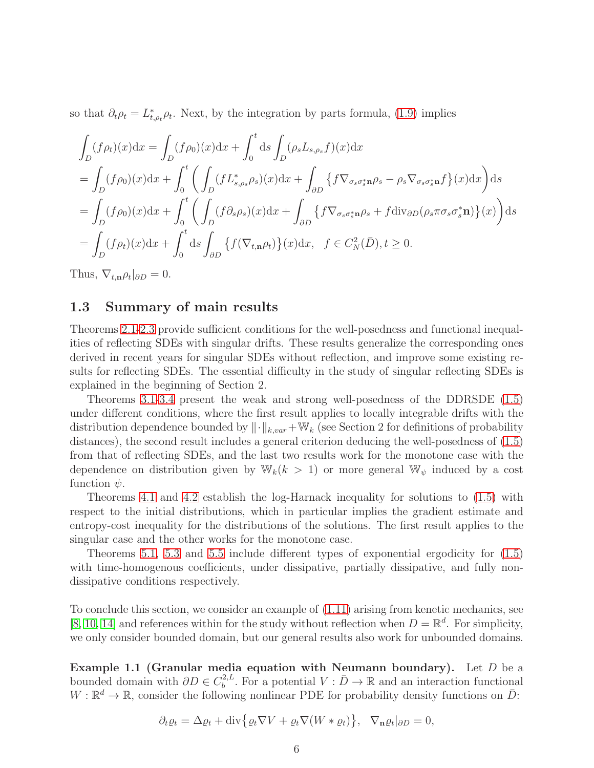so that $\partial_t \rho_t = L^*_{t,\rho_t}\rho_t$. Next, by the integration by parts formula, (1.9) implies

$$
\begin{aligned}
&\int_D (f\rho_t)(x)\mathrm{d}x = \int_D (f\rho_0)(x)\mathrm{d}x + \int_0^t \mathrm{d}s \int_D (\rho_s L_{s,\rho_s} f)(x)\mathrm{d}x \\
&= \int_D (f\rho_0)(x)\mathrm{d}x + \int_0^t \bigg( \int_D (f L^*_{s,\rho_s}\rho_s)(x)\mathrm{d}x + \int_{\partial D} \big\{ f \nabla_{\sigma_s\sigma_s^*\mathbf{n}}\rho_s - \rho_s \nabla_{\sigma_s\sigma_s^*\mathbf{n}} f \big\}(x)\mathrm{d}x \bigg)\mathrm{d}s \\
&= \int_D (f\rho_0)(x)\mathrm{d}x + \int_0^t \bigg( \int_D (f \partial_s \rho_s)(x)\mathrm{d}x + \int_{\partial D} \big\{ f \nabla_{\sigma_s\sigma_s^*\mathbf{n}}\rho_s + f \mathrm{div}_{\partial D}(\rho_s \pi \sigma_s \sigma_s^* \mathbf{n}) \big\}(x) \bigg)\mathrm{d}s \\
&= \int_D (f\rho_t)(x)\mathrm{d}x + \int_0^t \mathrm{d}s \int_{\partial D} \big\{ f (\nabla_{t,\mathbf{n}}\rho_t) \big\}(x)\mathrm{d}x, \quad f \in C^2_N(\bar{D}), t \geq 0.
\end{aligned}
$$

Thus, $\nabla_{t,\mathbf{n}}\rho_t|_{\partial D} = 0$.

## 1.3 Summary of main results

Theorems 2.1-2.3 provide sufficient conditions for the well-posedness and functional inequalities of reflecting SDEs with singular drifts. These results generalize the corresponding ones derived in recent years for singular SDEs without reflection, and improve some existing results for reflecting SDEs. The essential difficulty in the study of singular reflecting SDEs is explained in the beginning of Section 2.

Theorems 3.1-3.4 present the weak and strong well-posedness of the DDRSDE (1.5) under different conditions, where the first result applies to locally integrable drifts with the distribution dependence bounded by $\|\cdot\|_{k,var} + \mathbb{W}_k$ (see Section 2 for definitions of probability distances), the second result includes a general criterion deducing the well-posedness of (1.5) from that of reflecting SDEs, and the last two results work for the monotone case with the dependence on distribution given by $\mathbb{W}_k (k > 1)$ or more general $\mathbb{W}_\psi$ induced by a cost function $\psi$.

Theorems 4.1 and 4.2 establish the log-Harnack inequality for solutions to (1.5) with respect to the initial distributions, which in particular implies the gradient estimate and entropy-cost inequality for the distributions of the solutions. The first result applies to the singular case and the other works for the monotone case.

Theorems 5.1, 5.3 and 5.5 include different types of exponential ergodicity for (1.5) with time-homogenous coefficients, under dissipative, partially dissipative, and fully non-dissipative conditions respectively.

To conclude this section, we consider an example of (1.11) arising from kenetic mechanics, see [8, 10, 14] and references within for the study without reflection when $D = \mathbb{R}^d$. For simplicity, we only consider bounded domain, but our general results also work for unbounded domains.

**Example 1.1 (Granular media equation with Neumann boundary).** Let $D$ be a bounded domain with $\partial D \in C_b^{2,L}$. For a potential $V : \bar{D} \to \mathbb{R}$ and an interaction functional $W : \mathbb{R}^d \to \mathbb{R}$, consider the following nonlinear PDE for probability density functions on $\bar{D}$:

$$
\partial_t \varrho_t = \Delta \varrho_t + \mathrm{div}\big\{ \varrho_t \nabla V + \varrho_t \nabla (W * \varrho_t) \big\}, \quad \nabla_{\mathbf{n}} \varrho_t|_{\partial D} = 0,
$$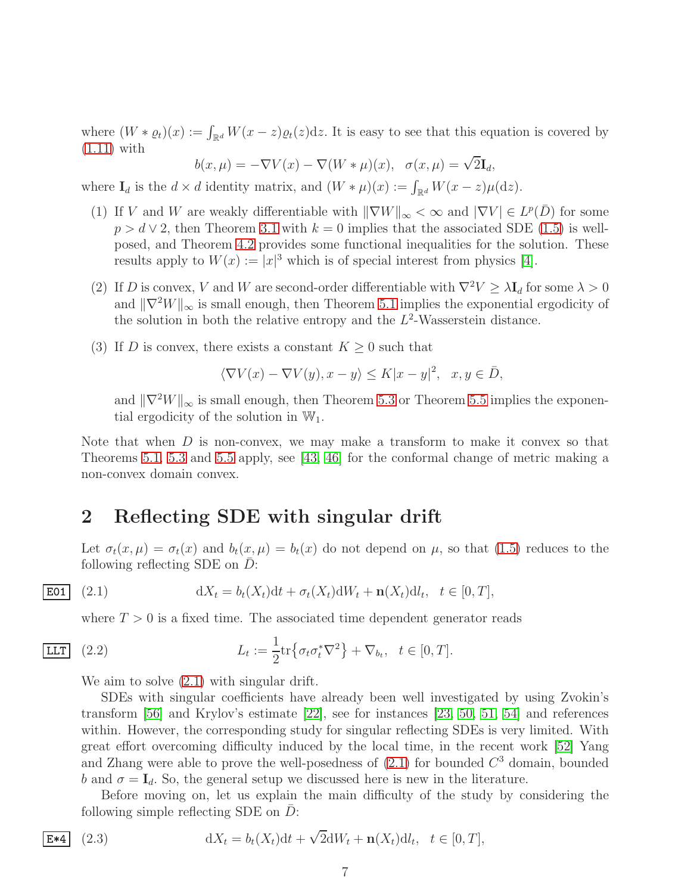where $(W * \varrho_t)(x) := \int_{\mathbb{R}^d} W(x-z)\varrho_t(z)\mathrm{d}z$. It is easy to see that this equation is covered by (1.11) with

$$b(x,\mu) = -\nabla V(x) - \nabla(W * \mu)(x), \quad \sigma(x,\mu) = \sqrt{2}\mathbf{I}_d,$$

where $\mathbf{I}_d$ is the $d \times d$ identity matrix, and $(W * \mu)(x) := \int_{\mathbb{R}^d} W(x-z)\mu(\mathrm{d}z)$.

(1) If $V$ and $W$ are weakly differentiable with $\|\nabla W\|_\infty < \infty$ and $|\nabla V| \in L^p(\bar{D})$ for some $p > d \vee 2$, then Theorem 3.1 with $k = 0$ implies that the associated SDE (1.5) is well-posed, and Theorem 4.2 provides some functional inequalities for the solution. These results apply to $W(x) := |x|^3$ which is of special interest from physics [4].

(2) If $D$ is convex, $V$ and $W$ are second-order differentiable with $\nabla^2 V \geq \lambda \mathbf{I}_d$ for some $\lambda > 0$ and $\|\nabla^2 W\|_\infty$ is small enough, then Theorem 5.1 implies the exponential ergodicity of the solution in both the relative entropy and the $L^2$-Wasserstein distance.

(3) If $D$ is convex, there exists a constant $K \geq 0$ such that

$$\langle \nabla V(x) - \nabla V(y), x - y\rangle \leq K|x-y|^2, \quad x, y \in \bar{D},$$

and $\|\nabla^2 W\|_\infty$ is small enough, then Theorem 5.3 or Theorem 5.5 implies the exponential ergodicity of the solution in $\mathbb{W}_1$.

Note that when $D$ is non-convex, we may make a transform to make it convex so that Theorems 5.1, 5.3 and 5.5 apply, see [43, 46] for the conformal change of metric making a non-convex domain convex.

# 2 Reflecting SDE with singular drift

Let $\sigma_t(x,\mu) = \sigma_t(x)$ and $b_t(x,\mu) = b_t(x)$ do not depend on $\mu$, so that (1.5) reduces to the following reflecting SDE on $\bar{D}$:

$$\mathrm{d}X_t = b_t(X_t)\mathrm{d}t + \sigma_t(X_t)\mathrm{d}W_t + \mathbf{n}(X_t)\mathrm{d}l_t, \quad t \in [0,T], \tag{2.1}$$

where $T > 0$ is a fixed time. The associated time dependent generator reads

$$L_t := \frac{1}{2}\mathrm{tr}\{\sigma_t\sigma_t^*\nabla^2\} + \nabla_{b_t}, \quad t \in [0,T]. \tag{2.2}$$

We aim to solve (2.1) with singular drift.

SDEs with singular coefficients have already been well investigated by using Zvokin's transform [56] and Krylov's estimate [22], see for instances [23, 50, 51, 54] and references within. However, the corresponding study for singular reflecting SDEs is very limited. With great effort overcoming difficulty induced by the local time, in the recent work [52] Yang and Zhang were able to prove the well-posedness of (2.1) for bounded $C^3$ domain, bounded $b$ and $\sigma = \mathbf{I}_d$. So, the general setup we discussed here is new in the literature.

Before moving on, let us explain the main difficulty of the study by considering the following simple reflecting SDE on $\bar{D}$:

$$\mathrm{d}X_t = b_t(X_t)\mathrm{d}t + \sqrt{2}\mathrm{d}W_t + \mathbf{n}(X_t)\mathrm{d}l_t, \quad t \in [0,T], \tag{2.3}$$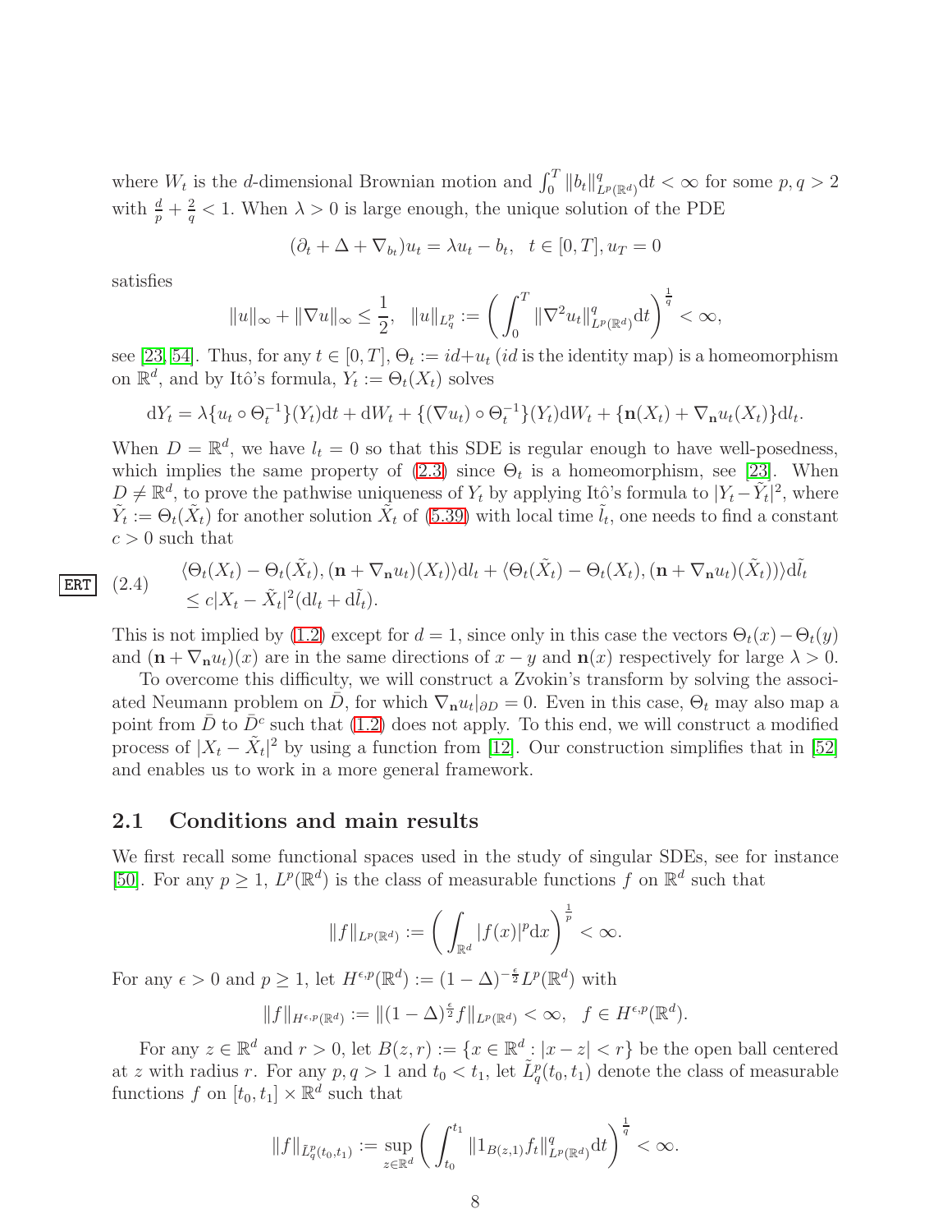where $W_t$ is the $d$-dimensional Brownian motion and $\int_0^T \|b_t\|_{L^p(\mathbb{R}^d)}^q \mathrm{d}t < \infty$ for some $p, q > 2$ with $\frac{d}{p} + \frac{2}{q} < 1$. When $\lambda > 0$ is large enough, the unique solution of the PDE

$$(\partial_t + \Delta + \nabla_{b_t})u_t = \lambda u_t - b_t, \quad t \in [0,T], u_T = 0$$

satisfies

$$\|u\|_\infty + \|\nabla u\|_\infty \le \frac{1}{2}, \quad \|u\|_{L^p_q} := \left( \int_0^T \|\nabla^2 u_t\|_{L^p(\mathbb{R}^d)}^q \mathrm{d}t \right)^{\frac{1}{q}} < \infty,$$

see [23, 54]. Thus, for any $t \in [0,T]$, $\Theta_t := id + u_t$ ($id$ is the identity map) is a homeomorphism on $\mathbb{R}^d$, and by Itô's formula, $Y_t := \Theta_t(X_t)$ solves

$$\mathrm{d}Y_t = \lambda\{u_t \circ \Theta_t^{-1}\}(Y_t)\mathrm{d}t + \mathrm{d}W_t + \{(\nabla u_t) \circ \Theta_t^{-1}\}(Y_t)\mathrm{d}W_t + \{\mathbf{n}(X_t) + \nabla_{\mathbf{n}} u_t(X_t)\}\mathrm{d}l_t.$$

When $D = \mathbb{R}^d$, we have $l_t = 0$ so that this SDE is regular enough to have well-posedness, which implies the same property of (2.3) since $\Theta_t$ is a homeomorphism, see [23]. When $D \neq \mathbb{R}^d$, to prove the pathwise uniqueness of $Y_t$ by applying Itô's formula to $|Y_t - \tilde{Y}_t|^2$, where $\tilde{Y}_t := \Theta_t(\tilde{X}_t)$ for another solution $\tilde{X}_t$ of (5.39) with local time $\tilde{l}_t$, one needs to find a constant $c > 0$ such that

$$\begin{aligned} &\langle \Theta_t(X_t) - \Theta_t(\tilde{X}_t), (\mathbf{n} + \nabla_{\mathbf{n}} u_t)(X_t) \rangle \mathrm{d}l_t + \langle \Theta_t(\tilde{X}_t) - \Theta_t(X_t), (\mathbf{n} + \nabla_{\mathbf{n}} u_t)(\tilde{X}_t)) \rangle \mathrm{d}\tilde{l}_t \\ &\le c|X_t - \tilde{X}_t|^2(\mathrm{d}l_t + \mathrm{d}\tilde{l}_t). \end{aligned} \tag{2.4}$$

This is not implied by (1.2) except for $d = 1$, since only in this case the vectors $\Theta_t(x) - \Theta_t(y)$ and $(\mathbf{n} + \nabla_{\mathbf{n}} u_t)(x)$ are in the same directions of $x - y$ and $\mathbf{n}(x)$ respectively for large $\lambda > 0$.

To overcome this difficulty, we will construct a Zvokin's transform by solving the associated Neumann problem on $\bar{D}$, for which $\nabla_{\mathbf{n}} u_t|_{\partial D} = 0$. Even in this case, $\Theta_t$ may also map a point from $\bar{D}$ to $\bar{D}^c$ such that (1.2) does not apply. To this end, we will construct a modified process of $|X_t - \tilde{X}_t|^2$ by using a function from [12]. Our construction simplifies that in [52] and enables us to work in a more general framework.

## 2.1 Conditions and main results

We first recall some functional spaces used in the study of singular SDEs, see for instance [50]. For any $p \ge 1$, $L^p(\mathbb{R}^d)$ is the class of measurable functions $f$ on $\mathbb{R}^d$ such that

$$\|f\|_{L^p(\mathbb{R}^d)} := \left( \int_{\mathbb{R}^d} |f(x)|^p \mathrm{d}x \right)^{\frac{1}{p}} < \infty.$$

For any $\epsilon > 0$ and $p \ge 1$, let $H^{\epsilon,p}(\mathbb{R}^d) := (1 - \Delta)^{-\frac{\epsilon}{2}} L^p(\mathbb{R}^d)$ with

$$\|f\|_{H^{\epsilon,p}(\mathbb{R}^d)} := \|(1 - \Delta)^{\frac{\epsilon}{2}} f\|_{L^p(\mathbb{R}^d)} < \infty, \quad f \in H^{\epsilon,p}(\mathbb{R}^d).$$

For any $z \in \mathbb{R}^d$ and $r > 0$, let $B(z,r) := \{x \in \mathbb{R}^d : |x - z| < r\}$ be the open ball centered at $z$ with radius $r$. For any $p, q > 1$ and $t_0 < t_1$, let $\tilde{L}^p_q(t_0,t_1)$ denote the class of measurable functions $f$ on $[t_0,t_1] \times \mathbb{R}^d$ such that

$$\|f\|_{\tilde{L}^p_q(t_0,t_1)} := \sup_{z \in \mathbb{R}^d} \left( \int_{t_0}^{t_1} \|1_{B(z,1)} f_t\|_{L^p(\mathbb{R}^d)}^q \mathrm{d}t \right)^{\frac{1}{q}} < \infty.$$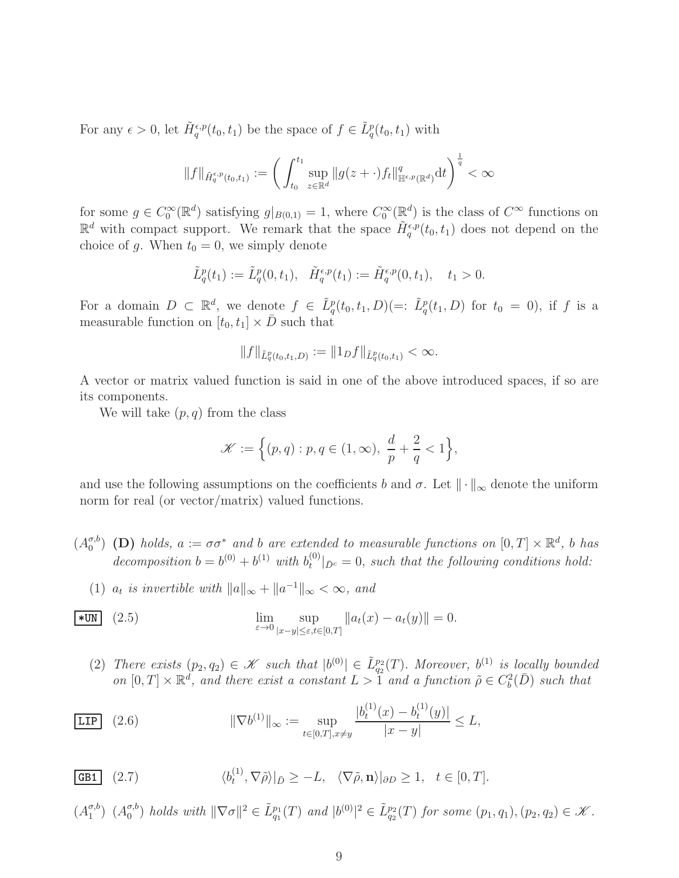For any $\epsilon > 0$, let $\tilde{H}_q^{\epsilon,p}(t_0,t_1)$ be the space of $f \in \tilde{L}_q^p(t_0,t_1)$ with

$$\|f\|_{\tilde{H}_q^{\epsilon,p}(t_0,t_1)} := \bigg(\int_{t_0}^{t_1} \sup_{z\in\mathbb{R}^d} \|g(z+\cdot)f_t\|_{\mathbb{H}^{\epsilon,p}(\mathbb{R}^d)}^q \mathrm{d}t\bigg)^{\frac{1}{q}} < \infty$$

for some $g \in C_0^\infty(\mathbb{R}^d)$ satisfying $g|_{B(0,1)} = 1$, where $C_0^\infty(\mathbb{R}^d)$ is the class of $C^\infty$ functions on $\mathbb{R}^d$ with compact support. We remark that the space $\tilde{H}_q^{\epsilon,p}(t_0,t_1)$ does not depend on the choice of $g$. When $t_0 = 0$, we simply denote

$$\tilde{L}_q^p(t_1) := \tilde{L}_q^p(0,t_1), \quad \tilde{H}_q^{\epsilon,p}(t_1) := \tilde{H}_q^{\epsilon,p}(0,t_1), \quad t_1 > 0.$$

For a domain $D \subset \mathbb{R}^d$, we denote $f \in \tilde{L}_q^p(t_0,t_1,D)(=: \tilde{L}_q^p(t_1,D)$ for $t_0 = 0)$, if $f$ is a measurable function on $[t_0,t_1]\times \bar{D}$ such that

$$\|f\|_{\tilde{L}_q^p(t_0,t_1,D)} := \|1_D f\|_{\tilde{L}_q^p(t_0,t_1)} < \infty.$$

A vector or matrix valued function is said in one of the above introduced spaces, if so are its components.

We will take $(p,q)$ from the class

$$\mathscr{K} := \Big\{(p,q) : p,q \in (1,\infty),\ \frac{d}{p} + \frac{2}{q} < 1\Big\},$$

and use the following assumptions on the coefficients $b$ and $\sigma$. Let $\|\cdot\|_\infty$ denote the uniform norm for real (or vector/matrix) valued functions.

$(A_0^{\sigma,b})$ **(D)** *holds, $a := \sigma\sigma^*$ and $b$ are extended to measurable functions on $[0,T]\times\mathbb{R}^d$, $b$ has decomposition $b = b^{(0)} + b^{(1)}$ with $b_t^{(0)}|_{\bar{D}^c} = 0$, such that the following conditions hold:*

(1) *$a_t$ is invertible with $\|a\|_\infty + \|a^{-1}\|_\infty < \infty$, and*

$$\lim_{\varepsilon\to 0} \sup_{|x-y|\le\varepsilon, t\in[0,T]} \|a_t(x) - a_t(y)\| = 0. \tag{2.5}$$

(2) *There exists $(p_2,q_2) \in \mathscr{K}$ such that $|b^{(0)}| \in \tilde{L}_{q_2}^{p_2}(T)$. Moreover, $b^{(1)}$ is locally bounded on $[0,T]\times\mathbb{R}^d$, and there exist a constant $L > 1$ and a function $\tilde{\rho} \in C_b^2(\bar{D})$ such that*

$$\|\nabla b^{(1)}\|_\infty := \sup_{t\in[0,T], x\neq y} \frac{|b_t^{(1)}(x) - b_t^{(1)}(y)|}{|x-y|} \le L, \tag{2.6}$$

$$\langle b_t^{(1)}, \nabla\tilde{\rho}\rangle|_{\bar{D}} \ge -L, \quad \langle \nabla\tilde{\rho}, \mathbf{n}\rangle|_{\partial D} \ge 1, \quad t \in [0,T]. \tag{2.7}$$

$(A_1^{\sigma,b})$ *$(A_0^{\sigma,b})$ holds with $\|\nabla\sigma\|^2 \in \tilde{L}_{q_1}^{p_1}(T)$ and $|b^{(0)}|^2 \in \tilde{L}_{q_2}^{p_2}(T)$ for some $(p_1,q_1),(p_2,q_2) \in \mathscr{K}$.*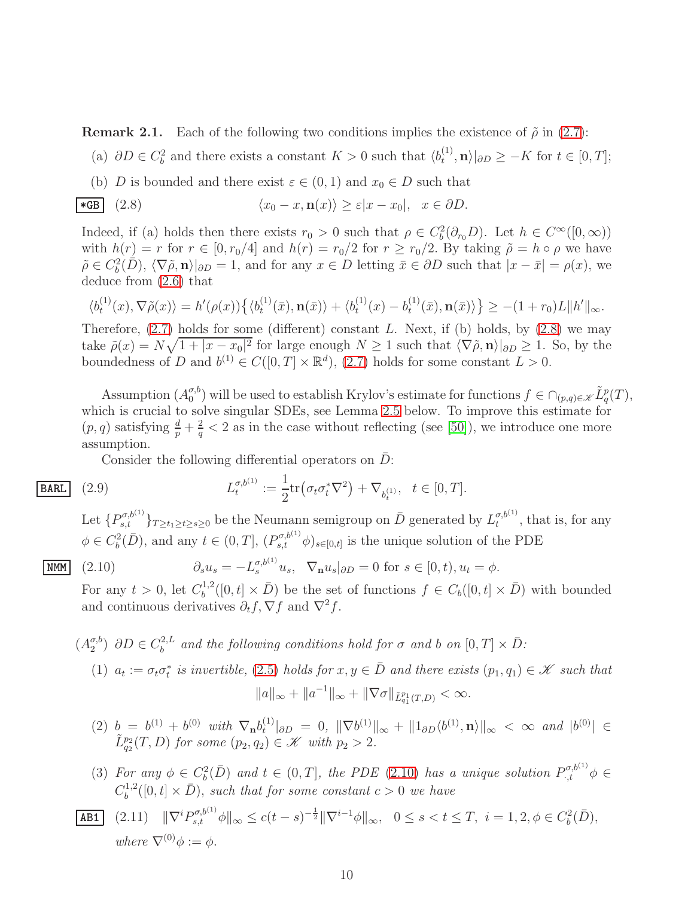**Remark 2.1.** Each of the following two conditions implies the existence of $\tilde\rho$ in (2.7):

(a) $\partial D \in C_b^2$ and there exists a constant $K>0$ such that $\langle b_t^{(1)}, \mathbf{n}\rangle|_{\partial D} \ge -K$ for $t\in[0,T]$;

(b) $D$ is bounded and there exist $\varepsilon\in(0,1)$ and $x_0\in D$ such that

$$\langle x_0 - x, \mathbf{n}(x)\rangle \ge \varepsilon |x-x_0|,\quad x\in\partial D. \tag{2.8}$$

Indeed, if (a) holds then there exists $r_0>0$ such that $\rho\in C_b^2(\partial_{r_0}D)$. Let $h\in C^\infty([0,\infty))$ with $h(r)=r$ for $r\in[0,r_0/4]$ and $h(r)=r_0/2$ for $r\ge r_0/2$. By taking $\tilde\rho = h\circ\rho$ we have $\tilde\rho\in C_b^2(\bar D)$, $\langle\nabla\tilde\rho,\mathbf{n}\rangle|_{\partial D}=1$, and for any $x\in D$ letting $\bar x\in\partial D$ such that $|x-\bar x|=\rho(x)$, we deduce from (2.6) that

$$\langle b_t^{(1)}(x), \nabla\tilde\rho(x)\rangle = h'(\rho(x))\big\{\langle b_t^{(1)}(\bar x),\mathbf{n}(\bar x)\rangle + \langle b_t^{(1)}(x)-b_t^{(1)}(\bar x),\mathbf{n}(\bar x)\rangle\big\} \ge -(1+r_0)L\|h'\|_\infty.$$

Therefore, (2.7) holds for some (different) constant $L$. Next, if (b) holds, by (2.8) we may take $\tilde\rho(x) = N\sqrt{1+|x-x_0|^2}$ for large enough $N\ge 1$ such that $\langle\nabla\tilde\rho,\mathbf{n}\rangle|_{\partial D}\ge 1$. So, by the boundedness of $D$ and $b^{(1)}\in C([0,T]\times\mathbb{R}^d)$, (2.7) holds for some constant $L>0$.

Assumption $(A_0^{\sigma,b})$ will be used to establish Krylov's estimate for functions $f\in\cap_{(p,q)\in\mathscr{K}}\tilde L_q^p(T)$, which is crucial to solve singular SDEs, see Lemma 2.5 below. To improve this estimate for $(p,q)$ satisfying $\frac{d}{p}+\frac{2}{q}<2$ as in the case without reflecting (see [50]), we introduce one more assumption.

Consider the following differential operators on $\bar D$:

$$L_t^{\sigma,b^{(1)}} := \frac12 \mathrm{tr}\big(\sigma_t\sigma_t^*\nabla^2\big) + \nabla_{b_t^{(1)}},\quad t\in[0,T]. \tag{2.9}$$

Let $\{P_{s,t}^{\sigma,b^{(1)}}\}_{T\ge t_1\ge t\ge s\ge 0}$ be the Neumann semigroup on $\bar D$ generated by $L_t^{\sigma,b^{(1)}}$, that is, for any $\phi\in C_b^2(\bar D)$, and any $t\in(0,T]$, $(P_{s,t}^{\sigma,b^{(1)}}\phi)_{s\in[0,t]}$ is the unique solution of the PDE

$$\partial_s u_s = -L_s^{\sigma,b^{(1)}}u_s,\quad \nabla_{\mathbf{n}}u_s|_{\partial D}=0 \text{ for } s\in[0,t), u_t=\phi. \tag{2.10}$$

For any $t>0$, let $C_b^{1,2}([0,t]\times\bar D)$ be the set of functions $f\in C_b([0,t]\times\bar D)$ with bounded and continuous derivatives $\partial_t f,\nabla f$ and $\nabla^2 f$.

$(A_2^{\sigma,b})$ *$\partial D\in C_b^{2,L}$ and the following conditions hold for $\sigma$ and $b$ on $[0,T]\times\bar D$:*

(1) *$a_t:=\sigma_t\sigma_t^*$ is invertible, (2.5) holds for $x,y\in\bar D$ and there exists $(p_1,q_1)\in\mathscr{K}$ such that*

$$\|a\|_\infty + \|a^{-1}\|_\infty + \|\nabla\sigma\|_{\tilde L_{q_1}^{p_1}(T,D)}<\infty.$$

(2) *$b=b^{(1)}+b^{(0)}$ with $\nabla_{\mathbf{n}}b_t^{(1)}|_{\partial D}=0$, $\|\nabla b^{(1)}\|_\infty + \|1_{\partial D}\langle b^{(1)},\mathbf{n}\rangle\|_\infty<\infty$ and $|b^{(0)}|\in\tilde L_{q_2}^{p_2}(T,D)$ for some $(p_2,q_2)\in\mathscr{K}$ with $p_2>2$.*

(3) *For any $\phi\in C_b^2(\bar D)$ and $t\in(0,T]$, the PDE (2.10) has a unique solution $P_{\cdot,t}^{\sigma,b^{(1)}}\phi\in C_b^{1,2}([0,t]\times\bar D)$, such that for some constant $c>0$ we have*

$$\|\nabla^i P_{s,t}^{\sigma,b^{(1)}}\phi\|_\infty \le c(t-s)^{-\frac12}\|\nabla^{i-1}\phi\|_\infty,\quad 0\le s<t\le T,\ i=1,2,\phi\in C_b^2(\bar D), \tag{2.11}$$

*where $\nabla^{(0)}\phi:=\phi$.*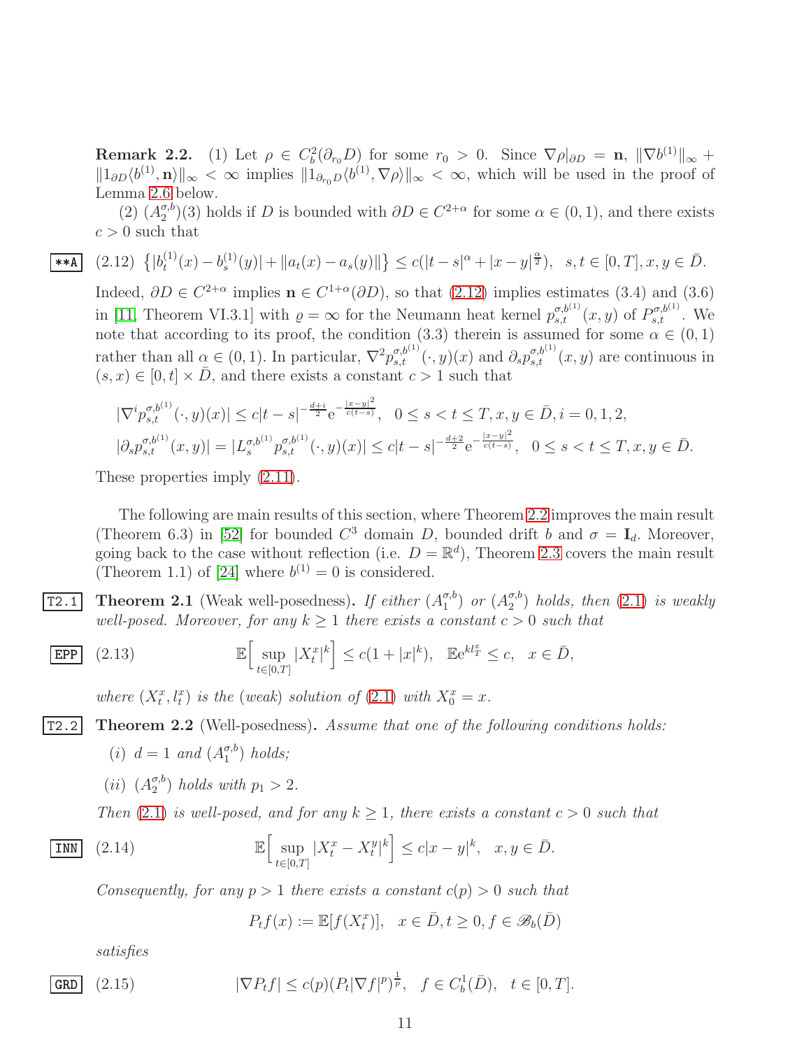**Remark 2.2.** (1) Let $\rho \in C_b^2(\partial_{r_0} D)$ for some $r_0 > 0$. Since $\nabla\rho|_{\partial D} = \mathbf{n}$, $\|\nabla b^{(1)}\|_\infty + \|1_{\partial D}\langle b^{(1)}, \mathbf{n}\rangle\|_\infty < \infty$ implies $\|1_{\partial_{r_0} D}\langle b^{(1)}, \nabla\rho\rangle\|_\infty < \infty$, which will be used in the proof of Lemma 2.6 below.

(2) $(A_2^{\sigma,b})(3)$ holds if $D$ is bounded with $\partial D \in C^{2+\alpha}$ for some $\alpha \in (0,1)$, and there exists $c > 0$ such that

$$\{|b_t^{(1)}(x) - b_s^{(1)}(y)| + \|a_t(x) - a_s(y)\|\} \le c(|t-s|^\alpha + |x-y|^{\frac{\alpha}{2}}), \quad s,t \in [0,T], x,y \in \bar{D}. \tag{2.12}$$

Indeed, $\partial D \in C^{2+\alpha}$ implies $\mathbf{n} \in C^{1+\alpha}(\partial D)$, so that (2.12) implies estimates (3.4) and (3.6) in [11, Theorem VI.3.1] with $\varrho = \infty$ for the Neumann heat kernel $p_{s,t}^{\sigma,b^{(1)}}(x,y)$ of $P_{s,t}^{\sigma,b^{(1)}}$. We note that according to its proof, the condition (3.3) therein is assumed for some $\alpha \in (0,1)$ rather than all $\alpha \in (0,1)$. In particular, $\nabla^2 p_{s,t}^{\sigma,b^{(1)}}(\cdot,y)(x)$ and $\partial_s p_{s,t}^{\sigma,b^{(1)}}(x,y)$ are continuous in $(s,x) \in [0,t] \times \bar{D}$, and there exists a constant $c > 1$ such that

$$|\nabla^i p_{s,t}^{\sigma,b^{(1)}}(\cdot,y)(x)| \le c|t-s|^{-\frac{d+i}{2}} \mathrm{e}^{-\frac{|x-y|^2}{c(t-s)}}, \quad 0 \le s < t \le T, x,y \in \bar{D}, i = 0,1,2,$$

$$|\partial_s p_{s,t}^{\sigma,b^{(1)}}(x,y)| = |L_s^{\sigma,b^{(1)}} p_{s,t}^{\sigma,b^{(1)}}(\cdot,y)(x)| \le c|t-s|^{-\frac{d+2}{2}} \mathrm{e}^{-\frac{|x-y|^2}{c(t-s)}}, \quad 0 \le s < t \le T, x,y \in \bar{D}.$$

These properties imply (2.11).

The following are main results of this section, where Theorem 2.2 improves the main result (Theorem 6.3) in [52] for bounded $C^3$ domain $D$, bounded drift $b$ and $\sigma = \mathbf{I}_d$. Moreover, going back to the case without reflection (i.e. $D = \mathbb{R}^d$), Theorem 2.3 covers the main result (Theorem 1.1) of [24] where $b^{(1)} = 0$ is considered.

**Theorem 2.1** (Weak well-posedness)**.** *If either $(A_1^{\sigma,b})$ or $(A_2^{\sigma,b})$ holds, then (2.1) is weakly well-posed. Moreover, for any $k \ge 1$ there exists a constant $c > 0$ such that*

$$\mathbb{E}\Big[\sup_{t\in[0,T]} |X_t^x|^k\Big] \le c(1+|x|^k), \quad \mathbb{E}\mathrm{e}^{kl_T^x} \le c, \quad x \in \bar{D}, \tag{2.13}$$

*where $(X_t^x, l_t^x)$ is the (weak) solution of (2.1) with $X_0^x = x$.*

**Theorem 2.2** (Well-posedness)**.** *Assume that one of the following conditions holds:*

(i) *$d = 1$ and $(A_1^{\sigma,b})$ holds;*

(ii) *$(A_2^{\sigma,b})$ holds with $p_1 > 2$.*

*Then (2.1) is well-posed, and for any $k \ge 1$, there exists a constant $c > 0$ such that*

$$\mathbb{E}\Big[\sup_{t\in[0,T]} |X_t^x - X_t^y|^k\Big] \le c|x-y|^k, \quad x,y \in \bar{D}. \tag{2.14}$$

*Consequently, for any $p > 1$ there exists a constant $c(p) > 0$ such that*

$$P_t f(x) := \mathbb{E}[f(X_t^x)], \quad x \in \bar{D}, t \ge 0, f \in \mathscr{B}_b(\bar{D})$$

*satisfies*

$$|\nabla P_t f| \le c(p)(P_t|\nabla f|^p)^{\frac{1}{p}}, \quad f \in C_b^1(\bar{D}), \quad t \in [0,T]. \tag{2.15}$$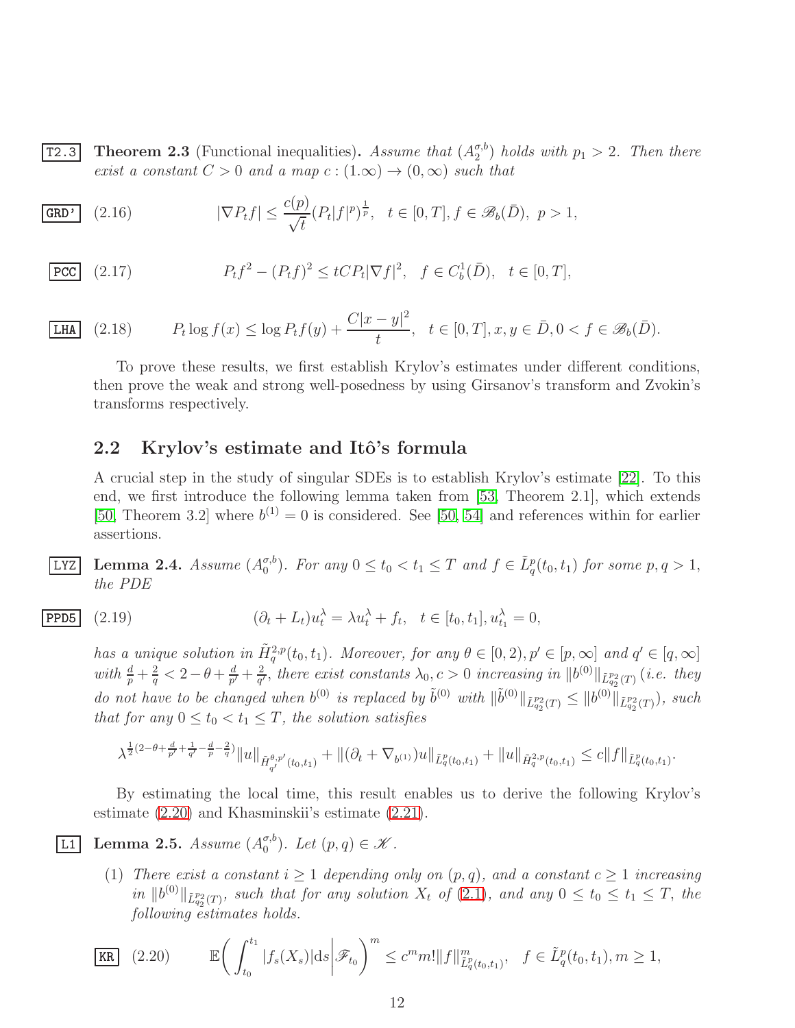**Theorem 2.3** (Functional inequalities). *Assume that $(A_2^{\sigma,b})$ holds with $p_1 > 2$. Then there exist a constant $C > 0$ and a map $c : (1.\infty) \to (0, \infty)$ such that*

$$|\nabla P_t f| \le \frac{c(p)}{\sqrt{t}} (P_t |f|^p)^{\frac{1}{p}}, \quad t \in [0, T], f \in \mathscr{B}_b(\bar{D}), \ p > 1, \tag{2.16}$$

$$P_t f^2 - (P_t f)^2 \le tC P_t |\nabla f|^2, \quad f \in C_b^1(\bar{D}), \quad t \in [0, T], \tag{2.17}$$

$$P_t \log f(x) \le \log P_t f(y) + \frac{C|x-y|^2}{t}, \quad t \in [0, T], x, y \in \bar{D}, 0 < f \in \mathscr{B}_b(\bar{D}). \tag{2.18}$$

To prove these results, we first establish Krylov's estimates under different conditions, then prove the weak and strong well-posedness by using Girsanov's transform and Zvokin's transforms respectively.

## 2.2 Krylov's estimate and Itô's formula

A crucial step in the study of singular SDEs is to establish Krylov's estimate [22]. To this end, we first introduce the following lemma taken from [53, Theorem 2.1], which extends [50, Theorem 3.2] where $b^{(1)} = 0$ is considered. See [50, 54] and references within for earlier assertions.

**Lemma 2.4.** *Assume $(A_0^{\sigma,b})$. For any $0 \le t_0 < t_1 \le T$ and $f \in \tilde{L}_q^p(t_0, t_1)$ for some $p, q > 1$, the PDE*

$$(\partial_t + L_t) u_t^\lambda = \lambda u_t^\lambda + f_t, \quad t \in [t_0, t_1], u_{t_1}^\lambda = 0, \tag{2.19}$$

*has a unique solution in $\tilde{H}_q^{2,p}(t_0, t_1)$. Moreover, for any $\theta \in [0, 2), p' \in [p, \infty]$ and $q' \in [q, \infty]$ with $\frac{d}{p} + \frac{2}{q} < 2 - \theta + \frac{d}{p'} + \frac{2}{q'}$, there exist constants $\lambda_0, c > 0$ increasing in $\|b^{(0)}\|_{\tilde{L}_{q_2}^{p_2}(T)}$ (i.e. they do not have to be changed when $b^{(0)}$ is replaced by $\tilde{b}^{(0)}$ with $\|\tilde{b}^{(0)}\|_{\tilde{L}_{q_2}^{p_2}(T)} \le \|b^{(0)}\|_{\tilde{L}_{q_2}^{p_2}(T)}$), such that for any $0 \le t_0 < t_1 \le T$, the solution satisfies*

$$\lambda^{\frac{1}{2}(2-\theta+\frac{d}{p'}+\frac{1}{q'}-\frac{d}{p}-\frac{2}{q})} \|u\|_{\tilde{H}_{q'}^{\theta,p'}(t_0,t_1)} + \|(\partial_t + \nabla_{b^{(1)}}) u\|_{\tilde{L}_q^p(t_0,t_1)} + \|u\|_{\tilde{H}_q^{2,p}(t_0,t_1)} \le c \|f\|_{\tilde{L}_q^p(t_0,t_1)}.$$

By estimating the local time, this result enables us to derive the following Krylov's estimate (2.20) and Khasminskii's estimate (2.21).

**Lemma 2.5.** *Assume $(A_0^{\sigma,b})$. Let $(p, q) \in \mathscr{K}$.*

(1) *There exist a constant $i \ge 1$ depending only on $(p, q)$, and a constant $c \ge 1$ increasing in $\|b^{(0)}\|_{\tilde{L}_{q_2}^{p_2}(T)}$, such that for any solution $X_t$ of (2.1), and any $0 \le t_0 \le t_1 \le T$, the following estimates holds.*

$$\mathbb{E}\bigg( \int_{t_0}^{t_1} |f_s(X_s)| \mathrm{d}s \bigg| \mathscr{F}_{t_0} \bigg)^m \le c^m m! \|f\|_{\tilde{L}_q^p(t_0,t_1)}^m, \quad f \in \tilde{L}_q^p(t_0, t_1), m \ge 1, \tag{2.20}$$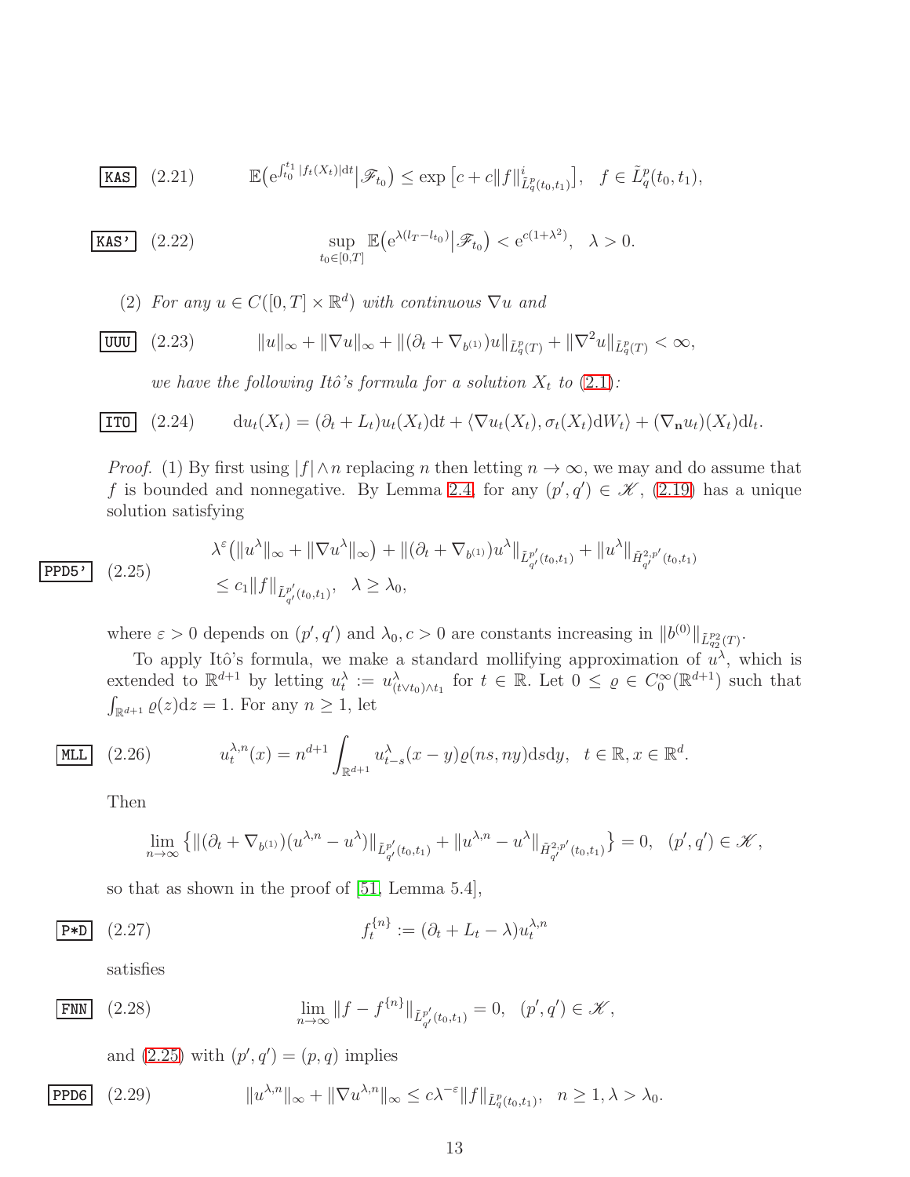$$\mathbb{E}\big(\mathrm{e}^{\int_{t_0}^{t_1}|f_t(X_t)|\mathrm{d}t}\big|\mathscr{F}_{t_0}\big)\le \exp\big[c+c\|f\|^{i}_{\tilde L^p_q(t_0,t_1)}\big],\quad f\in \tilde L^p_q(t_0,t_1), \tag{2.21}$$

$$\sup_{t_0\in[0,T]}\mathbb{E}\big(\mathrm{e}^{\lambda(l_T-l_{t_0})}\big|\mathscr{F}_{t_0}\big)<\mathrm{e}^{c(1+\lambda^2)},\quad \lambda>0. \tag{2.22}$$

(2) *For any $u\in C([0,T]\times\mathbb{R}^d)$ with continuous $\nabla u$ and*

$$\|u\|_\infty+\|\nabla u\|_\infty+\|(\partial_t+\nabla_{b^{(1)}})u\|_{\tilde L^p_q(T)}+\|\nabla^2 u\|_{\tilde L^p_q(T)}<\infty, \tag{2.23}$$

*we have the following Itô's formula for a solution $X_t$ to (2.1):*

$$\mathrm{d}u_t(X_t)=(\partial_t+L_t)u_t(X_t)\mathrm{d}t+\langle\nabla u_t(X_t),\sigma_t(X_t)\mathrm{d}W_t\rangle+(\nabla_{\mathbf{n}}u_t)(X_t)\mathrm{d}l_t. \tag{2.24}$$

*Proof.* (1) By first using $|f|\wedge n$ replacing $n$ then letting $n\to\infty$, we may and do assume that $f$ is bounded and nonnegative. By Lemma 2.4, for any $(p',q')\in\mathscr{K}$, (2.19) has a unique solution satisfying

$$\begin{aligned}&\lambda^{\varepsilon}\big(\|u^\lambda\|_\infty+\|\nabla u^\lambda\|_\infty\big)+\|(\partial_t+\nabla_{b^{(1)}})u^\lambda\|_{\tilde L^{p'}_{q'}(t_0,t_1)}+\|u^\lambda\|_{\tilde H^{2,p'}_{q'}(t_0,t_1)}\\&\le c_1\|f\|_{\tilde L^{p'}_{q'}(t_0,t_1)},\quad \lambda\ge\lambda_0,\end{aligned} \tag{2.25}$$

where $\varepsilon>0$ depends on $(p',q')$ and $\lambda_0,c>0$ are constants increasing in $\|b^{(0)}\|_{\tilde L^{p_2}_{q_2}(T)}$.

To apply Itô's formula, we make a standard mollifying approximation of $u^\lambda$, which is extended to $\mathbb{R}^{d+1}$ by letting $u^\lambda_t:=u^\lambda_{(t\vee t_0)\wedge t_1}$ for $t\in\mathbb{R}$. Let $0\le\varrho\in C_0^\infty(\mathbb{R}^{d+1})$ such that $\int_{\mathbb{R}^{d+1}}\varrho(z)\mathrm{d}z=1$. For any $n\ge1$, let

$$u^{\lambda,n}_t(x)=n^{d+1}\int_{\mathbb{R}^{d+1}}u^\lambda_{t-s}(x-y)\varrho(ns,ny)\mathrm{d}s\mathrm{d}y,\quad t\in\mathbb{R},x\in\mathbb{R}^d. \tag{2.26}$$

Then

$$\lim_{n\to\infty}\big\{\|(\partial_t+\nabla_{b^{(1)}})(u^{\lambda,n}-u^\lambda)\|_{\tilde L^{p'}_{q'}(t_0,t_1)}+\|u^{\lambda,n}-u^\lambda\|_{\tilde H^{2,p'}_{q'}(t_0,t_1)}\big\}=0,\quad (p',q')\in\mathscr{K},$$

so that as shown in the proof of [51, Lemma 5.4],

$$f^{\{n\}}_t:=(\partial_t+L_t-\lambda)u^{\lambda,n}_t \tag{2.27}$$

satisfies

$$\lim_{n\to\infty}\|f-f^{\{n\}}\|_{\tilde L^{p'}_{q'}(t_0,t_1)}=0,\quad (p',q')\in\mathscr{K}, \tag{2.28}$$

and (2.25) with $(p',q')=(p,q)$ implies

$$\|u^{\lambda,n}\|_\infty+\|\nabla u^{\lambda,n}\|_\infty\le c\lambda^{-\varepsilon}\|f\|_{\tilde L^p_q(t_0,t_1)},\quad n\ge1,\lambda>\lambda_0. \tag{2.29}$$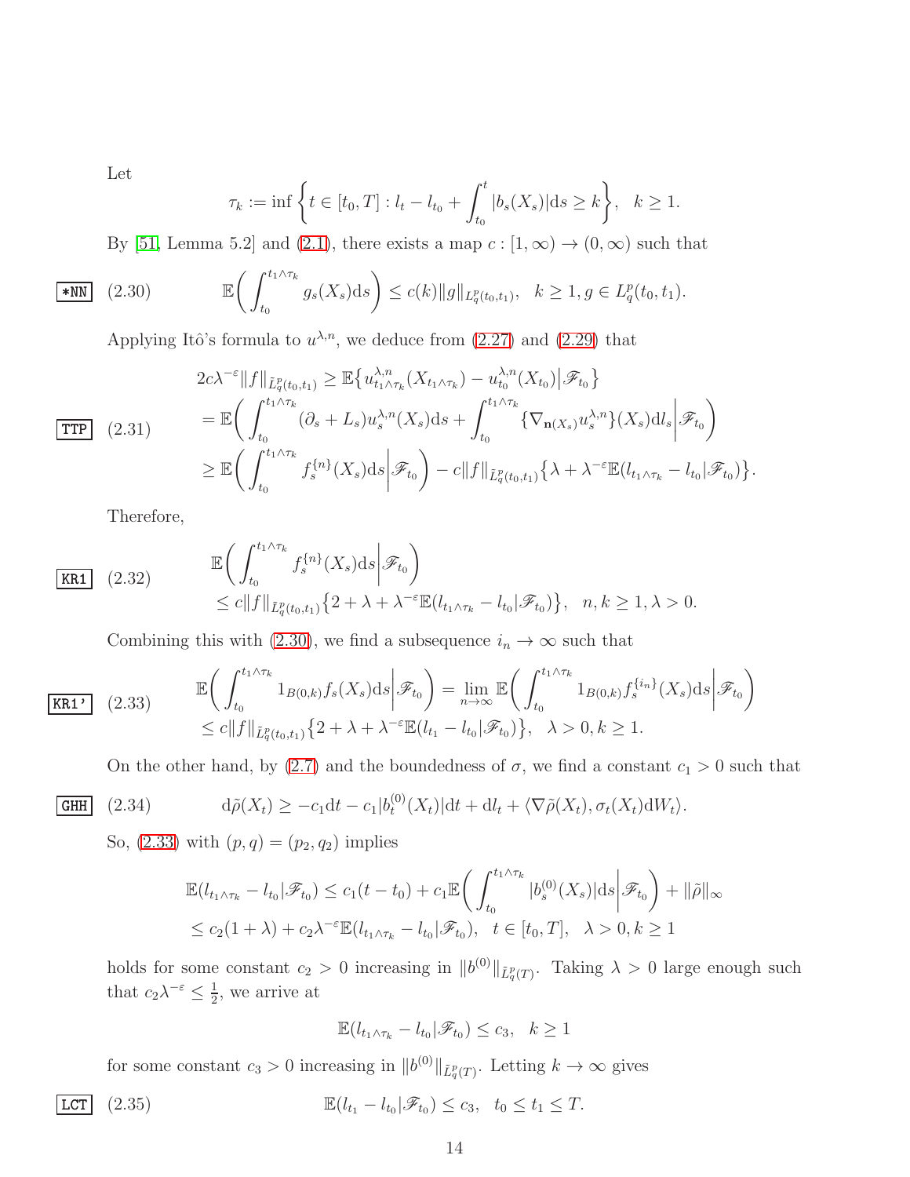Let

$$\tau_k := \inf\bigg\{t \in [t_0, T] : l_t - l_{t_0} + \int_{t_0}^t |b_s(X_s)|\mathrm{d}s \geq k\bigg\}, \quad k \geq 1.$$

By [51, Lemma 5.2] and (2.1), there exists a map $c : [1, \infty) \to (0, \infty)$ such that

$$\mathbb{E}\bigg(\int_{t_0}^{t_1 \wedge \tau_k} g_s(X_s)\mathrm{d}s\bigg) \leq c(k)\|g\|_{L^p_q(t_0,t_1)}, \quad k \geq 1, g \in L^p_q(t_0, t_1). \tag{2.30}$$

Applying Itô's formula to $u^{\lambda,n}$, we deduce from (2.27) and (2.29) that

$$\begin{aligned}
2c\lambda^{-\varepsilon}\|f\|_{\tilde{L}^p_q(t_0,t_1)} &\geq \mathbb{E}\big\{u^{\lambda,n}_{t_1\wedge\tau_k}(X_{t_1\wedge\tau_k}) - u^{\lambda,n}_{t_0}(X_{t_0})\big|\mathscr{F}_{t_0}\big\} \\
&= \mathbb{E}\bigg(\int_{t_0}^{t_1\wedge\tau_k}(\partial_s + L_s)u^{\lambda,n}_s(X_s)\mathrm{d}s + \int_{t_0}^{t_1\wedge\tau_k}\{\nabla_{\mathbf{n}(X_s)}u^{\lambda,n}_s\}(X_s)\mathrm{d}l_s\bigg|\mathscr{F}_{t_0}\bigg) \\
&\geq \mathbb{E}\bigg(\int_{t_0}^{t_1\wedge\tau_k} f^{\{n\}}_s(X_s)\mathrm{d}s\bigg|\mathscr{F}_{t_0}\bigg) - c\|f\|_{\tilde{L}^p_q(t_0,t_1)}\big\{\lambda + \lambda^{-\varepsilon}\mathbb{E}(l_{t_1\wedge\tau_k} - l_{t_0}|\mathscr{F}_{t_0})\big\}.
\end{aligned} \tag{2.31}$$

Therefore,

$$\begin{aligned}
&\mathbb{E}\bigg(\int_{t_0}^{t_1\wedge\tau_k} f^{\{n\}}_s(X_s)\mathrm{d}s\bigg|\mathscr{F}_{t_0}\bigg) \\
&\leq c\|f\|_{\tilde{L}^p_q(t_0,t_1)}\big\{2 + \lambda + \lambda^{-\varepsilon}\mathbb{E}(l_{t_1\wedge\tau_k} - l_{t_0}|\mathscr{F}_{t_0})\big\}, \quad n, k \geq 1, \lambda > 0.
\end{aligned} \tag{2.32}$$

Combining this with (2.30), we find a subsequence $i_n \to \infty$ such that

$$\begin{aligned}
&\mathbb{E}\bigg(\int_{t_0}^{t_1\wedge\tau_k} 1_{B(0,k)}f_s(X_s)\mathrm{d}s\bigg|\mathscr{F}_{t_0}\bigg) = \lim_{n\to\infty}\mathbb{E}\bigg(\int_{t_0}^{t_1\wedge\tau_k} 1_{B(0,k)}f^{\{i_n\}}_s(X_s)\mathrm{d}s\bigg|\mathscr{F}_{t_0}\bigg) \\
&\leq c\|f\|_{\tilde{L}^p_q(t_0,t_1)}\big\{2 + \lambda + \lambda^{-\varepsilon}\mathbb{E}(l_{t_1} - l_{t_0}|\mathscr{F}_{t_0})\big\}, \quad \lambda > 0, k \geq 1.
\end{aligned} \tag{2.33}$$

On the other hand, by (2.7) and the boundedness of $\sigma$, we find a constant $c_1 > 0$ such that

$$\mathrm{d}\tilde{\rho}(X_t) \geq -c_1\mathrm{d}t - c_1|b^{(0)}_t(X_t)|\mathrm{d}t + \mathrm{d}l_t + \langle\nabla\tilde{\rho}(X_t), \sigma_t(X_t)\mathrm{d}W_t\rangle. \tag{2.34}$$

So, (2.33) with $(p, q) = (p_2, q_2)$ implies

$$\begin{aligned}
\mathbb{E}(l_{t_1\wedge\tau_k} - l_{t_0}|\mathscr{F}_{t_0}) &\leq c_1(t - t_0) + c_1\mathbb{E}\bigg(\int_{t_0}^{t_1\wedge\tau_k}|b^{(0)}_s(X_s)|\mathrm{d}s\bigg|\mathscr{F}_{t_0}\bigg) + \|\tilde{\rho}\|_\infty \\
&\leq c_2(1 + \lambda) + c_2\lambda^{-\varepsilon}\mathbb{E}(l_{t_1\wedge\tau_k} - l_{t_0}|\mathscr{F}_{t_0}), \quad t \in [t_0, T], \quad \lambda > 0, k \geq 1
\end{aligned}$$

holds for some constant $c_2 > 0$ increasing in $\|b^{(0)}\|_{\tilde{L}^p_q(T)}$. Taking $\lambda > 0$ large enough such that $c_2\lambda^{-\varepsilon} \leq \frac{1}{2}$, we arrive at

$$\mathbb{E}(l_{t_1\wedge\tau_k} - l_{t_0}|\mathscr{F}_{t_0}) \leq c_3, \quad k \geq 1$$

for some constant $c_3 > 0$ increasing in $\|b^{(0)}\|_{\tilde{L}^p_q(T)}$. Letting $k \to \infty$ gives

$$\mathbb{E}(l_{t_1} - l_{t_0}|\mathscr{F}_{t_0}) \leq c_3, \quad t_0 \leq t_1 \leq T. \tag{2.35}$$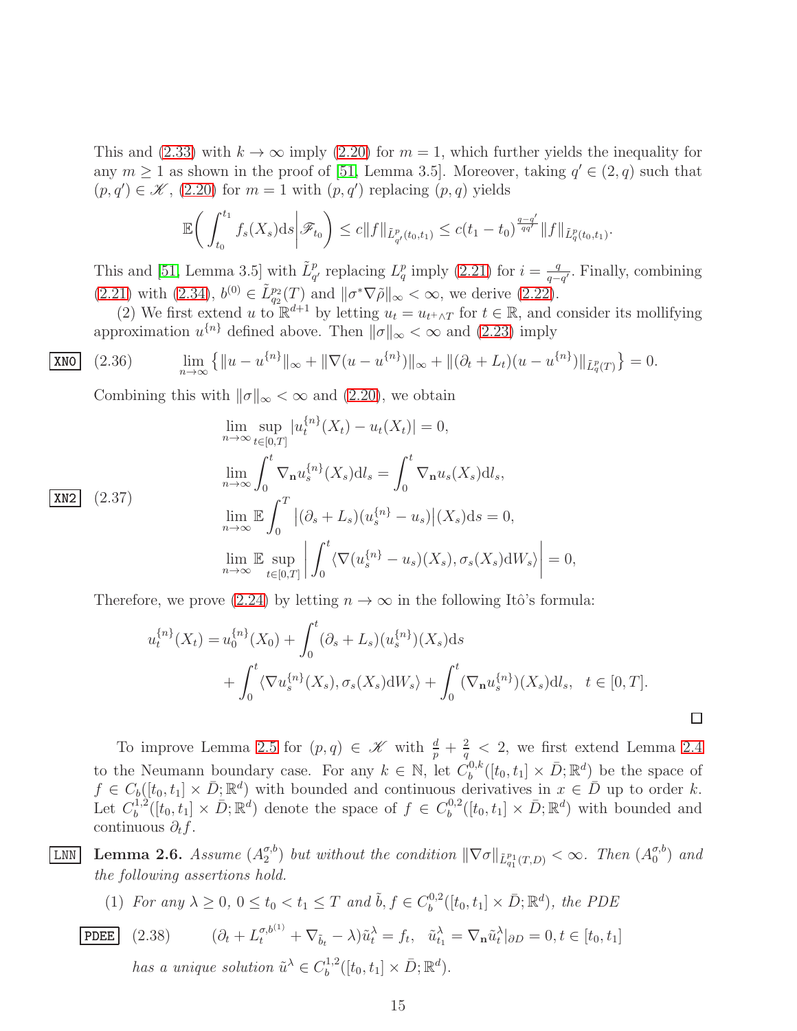This and (2.33) with $k \to \infty$ imply (2.20) for $m = 1$, which further yields the inequality for any $m \geq 1$ as shown in the proof of [51, Lemma 3.5]. Moreover, taking $q' \in (2, q)$ such that $(p, q') \in \mathscr{K}$, (2.20) for $m = 1$ with $(p, q')$ replacing $(p, q)$ yields

$$\mathbb{E}\bigg( \int_{t_0}^{t_1} f_s(X_s) \mathrm{d}s \bigg| \mathscr{F}_{t_0} \bigg) \leq c \|f\|_{\tilde{L}^p_{q'}(t_0,t_1)} \leq c (t_1 - t_0)^{\frac{q-q'}{qq'}} \|f\|_{\tilde{L}^p_q(t_0,t_1)}.$$

This and [51, Lemma 3.5] with $\tilde{L}^p_{q'}$ replacing $L^p_q$ imply (2.21) for $i = \frac{q}{q-q'}$. Finally, combining (2.21) with (2.34), $b^{(0)} \in \tilde{L}^{p_2}_{q_2}(T)$ and $\|\sigma^* \nabla \tilde{\rho}\|_\infty < \infty$, we derive (2.22).

(2) We first extend $u$ to $\mathbb{R}^{d+1}$ by letting $u_t = u_{t^+ \wedge T}$ for $t \in \mathbb{R}$, and consider its mollifying approximation $u^{\{n\}}$ defined above. Then $\|\sigma\|_\infty < \infty$ and (2.23) imply

$$\lim_{n\to\infty} \big\{ \|u - u^{\{n\}}\|_\infty + \|\nabla(u - u^{\{n\}})\|_\infty + \|(\partial_t + L_t)(u - u^{\{n\}})\|_{\tilde{L}^p_q(T)} \big\} = 0. \tag{2.36}$$

Combining this with $\|\sigma\|_\infty < \infty$ and (2.20), we obtain

$$\begin{aligned}
&\lim_{n\to\infty} \sup_{t\in[0,T]} |u^{\{n\}}_t(X_t) - u_t(X_t)| = 0, \\
&\lim_{n\to\infty} \int_0^t \nabla_{\mathbf{n}} u^{\{n\}}_s(X_s) \mathrm{d}l_s = \int_0^t \nabla_{\mathbf{n}} u_s(X_s) \mathrm{d}l_s, \\
&\lim_{n\to\infty} \mathbb{E} \int_0^T \big| (\partial_s + L_s)(u^{\{n\}}_s - u_s) \big| (X_s) \mathrm{d}s = 0, \\
&\lim_{n\to\infty} \mathbb{E} \sup_{t\in[0,T]} \bigg| \int_0^t \langle \nabla(u^{\{n\}}_s - u_s)(X_s), \sigma_s(X_s) \mathrm{d}W_s \rangle \bigg| = 0,
\end{aligned} \tag{2.37}$$

Therefore, we prove (2.24) by letting $n \to \infty$ in the following Itô's formula:

$$\begin{aligned}
u^{\{n\}}_t(X_t) = u^{\{n\}}_0(X_0) &+ \int_0^t (\partial_s + L_s)(u^{\{n\}}_s)(X_s) \mathrm{d}s \\
&+ \int_0^t \langle \nabla u^{\{n\}}_s(X_s), \sigma_s(X_s) \mathrm{d}W_s \rangle + \int_0^t (\nabla_{\mathbf{n}} u^{\{n\}}_s)(X_s) \mathrm{d}l_s, \quad t \in [0, T].
\end{aligned}$$

□

To improve Lemma 2.5 for $(p, q) \in \mathscr{K}$ with $\frac{d}{p} + \frac{2}{q} < 2$, we first extend Lemma 2.4 to the Neumann boundary case. For any $k \in \mathbb{N}$, let $C^{0,k}_b([t_0, t_1] \times \bar{D}; \mathbb{R}^d)$ be the space of $f \in C_b([t_0, t_1] \times \bar{D}; \mathbb{R}^d)$ with bounded and continuous derivatives in $x \in \bar{D}$ up to order $k$. Let $C^{1,2}_b([t_0, t_1] \times \bar{D}; \mathbb{R}^d)$ denote the space of $f \in C^{0,2}_b([t_0, t_1] \times \bar{D}; \mathbb{R}^d)$ with bounded and continuous $\partial_t f$.

**Lemma 2.6.** *Assume $(A^{\sigma,b}_2)$ but without the condition $\|\nabla \sigma\|_{\tilde{L}^{p_1}_{q_1}(T,D)} < \infty$. Then $(A^{\sigma,b}_0)$ and the following assertions hold.*

(1) *For any $\lambda \geq 0$, $0 \leq t_0 < t_1 \leq T$ and $\tilde{b}, f \in C^{0,2}_b([t_0, t_1] \times \bar{D}; \mathbb{R}^d)$, the PDE*

$$(\partial_t + L^{\sigma,b^{(1)}}_t + \nabla_{\tilde{b}_t} - \lambda) \tilde{u}^\lambda_t = f_t, \quad \tilde{u}^\lambda_{t_1} = \nabla_{\mathbf{n}} \tilde{u}^\lambda_t|_{\partial D} = 0, t \in [t_0, t_1] \tag{2.38}$$

*has a unique solution $\tilde{u}^\lambda \in C^{1,2}_b([t_0, t_1] \times \bar{D}; \mathbb{R}^d)$.*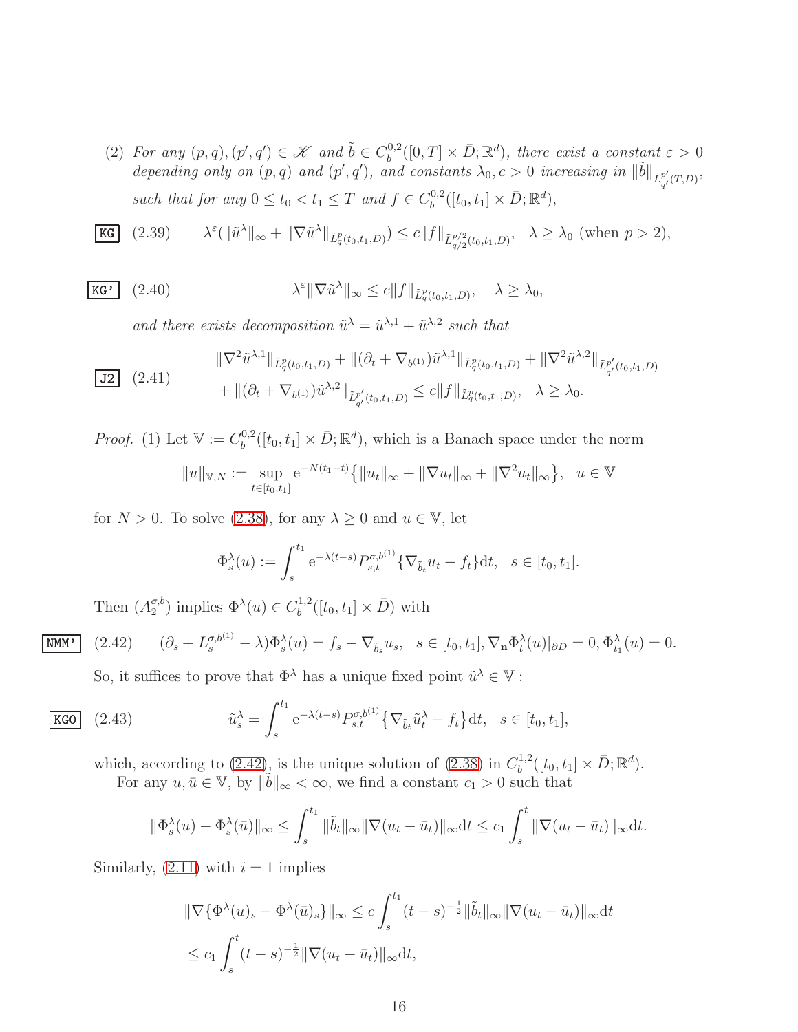(2) *For any* $(p,q),(p',q') \in \mathscr{K}$ *and* $\tilde b \in C_b^{0,2}([0,T]\times \bar D;\mathbb{R}^d)$*, there exist a constant* $\varepsilon>0$ *depending only on* $(p,q)$ *and* $(p',q')$*, and constants* $\lambda_0, c>0$ *increasing in* $\|\tilde b\|_{\tilde L^{p'}_{q'}(T,D)}$*, such that for any* $0\le t_0<t_1\le T$ *and* $f\in C_b^{0,2}([t_0,t_1]\times \bar D;\mathbb{R}^d)$*,*

$$\lambda^{\varepsilon}(\|\tilde u^\lambda\|_\infty + \|\nabla \tilde u^\lambda\|_{\tilde L^p_q(t_0,t_1,D)}) \le c\|f\|_{\tilde L^{p/2}_{q/2}(t_0,t_1,D)},\quad \lambda\ge\lambda_0 \text{ (when } p>2), \tag{2.39}$$

$$\lambda^{\varepsilon}\|\nabla \tilde u^\lambda\|_\infty \le c\|f\|_{\tilde L^p_q(t_0,t_1,D)},\quad \lambda\ge\lambda_0, \tag{2.40}$$

*and there exists decomposition* $\tilde u^\lambda = \tilde u^{\lambda,1}+\tilde u^{\lambda,2}$ *such that*

$$\begin{aligned}&\|\nabla^2\tilde u^{\lambda,1}\|_{\tilde L^p_q(t_0,t_1,D)} + \|(\partial_t+\nabla_{b^{(1)}})\tilde u^{\lambda,1}\|_{\tilde L^p_q(t_0,t_1,D)} + \|\nabla^2\tilde u^{\lambda,2}\|_{\tilde L^{p'}_{q'}(t_0,t_1,D)}\\ &+\|(\partial_t+\nabla_{b^{(1)}})\tilde u^{\lambda,2}\|_{\tilde L^{p'}_{q'}(t_0,t_1,D)} \le c\|f\|_{\tilde L^p_q(t_0,t_1,D)},\quad \lambda\ge\lambda_0.\end{aligned} \tag{2.41}$$

*Proof.* (1) Let $\mathbb{V}:=C_b^{0,2}([t_0,t_1]\times\bar D;\mathbb{R}^d)$, which is a Banach space under the norm

$$\|u\|_{\mathbb{V},N} := \sup_{t\in[t_0,t_1]} \mathrm{e}^{-N(t_1-t)}\big\{\|u_t\|_\infty+\|\nabla u_t\|_\infty+\|\nabla^2 u_t\|_\infty\big\},\quad u\in\mathbb{V}$$

for $N>0$. To solve (2.38), for any $\lambda\ge0$ and $u\in\mathbb{V}$, let

$$\Phi_s^\lambda(u) := \int_s^{t_1} \mathrm{e}^{-\lambda(t-s)} P_{s,t}^{\sigma,b^{(1)}}\{\nabla_{\tilde b_t}u_t - f_t\}\mathrm{d}t,\quad s\in[t_0,t_1].$$

Then $(A_2^{\sigma,b})$ implies $\Phi^\lambda(u)\in C_b^{1,2}([t_0,t_1]\times\bar D)$ with

$$(\partial_s + L_s^{\sigma,b^{(1)}}-\lambda)\Phi_s^\lambda(u) = f_s - \nabla_{\tilde b_s}u_s,\quad s\in[t_0,t_1], \nabla_{\mathbf{n}}\Phi_t^\lambda(u)|_{\partial D}=0, \Phi_{t_1}^\lambda(u)=0. \tag{2.42}$$

So, it suffices to prove that $\Phi^\lambda$ has a unique fixed point $\tilde u^\lambda\in\mathbb{V}:$

$$\tilde u_s^\lambda = \int_s^{t_1}\mathrm{e}^{-\lambda(t-s)}P_{s,t}^{\sigma,b^{(1)}}\big\{\nabla_{\tilde b_t}\tilde u_t^\lambda - f_t\big\}\mathrm{d}t,\quad s\in[t_0,t_1], \tag{2.43}$$

which, according to (2.42), is the unique solution of (2.38) in $C_b^{1,2}([t_0,t_1]\times\bar D;\mathbb{R}^d)$.

For any $u,\bar u\in\mathbb{V}$, by $\|\tilde b\|_\infty<\infty$, we find a constant $c_1>0$ such that

$$\|\Phi_s^\lambda(u)-\Phi_s^\lambda(\bar u)\|_\infty \le \int_s^{t_1}\|\tilde b_t\|_\infty\|\nabla(u_t-\bar u_t)\|_\infty\mathrm{d}t \le c_1\int_s^t \|\nabla(u_t-\bar u_t)\|_\infty\mathrm{d}t.$$

Similarly, (2.11) with $i=1$ implies

$$\begin{aligned}\|\nabla\{\Phi^\lambda(u)_s-\Phi^\lambda(\bar u)_s\}\|_\infty &\le c\int_s^{t_1}(t-s)^{-\frac12}\|\tilde b_t\|_\infty\|\nabla(u_t-\bar u_t)\|_\infty\mathrm{d}t\\ &\le c_1\int_s^t (t-s)^{-\frac12}\|\nabla(u_t-\bar u_t)\|_\infty\mathrm{d}t,\end{aligned}$$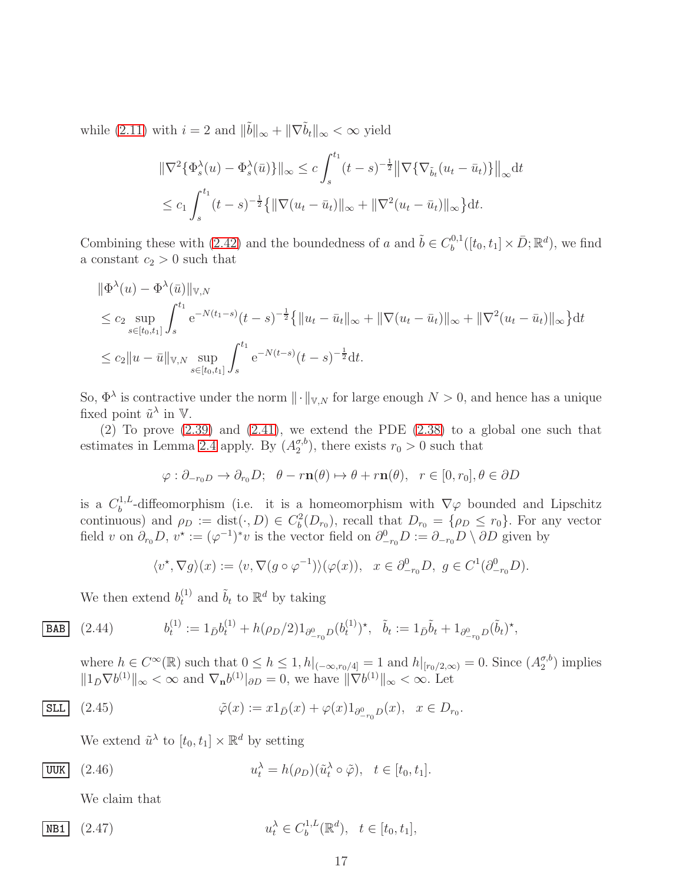while (2.11) with $i = 2$ and $\|\tilde b\|_\infty + \|\nabla \tilde b_t\|_\infty < \infty$ yield

$$\begin{aligned}\|\nabla^2\{\Phi_s^\lambda(u) - \Phi_s^\lambda(\bar u)\}\|_\infty &\le c\int_s^{t_1}(t-s)^{-\frac12}\big\|\nabla\{\nabla_{\tilde b_t}(u_t-\bar u_t)\}\big\|_\infty \mathrm{d}t\\ &\le c_1\int_s^{t_1}(t-s)^{-\frac12}\big\{\|\nabla(u_t-\bar u_t)\|_\infty + \|\nabla^2(u_t-\bar u_t)\|_\infty\big\}\mathrm{d}t.\end{aligned}$$

Combining these with (2.42) and the boundedness of $a$ and $\tilde b \in C_b^{0,1}([t_0,t_1]\times \bar D;\mathbb{R}^d)$, we find a constant $c_2>0$ such that

$$\begin{aligned}&\|\Phi^\lambda(u)-\Phi^\lambda(\bar u)\|_{\mathbb{V},N}\\ &\le c_2\sup_{s\in[t_0,t_1]}\int_s^{t_1}\mathrm{e}^{-N(t_1-s)}(t-s)^{-\frac12}\big\{\|u_t-\bar u_t\|_\infty + \|\nabla(u_t-\bar u_t)\|_\infty + \|\nabla^2(u_t-\bar u_t)\|_\infty\big\}\mathrm{d}t\\ &\le c_2\|u-\bar u\|_{\mathbb{V},N}\sup_{s\in[t_0,t_1]}\int_s^{t_1}\mathrm{e}^{-N(t-s)}(t-s)^{-\frac12}\mathrm{d}t.\end{aligned}$$

So, $\Phi^\lambda$ is contractive under the norm $\|\cdot\|_{\mathbb{V},N}$ for large enough $N>0$, and hence has a unique fixed point $\tilde u^\lambda$ in $\mathbb{V}$.

(2) To prove (2.39) and (2.41), we extend the PDE (2.38) to a global one such that estimates in Lemma 2.4 apply. By $(A_2^{\sigma,b})$, there exists $r_0>0$ such that

$$\varphi: \partial_{-r_0D}\to \partial_{r_0}D;\ \ \theta - r\mathbf{n}(\theta)\mapsto \theta + r\mathbf{n}(\theta),\ \ r\in[0,r_0], \theta\in\partial D$$

is a $C_b^{1,L}$-diffeomorphism (i.e. it is a homeomorphism with $\nabla\varphi$ bounded and Lipschitz continuous) and $\rho_D := \mathrm{dist}(\cdot, D)\in C_b^2(D_{r_0})$, recall that $D_{r_0} = \{\rho_D\le r_0\}$. For any vector field $v$ on $\partial_{r_0}D$, $v^\star := (\varphi^{-1})^* v$ is the vector field on $\partial^0_{-r_0}D := \partial_{-r_0}D\setminus\partial D$ given by

$$\langle v^\star, \nabla g\rangle(x) := \langle v, \nabla(g\circ\varphi^{-1})\rangle(\varphi(x)),\ \ x\in\partial^0_{-r_0}D,\ g\in C^1(\partial^0_{-r_0}D).$$

We then extend $b_t^{(1)}$ and $\tilde b_t$ to $\mathbb{R}^d$ by taking

$$b_t^{(1)} := 1_{\bar D} b_t^{(1)} + h(\rho_D/2)1_{\partial^0_{-r_0}D}(b_t^{(1)})^\star,\ \ \tilde b_t := 1_{\bar D}\tilde b_t + 1_{\partial^0_{-r_0}D}(\tilde b_t)^\star, \tag{2.44}$$

where $h\in C^\infty(\mathbb{R})$ such that $0\le h\le 1$, $h|_{(-\infty, r_0/4]} = 1$ and $h|_{[r_0/2,\infty)} = 0$. Since $(A_2^{\sigma,b})$ implies $\|1_D\nabla b^{(1)}\|_\infty<\infty$ and $\nabla_{\mathbf{n}} b^{(1)}|_{\partial D} = 0$, we have $\|\nabla b^{(1)}\|_\infty < \infty$. Let

$$\tilde\varphi(x) := x1_{\bar D}(x) + \varphi(x)1_{\partial^0_{-r_0}D}(x),\ \ x\in D_{r_0}. \tag{2.45}$$

We extend $\tilde u^\lambda$ to $[t_0,t_1]\times\mathbb{R}^d$ by setting

$$u_t^\lambda = h(\rho_D)(\tilde u_t^\lambda\circ\tilde\varphi),\ \ t\in[t_0,t_1]. \tag{2.46}$$

We claim that

$$u_t^\lambda \in C_b^{1,L}(\mathbb{R}^d),\ \ t\in[t_0,t_1], \tag{2.47}$$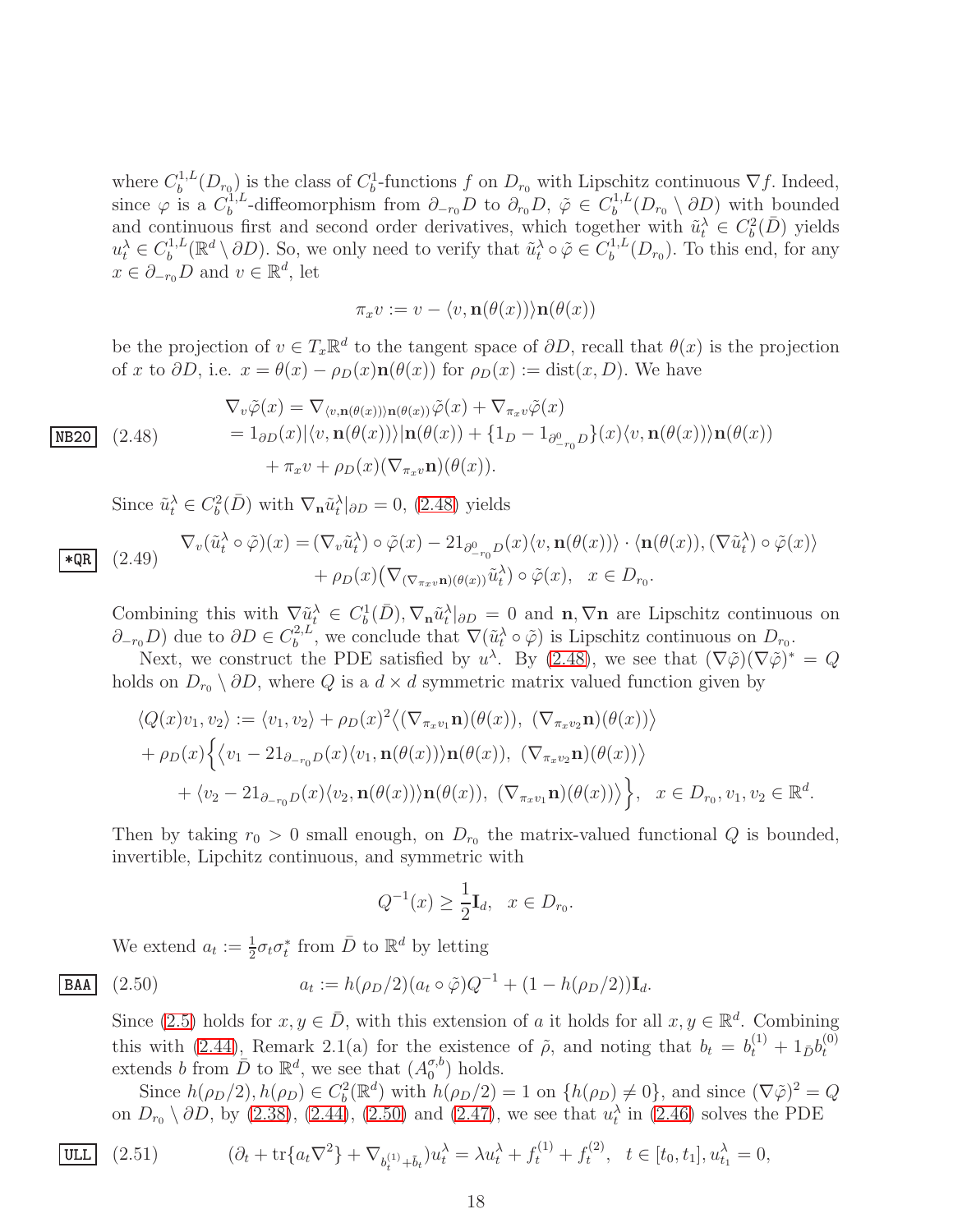where $C_b^{1,L}(D_{r_0})$ is the class of $C_b^1$-functions $f$ on $D_{r_0}$ with Lipschitz continuous $\nabla f$. Indeed, since $\varphi$ is a $C_b^{1,L}$-diffeomorphism from $\partial_{-r_0}D$ to $\partial_{r_0}D$, $\tilde\varphi \in C_b^{1,L}(D_{r_0}\setminus \partial D)$ with bounded and continuous first and second order derivatives, which together with $\tilde u_t^\lambda \in C_b^2(\bar D)$ yields $u_t^\lambda \in C_b^{1,L}(\mathbb{R}^d\setminus\partial D)$. So, we only need to verify that $\tilde u_t^\lambda\circ\tilde\varphi \in C_b^{1,L}(D_{r_0})$. To this end, for any $x\in\partial_{-r_0}D$ and $v\in\mathbb{R}^d$, let

$$\pi_x v := v - \langle v, \mathbf{n}(\theta(x))\rangle \mathbf{n}(\theta(x))$$

be the projection of $v\in T_x\mathbb{R}^d$ to the tangent space of $\partial D$, recall that $\theta(x)$ is the projection of $x$ to $\partial D$, i.e. $x=\theta(x)-\rho_D(x)\mathbf{n}(\theta(x))$ for $\rho_D(x):=\mathrm{dist}(x,D)$. We have

$$\begin{aligned}
\nabla_v\tilde\varphi(x) &= \nabla_{\langle v,\mathbf{n}(\theta(x))\rangle \mathbf{n}(\theta(x))}\tilde\varphi(x) + \nabla_{\pi_x v}\tilde\varphi(x)\\
&= 1_{\partial D}(x)|\langle v,\mathbf{n}(\theta(x))\rangle|\mathbf{n}(\theta(x)) + \{1_D - 1_{\partial^0_{-r_0}D}\}(x)\langle v,\mathbf{n}(\theta(x))\rangle\mathbf{n}(\theta(x))\\
&\quad + \pi_x v + \rho_D(x)(\nabla_{\pi_x v}\mathbf{n})(\theta(x)).
\end{aligned} \tag{2.48}$$

Since $\tilde u_t^\lambda\in C_b^2(\bar D)$ with $\nabla_{\mathbf{n}}\tilde u_t^\lambda|_{\partial D}=0$, (2.48) yields

$$\begin{aligned}
\nabla_v(\tilde u_t^\lambda\circ\tilde\varphi)(x) &= (\nabla_v\tilde u_t^\lambda)\circ\tilde\varphi(x) - 21_{\partial^0_{-r_0}D}(x)\langle v,\mathbf{n}(\theta(x))\rangle\cdot\langle \mathbf{n}(\theta(x)), (\nabla\tilde u_t^\lambda)\circ\tilde\varphi(x)\rangle\\
&\quad + \rho_D(x)\big(\nabla_{(\nabla_{\pi_x v}\mathbf{n})(\theta(x))}\tilde u_t^\lambda\big)\circ\tilde\varphi(x),\quad x\in D_{r_0}.
\end{aligned} \tag{2.49}$$

Combining this with $\nabla\tilde u_t^\lambda\in C_b^1(\bar D), \nabla_{\mathbf{n}}\tilde u_t^\lambda|_{\partial D}=0$ and $\mathbf{n},\nabla\mathbf{n}$ are Lipschitz continuous on $\partial_{-r_0}D$) due to $\partial D\in C_b^{2,L}$, we conclude that $\nabla(\tilde u_t^\lambda\circ\tilde\varphi)$ is Lipschitz continuous on $D_{r_0}$.

Next, we construct the PDE satisfied by $u^\lambda$. By (2.48), we see that $(\nabla\tilde\varphi)(\nabla\tilde\varphi)^*=Q$ holds on $D_{r_0}\setminus\partial D$, where $Q$ is a $d\times d$ symmetric matrix valued function given by

$$\begin{aligned}
&\langle Q(x)v_1,v_2\rangle := \langle v_1,v_2\rangle + \rho_D(x)^2\big\langle(\nabla_{\pi_x v_1}\mathbf{n})(\theta(x)),\ (\nabla_{\pi_x v_2}\mathbf{n})(\theta(x))\big\rangle\\
&+\rho_D(x)\Big\{\big\langle v_1 - 21_{\partial_{-r_0}D}(x)\langle v_1,\mathbf{n}(\theta(x))\rangle\mathbf{n}(\theta(x)),\ (\nabla_{\pi_x v_2}\mathbf{n})(\theta(x))\big\rangle\\
&\quad + \langle v_2 - 21_{\partial_{-r_0}D}(x)\langle v_2,\mathbf{n}(\theta(x))\rangle\mathbf{n}(\theta(x)),\ (\nabla_{\pi_x v_1}\mathbf{n})(\theta(x))\big\rangle\Big\},\quad x\in D_{r_0}, v_1,v_2\in\mathbb{R}^d.
\end{aligned}$$

Then by taking $r_0>0$ small enough, on $D_{r_0}$ the matrix-valued functional $Q$ is bounded, invertible, Lipchitz continuous, and symmetric with

$$Q^{-1}(x)\ge \frac{1}{2}\mathbf{I}_d,\quad x\in D_{r_0}.$$

We extend $a_t := \frac{1}{2}\sigma_t\sigma_t^*$ from $\bar D$ to $\mathbb{R}^d$ by letting

$$a_t := h(\rho_D/2)(a_t\circ\tilde\varphi)Q^{-1} + (1-h(\rho_D/2))\mathbf{I}_d. \tag{2.50}$$

Since (2.5) holds for $x,y\in\bar D$, with this extension of $a$ it holds for all $x,y\in\mathbb{R}^d$. Combining this with (2.44), Remark 2.1(a) for the existence of $\tilde\rho$, and noting that $b_t=b_t^{(1)}+1_{\bar D}b_t^{(0)}$ extends $b$ from $\bar D$ to $\mathbb{R}^d$, we see that $(A_0^{\sigma,b})$ holds.

Since $h(\rho_D/2), h(\rho_D)\in C_b^2(\mathbb{R}^d)$ with $h(\rho_D/2)=1$ on $\{h(\rho_D)\neq 0\}$, and since $(\nabla\tilde\varphi)^2=Q$ on $D_{r_0}\setminus\partial D$, by (2.38), (2.44), (2.50) and (2.47), we see that $u_t^\lambda$ in (2.46) solves the PDE

$$(\partial_t + \mathrm{tr}\{a_t\nabla^2\} + \nabla_{b_t^{(1)}+\bar b_t})u_t^\lambda = \lambda u_t^\lambda + f_t^{(1)} + f_t^{(2)},\quad t\in[t_0,t_1], u_{t_1}^\lambda = 0, \tag{2.51}$$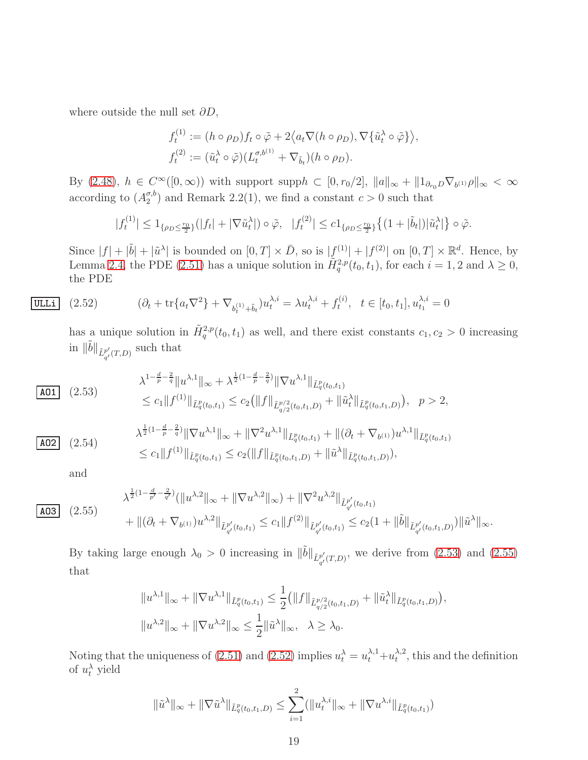where outside the null set $\partial D$,

$$f_t^{(1)} := (h\circ\rho_D)f_t\circ\tilde\varphi + 2\big\langle a_t\nabla(h\circ\rho_D), \nabla\{\tilde u_t^\lambda\circ\tilde\varphi\}\big\rangle,$$
$$f_t^{(2)} := (\tilde u_t^\lambda\circ\tilde\varphi)(L_t^{\sigma,b^{(1)}}+\nabla_{\tilde b_t})(h\circ\rho_D).$$

By (2.48), $h\in C^\infty([0,\infty))$ with support supp$h\subset[0,r_0/2]$, $\|a\|_\infty+\|1_{\partial_{r_0}D}\nabla_{b^{(1)}}\rho\|_\infty<\infty$ according to $(A_2^{\sigma,b})$ and Remark 2.2(1), we find a constant $c>0$ such that

$$|f_t^{(1)}|\le 1_{\{\rho_D\le\frac{r_0}{2}\}}(|f_t|+|\nabla\tilde u_t^\lambda|)\circ\tilde\varphi,\quad |f_t^{(2)}|\le c1_{\{\rho_D\le\frac{r_0}{2}\}}\big\{(1+|\tilde b_t|)|\tilde u_t^\lambda|\big\}\circ\tilde\varphi.$$

Since $|f|+|\tilde b|+|\tilde u^\lambda|$ is bounded on $[0,T]\times\bar D$, so is $|f^{(1)}|+|f^{(2)}|$ on $[0,T]\times\mathbb R^d$. Hence, by Lemma 2.4, the PDE (2.51) has a unique solution in $\tilde H_q^{2,p}(t_0,t_1)$, for each $i=1,2$ and $\lambda\ge0$, the PDE

$$(\partial_t+\mathrm{tr}\{a_t\nabla^2\}+\nabla_{b_t^{(1)}+\tilde b_t})u_t^{\lambda,i}=\lambda u_t^{\lambda,i}+f_t^{(i)},\quad t\in[t_0,t_1], u_{t_1}^{\lambda,i}=0 \tag{2.52}$$

has a unique solution in $\tilde H_q^{2,p}(t_0,t_1)$ as well, and there exist constants $c_1,c_2>0$ increasing in $\|\tilde b\|_{\tilde L_{q'}^{p'}(T,D)}$ such that

$$\begin{aligned}&\lambda^{1-\frac dp-\frac2q}\|u^{\lambda,1}\|_\infty+\lambda^{\frac12(1-\frac dp-\frac2q)}\|\nabla u^{\lambda,1}\|_{\tilde L_q^p(t_0,t_1)}\\&\le c_1\|f^{(1)}\|_{\tilde L_q^p(t_0,t_1)}\le c_2\big(\|f\|_{\tilde L_{q/2}^{p/2}(t_0,t_1,D)}+\|\tilde u_t^\lambda\|_{\tilde L_q^p(t_0,t_1,D)}\big),\quad p>2,\end{aligned}\tag{2.53}$$

$$\begin{aligned}&\lambda^{\frac12(1-\frac dp-\frac2q)}\|\nabla u^{\lambda,1}\|_\infty+\|\nabla^2u^{\lambda,1}\|_{\tilde L_q^p(t_0,t_1)}+\|(\partial_t+\nabla_{b^{(1)}})u^{\lambda,1}\|_{\tilde L_q^p(t_0,t_1)}\\&\le c_1\|f^{(1)}\|_{\tilde L_q^p(t_0,t_1)}\le c_2(\|f\|_{\tilde L_q^p(t_0,t_1,D)}+\|\tilde u^\lambda\|_{\tilde L_q^p(t_0,t_1,D)}),\end{aligned}\tag{2.54}$$

and

$$\begin{aligned}&\lambda^{\frac12(1-\frac d{p'}-\frac2{q'})}(\|u^{\lambda,2}\|_\infty+\|\nabla u^{\lambda,2}\|_\infty)+\|\nabla^2u^{\lambda,2}\|_{\tilde L_{q'}^{p'}(t_0,t_1)}\\&+\|(\partial_t+\nabla_{b^{(1)}})u^{\lambda,2}\|_{\tilde L_{q'}^{p'}(t_0,t_1)}\le c_1\|f^{(2)}\|_{\tilde L_{q'}^{p'}(t_0,t_1)}\le c_2(1+\|\tilde b\|_{\tilde L_{q'}^{p'}(t_0,t_1,D)})\|\tilde u^\lambda\|_\infty.\end{aligned}\tag{2.55}$$

By taking large enough $\lambda_0>0$ increasing in $\|\tilde b\|_{\tilde L_{q'}^{p'}(T,D)}$, we derive from (2.53) and (2.55) that

$$\|u^{\lambda,1}\|_\infty+\|\nabla u^{\lambda,1}\|_{\tilde L_q^p(t_0,t_1)}\le\frac12\big(\|f\|_{\tilde L_{q/2}^{p/2}(t_0,t_1,D)}+\|\tilde u_t^\lambda\|_{\tilde L_q^p(t_0,t_1,D)}\big),$$
$$\|u^{\lambda,2}\|_\infty+\|\nabla u^{\lambda,2}\|_\infty\le\frac12\|\tilde u^\lambda\|_\infty,\quad\lambda\ge\lambda_0.$$

Noting that the uniqueness of (2.51) and (2.52) implies $u_t^\lambda=u_t^{\lambda,1}+u_t^{\lambda,2}$, this and the definition of $u_t^\lambda$ yield

$$\|\tilde u^\lambda\|_\infty+\|\nabla\tilde u^\lambda\|_{\tilde L_q^p(t_0,t_1,D)}\le\sum_{i=1}^2(\|u_t^{\lambda,i}\|_\infty+\|\nabla u^{\lambda,i}\|_{\tilde L_q^p(t_0,t_1)})$$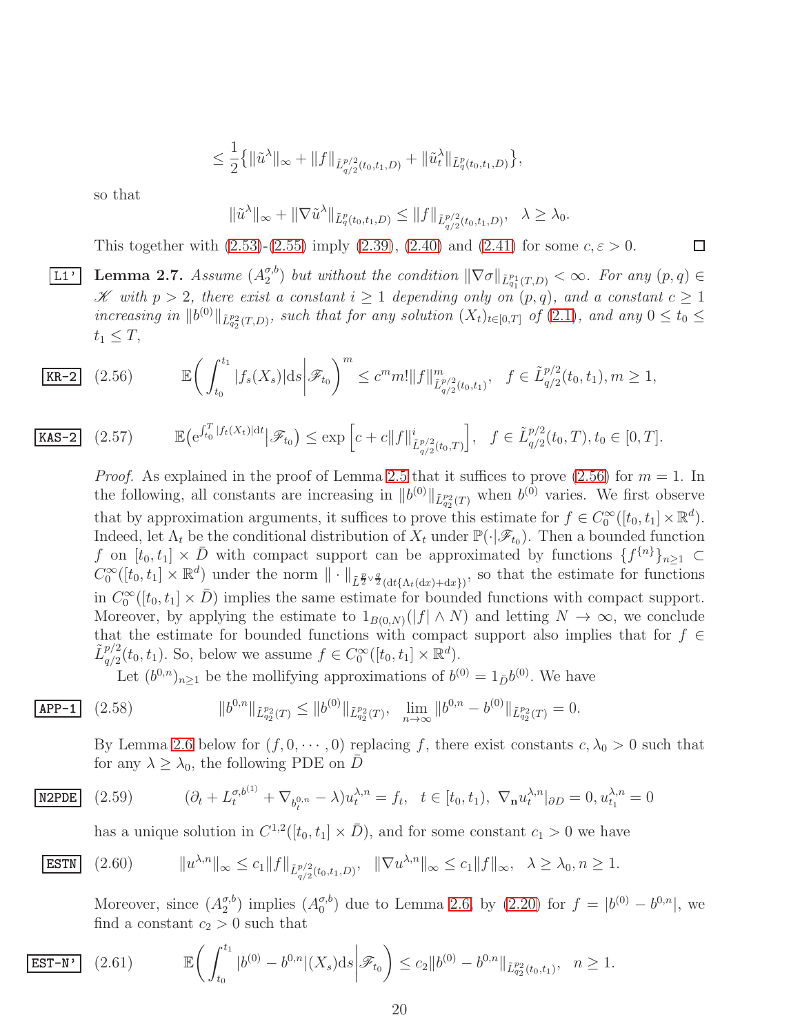$$\leq \frac{1}{2}\big\{\|\tilde u^\lambda\|_\infty + \|f\|_{\tilde L^{p/2}_{q/2}(t_0,t_1,D)} + \|\tilde u^\lambda_t\|_{\tilde L^p_q(t_0,t_1,D)}\big\},$$

so that

$$\|\tilde u^\lambda\|_\infty + \|\nabla \tilde u^\lambda\|_{\tilde L^p_q(t_0,t_1,D)} \leq \|f\|_{\tilde L^{p/2}_{q/2}(t_0,t_1,D)},\quad \lambda\geq \lambda_0.$$

This together with (2.53)-(2.55) imply (2.39), (2.40) and (2.41) for some $c,\varepsilon>0$. $\square$

**Lemma 2.7.** *Assume $(A_2^{\sigma,b})$ but without the condition $\|\nabla\sigma\|_{\tilde L^{p_1}_{q_1}(T,D)}<\infty$. For any $(p,q)\in\mathscr K$ with $p>2$, there exist a constant $i\geq 1$ depending only on $(p,q)$, and a constant $c\geq 1$ increasing in $\|b^{(0)}\|_{\tilde L^{p_2}_{q_2}(T,D)}$, such that for any solution $(X_t)_{t\in[0,T]}$ of (2.1), and any $0\leq t_0\leq t_1\leq T$,*

$$\mathbb E\bigg(\int_{t_0}^{t_1}|f_s(X_s)|\mathrm ds\bigg|\mathscr F_{t_0}\bigg)^m \leq c^m m!\|f\|^m_{\tilde L^{p/2}_{q/2}(t_0,t_1)},\quad f\in \tilde L^{p/2}_{q/2}(t_0,t_1), m\geq 1, \tag{2.56}$$

$$\mathbb E\big(\mathrm e^{\int_{t_0}^T|f_t(X_t)|\mathrm dt}\big|\mathscr F_{t_0}\big)\leq \exp\Big[c+c\|f\|^i_{\tilde L^{p/2}_{q/2}(t_0,T)}\Big],\quad f\in\tilde L^{p/2}_{q/2}(t_0,T), t_0\in[0,T]. \tag{2.57}$$

*Proof.* As explained in the proof of Lemma 2.5 that it suffices to prove (2.56) for $m=1$. In the following, all constants are increasing in $\|b^{(0)}\|_{\tilde L^{p_2}_{q_2}(T)}$ when $b^{(0)}$ varies. We first observe that by approximation arguments, it suffices to prove this estimate for $f\in C_0^\infty([t_0,t_1]\times\mathbb R^d)$. Indeed, let $\Lambda_t$ be the conditional distribution of $X_t$ under $\mathbb P(\cdot|\mathscr F_{t_0})$. Then a bounded function $f$ on $[t_0,t_1]\times\bar D$ with compact support can be approximated by functions $\{f^{\{n\}}\}_{n\geq1}\subset C_0^\infty([t_0,t_1]\times\mathbb R^d)$ under the norm $\|\cdot\|_{\tilde L^{\frac p2\vee\frac q2}(\mathrm dt\{\Lambda_t(\mathrm dx)+\mathrm dx\})}$, so that the estimate for functions in $C_0^\infty([t_0,t_1]\times\bar D)$ implies the same estimate for bounded functions with compact support. Moreover, by applying the estimate to $1_{B(0,N)}(|f|\wedge N)$ and letting $N\to\infty$, we conclude that the estimate for bounded functions with compact support also implies that for $f\in\tilde L^{p/2}_{q/2}(t_0,t_1)$. So, below we assume $f\in C_0^\infty([t_0,t_1]\times\mathbb R^d)$.

Let $(b^{0,n})_{n\geq1}$ be the mollifying approximations of $b^{(0)}=1_{\bar D}b^{(0)}$. We have

$$\|b^{0,n}\|_{\tilde L^{p_2}_{q_2}(T)}\leq\|b^{(0)}\|_{\tilde L^{p_2}_{q_2}(T)},\quad \lim_{n\to\infty}\|b^{0,n}-b^{(0)}\|_{\tilde L^{p_2}_{q_2}(T)}=0. \tag{2.58}$$

By Lemma 2.6 below for $(f,0,\cdots,0)$ replacing $f$, there exist constants $c,\lambda_0>0$ such that for any $\lambda\geq\lambda_0$, the following PDE on $\bar D$

$$(\partial_t+L_t^{\sigma,b^{(1)}}+\nabla_{b_t^{0,n}}-\lambda)u_t^{\lambda,n}=f_t,\quad t\in[t_0,t_1),\ \nabla_{\mathbf n}u_t^{\lambda,n}|_{\partial D}=0, u_{t_1}^{\lambda,n}=0 \tag{2.59}$$

has a unique solution in $C^{1,2}([t_0,t_1]\times\bar D)$, and for some constant $c_1>0$ we have

$$\|u^{\lambda,n}\|_\infty\leq c_1\|f\|_{\tilde L^{p/2}_{q/2}(t_0,t_1,D)},\quad \|\nabla u^{\lambda,n}\|_\infty\leq c_1\|f\|_\infty,\quad \lambda\geq\lambda_0, n\geq1. \tag{2.60}$$

Moreover, since $(A_2^{\sigma,b})$ implies $(A_0^{\sigma,b})$ due to Lemma 2.6, by (2.20) for $f=|b^{(0)}-b^{0,n}|$, we find a constant $c_2>0$ such that

$$\mathbb E\bigg(\int_{t_0}^{t_1}|b^{(0)}-b^{0,n}|(X_s)\mathrm ds\bigg|\mathscr F_{t_0}\bigg)\leq c_2\|b^{(0)}-b^{0,n}\|_{\tilde L^{p_2}_{q_2}(t_0,t_1)},\quad n\geq1. \tag{2.61}$$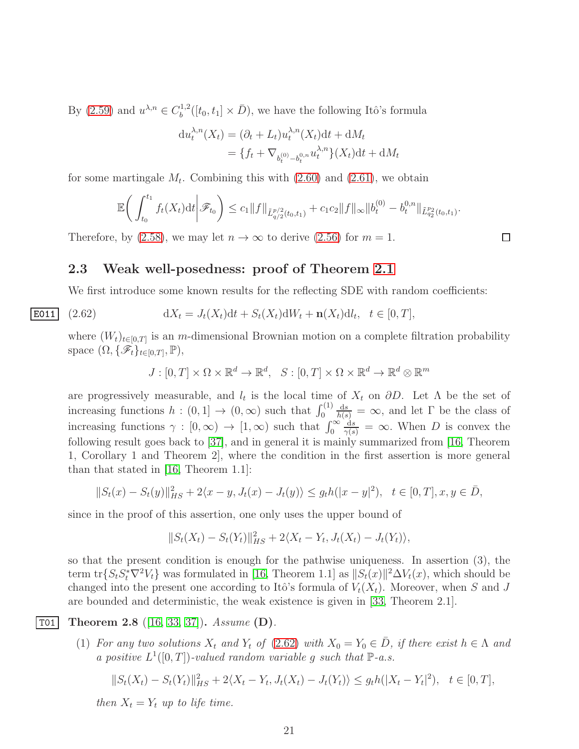By (2.59) and $u^{\lambda,n} \in C_b^{1,2}([t_0,t_1]\times \bar D)$, we have the following Itô's formula

$$
\begin{aligned}
\mathrm{d}u_t^{\lambda,n}(X_t) &= (\partial_t + L_t)u_t^{\lambda,n}(X_t)\mathrm{d}t + \mathrm{d}M_t\\
&= \{f_t + \nabla_{b_t^{(0)} - b_t^{0,n}} u_t^{\lambda,n}\}(X_t)\mathrm{d}t + \mathrm{d}M_t
\end{aligned}
$$

for some martingale $M_t$. Combining this with (2.60) and (2.61), we obtain

$$
\mathbb{E}\bigg(\int_{t_0}^{t_1} f_t(X_t)\mathrm{d}t\bigg|\mathscr{F}_{t_0}\bigg) \le c_1\|f\|_{\tilde L^{p/2}_{q/2}(t_0,t_1)} + c_1c_2\|f\|_\infty \|b_t^{(0)} - b_t^{0,n}\|_{\tilde L^{p_2}_{q_2}(t_0,t_1)}.
$$

Therefore, by (2.58), we may let $n\to\infty$ to derive (2.56) for $m=1$. $\square$

## 2.3 Weak well-posedness: proof of Theorem 2.1

We first introduce some known results for the reflecting SDE with random coefficients:

$$
\mathrm{d}X_t = J_t(X_t)\mathrm{d}t + S_t(X_t)\mathrm{d}W_t + \mathbf{n}(X_t)\mathrm{d}l_t,\quad t\in[0,T], \tag{2.62}
$$

where $(W_t)_{t\in[0,T]}$ is an $m$-dimensional Brownian motion on a complete filtration probability space $(\Omega,\{\mathscr{F}_t\}_{t\in[0,T]},\mathbb{P})$,

$$
J:[0,T]\times\Omega\times\mathbb{R}^d\to\mathbb{R}^d,\quad S:[0,T]\times\Omega\times\mathbb{R}^d\to\mathbb{R}^d\otimes\mathbb{R}^m
$$

are progressively measurable, and $l_t$ is the local time of $X_t$ on $\partial D$. Let $\Lambda$ be the set of increasing functions $h:(0,1]\to(0,\infty)$ such that $\int_0^{(1)}\frac{\mathrm{d}s}{h(s)}=\infty$, and let $\Gamma$ be the class of increasing functions $\gamma:[0,\infty)\to[1,\infty)$ such that $\int_0^\infty\frac{\mathrm{d}s}{\gamma(s)}=\infty$. When $D$ is convex the following result goes back to [37], and in general it is mainly summarized from [16, Theorem 1, Corollary 1 and Theorem 2], where the condition in the first assertion is more general than that stated in [16, Theorem 1.1]:

$$
\|S_t(x)-S_t(y)\|_{HS}^2 + 2\langle x-y, J_t(x)-J_t(y)\rangle \le g_t h(|x-y|^2),\quad t\in[0,T], x,y\in\bar D,
$$

since in the proof of this assertion, one only uses the upper bound of

$$
\|S_t(X_t)-S_t(Y_t)\|_{HS}^2 + 2\langle X_t-Y_t, J_t(X_t)-J_t(Y_t)\rangle,
$$

so that the present condition is enough for the pathwise uniqueness. In assertion (3), the term $\mathrm{tr}\{S_tS_t^*\nabla^2V_t\}$ was formulated in [16, Theorem 1.1] as $\|S_t(x)\|^2\Delta V_t(x)$, which should be changed into the present one according to Itô's formula of $V_t(X_t)$. Moreover, when $S$ and $J$ are bounded and deterministic, the weak existence is given in [33, Theorem 2.1].

**Theorem 2.8** ([16, 33, 37]). *Assume* **(D)**.

1. *For any two solutions $X_t$ and $Y_t$ of (2.62) with $X_0=Y_0\in\bar D$, if there exist $h\in\Lambda$ and a positive $L^1([0,T])$-valued random variable $g$ such that $\mathbb{P}$-a.s.*

$$
\|S_t(X_t)-S_t(Y_t)\|_{HS}^2 + 2\langle X_t-Y_t, J_t(X_t)-J_t(Y_t)\rangle \le g_t h(|X_t-Y_t|^2),\quad t\in[0,T],
$$

*then $X_t=Y_t$ up to life time.*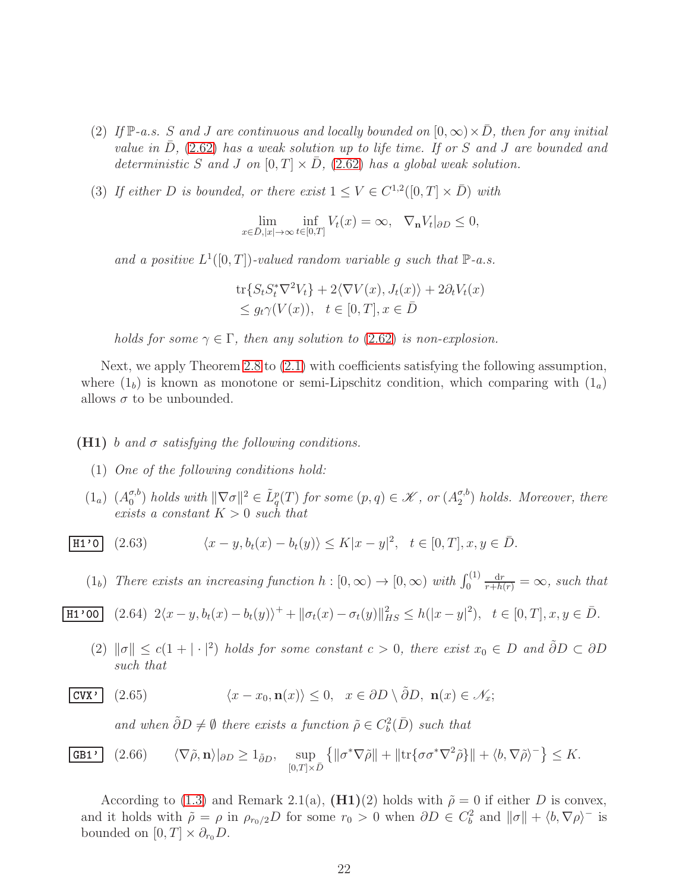(2) *If $\mathbb{P}$-a.s. $S$ and $J$ are continuous and locally bounded on $[0,\infty)\times\bar D$, then for any initial value in $\bar D$, (2.62) has a weak solution up to life time. If or $S$ and $J$ are bounded and deterministic $S$ and $J$ on $[0,T]\times\bar D$, (2.62) has a global weak solution.*

(3) *If either $D$ is bounded, or there exist $1\le V\in C^{1,2}([0,T]\times\bar D)$ with*

$$\lim_{x\in\bar D,|x|\to\infty}\inf_{t\in[0,T]}V_t(x)=\infty,\quad \nabla_{\mathbf n}V_t|_{\partial D}\le 0,$$

*and a positive $L^1([0,T])$-valued random variable $g$ such that $\mathbb{P}$-a.s.*

$$\begin{aligned}&\mathrm{tr}\{S_tS_t^*\nabla^2V_t\}+2\langle\nabla V(x),J_t(x)\rangle+2\partial_tV_t(x)\\&\le g_t\gamma(V(x)),\quad t\in[0,T],x\in\bar D\end{aligned}$$

*holds for some $\gamma\in\Gamma$, then any solution to (2.62) is non-explosion.*

Next, we apply Theorem 2.8 to (2.1) with coefficients satisfying the following assumption, where $(1_b)$ is known as monotone or semi-Lipschitz condition, which comparing with $(1_a)$ allows $\sigma$ to be unbounded.

**(H1)** *$b$ and $\sigma$ satisfying the following conditions.*

(1) *One of the following conditions hold:*

$(1_a)$ *$(A_0^{\sigma,b})$ holds with $\|\nabla\sigma\|^2\in\tilde L_q^p(T)$ for some $(p,q)\in\mathscr K$, or $(A_2^{\sigma,b})$ holds. Moreover, there exists a constant $K>0$ such that*

$$\langle x-y,b_t(x)-b_t(y)\rangle\le K|x-y|^2,\quad t\in[0,T],x,y\in\bar D. \tag{2.63}$$

$(1_b)$ *There exists an increasing function $h:[0,\infty)\to[0,\infty)$ with $\int_0^{(1)}\frac{\mathrm dr}{r+h(r)}=\infty$, such that*

$$2\langle x-y,b_t(x)-b_t(y)\rangle^+ +\|\sigma_t(x)-\sigma_t(y)\|_{HS}^2\le h(|x-y|^2),\quad t\in[0,T],x,y\in\bar D. \tag{2.64}$$

(2) *$\|\sigma\|\le c(1+|\cdot|^2)$ holds for some constant $c>0$, there exist $x_0\in D$ and $\tilde\partial D\subset\partial D$ such that*

$$\langle x-x_0,\mathbf n(x)\rangle\le 0,\quad x\in\partial D\setminus\tilde\partial D,\ \mathbf n(x)\in\mathscr N_x; \tag{2.65}$$

*and when $\tilde\partial D\ne\emptyset$ there exists a function $\tilde\rho\in C_b^2(\bar D)$ such that*

$$\langle\nabla\tilde\rho,\mathbf n\rangle|_{\partial D}\ge 1_{\tilde\partial D},\quad \sup_{[0,T]\times\bar D}\big\{\|\sigma^*\nabla\tilde\rho\|+\|\mathrm{tr}\{\sigma\sigma^*\nabla^2\tilde\rho\}\|+\langle b,\nabla\tilde\rho\rangle^-\big\}\le K. \tag{2.66}$$

According to (1.3) and Remark 2.1(a), **(H1)**(2) holds with $\tilde\rho=0$ if either $D$ is convex, and it holds with $\tilde\rho=\rho$ in $\rho_{r_0/2}D$ for some $r_0>0$ when $\partial D\in C_b^2$ and $\|\sigma\|+\langle b,\nabla\rho\rangle^-$ is bounded on $[0,T]\times\partial_{r_0}D$.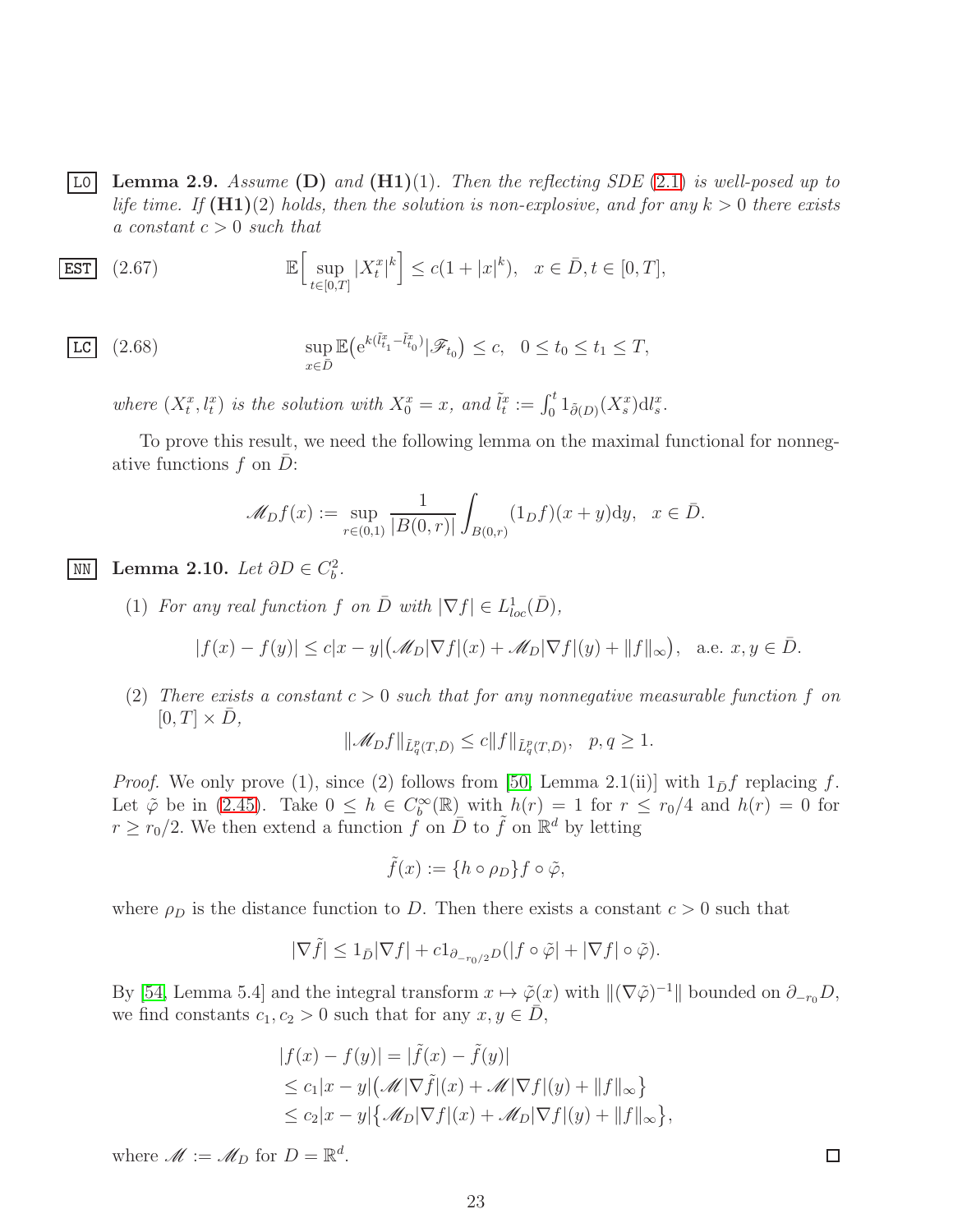**Lemma 2.9.** *Assume* **(D)** *and* **(H1)**(1). *Then the reflecting SDE* (2.1) *is well-posed up to life time. If* **(H1)**(2) *holds, then the solution is non-explosive, and for any $k > 0$ there exists a constant $c > 0$ such that*

$$\mathbb{E}\Big[\sup_{t\in[0,T]} |X_t^x|^k\Big] \le c(1 + |x|^k), \quad x \in \bar{D}, t \in [0, T], \tag{2.67}$$

$$\sup_{x\in\bar{D}} \mathbb{E}\big(\mathrm{e}^{k(\tilde{l}_{t_1}^x - \tilde{l}_{t_0}^x)}\big|\mathscr{F}_{t_0}\big) \le c, \quad 0 \le t_0 \le t_1 \le T, \tag{2.68}$$

*where $(X_t^x, l_t^x)$ is the solution with $X_0^x = x$, and $\tilde{l}_t^x := \int_0^t 1_{\partial(D)}(X_s^x)\mathrm{d}l_s^x$.*

To prove this result, we need the following lemma on the maximal functional for nonnegative functions $f$ on $\bar{D}$:

$$\mathscr{M}_D f(x) := \sup_{r\in(0,1)} \frac{1}{|B(0,r)|} \int_{B(0,r)} (1_D f)(x + y)\mathrm{d}y, \quad x \in \bar{D}.$$

**Lemma 2.10.** *Let $\partial D \in C_b^2$.*

(1) *For any real function $f$ on $\bar{D}$ with $|\nabla f| \in L^1_{loc}(\bar{D})$,*

$$|f(x) - f(y)| \le c|x - y|\big(\mathscr{M}_D|\nabla f|(x) + \mathscr{M}_D|\nabla f|(y) + \|f\|_\infty\big), \quad \text{a.e. } x, y \in \bar{D}.$$

(2) *There exists a constant $c > 0$ such that for any nonnegative measurable function $f$ on $[0, T] \times \bar{D}$,*

$$\|\mathscr{M}_D f\|_{\tilde{L}_q^p(T,\bar{D})} \le c\|f\|_{\tilde{L}_q^p(T,\bar{D})}, \quad p, q \ge 1.$$

*Proof.* We only prove (1), since (2) follows from [50, Lemma 2.1(ii)] with $1_{\bar{D}}f$ replacing $f$. Let $\tilde{\varphi}$ be in (2.45). Take $0 \le h \in C_b^\infty(\mathbb{R})$ with $h(r) = 1$ for $r \le r_0/4$ and $h(r) = 0$ for $r \ge r_0/2$. We then extend a function $f$ on $\bar{D}$ to $\tilde{f}$ on $\mathbb{R}^d$ by letting

$$\tilde{f}(x) := \{h \circ \rho_D\} f \circ \tilde{\varphi},$$

where $\rho_D$ is the distance function to $D$. Then there exists a constant $c > 0$ such that

$$|\nabla \tilde{f}| \le 1_{\bar{D}}|\nabla f| + c1_{\partial_{-r_0/2}D}(|f \circ \tilde{\varphi}| + |\nabla f| \circ \tilde{\varphi}).$$

By [54, Lemma 5.4] and the integral transform $x \mapsto \tilde{\varphi}(x)$ with $\|(\nabla\tilde{\varphi})^{-1}\|$ bounded on $\partial_{-r_0}D$, we find constants $c_1, c_2 > 0$ such that for any $x, y \in \bar{D}$,

$$\begin{aligned}
|f(x) - f(y)| &= |\tilde{f}(x) - \tilde{f}(y)| \\
&\le c_1|x - y|\big(\mathscr{M}|\nabla \tilde{f}|(x) + \mathscr{M}|\nabla f|(y) + \|f\|_\infty\big\} \\
&\le c_2|x - y|\big\{\mathscr{M}_D|\nabla f|(x) + \mathscr{M}_D|\nabla f|(y) + \|f\|_\infty\big\},
\end{aligned}$$

where $\mathscr{M} := \mathscr{M}_D$ for $D = \mathbb{R}^d$. $\square$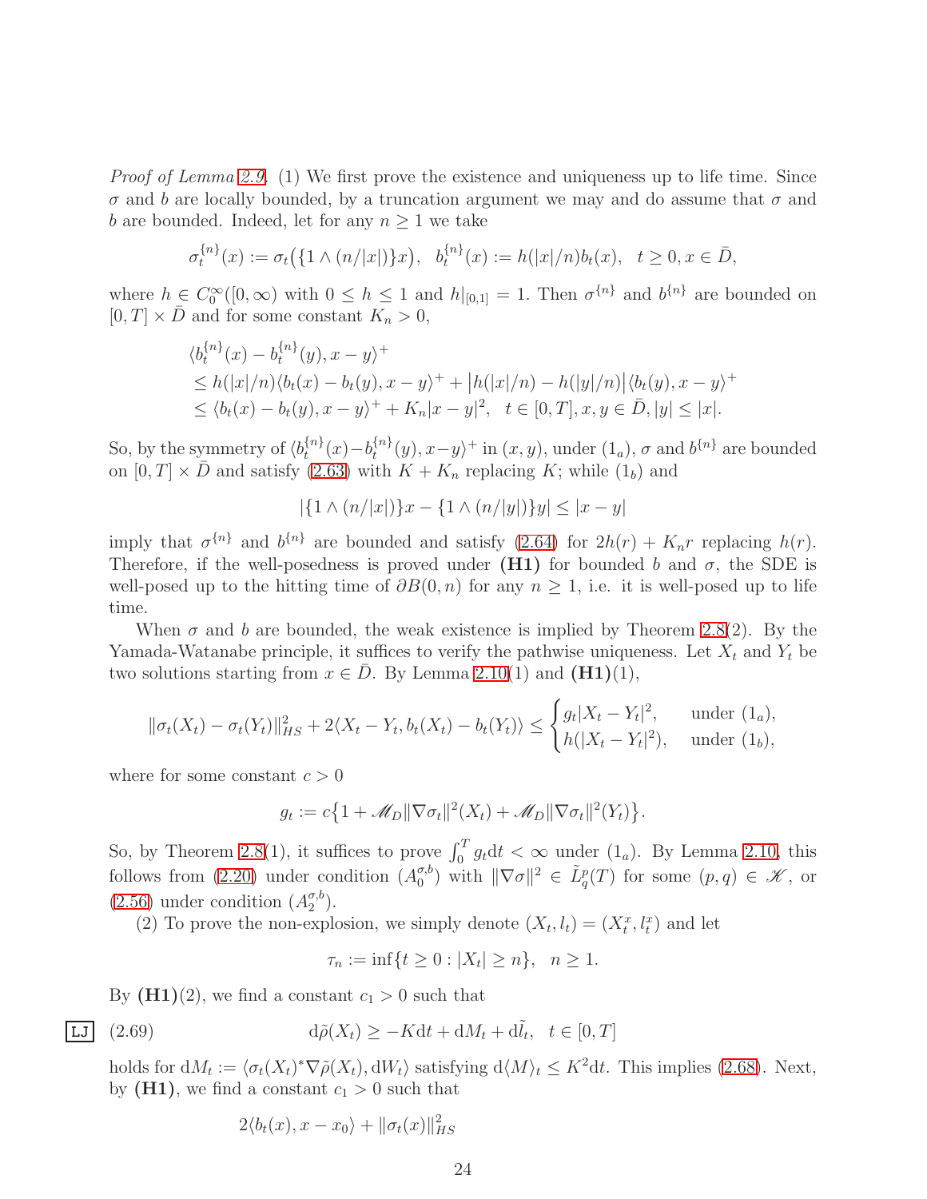*Proof of Lemma 2.9.* (1) We first prove the existence and uniqueness up to life time. Since $\sigma$ and $b$ are locally bounded, by a truncation argument we may and do assume that $\sigma$ and $b$ are bounded. Indeed, let for any $n \geq 1$ we take

$$\sigma_t^{\{n\}}(x) := \sigma_t\big(\{1 \wedge (n/|x|)\}x\big), \quad b_t^{\{n\}}(x) := h(|x|/n)b_t(x), \quad t \geq 0, x \in \bar{D},$$

where $h \in C_0^\infty([0,\infty))$ with $0 \leq h \leq 1$ and $h|_{[0,1]} = 1$. Then $\sigma^{\{n\}}$ and $b^{\{n\}}$ are bounded on $[0,T] \times \bar{D}$ and for some constant $K_n > 0$,

$$\begin{aligned}
&\langle b_t^{\{n\}}(x) - b_t^{\{n\}}(y), x - y\rangle^+ \\
&\leq h(|x|/n)\langle b_t(x) - b_t(y), x - y\rangle^+ + \big|h(|x|/n) - h(|y|/n)\big|\langle b_t(y), x - y\rangle^+ \\
&\leq \langle b_t(x) - b_t(y), x - y\rangle^+ + K_n|x - y|^2, \quad t \in [0,T], x, y \in \bar{D}, |y| \leq |x|.
\end{aligned}$$

So, by the symmetry of $\langle b_t^{\{n\}}(x) - b_t^{\{n\}}(y), x - y\rangle^+$ in $(x,y)$, under $(1_a)$, $\sigma$ and $b^{\{n\}}$ are bounded on $[0,T] \times \bar{D}$ and satisfy (2.63) with $K + K_n$ replacing $K$; while $(1_b)$ and

$$|\{1 \wedge (n/|x|)\}x - \{1 \wedge (n/|y|)\}y| \leq |x - y|$$

imply that $\sigma^{\{n\}}$ and $b^{\{n\}}$ are bounded and satisfy (2.64) for $2h(r) + K_n r$ replacing $h(r)$. Therefore, if the well-posedness is proved under **(H1)** for bounded $b$ and $\sigma$, the SDE is well-posed up to the hitting time of $\partial B(0,n)$ for any $n \geq 1$, i.e. it is well-posed up to life time.

When $\sigma$ and $b$ are bounded, the weak existence is implied by Theorem 2.8(2). By the Yamada-Watanabe principle, it suffices to verify the pathwise uniqueness. Let $X_t$ and $Y_t$ be two solutions starting from $x \in \bar{D}$. By Lemma 2.10(1) and **(H1)**(1),

$$\|\sigma_t(X_t) - \sigma_t(Y_t)\|_{HS}^2 + 2\langle X_t - Y_t, b_t(X_t) - b_t(Y_t)\rangle \leq \begin{cases} g_t|X_t - Y_t|^2, & \text{under } (1_a), \\ h(|X_t - Y_t|^2), & \text{under } (1_b), \end{cases}$$

where for some constant $c > 0$

$$g_t := c\big\{1 + \mathscr{M}_D\|\nabla\sigma_t\|^2(X_t) + \mathscr{M}_D\|\nabla\sigma_t\|^2(Y_t)\big\}.$$

So, by Theorem 2.8(1), it suffices to prove $\int_0^T g_t \mathrm{d}t < \infty$ under $(1_a)$. By Lemma 2.10, this follows from (2.20) under condition $(A_0^{\sigma,b})$ with $\|\nabla\sigma\|^2 \in \tilde{L}_q^p(T)$ for some $(p,q) \in \mathscr{K}$, or (2.56) under condition $(A_2^{\sigma,b})$.

(2) To prove the non-explosion, we simply denote $(X_t, l_t) = (X_t^x, l_t^x)$ and let

$$\tau_n := \inf\{t \geq 0 : |X_t| \geq n\}, \quad n \geq 1.$$

By **(H1)**(2), we find a constant $c_1 > 0$ such that

$$\mathrm{d}\tilde{\rho}(X_t) \geq -K\mathrm{d}t + \mathrm{d}M_t + \mathrm{d}\tilde{l}_t, \quad t \in [0,T] \tag{2.69}$$

holds for $\mathrm{d}M_t := \langle\sigma_t(X_t)^*\nabla\tilde{\rho}(X_t), \mathrm{d}W_t\rangle$ satisfying $\mathrm{d}\langle M\rangle_t \leq K^2\mathrm{d}t$. This implies (2.68). Next, by **(H1)**, we find a constant $c_1 > 0$ such that

$$2\langle b_t(x), x - x_0\rangle + \|\sigma_t(x)\|_{HS}^2$$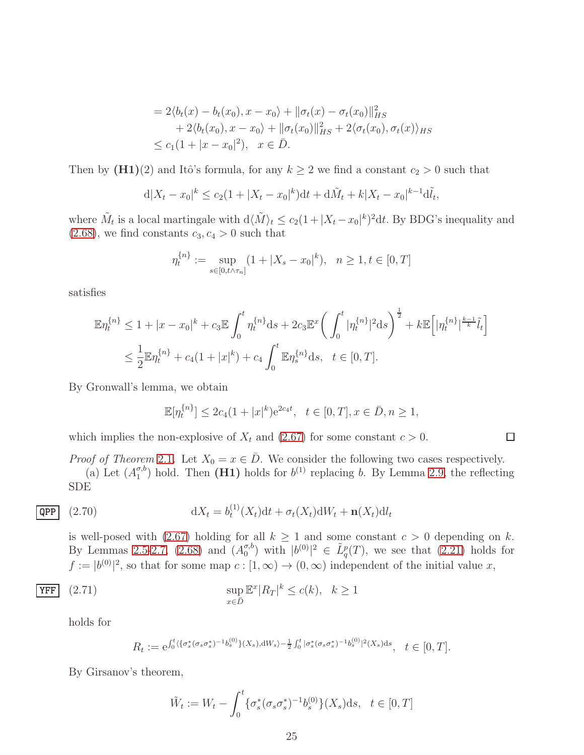$$
\begin{aligned}
&= 2\langle b_t(x) - b_t(x_0), x - x_0\rangle + \|\sigma_t(x) - \sigma_t(x_0)\|_{HS}^2 \\
&\quad + 2\langle b_t(x_0), x - x_0\rangle + \|\sigma_t(x_0)\|_{HS}^2 + 2\langle \sigma_t(x_0), \sigma_t(x)\rangle_{HS} \\
&\le c_1(1 + |x - x_0|^2), \quad x \in \bar{D}.
\end{aligned}
$$

Then by **(H1)**(2) and Itô's formula, for any $k \ge 2$ we find a constant $c_2 > 0$ such that

$$
\mathrm{d}|X_t - x_0|^k \le c_2(1 + |X_t - x_0|^k)\mathrm{d}t + \mathrm{d}\tilde{M}_t + k|X_t - x_0|^{k-1}\mathrm{d}\tilde{l}_t,
$$

where $\tilde{M}_t$ is a local martingale with $\mathrm{d}\langle \tilde{M}\rangle_t \le c_2(1 + |X_t - x_0|^k)^2\mathrm{d}t$. By BDG's inequality and (2.68), we find constants $c_3, c_4 > 0$ such that

$$
\eta_t^{\{n\}} := \sup_{s \in [0, t\wedge\tau_n]} (1 + |X_s - x_0|^k), \quad n \ge 1, t \in [0, T]
$$

satisfies

$$
\begin{aligned}
\mathbb{E}\eta_t^{\{n\}} &\le 1 + |x - x_0|^k + c_3\mathbb{E}\int_0^t \eta_t^{\{n\}}\mathrm{d}s + 2c_3\mathbb{E}^x\bigg(\int_0^t |\eta_t^{\{n\}}|^2\mathrm{d}s\bigg)^{\frac{1}{2}} + k\mathbb{E}\Big[|\eta_t^{\{n\}}|^{\frac{k-1}{k}}\tilde{l}_t\Big] \\
&\le \frac{1}{2}\mathbb{E}\eta_t^{\{n\}} + c_4(1 + |x|^k) + c_4\int_0^t \mathbb{E}\eta_s^{\{n\}}\mathrm{d}s, \quad t \in [0, T].
\end{aligned}
$$

By Gronwall's lemma, we obtain

$$
\mathbb{E}[\eta_t^{\{n\}}] \le 2c_4(1 + |x|^k)\mathrm{e}^{2c_4 t}, \quad t \in [0, T], x \in \bar{D}, n \ge 1,
$$

which implies the non-explosive of $X_t$ and (2.67) for some constant $c > 0$. □

*Proof of Theorem* 2.1. Let $X_0 = x \in \bar{D}$. We consider the following two cases respectively.

(a) Let $(A_1^{\sigma,b})$ hold. Then **(H1)** holds for $b^{(1)}$ replacing $b$. By Lemma 2.9, the reflecting SDE

$$
\mathrm{d}X_t = b_t^{(1)}(X_t)\mathrm{d}t + \sigma_t(X_t)\mathrm{d}W_t + \mathbf{n}(X_t)\mathrm{d}l_t \tag{2.70}
$$

is well-posed with (2.67) holding for all $k \ge 1$ and some constant $c > 0$ depending on $k$. By Lemmas 2.5-2.7, (2.68) and $(A_0^{\sigma,b})$ with $|b^{(0)}|^2 \in \tilde{L}_q^p(T)$, we see that (2.21) holds for $f := |b^{(0)}|^2$, so that for some map $c : [1, \infty) \to (0, \infty)$ independent of the initial value $x$,

$$
\sup_{x \in \bar{D}} \mathbb{E}^x|R_T|^k \le c(k), \quad k \ge 1 \tag{2.71}
$$

holds for

$$
R_t := \mathrm{e}^{\int_0^t \langle \{\sigma_s^*(\sigma_s\sigma_s^*)^{-1}b_s^{(0)}\}(X_s), \mathrm{d}W_s\rangle - \frac{1}{2}\int_0^t |\sigma_s^*(\sigma_s\sigma_s^*)^{-1}b_s^{(0)}|^2(X_s)\mathrm{d}s}, \quad t \in [0, T].
$$

By Girsanov's theorem,

$$
\tilde{W}_t := W_t - \int_0^t \{\sigma_s^*(\sigma_s\sigma_s^*)^{-1}b_s^{(0)}\}(X_s)\mathrm{d}s, \quad t \in [0, T]
$$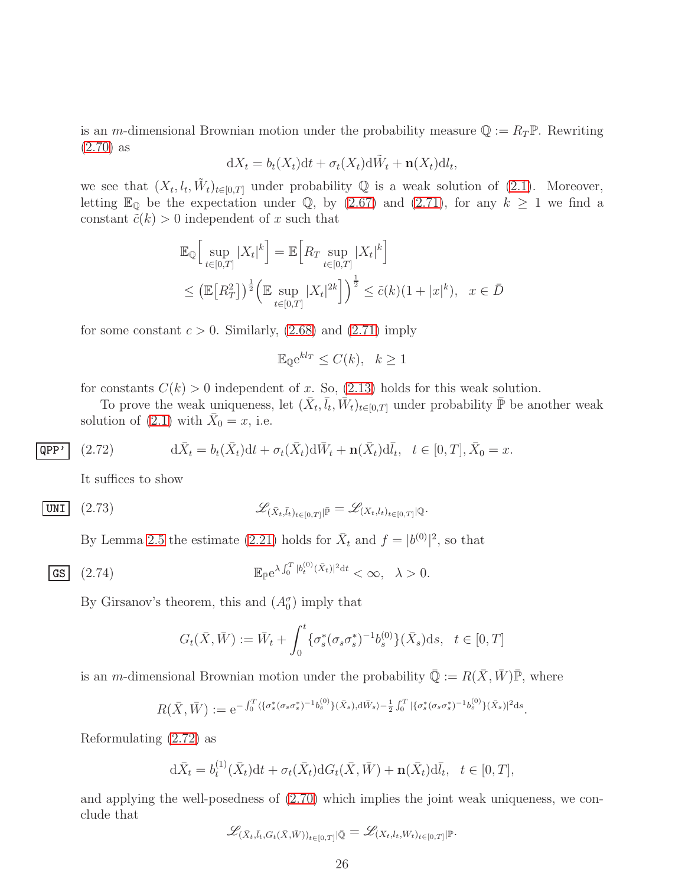is an $m$-dimensional Brownian motion under the probability measure $\mathbb{Q} := R_T\mathbb{P}$. Rewriting (2.70) as

$$\mathrm{d}X_t = b_t(X_t)\mathrm{d}t + \sigma_t(X_t)\mathrm{d}\tilde{W}_t + \mathbf{n}(X_t)\mathrm{d}l_t,$$

we see that $(X_t, l_t, \tilde{W}_t)_{t\in[0,T]}$ under probability $\mathbb{Q}$ is a weak solution of (2.1). Moreover, letting $\mathbb{E}_\mathbb{Q}$ be the expectation under $\mathbb{Q}$, by (2.67) and (2.71), for any $k \geq 1$ we find a constant $\tilde{c}(k) > 0$ independent of $x$ such that

$$\begin{aligned}
&\mathbb{E}_\mathbb{Q}\Big[\sup_{t\in[0,T]}|X_t|^k\Big] = \mathbb{E}\Big[R_T \sup_{t\in[0,T]}|X_t|^k\Big] \\
&\leq \big(\mathbb{E}\big[R_T^2\big]\big)^{\frac{1}{2}}\Big(\mathbb{E}\sup_{t\in[0,T]}|X_t|^{2k}\Big]\Big)^{\frac{1}{2}} \leq \tilde{c}(k)(1+|x|^k), \quad x \in \bar{D}
\end{aligned}$$

for some constant $c > 0$. Similarly, (2.68) and (2.71) imply

$$\mathbb{E}_\mathbb{Q}\mathrm{e}^{kl_T} \leq C(k), \quad k \geq 1$$

for constants $C(k) > 0$ independent of $x$. So, (2.13) holds for this weak solution.

To prove the weak uniqueness, let $(\bar{X}_t, \bar{l}_t, \bar{W}_t)_{t\in[0,T]}$ under probability $\bar{\mathbb{P}}$ be another weak solution of (2.1) with $\bar{X}_0 = x$, i.e.

$$\mathrm{d}\bar{X}_t = b_t(\bar{X}_t)\mathrm{d}t + \sigma_t(\bar{X}_t)\mathrm{d}\bar{W}_t + \mathbf{n}(\bar{X}_t)\mathrm{d}\bar{l}_t, \quad t \in [0,T], \bar{X}_0 = x. \tag{2.72}$$

It suffices to show

$$\mathscr{L}_{(\bar{X}_t,\bar{l}_t)_{t\in[0,T]}|\bar{\mathbb{P}}} = \mathscr{L}_{(X_t,l_t)_{t\in[0,T]}|\mathbb{Q}}. \tag{2.73}$$

By Lemma 2.5 the estimate (2.21) holds for $\bar{X}_t$ and $f = |b^{(0)}|^2$, so that

$$\mathbb{E}_{\bar{\mathbb{P}}}\mathrm{e}^{\lambda\int_0^T |b_t^{(0)}(\bar{X}_t)|^2\mathrm{d}t} < \infty, \quad \lambda > 0. \tag{2.74}$$

By Girsanov's theorem, this and $(A_0^\sigma)$ imply that

$$G_t(\bar{X}, \bar{W}) := \bar{W}_t + \int_0^t \{\sigma_s^*(\sigma_s\sigma_s^*)^{-1}b_s^{(0)}\}(\bar{X}_s)\mathrm{d}s, \quad t \in [0,T]$$

is an $m$-dimensional Brownian motion under the probability $\bar{\mathbb{Q}} := R(\bar{X}, \bar{W})\bar{\mathbb{P}}$, where

$$R(\bar{X}, \bar{W}) := \mathrm{e}^{-\int_0^T \langle\{\sigma_s^*(\sigma_s\sigma_s^*)^{-1}b_s^{(0)}\}(\bar{X}_s), \mathrm{d}\bar{W}_s\rangle - \frac{1}{2}\int_0^T |\{\sigma_s^*(\sigma_s\sigma_s^*)^{-1}b_s^{(0)}\}(\bar{X}_s)|^2\mathrm{d}s}.$$

Reformulating (2.72) as

$$\mathrm{d}\bar{X}_t = b_t^{(1)}(\bar{X}_t)\mathrm{d}t + \sigma_t(\bar{X}_t)\mathrm{d}G_t(\bar{X}, \bar{W}) + \mathbf{n}(\bar{X}_t)\mathrm{d}\bar{l}_t, \quad t \in [0,T],$$

and applying the well-posedness of (2.70) which implies the joint weak uniqueness, we conclude that

$$\mathscr{L}_{(\bar{X}_t,\bar{l}_t,G_t(\bar{X},\bar{W}))_{t\in[0,T]}|\bar{\mathbb{Q}}} = \mathscr{L}_{(X_t,l_t,W_t)_{t\in[0,T]}|\mathbb{P}}.$$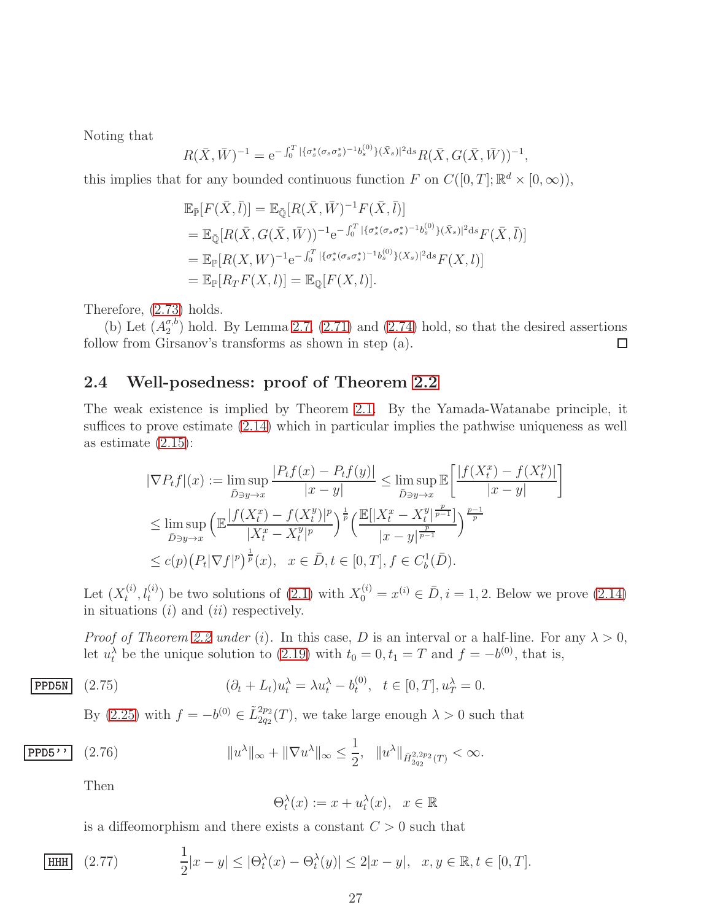Noting that

$$R(\bar{X},\bar{W})^{-1} = \mathrm{e}^{-\int_0^T |\{\sigma_s^*(\sigma_s\sigma_s^*)^{-1}b_s^{(0)}\}(\bar{X}_s)|^2 \mathrm{d}s} R(\bar{X}, G(\bar{X},\bar{W}))^{-1},$$

this implies that for any bounded continuous function $F$ on $C([0,T];\mathbb{R}^d\times[0,\infty))$,

$$\begin{aligned}
&\mathbb{E}_{\bar{\mathbb{P}}}[F(\bar{X},\bar{l})] = \mathbb{E}_{\bar{\mathbb{Q}}}[R(\bar{X},\bar{W})^{-1}F(\bar{X},\bar{l})]\\
&= \mathbb{E}_{\bar{\mathbb{Q}}}[R(\bar{X},G(\bar{X},\bar{W}))^{-1}\mathrm{e}^{-\int_0^T |\{\sigma_s^*(\sigma_s\sigma_s^*)^{-1}b_s^{(0)}\}(\bar{X}_s)|^2 \mathrm{d}s}F(\bar{X},\bar{l})]\\
&= \mathbb{E}_{\mathbb{P}}[R(X,W)^{-1}\mathrm{e}^{-\int_0^T |\{\sigma_s^*(\sigma_s\sigma_s^*)^{-1}b_s^{(0)}\}(X_s)|^2 \mathrm{d}s}F(X,l)]\\
&= \mathbb{E}_{\mathbb{P}}[R_T F(X,l)] = \mathbb{E}_{\mathbb{Q}}[F(X,l)].
\end{aligned}$$

Therefore, (2.73) holds.

(b) Let $(A_2^{\sigma,b})$ hold. By Lemma 2.7, (2.71) and (2.74) hold, so that the desired assertions follow from Girsanov's transforms as shown in step (a). □

## 2.4 Well-posedness: proof of Theorem 2.2

The weak existence is implied by Theorem 2.1. By the Yamada-Watanabe principle, it suffices to prove estimate (2.14) which in particular implies the pathwise uniqueness as well as estimate (2.15):

$$\begin{aligned}
&|\nabla P_t f|(x) := \limsup_{\bar{D}\ni y\to x}\frac{|P_tf(x)-P_tf(y)|}{|x-y|} \le \limsup_{\bar{D}\ni y\to x}\mathbb{E}\bigg[\frac{|f(X_t^x)-f(X_t^y)|}{|x-y|}\bigg]\\
&\le \limsup_{\bar{D}\ni y\to x}\Big(\mathbb{E}\frac{|f(X_t^x)-f(X_t^y)|^p}{|X_t^x-X_t^y|^p}\Big)^{\frac{1}{p}}\Big(\frac{\mathbb{E}[|X_t^x-X_t^y|^{\frac{p}{p-1}}]}{|x-y|^{\frac{p}{p-1}}}\Big)^{\frac{p-1}{p}}\\
&\le c(p)\big(P_t|\nabla f|^p\big)^{\frac{1}{p}}(x),\quad x\in\bar{D}, t\in[0,T], f\in C_b^1(\bar{D}).
\end{aligned}$$

Let $(X_t^{(i)}, l_t^{(i)})$ be two solutions of (2.1) with $X_0^{(i)} = x^{(i)}\in\bar{D}, i=1,2$. Below we prove (2.14) in situations $(i)$ and $(ii)$ respectively.

*Proof of Theorem 2.2 under* $(i)$. In this case, $D$ is an interval or a half-line. For any $\lambda>0$, let $u_t^\lambda$ be the unique solution to (2.19) with $t_0=0, t_1=T$ and $f=-b^{(0)}$, that is,

$$(\partial_t + L_t)u_t^\lambda = \lambda u_t^\lambda - b_t^{(0)},\quad t\in[0,T], u_T^\lambda = 0. \tag{2.75}$$

By (2.25) with $f=-b^{(0)}\in\tilde{L}_{2q_2}^{2p_2}(T)$, we take large enough $\lambda>0$ such that

$$\|u^\lambda\|_\infty + \|\nabla u^\lambda\|_\infty \le \frac{1}{2},\quad \|u^\lambda\|_{\tilde{H}_{2q_2}^{2,2p_2}(T)}<\infty. \tag{2.76}$$

Then

$$\Theta_t^\lambda(x) := x + u_t^\lambda(x),\quad x\in\mathbb{R}$$

is a diffeomorphism and there exists a constant $C>0$ such that

$$\frac{1}{2}|x-y| \le |\Theta_t^\lambda(x)-\Theta_t^\lambda(y)| \le 2|x-y|,\quad x,y\in\mathbb{R}, t\in[0,T]. \tag{2.77}$$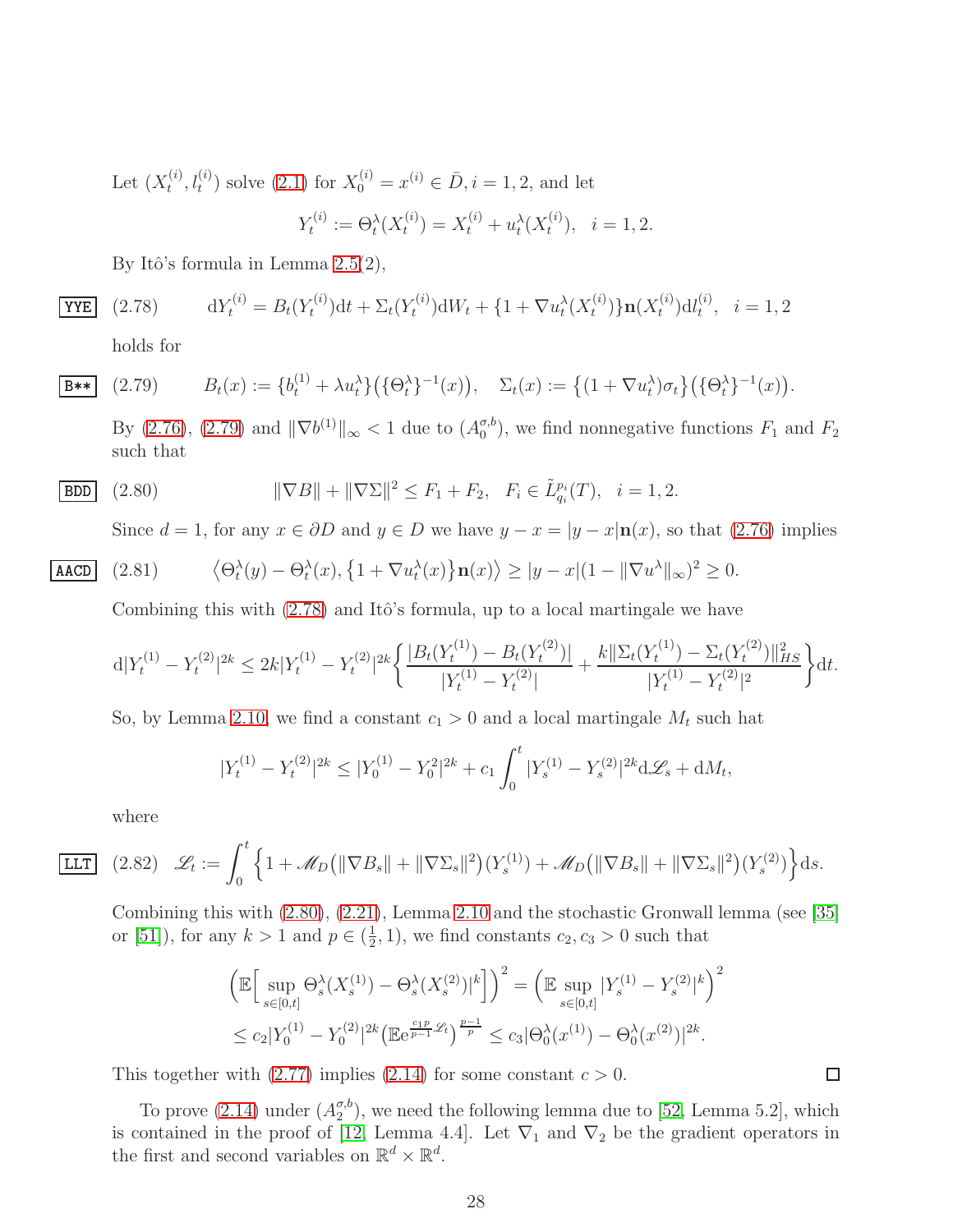Let $(X_t^{(i)}, l_t^{(i)})$ solve (2.1) for $X_0^{(i)} = x^{(i)} \in \bar{D}, i = 1, 2$, and let

$$Y_t^{(i)} := \Theta_t^\lambda(X_t^{(i)}) = X_t^{(i)} + u_t^\lambda(X_t^{(i)}), \quad i = 1, 2.$$

By Itô's formula in Lemma 2.5(2),

$$\mathrm{d}Y_t^{(i)} = B_t(Y_t^{(i)})\mathrm{d}t + \Sigma_t(Y_t^{(i)})\mathrm{d}W_t + \{1 + \nabla u_t^\lambda(X_t^{(i)})\}\mathbf{n}(X_t^{(i)})\mathrm{d}l_t^{(i)}, \quad i = 1, 2 \tag{2.78}$$

holds for

$$B_t(x) := \{b_t^{(1)} + \lambda u_t^\lambda\}\big(\{\Theta_t^\lambda\}^{-1}(x)\big), \quad \Sigma_t(x) := \big\{(1 + \nabla u_t^\lambda)\sigma_t\big\}\big(\{\Theta_t^\lambda\}^{-1}(x)\big). \tag{2.79}$$

By (2.76), (2.79) and $\|\nabla b^{(1)}\|_\infty < 1$ due to $(A_0^{\sigma,b})$, we find nonnegative functions $F_1$ and $F_2$ such that

$$\|\nabla B\| + \|\nabla \Sigma\|^2 \le F_1 + F_2, \quad F_i \in \tilde{L}_{q_i}^{p_i}(T), \quad i = 1, 2. \tag{2.80}$$

Since $d = 1$, for any $x \in \partial D$ and $y \in D$ we have $y - x = |y - x|\mathbf{n}(x)$, so that (2.76) implies

$$\big\langle \Theta_t^\lambda(y) - \Theta_t^\lambda(x), \big\{1 + \nabla u_t^\lambda(x)\big\}\mathbf{n}(x)\big\rangle \ge |y - x|(1 - \|\nabla u^\lambda\|_\infty)^2 \ge 0. \tag{2.81}$$

Combining this with (2.78) and Itô's formula, up to a local martingale we have

$$\mathrm{d}|Y_t^{(1)} - Y_t^{(2)}|^{2k} \le 2k|Y_t^{(1)} - Y_t^{(2)}|^{2k}\bigg\{\frac{|B_t(Y_t^{(1)}) - B_t(Y_t^{(2)})|}{|Y_t^{(1)} - Y_t^{(2)}|} + \frac{k\|\Sigma_t(Y_t^{(1)}) - \Sigma_t(Y_t^{(2)})\|_{HS}^2}{|Y_t^{(1)} - Y_t^{(2)}|^2}\bigg\}\mathrm{d}t.$$

So, by Lemma 2.10, we find a constant $c_1 > 0$ and a local martingale $M_t$ such hat

$$|Y_t^{(1)} - Y_t^{(2)}|^{2k} \le |Y_0^{(1)} - Y_0^2|^{2k} + c_1\int_0^t |Y_s^{(1)} - Y_s^{(2)}|^{2k}\mathrm{d}\mathscr{L}_s + \mathrm{d}M_t,$$

where

$$\mathscr{L}_t := \int_0^t \Big\{1 + \mathscr{M}_D\big(\|\nabla B_s\| + \|\nabla \Sigma_s\|^2\big)(Y_s^{(1)}) + \mathscr{M}_D\big(\|\nabla B_s\| + \|\nabla \Sigma_s\|^2\big)(Y_s^{(2)})\Big\}\mathrm{d}s. \tag{2.82}$$

Combining this with (2.80), (2.21), Lemma 2.10 and the stochastic Gronwall lemma (see [35] or [51]), for any $k > 1$ and $p \in (\frac{1}{2}, 1)$, we find constants $c_2, c_3 > 0$ such that

$$\begin{aligned}
\Big(\mathbb{E}\Big[\sup_{s\in[0,t]} \Theta_s^\lambda(X_s^{(1)}) - \Theta_s^\lambda(X_s^{(2)})|^k\Big]\Big)^2 &= \Big(\mathbb{E}\sup_{s\in[0,t]} |Y_s^{(1)} - Y_s^{(2)}|^k\Big)^2 \\
&\le c_2|Y_0^{(1)} - Y_0^{(2)}|^{2k}\big(\mathbb{E}\mathrm{e}^{\frac{c_1 p}{p-1}\mathscr{L}_t}\big)^{\frac{p-1}{p}} \le c_3|\Theta_0^\lambda(x^{(1)}) - \Theta_0^\lambda(x^{(2)})|^{2k}.
\end{aligned}$$

This together with (2.77) implies (2.14) for some constant $c > 0$. $\square$

To prove (2.14) under $(A_2^{\sigma,b})$, we need the following lemma due to [52, Lemma 5.2], which is contained in the proof of [12, Lemma 4.4]. Let $\nabla_1$ and $\nabla_2$ be the gradient operators in the first and second variables on $\mathbb{R}^d \times \mathbb{R}^d$.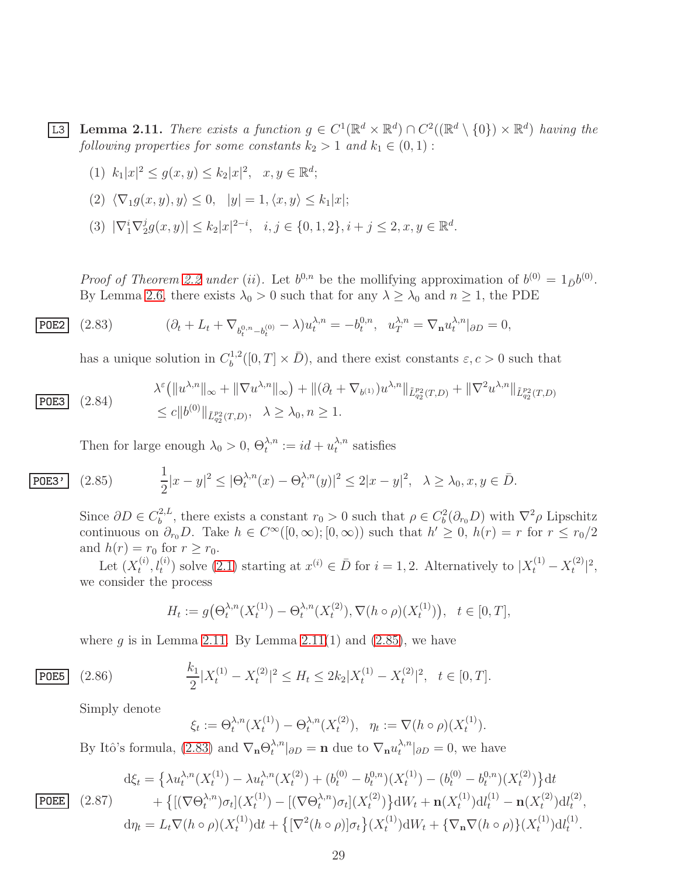**Lemma 2.11.** *There exists a function $g \in C^1(\mathbb{R}^d \times \mathbb{R}^d) \cap C^2((\mathbb{R}^d \setminus \{0\}) \times \mathbb{R}^d)$ having the following properties for some constants $k_2 > 1$ and $k_1 \in (0,1)$ :*

1. $k_1|x|^2 \le g(x,y) \le k_2|x|^2, \quad x, y \in \mathbb{R}^d;$
2. $\langle \nabla_1 g(x,y), y\rangle \le 0, \quad |y| = 1, \langle x, y\rangle \le k_1|x|;$
3. $|\nabla_1^i \nabla_2^j g(x,y)| \le k_2|x|^{2-i}, \quad i,j \in \{0,1,2\}, i+j \le 2, x, y \in \mathbb{R}^d.$

*Proof of Theorem 2.2 under (ii).* Let $b^{0,n}$ be the mollifying approximation of $b^{(0)} = 1_{\bar D} b^{(0)}$. By Lemma 2.6, there exists $\lambda_0 > 0$ such that for any $\lambda \ge \lambda_0$ and $n \ge 1$, the PDE

$$(\partial_t + L_t + \nabla_{b_t^{0,n} - b_t^{(0)}} - \lambda) u_t^{\lambda,n} = -b_t^{0,n}, \quad u_T^{\lambda,n} = \nabla_{\mathbf{n}} u_t^{\lambda,n}|_{\partial D} = 0, \tag{2.83}$$

has a unique solution in $C_b^{1,2}([0,T] \times \bar D)$, and there exist constants $\varepsilon, c > 0$ such that

$$\begin{aligned}
&\lambda^{\varepsilon}\big(\|u^{\lambda,n}\|_\infty + \|\nabla u^{\lambda,n}\|_\infty\big) + \|(\partial_t + \nabla_{b^{(1)}}) u^{\lambda,n}\|_{\tilde L_{q_2}^{p_2}(T,D)} + \|\nabla^2 u^{\lambda,n}\|_{\tilde L_{q_2}^{p_2}(T,D)} \\
&\le c\|b^{(0)}\|_{\tilde L_{q_2}^{p_2}(T,D)}, \quad \lambda \ge \lambda_0, n \ge 1.
\end{aligned} \tag{2.84}$$

Then for large enough $\lambda_0 > 0$, $\Theta_t^{\lambda,n} := id + u_t^{\lambda,n}$ satisfies

$$\frac{1}{2}|x-y|^2 \le |\Theta_t^{\lambda,n}(x) - \Theta_t^{\lambda,n}(y)|^2 \le 2|x-y|^2, \quad \lambda \ge \lambda_0, x, y \in \bar D. \tag{2.85}$$

Since $\partial D \in C_b^{2,L}$, there exists a constant $r_0 > 0$ such that $\rho \in C_b^2(\partial_{r_0} D)$ with $\nabla^2 \rho$ Lipschitz continuous on $\partial_{r_0} D$. Take $h \in C^\infty([0,\infty); [0,\infty))$ such that $h' \ge 0$, $h(r) = r$ for $r \le r_0/2$ and $h(r) = r_0$ for $r \ge r_0$.

Let $(X_t^{(i)}, l_t^{(i)})$ solve (2.1) starting at $x^{(i)} \in \bar D$ for $i = 1,2$. Alternatively to $|X_t^{(1)} - X_t^{(2)}|^2$, we consider the process

$$H_t := g\big(\Theta_t^{\lambda,n}(X_t^{(1)}) - \Theta_t^{\lambda,n}(X_t^{(2)}), \nabla(h \circ \rho)(X_t^{(1)})\big), \quad t \in [0,T],$$

where $g$ is in Lemma 2.11. By Lemma 2.11(1) and (2.85), we have

$$\frac{k_1}{2}|X_t^{(1)} - X_t^{(2)}|^2 \le H_t \le 2k_2|X_t^{(1)} - X_t^{(2)}|^2, \quad t \in [0,T]. \tag{2.86}$$

Simply denote

$$\xi_t := \Theta_t^{\lambda,n}(X_t^{(1)}) - \Theta_t^{\lambda,n}(X_t^{(2)}), \quad \eta_t := \nabla(h \circ \rho)(X_t^{(1)}).$$

By Itô's formula, (2.83) and $\nabla_{\mathbf{n}} \Theta_t^{\lambda,n}|_{\partial D} = \mathbf{n}$ due to $\nabla_{\mathbf{n}} u_t^{\lambda,n}|_{\partial D} = 0$, we have

$$\begin{aligned}
\mathrm{d}\xi_t &= \big\{\lambda u_t^{\lambda,n}(X_t^{(1)}) - \lambda u_t^{\lambda,n}(X_t^{(2)}) + (b_t^{(0)} - b_t^{0,n})(X_t^{(1)}) - (b_t^{(0)} - b_t^{0,n})(X_t^{(2)})\big\}\mathrm{d}t \\
&\quad + \big\{[(\nabla \Theta_t^{\lambda,n})\sigma_t](X_t^{(1)}) - [(\nabla \Theta_t^{\lambda,n})\sigma_t](X_t^{(2)})\big\}\mathrm{d}W_t + \mathbf{n}(X_t^{(1)})\mathrm{d}l_t^{(1)} - \mathbf{n}(X_t^{(2)})\mathrm{d}l_t^{(2)}, \\
\mathrm{d}\eta_t &= L_t \nabla(h \circ \rho)(X_t^{(1)})\mathrm{d}t + \big\{[\nabla^2(h \circ \rho)]\sigma_t\big\}(X_t^{(1)})\mathrm{d}W_t + \{\nabla_{\mathbf{n}} \nabla(h \circ \rho)\}(X_t^{(1)})\mathrm{d}l_t^{(1)}.
\end{aligned} \tag{2.87}$$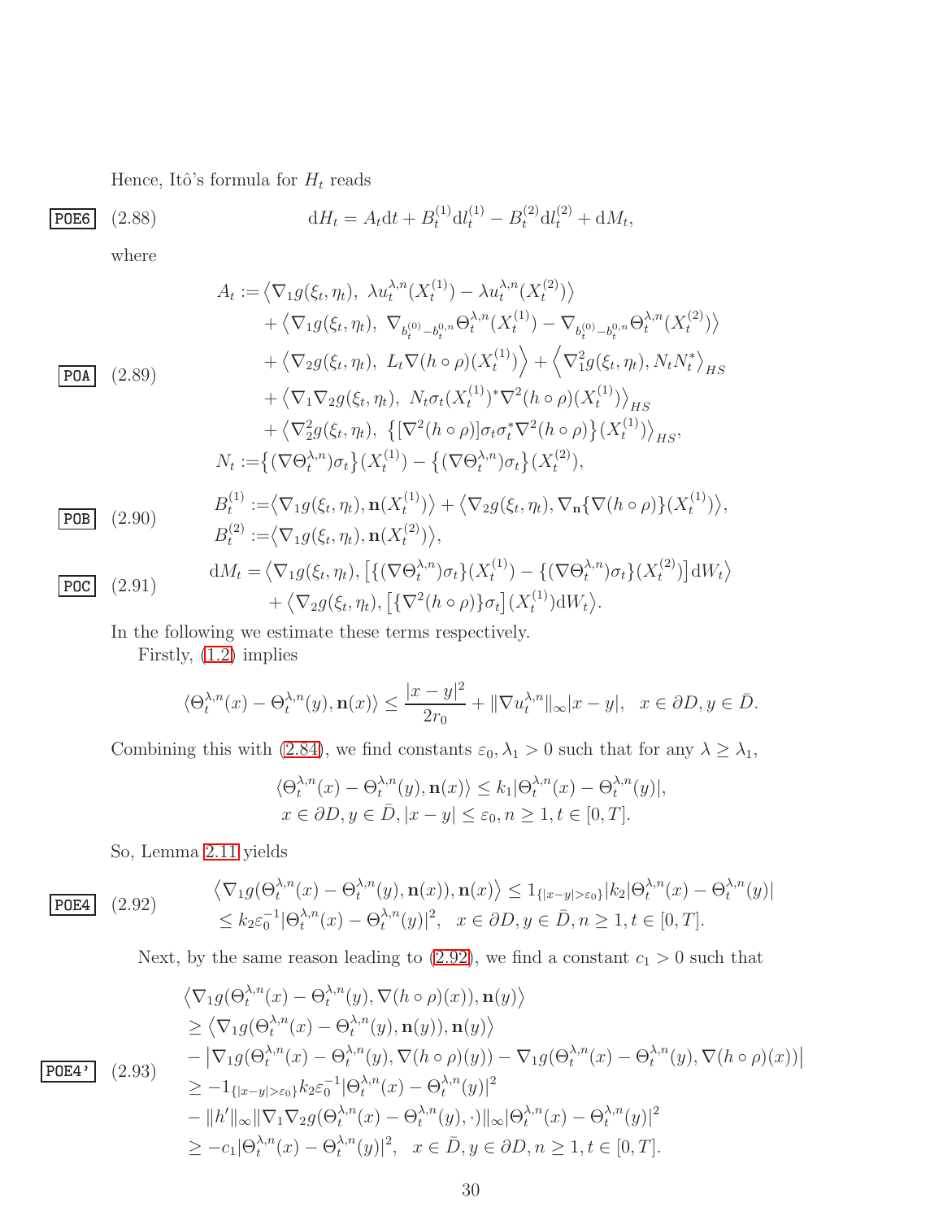Hence, Itô's formula for $H_t$ reads

$$\mathrm{d}H_t = A_t \mathrm{d}t + B_t^{(1)}\mathrm{d}l_t^{(1)} - B_t^{(2)}\mathrm{d}l_t^{(2)} + \mathrm{d}M_t, \tag{2.88}$$

where

$$\begin{aligned}
A_t :=& \big\langle \nabla_1 g(\xi_t,\eta_t),\ \lambda u_t^{\lambda,n}(X_t^{(1)}) - \lambda u_t^{\lambda,n}(X_t^{(2)})\big\rangle \\
&+ \big\langle \nabla_1 g(\xi_t,\eta_t),\ \nabla_{b_t^{(0)}-b_t^{0,n}}\Theta_t^{\lambda,n}(X_t^{(1)}) - \nabla_{b_t^{(0)}-b_t^{0,n}}\Theta_t^{\lambda,n}(X_t^{(2)})\big\rangle \\
&+ \big\langle \nabla_2 g(\xi_t,\eta_t),\ L_t\nabla(h\circ\rho)(X_t^{(1)})\big\rangle + \Big\langle \nabla_1^2 g(\xi_t,\eta_t), N_tN_t^*\Big\rangle_{HS} \\
&+ \big\langle \nabla_1\nabla_2 g(\xi_t,\eta_t),\ N_t\sigma_t(X_t^{(1)})^*\nabla^2(h\circ\rho)(X_t^{(1)})\big\rangle_{HS} \\
&+ \big\langle \nabla_2^2 g(\xi_t,\eta_t),\ \big\{[\nabla^2(h\circ\rho)]\sigma_t\sigma_t^*\nabla^2(h\circ\rho)\big\}(X_t^{(1)})\big\rangle_{HS}, \\
N_t :=& \big\{(\nabla\Theta_t^{\lambda,n})\sigma_t\big\}(X_t^{(1)}) - \big\{(\nabla\Theta_t^{\lambda,n})\sigma_t\big\}(X_t^{(2)}),
\end{aligned} \tag{2.89}$$

$$\begin{aligned}
B_t^{(1)} :=& \big\langle \nabla_1 g(\xi_t,\eta_t), \mathbf{n}(X_t^{(1)})\big\rangle + \big\langle \nabla_2 g(\xi_t,\eta_t), \nabla_{\mathbf{n}}\{\nabla(h\circ\rho)\}(X_t^{(1)})\big\rangle, \\
B_t^{(2)} :=& \big\langle \nabla_1 g(\xi_t,\eta_t), \mathbf{n}(X_t^{(2)})\big\rangle,
\end{aligned} \tag{2.90}$$

$$\begin{aligned}
\mathrm{d}M_t =& \big\langle \nabla_1 g(\xi_t,\eta_t), \big[\{(\nabla\Theta_t^{\lambda,n})\sigma_t\}(X_t^{(1)}) - \{(\nabla\Theta_t^{\lambda,n})\sigma_t\}(X_t^{(2)})\big]\mathrm{d}W_t\big\rangle \\
&+ \big\langle \nabla_2 g(\xi_t,\eta_t), \big[\{\nabla^2(h\circ\rho)\}\sigma_t\big](X_t^{(1)})\mathrm{d}W_t\big\rangle.
\end{aligned} \tag{2.91}$$

In the following we estimate these terms respectively.

Firstly, (1.2) implies

$$\langle \Theta_t^{\lambda,n}(x) - \Theta_t^{\lambda,n}(y), \mathbf{n}(x)\rangle \le \frac{|x-y|^2}{2r_0} + \|\nabla u_t^{\lambda,n}\|_\infty |x-y|, \quad x\in\partial D, y\in\bar D.$$

Combining this with (2.84), we find constants $\varepsilon_0, \lambda_1 > 0$ such that for any $\lambda \ge \lambda_1$,

$$\begin{aligned}
&\langle \Theta_t^{\lambda,n}(x) - \Theta_t^{\lambda,n}(y), \mathbf{n}(x)\rangle \le k_1|\Theta_t^{\lambda,n}(x) - \Theta_t^{\lambda,n}(y)|, \\
&x\in\partial D, y\in\bar D, |x-y|\le\varepsilon_0, n\ge 1, t\in[0,T].
\end{aligned}$$

So, Lemma 2.11 yields

$$\begin{aligned}
&\big\langle \nabla_1 g(\Theta_t^{\lambda,n}(x) - \Theta_t^{\lambda,n}(y), \mathbf{n}(x)), \mathbf{n}(x)\big\rangle \le 1_{\{|x-y|>\varepsilon_0\}}|k_2|\Theta_t^{\lambda,n}(x) - \Theta_t^{\lambda,n}(y)| \\
&\le k_2\varepsilon_0^{-1}|\Theta_t^{\lambda,n}(x) - \Theta_t^{\lambda,n}(y)|^2, \quad x\in\partial D, y\in\bar D, n\ge 1, t\in[0,T].
\end{aligned} \tag{2.92}$$

Next, by the same reason leading to (2.92), we find a constant $c_1 > 0$ such that

$$\begin{aligned}
&\big\langle \nabla_1 g(\Theta_t^{\lambda,n}(x) - \Theta_t^{\lambda,n}(y), \nabla(h\circ\rho)(x)), \mathbf{n}(y)\big\rangle \\
&\ge \big\langle \nabla_1 g(\Theta_t^{\lambda,n}(x) - \Theta_t^{\lambda,n}(y), \mathbf{n}(y)), \mathbf{n}(y)\big\rangle \\
&\quad - \big|\nabla_1 g(\Theta_t^{\lambda,n}(x) - \Theta_t^{\lambda,n}(y), \nabla(h\circ\rho)(y)) - \nabla_1 g(\Theta_t^{\lambda,n}(x) - \Theta_t^{\lambda,n}(y), \nabla(h\circ\rho)(x))\big| \\
&\ge -1_{\{|x-y|>\varepsilon_0\}}k_2\varepsilon_0^{-1}|\Theta_t^{\lambda,n}(x) - \Theta_t^{\lambda,n}(y)|^2 \\
&\quad - \|h'\|_\infty \|\nabla_1\nabla_2 g(\Theta_t^{\lambda,n}(x) - \Theta_t^{\lambda,n}(y), \cdot)\|_\infty |\Theta_t^{\lambda,n}(x) - \Theta_t^{\lambda,n}(y)|^2 \\
&\ge -c_1|\Theta_t^{\lambda,n}(x) - \Theta_t^{\lambda,n}(y)|^2, \quad x\in\bar D, y\in\partial D, n\ge 1, t\in[0,T].
\end{aligned} \tag{2.93}$$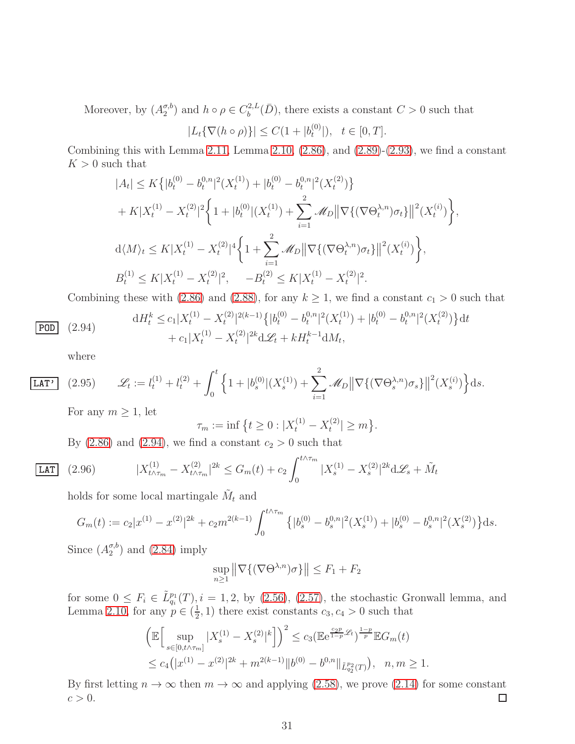Moreover, by $(A_2^{\sigma,b})$ and $h \circ \rho \in C_b^{2,L}(\bar{D})$, there exists a constant $C > 0$ such that

$$|L_t\{\nabla(h \circ \rho)\}| \le C(1 + |b_t^{(0)}|), \quad t \in [0, T].$$

Combining this with Lemma 2.11, Lemma 2.10, (2.86), and (2.89)-(2.93), we find a constant $K > 0$ such that

$$\begin{aligned}
|A_t| &\le K\big\{|b_t^{(0)} - b_t^{0,n}|^2(X_t^{(1)}) + |b_t^{(0)} - b_t^{0,n}|^2(X_t^{(2)})\big\} \\
&+ K|X_t^{(1)} - X_t^{(2)}|^2\bigg\{1 + |b_t^{(0)}|(X_t^{(1)}) + \sum_{i=1}^2 \mathscr{M}_D\big\|\nabla\{(\nabla\Theta_t^{\lambda,n})\sigma_t\}\big\|^2(X_t^{(i)})\bigg\}, \\
\mathrm{d}\langle M\rangle_t &\le K|X_t^{(1)} - X_t^{(2)}|^4\bigg\{1 + \sum_{i=1}^2 \mathscr{M}_D\big\|\nabla\{(\nabla\Theta_t^{\lambda,n})\sigma_t\}\big\|^2(X_t^{(i)})\bigg\}, \\
B_t^{(1)} &\le K|X_t^{(1)} - X_t^{(2)}|^2, \quad -B_t^{(2)} \le K|X_t^{(1)} - X_t^{(2)}|^2.
\end{aligned}$$

Combining these with (2.86) and (2.88), for any $k \ge 1$, we find a constant $c_1 > 0$ such that

$$\begin{aligned}
\mathrm{d}H_t^k \le\, & c_1|X_t^{(1)} - X_t^{(2)}|^{2(k-1)}\big\{|b_t^{(0)} - b_t^{0,n}|^2(X_t^{(1)}) + |b_t^{(0)} - b_t^{0,n}|^2(X_t^{(2)})\big\}\mathrm{d}t \\
&+ c_1|X_t^{(1)} - X_t^{(2)}|^{2k}\mathrm{d}\mathscr{L}_t + kH_t^{k-1}\mathrm{d}M_t,
\end{aligned} \tag{2.94}$$

where

$$\mathscr{L}_t := l_t^{(1)} + l_t^{(2)} + \int_0^t \Big\{1 + |b_s^{(0)}|(X_s^{(1)}) + \sum_{i=1}^2 \mathscr{M}_D\big\|\nabla\{(\nabla\Theta_s^{\lambda,n})\sigma_s\}\big\|^2(X_s^{(i)})\Big\}\mathrm{d}s. \tag{2.95}$$

For any $m \ge 1$, let

$$\tau_m := \inf\big\{t \ge 0 : |X_t^{(1)} - X_t^{(2)}| \ge m\big\}.$$

By (2.86) and (2.94), we find a constant $c_2 > 0$ such that

$$|X_{t\wedge\tau_m}^{(1)} - X_{t\wedge\tau_m}^{(2)}|^{2k} \le G_m(t) + c_2\int_0^{t\wedge\tau_m}|X_s^{(1)} - X_s^{(2)}|^{2k}\mathrm{d}\mathscr{L}_s + \tilde{M}_t \tag{2.96}$$

holds for some local martingale $\tilde{M}_t$ and

$$G_m(t) := c_2|x^{(1)} - x^{(2)}|^{2k} + c_2 m^{2(k-1)}\int_0^{t\wedge\tau_m}\big\{|b_s^{(0)} - b_s^{0,n}|^2(X_s^{(1)}) + |b_s^{(0)} - b_s^{0,n}|^2(X_s^{(2)})\big\}\mathrm{d}s.$$

Since $(A_2^{\sigma,b})$ and (2.84) imply

$$\sup_{n\ge1}\big\|\nabla\{(\nabla\Theta^{\lambda,n})\sigma\}\big\| \le F_1 + F_2$$

for some $0 \le F_i \in \tilde{L}_{q_i}^{p_1}(T), i = 1, 2$, by (2.56), (2.57), the stochastic Gronwall lemma, and Lemma 2.10, for any $p \in (\frac{1}{2}, 1)$ there exist constants $c_3, c_4 > 0$ such that

$$\begin{aligned}
\Big(\mathbb{E}\Big[\sup_{s\in[0,t\wedge\tau_m]}|X_s^{(1)} - X_s^{(2)}|^k\Big]\Big)^2 &\le c_3\big(\mathbb{E}\mathrm{e}^{\frac{c_2 p}{1-p}\mathscr{L}_t}\big)^{\frac{1-p}{p}}\mathbb{E}G_m(t) \\
&\le c_4\big(|x^{(1)} - x^{(2)}|^{2k} + m^{2(k-1)}\|b^{(0)} - b^{0,n}\|_{\tilde{L}_{q_2}^{p_2}(T)}\big), \quad n, m \ge 1.
\end{aligned}$$

By first letting $n \to \infty$ then $m \to \infty$ and applying (2.58), we prove (2.14) for some constant $c > 0$. $\square$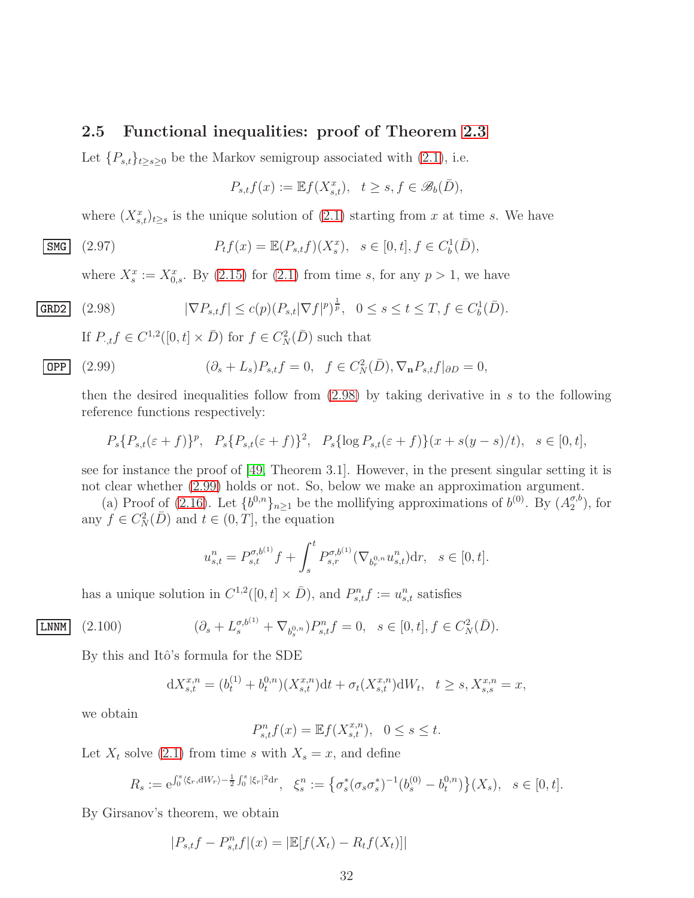### 2.5 Functional inequalities: proof of Theorem 2.3

Let $\{P_{s,t}\}_{t\geq s\geq 0}$ be the Markov semigroup associated with (2.1), i.e.

$$P_{s,t}f(x) := \mathbb{E}f(X_{s,t}^x), \quad t \geq s, f \in \mathscr{B}_b(\bar{D}),$$

where $(X_{s,t}^x)_{t\geq s}$ is the unique solution of (2.1) starting from $x$ at time $s$. We have

$$P_t f(x) = \mathbb{E}(P_{s,t}f)(X_s^x), \quad s \in [0,t], f \in C_b^1(\bar{D}), \tag{2.97}$$

where $X_s^x := X_{0,s}^x$. By (2.15) for (2.1) from time $s$, for any $p > 1$, we have

$$|\nabla P_{s,t}f| \leq c(p)(P_{s,t}|\nabla f|^p)^{\frac{1}{p}}, \quad 0 \leq s \leq t \leq T, f \in C_b^1(\bar{D}). \tag{2.98}$$

If $P_{\cdot,t}f \in C^{1,2}([0,t]\times \bar{D})$ for $f \in C_N^2(\bar{D})$ such that

$$(\partial_s + L_s)P_{s,t}f = 0, \quad f \in C_N^2(\bar{D}), \nabla_{\mathbf{n}} P_{s,t}f|_{\partial D} = 0, \tag{2.99}$$

then the desired inequalities follow from (2.98) by taking derivative in $s$ to the following reference functions respectively:

$$P_s\{P_{s,t}(\varepsilon + f)\}^p, \quad P_s\{P_{s,t}(\varepsilon + f)\}^2, \quad P_s\{\log P_{s,t}(\varepsilon + f)\}(x + s(y-s)/t), \quad s \in [0,t],$$

see for instance the proof of [49, Theorem 3.1]. However, in the present singular setting it is not clear whether (2.99) holds or not. So, below we make an approximation argument.

(a) Proof of (2.16). Let $\{b^{0,n}\}_{n\geq 1}$ be the mollifying approximations of $b^{(0)}$. By $(A_2^{\sigma,b})$, for any $f \in C_N^2(\bar{D})$ and $t \in (0,T]$, the equation

$$u_{s,t}^n = P_{s,t}^{\sigma,b^{(1)}} f + \int_s^t P_{s,r}^{\sigma,b^{(1)}}(\nabla_{b_r^{0,n}} u_{s,t}^n)\mathrm{d}r, \quad s \in [0,t].$$

has a unique solution in $C^{1,2}([0,t]\times\bar{D})$, and $P_{s,t}^n f := u_{s,t}^n$ satisfies

$$(\partial_s + L_s^{\sigma,b^{(1)}} + \nabla_{b_s^{0,n}})P_{s,t}^n f = 0, \quad s \in [0,t], f \in C_N^2(\bar{D}). \tag{2.100}$$

By this and Itô's formula for the SDE

$$\mathrm{d}X_{s,t}^{x,n} = (b_t^{(1)} + b_t^{0,n})(X_{s,t}^{x,n})\mathrm{d}t + \sigma_t(X_{s,t}^{x,n})\mathrm{d}W_t, \quad t \geq s, X_{s,s}^{x,n} = x,$$

we obtain

$$P_{s,t}^n f(x) = \mathbb{E}f(X_{s,t}^{x,n}), \quad 0 \leq s \leq t.$$

Let $X_t$ solve (2.1) from time $s$ with $X_s = x$, and define

$$R_s := \mathrm{e}^{\int_0^s \langle \xi_r, \mathrm{d}W_r\rangle - \frac{1}{2}\int_0^s |\xi_r|^2 \mathrm{d}r}, \quad \xi_s^n := \left\{\sigma_s^*(\sigma_s\sigma_s^*)^{-1}(b_s^{(0)} - b_t^{0,n})\right\}(X_s), \quad s \in [0,t].$$

By Girsanov's theorem, we obtain

$$|P_{s,t}f - P_{s,t}^n f|(x) = |\mathbb{E}[f(X_t) - R_t f(X_t)]|$$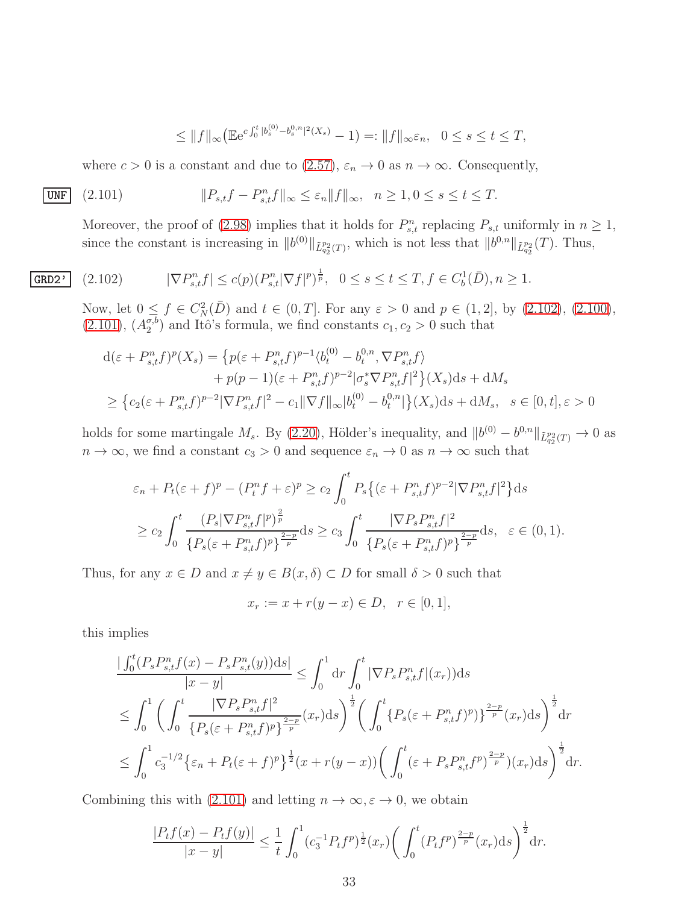$$\leq \|f\|_\infty\big(\mathbb{E}\mathrm{e}^{c\int_0^t |b_s^{(0)}-b_s^{0,n}|^2(X_s)}-1\big)=:\|f\|_\infty\varepsilon_n,\quad 0\leq s\leq t\leq T,$$

where $c>0$ is a constant and due to (2.57), $\varepsilon_n\to 0$ as $n\to\infty$. Consequently,

$$\|P_{s,t}f-P_{s,t}^nf\|_\infty\leq \varepsilon_n\|f\|_\infty,\quad n\geq 1, 0\leq s\leq t\leq T. \tag{2.101}$$

Moreover, the proof of (2.98) implies that it holds for $P_{s,t}^n$ replacing $P_{s,t}$ uniformly in $n\geq 1$, since the constant is increasing in $\|b^{(0)}\|_{\tilde L_{q_2}^{p_2}(T)}$, which is not less that $\|b^{0,n}\|_{\tilde L_{q_2}^{p_2}}(T)$. Thus,

$$|\nabla P_{s,t}^nf|\leq c(p)(P_{s,t}^n|\nabla f|^p)^{\frac{1}{p}},\quad 0\leq s\leq t\leq T, f\in C_b^1(\bar D), n\geq 1. \tag{2.102}$$

Now, let $0\leq f\in C_N^2(\bar D)$ and $t\in(0,T]$. For any $\varepsilon>0$ and $p\in(1,2]$, by (2.102), (2.100), (2.101), $(A_2^{\sigma,b})$ and Itô's formula, we find constants $c_1,c_2>0$ such that

$$\begin{aligned}
\mathrm{d}(\varepsilon+P_{s,t}^nf)^p(X_s)&=\big\{p(\varepsilon+P_{s,t}^nf)^{p-1}\langle b_t^{(0)}-b_t^{0,n},\nabla P_{s,t}^nf\rangle\\
&\qquad+p(p-1)(\varepsilon+P_{s,t}^nf)^{p-2}|\sigma_s^*\nabla P_{s,t}^nf|^2\big\}(X_s)\mathrm{d}s+\mathrm{d}M_s\\
&\geq\big\{c_2(\varepsilon+P_{s,t}^nf)^{p-2}|\nabla P_{s,t}^nf|^2-c_1\|\nabla f\|_\infty|b_t^{(0)}-b_t^{0,n}|\big\}(X_s)\mathrm{d}s+\mathrm{d}M_s,\quad s\in[0,t],\varepsilon>0
\end{aligned}$$

holds for some martingale $M_s$. By (2.20), Hölder's inequality, and $\|b^{(0)}-b^{0,n}\|_{\tilde L_{q_2}^{p_2}(T)}\to 0$ as $n\to\infty$, we find a constant $c_3>0$ and sequence $\varepsilon_n\to 0$ as $n\to\infty$ such that

$$\begin{aligned}
\varepsilon_n+P_t(\varepsilon+f)^p-(P_t^nf+\varepsilon)^p&\geq c_2\int_0^t P_s\big\{(\varepsilon+P_{s,t}^nf)^{p-2}|\nabla P_{s,t}^nf|^2\big\}\mathrm{d}s\\
\geq c_2\int_0^t\frac{(P_s|\nabla P_{s,t}^nf|^p)^{\frac{2}{p}}}{\{P_s(\varepsilon+P_{s,t}^nf)^p\}^{\frac{2-p}{p}}}\mathrm{d}s&\geq c_3\int_0^t\frac{|\nabla P_sP_{s,t}^nf|^2}{\{P_s(\varepsilon+P_{s,t}^nf)^p\}^{\frac{2-p}{p}}}\mathrm{d}s,\quad \varepsilon\in(0,1).
\end{aligned}$$

Thus, for any $x\in D$ and $x\neq y\in B(x,\delta)\subset D$ for small $\delta>0$ such that

$$x_r:=x+r(y-x)\in D,\quad r\in[0,1],$$

this implies

$$\begin{aligned}
\frac{|\int_0^t(P_sP_{s,t}^nf(x)-P_sP_{s,t}^n(y))\mathrm{d}s|}{|x-y|}&\leq\int_0^1\mathrm{d}r\int_0^t|\nabla P_sP_{s,t}^nf|(x_r)\mathrm{d}s\\
\leq\int_0^1\bigg(\int_0^t\frac{|\nabla P_sP_{s,t}^nf|^2}{\{P_s(\varepsilon+P_{s,t}^nf)^p\}^{\frac{2-p}{p}}}(x_r)\mathrm{d}s\bigg)^{\frac12}&\bigg(\int_0^t\{P_s(\varepsilon+P_{s,t}^nf)^p)\}^{\frac{2-p}{p}}(x_r)\mathrm{d}s\bigg)^{\frac12}\mathrm{d}r\\
\leq\int_0^1 c_3^{-1/2}\big\{\varepsilon_n+P_t(\varepsilon+f)^p\big\}^{\frac12}(x+r(y-x))&\bigg(\int_0^t(\varepsilon+P_sP_{s,t}^nf^p)^{\frac{2-p}{p}})(x_r)\mathrm{d}s\bigg)^{\frac12}\mathrm{d}r.
\end{aligned}$$

Combining this with (2.101) and letting $n\to\infty,\varepsilon\to 0$, we obtain

$$\frac{|P_tf(x)-P_tf(y)|}{|x-y|}\leq\frac1t\int_0^1(c_3^{-1}P_tf^p)^{\frac12}(x_r)\bigg(\int_0^t(P_tf^p)^{\frac{2-p}{p}}(x_r)\mathrm{d}s\bigg)^{\frac12}\mathrm{d}r.$$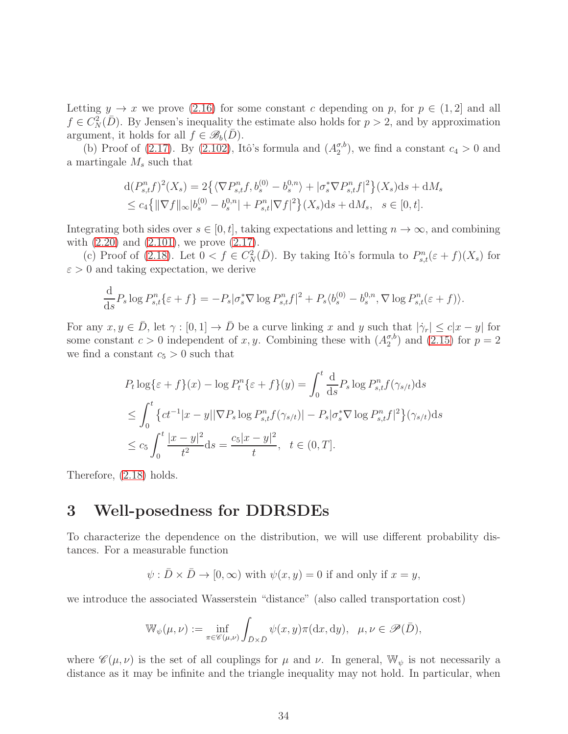Letting $y \to x$ we prove (2.16) for some constant $c$ depending on $p$, for $p \in (1,2]$ and all $f \in C_N^2(\bar{D})$. By Jensen's inequality the estimate also holds for $p > 2$, and by approximation argument, it holds for all $f \in \mathscr{B}_b(\bar{D})$.

(b) Proof of (2.17). By (2.102), Itô's formula and $(A_2^{\sigma,b})$, we find a constant $c_4 > 0$ and a martingale $M_s$ such that

$$
\begin{aligned}
\mathrm{d}(P_{s,t}^n f)^2(X_s) &= 2\big\{\langle \nabla P_{s,t}^n f, b_s^{(0)} - b_s^{0,n}\rangle + |\sigma_s^* \nabla P_{s,t}^n f|^2\big\}(X_s)\mathrm{d}s + \mathrm{d}M_s \\
&\le c_4\big\{\|\nabla f\|_\infty |b_s^{(0)} - b_s^{0,n}| + P_{s,t}^n |\nabla f|^2\big\}(X_s)\mathrm{d}s + \mathrm{d}M_s, \quad s \in [0,t].
\end{aligned}
$$

Integrating both sides over $s \in [0,t]$, taking expectations and letting $n \to \infty$, and combining with (2.20) and (2.101), we prove (2.17).

(c) Proof of (2.18). Let $0 < f \in C_N^2(\bar{D})$. By taking Itô's formula to $P_{s,t}^n(\varepsilon + f)(X_s)$ for $\varepsilon > 0$ and taking expectation, we derive

$$
\frac{\mathrm{d}}{\mathrm{d}s} P_s \log P_{s,t}^n\{\varepsilon + f\} = -P_s |\sigma_s^* \nabla \log P_{s,t}^n f|^2 + P_s \langle b_s^{(0)} - b_s^{0,n}, \nabla \log P_{s,t}^n(\varepsilon + f)\rangle.
$$

For any $x, y \in \bar{D}$, let $\gamma : [0,1] \to \bar{D}$ be a curve linking $x$ and $y$ such that $|\dot{\gamma}_r| \le c|x-y|$ for some constant $c > 0$ independent of $x, y$. Combining these with $(A_2^{\sigma,b})$ and (2.15) for $p = 2$ we find a constant $c_5 > 0$ such that

$$
\begin{aligned}
& P_t \log\{\varepsilon + f\}(x) - \log P_t^n\{\varepsilon + f\}(y) = \int_0^t \frac{\mathrm{d}}{\mathrm{d}s} P_s \log P_{s,t}^n f(\gamma_{s/t})\mathrm{d}s \\
&\le \int_0^t \big\{ct^{-1}|x-y| |\nabla P_s \log P_{s,t}^n f(\gamma_{s/t})| - P_s |\sigma_s^* \nabla \log P_{s,t}^n f|^2\big\}(\gamma_{s/t})\mathrm{d}s \\
&\le c_5 \int_0^t \frac{|x-y|^2}{t^2}\mathrm{d}s = \frac{c_5 |x-y|^2}{t}, \quad t \in (0,T].
\end{aligned}
$$

Therefore, (2.18) holds.

# 3 Well-posedness for DDRSDEs

To characterize the dependence on the distribution, we will use different probability distances. For a measurable function

$$
\psi : \bar{D} \times \bar{D} \to [0,\infty) \text{ with } \psi(x,y) = 0 \text{ if and only if } x = y,
$$

we introduce the associated Wasserstein "distance" (also called transportation cost)

$$
\mathbb{W}_\psi(\mu,\nu) := \inf_{\pi \in \mathscr{C}(\mu,\nu)} \int_{\bar{D}\times\bar{D}} \psi(x,y)\pi(\mathrm{d}x,\mathrm{d}y), \quad \mu,\nu \in \mathscr{P}(\bar{D}),
$$

where $\mathscr{C}(\mu,\nu)$ is the set of all couplings for $\mu$ and $\nu$. In general, $\mathbb{W}_\psi$ is not necessarily a distance as it may be infinite and the triangle inequality may not hold. In particular, when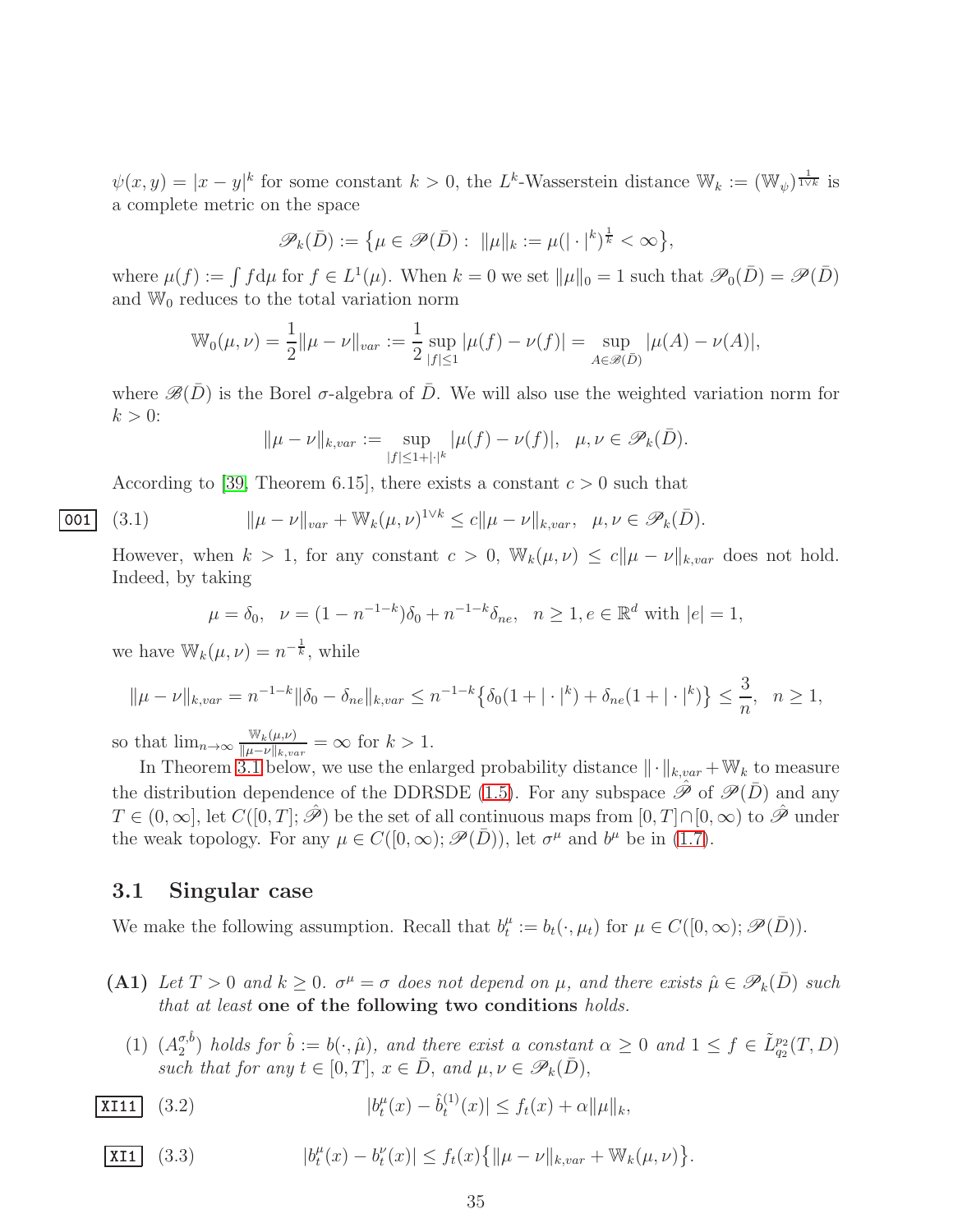$\psi(x,y) = |x-y|^k$ for some constant $k > 0$, the $L^k$-Wasserstein distance $\mathbb{W}_k := (\mathbb{W}_\psi)^{\frac{1}{1\vee k}}$ is a complete metric on the space

$$\mathscr{P}_k(\bar D) := \big\{\mu \in \mathscr{P}(\bar D) : \ \|\mu\|_k := \mu(|\cdot|^k)^{\frac{1}{k}} < \infty\big\},$$

where $\mu(f) := \int f \mathrm{d}\mu$ for $f \in L^1(\mu)$. When $k = 0$ we set $\|\mu\|_0 = 1$ such that $\mathscr{P}_0(\bar D) = \mathscr{P}(\bar D)$ and $\mathbb{W}_0$ reduces to the total variation norm

$$\mathbb{W}_0(\mu,\nu) = \frac{1}{2}\|\mu-\nu\|_{var} := \frac{1}{2}\sup_{|f|\le 1}|\mu(f)-\nu(f)| = \sup_{A\in\mathscr{B}(\bar D)}|\mu(A)-\nu(A)|,$$

where $\mathscr{B}(\bar D)$ is the Borel $\sigma$-algebra of $\bar D$. We will also use the weighted variation norm for $k > 0$:

$$\|\mu-\nu\|_{k,var} := \sup_{|f|\le 1+|\cdot|^k}|\mu(f)-\nu(f)|, \quad \mu,\nu \in \mathscr{P}_k(\bar D).$$

According to [39, Theorem 6.15], there exists a constant $c > 0$ such that

$$\|\mu-\nu\|_{var} + \mathbb{W}_k(\mu,\nu)^{1\vee k} \le c\|\mu-\nu\|_{k,var}, \quad \mu,\nu \in \mathscr{P}_k(\bar D). \tag{3.1}$$

However, when $k > 1$, for any constant $c > 0$, $\mathbb{W}_k(\mu,\nu) \le c\|\mu-\nu\|_{k,var}$ does not hold. Indeed, by taking

$$\mu = \delta_0, \quad \nu = (1-n^{-1-k})\delta_0 + n^{-1-k}\delta_{ne}, \quad n \ge 1, e \in \mathbb{R}^d \text{ with } |e| = 1,$$

we have $\mathbb{W}_k(\mu,\nu) = n^{-\frac{1}{k}}$, while

$$\|\mu-\nu\|_{k,var} = n^{-1-k}\|\delta_0 - \delta_{ne}\|_{k,var} \le n^{-1-k}\big\{\delta_0(1+|\cdot|^k) + \delta_{ne}(1+|\cdot|^k)\big\} \le \frac{3}{n}, \quad n \ge 1,$$

so that $\lim_{n\to\infty}\frac{\mathbb{W}_k(\mu,\nu)}{\|\mu-\nu\|_{k,var}} = \infty$ for $k > 1$.

In Theorem 3.1 below, we use the enlarged probability distance $\|\cdot\|_{k,var} + \mathbb{W}_k$ to measure the distribution dependence of the DDRSDE (1.5). For any subspace $\hat{\mathscr{P}}$ of $\mathscr{P}(\bar D)$ and any $T \in (0,\infty]$, let $C([0,T];\hat{\mathscr{P}})$ be the set of all continuous maps from $[0,T]\cap[0,\infty)$ to $\hat{\mathscr{P}}$ under the weak topology. For any $\mu \in C([0,\infty);\mathscr{P}(\bar D))$, let $\sigma^\mu$ and $b^\mu$ be in (1.7).

## 3.1 Singular case

We make the following assumption. Recall that $b^\mu_t := b_t(\cdot,\mu_t)$ for $\mu \in C([0,\infty);\mathscr{P}(\bar D))$.

**(A1)** *Let $T > 0$ and $k \ge 0$. $\sigma^\mu = \sigma$ does not depend on $\mu$, and there exists $\hat\mu \in \mathscr{P}_k(\bar D)$ such that at least* **one of the following two conditions** *holds.*

(1) *$(A_2^{\sigma,\hat b})$ holds for $\hat b := b(\cdot,\hat\mu)$, and there exist a constant $\alpha \ge 0$ and $1 \le f \in \tilde L^{p_2}_{q_2}(T,D)$ such that for any $t \in [0,T]$, $x \in \bar D$, and $\mu,\nu \in \mathscr{P}_k(\bar D)$,*

$$|b^\mu_t(x) - \hat b^{(1)}_t(x)| \le f_t(x) + \alpha\|\mu\|_k, \tag{3.2}$$

$$|b^\mu_t(x) - b^\nu_t(x)| \le f_t(x)\big\{\|\mu-\nu\|_{k,var} + \mathbb{W}_k(\mu,\nu)\big\}. \tag{3.3}$$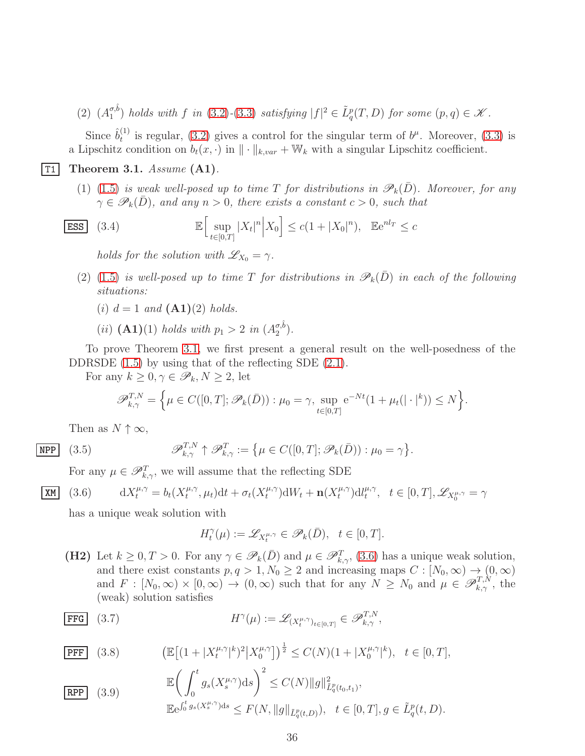(2) $(A_1^{\sigma,\hat b})$ *holds with* $f$ *in* (3.2)-(3.3) *satisfying* $|f|^2 \in \tilde L_q^p(T,D)$ *for some* $(p,q)\in \mathscr K$.

Since $\hat b_t^{(1)}$ is regular, (3.2) gives a control for the singular term of $b^\mu$. Moreover, (3.3) is a Lipschitz condition on $b_t(x,\cdot)$ in $\|\cdot\|_{k,var}+\mathbb W_k$ with a singular Lipschitz coefficient.

**Theorem 3.1.** *Assume* **(A1)**.

(1) (1.5) *is weak well-posed up to time* $T$ *for distributions in* $\mathscr P_k(\bar D)$. *Moreover, for any* $\gamma\in \mathscr P_k(\bar D)$, *and any* $n>0$, *there exists a constant* $c>0$, *such that*

$$\mathbb E\Big[\sup_{t\in[0,T]}|X_t|^n\Big|X_0\Big]\le c(1+|X_0|^n),\quad \mathbb E e^{n l_T}\le c \tag{3.4}$$

*holds for the solution with* $\mathscr L_{X_0}=\gamma$.

(2) (1.5) *is well-posed up to time* $T$ *for distributions in* $\mathscr P_k(\bar D)$ *in each of the following situations:*

(*i*) $d=1$ *and* **(A1)**(2) *holds.*

(*ii*) **(A1)**(1) *holds with* $p_1>2$ *in* $(A_2^{\sigma,\hat b})$.

To prove Theorem 3.1, we first present a general result on the well-posedness of the DDRSDE (1.5) by using that of the reflecting SDE (2.1).

For any $k\ge 0,\gamma\in\mathscr P_k, N\ge 2$, let

$$\mathscr P_{k,\gamma}^{T,N}=\Big\{\mu\in C([0,T];\mathscr P_k(\bar D)):\mu_0=\gamma,\ \sup_{t\in[0,T]}e^{-Nt}(1+\mu_t(|\cdot|^k))\le N\Big\}.$$

Then as $N\uparrow\infty$,

$$\mathscr P_{k,\gamma}^{T,N}\uparrow \mathscr P_{k,\gamma}^{T}:=\big\{\mu\in C([0,T];\mathscr P_k(\bar D)):\mu_0=\gamma\big\}. \tag{3.5}$$

For any $\mu\in\mathscr P_{k,\gamma}^T$, we will assume that the reflecting SDE

$$dX_t^{\mu,\gamma}=b_t(X_t^{\mu,\gamma},\mu_t)dt+\sigma_t(X_t^{\mu,\gamma})dW_t+\mathbf n(X_t^{\mu,\gamma})dl_t^{\mu,\gamma},\quad t\in[0,T],\mathscr L_{X_0^{\mu,\gamma}}=\gamma \tag{3.6}$$

has a unique weak solution with

$$H_t^\gamma(\mu):=\mathscr L_{X_t^{\mu,\gamma}}\in\mathscr P_k(\bar D),\quad t\in[0,T].$$

**(H2)** Let $k\ge 0, T>0$. For any $\gamma\in\mathscr P_k(\bar D)$ and $\mu\in\mathscr P_{k,\gamma}^T$, (3.6) has a unique weak solution, and there exist constants $p,q>1,N_0\ge 2$ and increasing maps $C:[N_0,\infty)\to(0,\infty)$ and $F:[N_0,\infty)\times[0,\infty)\to(0,\infty)$ such that for any $N\ge N_0$ and $\mu\in\mathscr P_{k,\gamma}^{T,N}$, the (weak) solution satisfies

$$H^\gamma(\mu):=\mathscr L_{(X_t^{\mu,\gamma})_{t\in[0,T]}}\in\mathscr P_{k,\gamma}^{T,N}, \tag{3.7}$$

$$\big(\mathbb E\big[(1+|X_t^{\mu,\gamma}|^k)^2\big|X_0^{\mu,\gamma}\big]\big)^{\frac12}\le C(N)(1+|X_0^{\mu,\gamma}|^k),\quad t\in[0,T], \tag{3.8}$$

$$\begin{aligned}&\mathbb E\bigg(\int_0^t g_s(X_s^{\mu,\gamma})ds\bigg)^2\le C(N)\|g\|^2_{\tilde L_q^p(t_0,t_1)},\\ &\mathbb E e^{\int_0^t g_s(X_s^{\mu,\gamma})ds}\le F(N,\|g\|_{\tilde L_q^p(t,D)}),\quad t\in[0,T],g\in\tilde L_q^p(t,D).\end{aligned} \tag{3.9}$$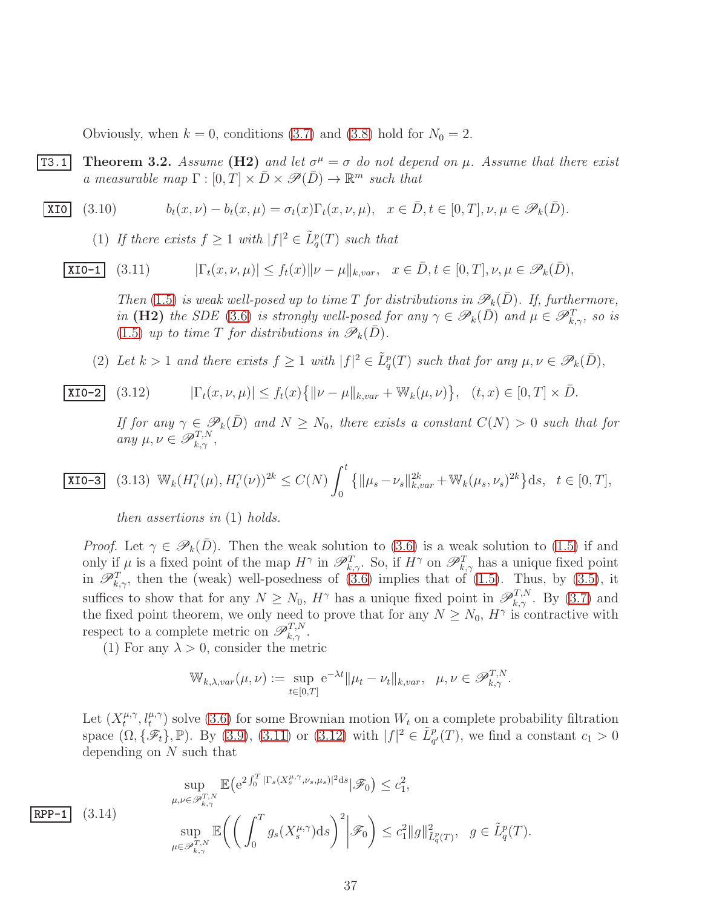Obviously, when $k = 0$, conditions (3.7) and (3.8) hold for $N_0 = 2$.

**Theorem 3.2.** *Assume* **(H2)** *and let $\sigma^\mu = \sigma$ do not depend on $\mu$. Assume that there exist a measurable map $\Gamma : [0,T] \times \bar{D} \times \mathscr{P}(\bar{D}) \to \mathbb{R}^m$ such that*

$$b_t(x,\nu) - b_t(x,\mu) = \sigma_t(x)\Gamma_t(x,\nu,\mu), \quad x \in \bar{D}, t \in [0,T], \nu,\mu \in \mathscr{P}_k(\bar{D}). \tag{3.10}$$

(1) *If there exists $f \geq 1$ with $|f|^2 \in \tilde{L}_q^p(T)$ such that*

$$|\Gamma_t(x,\nu,\mu)| \leq f_t(x)\|\nu - \mu\|_{k,var}, \quad x \in \bar{D}, t \in [0,T], \nu,\mu \in \mathscr{P}_k(\bar{D}), \tag{3.11}$$

*Then (1.5) is weak well-posed up to time $T$ for distributions in $\mathscr{P}_k(\bar{D})$. If, furthermore, in* **(H2)** *the SDE (3.6) is strongly well-posed for any $\gamma \in \mathscr{P}_k(\bar{D})$ and $\mu \in \mathscr{P}_{k,\gamma}^T$, so is (1.5) up to time $T$ for distributions in $\mathscr{P}_k(\bar{D})$.*

(2) *Let $k > 1$ and there exists $f \geq 1$ with $|f|^2 \in \tilde{L}_q^p(T)$ such that for any $\mu,\nu \in \mathscr{P}_k(\bar{D})$,*

$$|\Gamma_t(x,\nu,\mu)| \leq f_t(x)\big\{\|\nu - \mu\|_{k,var} + \mathbb{W}_k(\mu,\nu)\big\}, \quad (t,x) \in [0,T] \times \bar{D}. \tag{3.12}$$

*If for any $\gamma \in \mathscr{P}_k(\bar{D})$ and $N \geq N_0$, there exists a constant $C(N) > 0$ such that for any $\mu,\nu \in \mathscr{P}_{k,\gamma}^{T,N}$,*

$$\mathbb{W}_k(H_t^\gamma(\mu), H_t^\gamma(\nu))^{2k} \leq C(N)\int_0^t \big\{\|\mu_s - \nu_s\|_{k,var}^{2k} + \mathbb{W}_k(\mu_s,\nu_s)^{2k}\big\}\mathrm{d}s, \quad t \in [0,T], \tag{3.13}$$

*then assertions in* (1) *holds.*

*Proof.* Let $\gamma \in \mathscr{P}_k(\bar{D})$. Then the weak solution to (3.6) is a weak solution to (1.5) if and only if $\mu$ is a fixed point of the map $H^\gamma$ in $\mathscr{P}_{k,\gamma}^T$. So, if $H^\gamma$ on $\mathscr{P}_{k,\gamma}^T$ has a unique fixed point in $\mathscr{P}_{k,\gamma}^T$, then the (weak) well-posedness of (3.6) implies that of (1.5). Thus, by (3.5), it suffices to show that for any $N \geq N_0$, $H^\gamma$ has a unique fixed point in $\mathscr{P}_{k,\gamma}^{T,N}$. By (3.7) and the fixed point theorem, we only need to prove that for any $N \geq N_0$, $H^\gamma$ is contractive with respect to a complete metric on $\mathscr{P}_{k,\gamma}^{T,N}$.

(1) For any $\lambda > 0$, consider the metric

$$\mathbb{W}_{k,\lambda,var}(\mu,\nu) := \sup_{t\in[0,T]} \mathrm{e}^{-\lambda t}\|\mu_t - \nu_t\|_{k,var}, \quad \mu,\nu \in \mathscr{P}_{k,\gamma}^{T,N}.$$

Let $(X_t^{\mu,\gamma}, l_t^{\mu,\gamma})$ solve (3.6) for some Brownian motion $W_t$ on a complete probability filtration space $(\Omega, \{\mathscr{F}_t\}, \mathbb{P})$. By (3.9), (3.11) or (3.12) with $|f|^2 \in \tilde{L}_{q'}^p(T)$, we find a constant $c_1 > 0$ depending on $N$ such that

$$\begin{aligned}
&\sup_{\mu,\nu \in \mathscr{P}_{k,\gamma}^{T,N}} \mathbb{E}\big(\mathrm{e}^{2\int_0^T |\Gamma_s(X_s^{\mu,\gamma},\nu_s,\mu_s)|^2\mathrm{d}s}\big|\mathscr{F}_0\big) \leq c_1^2, \\
&\sup_{\mu \in \mathscr{P}_{k,\gamma}^{T,N}} \mathbb{E}\bigg(\bigg(\int_0^T g_s(X_s^{\mu,\gamma})\mathrm{d}s\bigg)^2\bigg|\mathscr{F}_0\bigg) \leq c_1^2\|g\|_{\tilde{L}_q^p(T)}^2, \quad g \in \tilde{L}_q^p(T).
\end{aligned} \tag{3.14}$$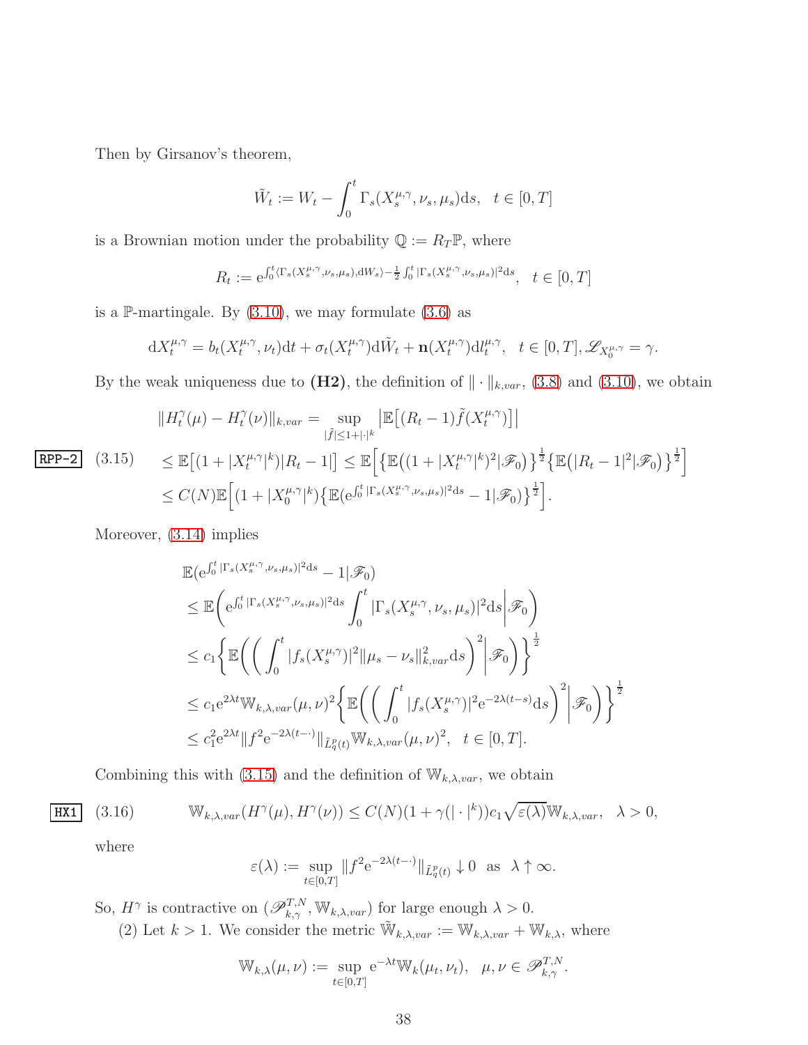Then by Girsanov's theorem,

$$\tilde{W}_t := W_t - \int_0^t \Gamma_s(X_s^{\mu,\gamma}, \nu_s, \mu_s) \mathrm{d}s, \quad t \in [0, T]$$

is a Brownian motion under the probability $\mathbb{Q} := R_T \mathbb{P}$, where

$$R_t := \mathrm{e}^{\int_0^t \langle \Gamma_s(X_s^{\mu,\gamma}, \nu_s, \mu_s), \mathrm{d}W_s \rangle - \frac{1}{2} \int_0^t |\Gamma_s(X_s^{\mu,\gamma}, \nu_s, \mu_s)|^2 \mathrm{d}s}, \quad t \in [0, T]$$

is a $\mathbb{P}$-martingale. By (3.10), we may formulate (3.6) as

$$\mathrm{d}X_t^{\mu,\gamma} = b_t(X_t^{\mu,\gamma}, \nu_t)\mathrm{d}t + \sigma_t(X_t^{\mu,\gamma})\mathrm{d}\tilde{W}_t + \mathbf{n}(X_t^{\mu,\gamma})\mathrm{d}l_t^{\mu,\gamma}, \quad t \in [0, T], \mathscr{L}_{X_0^{\mu,\gamma}} = \gamma.$$

By the weak uniqueness due to **(H2)**, the definition of $\|\cdot\|_{k,var}$, (3.8) and (3.10), we obtain

$$\begin{aligned}
&\|H_t^\gamma(\mu) - H_t^\gamma(\nu)\|_{k,var} = \sup_{|\tilde{f}| \le 1 + |\cdot|^k} \big|\mathbb{E}\big[(R_t - 1)\tilde{f}(X_t^{\mu,\gamma})\big]\big| \\
&\le \mathbb{E}\big[(1 + |X_t^{\mu,\gamma}|^k)|R_t - 1|\big] \le \mathbb{E}\Big[\big\{\mathbb{E}\big((1 + |X_t^{\mu,\gamma}|^k)^2|\mathscr{F}_0\big)\big\}^{\frac{1}{2}}\big\{\mathbb{E}\big(|R_t - 1|^2|\mathscr{F}_0\big)\big\}^{\frac{1}{2}}\Big] \\
&\le C(N)\mathbb{E}\Big[(1 + |X_0^{\mu,\gamma}|^k)\big\{\mathbb{E}(\mathrm{e}^{\int_0^t |\Gamma_s(X_s^{\mu,\gamma}, \nu_s, \mu_s)|^2 \mathrm{d}s} - 1|\mathscr{F}_0)\big\}^{\frac{1}{2}}\Big].
\end{aligned} \tag{3.15}$$

Moreover, (3.14) implies

$$\begin{aligned}
&\mathbb{E}(\mathrm{e}^{\int_0^t |\Gamma_s(X_s^{\mu,\gamma}, \nu_s, \mu_s)|^2 \mathrm{d}s} - 1|\mathscr{F}_0) \\
&\le \mathbb{E}\bigg(\mathrm{e}^{\int_0^t |\Gamma_s(X_s^{\mu,\gamma}, \nu_s, \mu_s)|^2 \mathrm{d}s} \int_0^t |\Gamma_s(X_s^{\mu,\gamma}, \nu_s, \mu_s)|^2 \mathrm{d}s \bigg| \mathscr{F}_0\bigg) \\
&\le c_1 \bigg\{\mathbb{E}\bigg(\bigg(\int_0^t |f_s(X_s^{\mu,\gamma})|^2 \|\mu_s - \nu_s\|_{k,var}^2 \mathrm{d}s\bigg)^2 \bigg| \mathscr{F}_0\bigg)\bigg\}^{\frac{1}{2}} \\
&\le c_1 \mathrm{e}^{2\lambda t} \mathbb{W}_{k,\lambda,var}(\mu, \nu)^2 \bigg\{\mathbb{E}\bigg(\bigg(\int_0^t |f_s(X_s^{\mu,\gamma})|^2 \mathrm{e}^{-2\lambda(t-s)} \mathrm{d}s\bigg)^2 \bigg| \mathscr{F}_0\bigg)\bigg\}^{\frac{1}{2}} \\
&\le c_1^2 \mathrm{e}^{2\lambda t} \|f^2 \mathrm{e}^{-2\lambda(t-\cdot)}\|_{\tilde{L}_q^p(t)} \mathbb{W}_{k,\lambda,var}(\mu, \nu)^2, \quad t \in [0, T].
\end{aligned}$$

Combining this with (3.15) and the definition of $\mathbb{W}_{k,\lambda,var}$, we obtain

$$\mathbb{W}_{k,\lambda,var}(H^\gamma(\mu), H^\gamma(\nu)) \le C(N)(1 + \gamma(|\cdot|^k))c_1\sqrt{\varepsilon(\lambda)}\mathbb{W}_{k,\lambda,var}, \quad \lambda > 0, \tag{3.16}$$

where

$$\varepsilon(\lambda) := \sup_{t \in [0,T]} \|f^2 \mathrm{e}^{-2\lambda(t-\cdot)}\|_{\tilde{L}_q^p(t)} \downarrow 0 \ \text{ as } \ \lambda \uparrow \infty.$$

So, $H^\gamma$ is contractive on $(\mathscr{P}_{k,\gamma}^{T,N}, \mathbb{W}_{k,\lambda,var})$ for large enough $\lambda > 0$.

(2) Let $k > 1$. We consider the metric $\tilde{\mathbb{W}}_{k,\lambda,var} := \mathbb{W}_{k,\lambda,var} + \mathbb{W}_{k,\lambda}$, where

$$\mathbb{W}_{k,\lambda}(\mu, \nu) := \sup_{t \in [0,T]} \mathrm{e}^{-\lambda t} \mathbb{W}_k(\mu_t, \nu_t), \quad \mu, \nu \in \mathscr{P}_{k,\gamma}^{T,N}.$$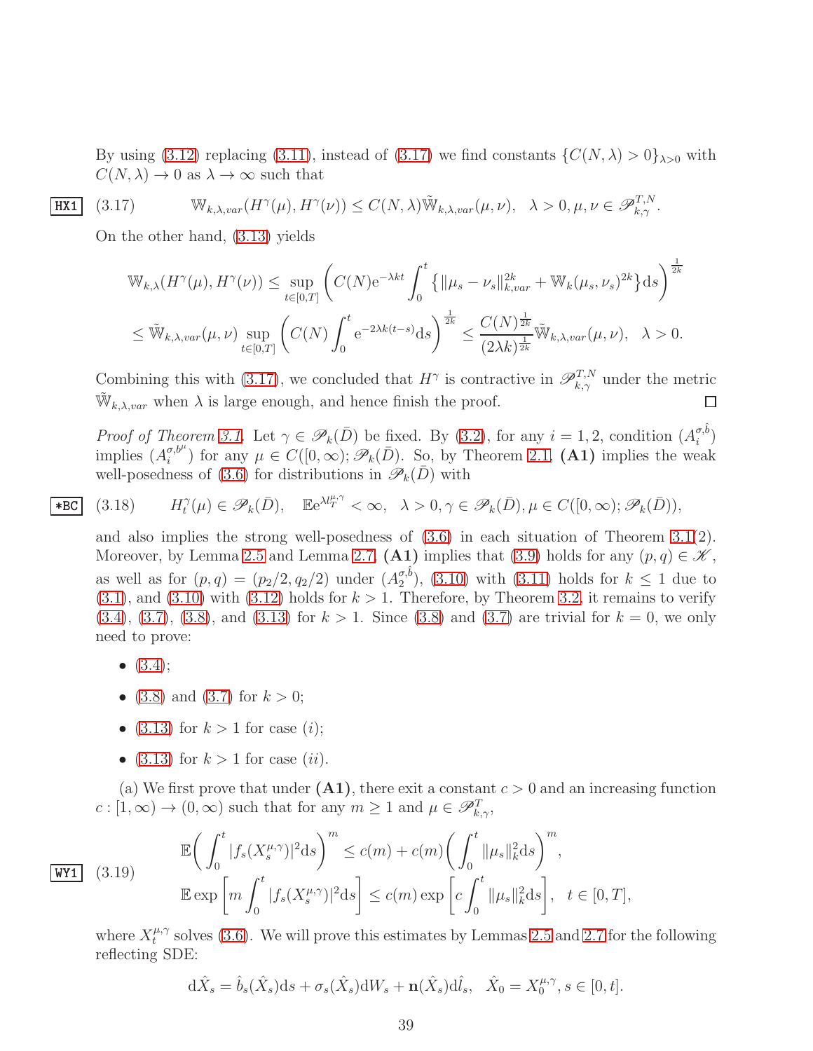By using (3.12) replacing (3.11), instead of (3.17) we find constants $\{C(N,\lambda)>0\}_{\lambda>0}$ with $C(N,\lambda)\to 0$ as $\lambda\to\infty$ such that

$$\mathbb{W}_{k,\lambda,var}(H^\gamma(\mu),H^\gamma(\nu))\le C(N,\lambda)\tilde{\mathbb{W}}_{k,\lambda,var}(\mu,\nu),\quad \lambda>0,\mu,\nu\in\mathscr{P}^{T,N}_{k,\gamma}. \tag{3.17}$$

On the other hand, (3.13) yields

$$\begin{aligned}
&\mathbb{W}_{k,\lambda}(H^\gamma(\mu),H^\gamma(\nu))\le \sup_{t\in[0,T]}\left(C(N)\mathrm{e}^{-\lambda kt}\int_0^t\left\{\|\mu_s-\nu_s\|_{k,var}^{2k}+\mathbb{W}_k(\mu_s,\nu_s)^{2k}\right\}\mathrm{d}s\right)^{\frac{1}{2k}}\\
&\le \tilde{\mathbb{W}}_{k,\lambda,var}(\mu,\nu)\sup_{t\in[0,T]}\left(C(N)\int_0^t\mathrm{e}^{-2\lambda k(t-s)}\mathrm{d}s\right)^{\frac{1}{2k}}\le\frac{C(N)^{\frac{1}{2k}}}{(2\lambda k)^{\frac{1}{2k}}}\tilde{\mathbb{W}}_{k,\lambda,var}(\mu,\nu),\quad\lambda>0.
\end{aligned}$$

Combining this with (3.17), we concluded that $H^\gamma$ is contractive in $\mathscr{P}^{T,N}_{k,\gamma}$ under the metric $\tilde{\mathbb{W}}_{k,\lambda,var}$ when $\lambda$ is large enough, and hence finish the proof. □

*Proof of Theorem 3.1.* Let $\gamma\in\mathscr{P}_k(\bar D)$ be fixed. By (3.2), for any $i=1,2$, condition $(A_i^{\sigma,\hat b})$ implies $(A_i^{\sigma,b^\mu})$ for any $\mu\in C([0,\infty);\mathscr{P}_k(\bar D))$. So, by Theorem 2.1, **(A1)** implies the weak well-posedness of (3.6) for distributions in $\mathscr{P}_k(\bar D)$ with

$$H_t^\gamma(\mu)\in\mathscr{P}_k(\bar D),\quad \mathbb{E}\mathrm{e}^{\lambda l_T^{\mu,\gamma}}<\infty,\quad\lambda>0,\gamma\in\mathscr{P}_k(\bar D),\mu\in C([0,\infty);\mathscr{P}_k(\bar D)), \tag{3.18}$$

and also implies the strong well-posedness of (3.6) in each situation of Theorem 3.1(2). Moreover, by Lemma 2.5 and Lemma 2.7, **(A1)** implies that (3.9) holds for any $(p,q)\in\mathscr{K}$, as well as for $(p,q)=(p_2/2,q_2/2)$ under $(A_2^{\sigma,\hat b})$, (3.10) with (3.11) holds for $k\le 1$ due to (3.1), and (3.10) with (3.12) holds for $k>1$. Therefore, by Theorem 3.2, it remains to verify (3.4), (3.7), (3.8), and (3.13) for $k>1$. Since (3.8) and (3.7) are trivial for $k=0$, we only need to prove:

- (3.4);
- (3.8) and (3.7) for $k>0$;
- (3.13) for $k>1$ for case $(i)$;
- (3.13) for $k>1$ for case $(ii)$.

(a) We first prove that under **(A1)**, there exit a constant $c>0$ and an increasing function $c:[1,\infty)\to(0,\infty)$ such that for any $m\ge 1$ and $\mu\in\mathscr{P}^T_{k,\gamma}$,

$$\begin{aligned}
&\mathbb{E}\bigg(\int_0^t|f_s(X_s^{\mu,\gamma})|^2\mathrm{d}s\bigg)^m\le c(m)+c(m)\bigg(\int_0^t\|\mu_s\|_k^2\mathrm{d}s\bigg)^m,\\
&\mathbb{E}\exp\left[m\int_0^t|f_s(X_s^{\mu,\gamma})|^2\mathrm{d}s\right]\le c(m)\exp\left[c\int_0^t\|\mu_s\|_k^2\mathrm{d}s\right],\quad t\in[0,T],
\end{aligned}\tag{3.19}$$

where $X_t^{\mu,\gamma}$ solves (3.6). We will prove this estimates by Lemmas 2.5 and 2.7 for the following reflecting SDE:

$$\mathrm{d}\hat X_s=\hat b_s(\hat X_s)\mathrm{d}s+\sigma_s(\hat X_s)\mathrm{d}W_s+\mathbf{n}(\hat X_s)\mathrm{d}\hat l_s,\quad \hat X_0=X_0^{\mu,\gamma},s\in[0,t].$$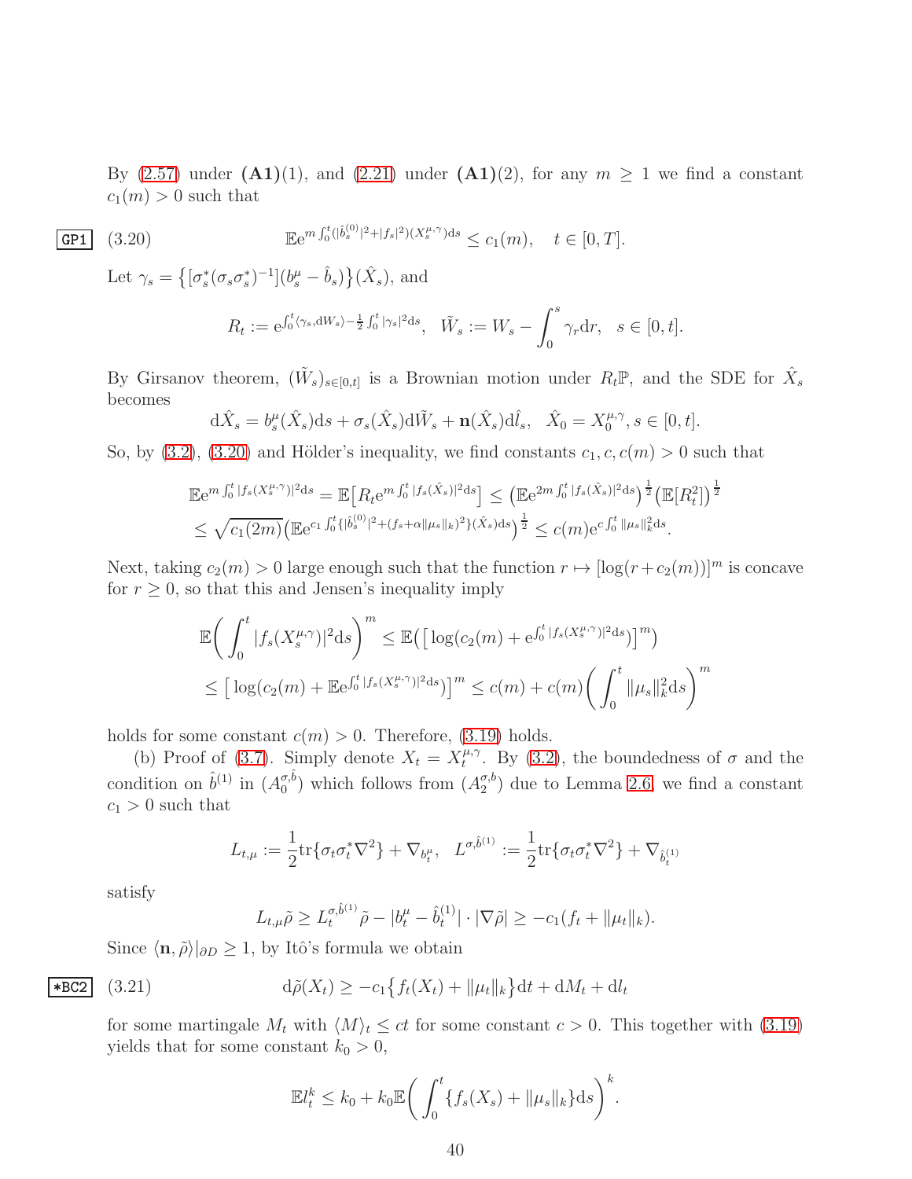By (2.57) under **(A1)**(1), and (2.21) under **(A1)**(2), for any $m \geq 1$ we find a constant $c_1(m) > 0$ such that

$$\mathbb{E}\mathrm{e}^{m\int_0^t (|\hat{b}_s^{(0)}|^2 + |f_s|^2)(X_s^{\mu,\gamma})\mathrm{d}s} \leq c_1(m), \quad t \in [0,T]. \tag{3.20}$$

Let $\gamma_s = \big\{[\sigma_s^*(\sigma_s\sigma_s^*)^{-1}](b_s^\mu - \hat{b}_s)\big\}(\hat{X}_s)$, and

$$R_t := \mathrm{e}^{\int_0^t \langle \gamma_s, \mathrm{d}W_s\rangle - \frac{1}{2}\int_0^t |\gamma_s|^2 \mathrm{d}s}, \quad \tilde{W}_s := W_s - \int_0^s \gamma_r \mathrm{d}r, \quad s \in [0,t].$$

By Girsanov theorem, $(\tilde{W}_s)_{s\in[0,t]}$ is a Brownian motion under $R_t\mathbb{P}$, and the SDE for $\hat{X}_s$ becomes

$$\mathrm{d}\hat{X}_s = b_s^\mu(\hat{X}_s)\mathrm{d}s + \sigma_s(\hat{X}_s)\mathrm{d}\tilde{W}_s + \mathbf{n}(\hat{X}_s)\mathrm{d}\hat{l}_s, \quad \hat{X}_0 = X_0^{\mu,\gamma}, s \in [0,t].$$

So, by (3.2), (3.20) and Hölder's inequality, we find constants $c_1, c, c(m) > 0$ such that

$$\begin{aligned}
&\mathbb{E}\mathrm{e}^{m\int_0^t |f_s(X_s^{\mu,\gamma})|^2\mathrm{d}s} = \mathbb{E}\big[R_t \mathrm{e}^{m\int_0^t |f_s(\hat{X}_s)|^2\mathrm{d}s}\big] \leq \big(\mathbb{E}\mathrm{e}^{2m\int_0^t |f_s(\hat{X}_s)|^2\mathrm{d}s}\big)^{\frac{1}{2}}\big(\mathbb{E}[R_t^2]\big)^{\frac{1}{2}} \\
&\leq \sqrt{c_1(2m)}\big(\mathbb{E}\mathrm{e}^{c_1\int_0^t \{|\hat{b}_s^{(0)}|^2 + (f_s + \alpha\|\mu_s\|_k)^2\}(\hat{X}_s)\mathrm{d}s}\big)^{\frac{1}{2}} \leq c(m)\mathrm{e}^{c\int_0^t \|\mu_s\|_k^2 \mathrm{d}s}.
\end{aligned}$$

Next, taking $c_2(m) > 0$ large enough such that the function $r \mapsto [\log(r + c_2(m))]^m$ is concave for $r \geq 0$, so that this and Jensen's inequality imply

$$\begin{aligned}
&\mathbb{E}\bigg(\int_0^t |f_s(X_s^{\mu,\gamma})|^2\mathrm{d}s\bigg)^m \leq \mathbb{E}\big(\big[\log(c_2(m) + \mathrm{e}^{\int_0^t |f_s(X_s^{\mu,\gamma})|^2\mathrm{d}s})\big]^m\big) \\
&\leq \big[\log(c_2(m) + \mathbb{E}\mathrm{e}^{\int_0^t |f_s(X_s^{\mu,\gamma})|^2\mathrm{d}s})\big]^m \leq c(m) + c(m)\bigg(\int_0^t \|\mu_s\|_k^2\mathrm{d}s\bigg)^m
\end{aligned}$$

holds for some constant $c(m) > 0$. Therefore, (3.19) holds.

(b) Proof of (3.7). Simply denote $X_t = X_t^{\mu,\gamma}$. By (3.2), the boundedness of $\sigma$ and the condition on $\hat{b}^{(1)}$ in $(A_0^{\sigma,\hat{b}})$ which follows from $(A_2^{\sigma,b})$ due to Lemma 2.6, we find a constant $c_1 > 0$ such that

$$L_{t,\mu} := \frac{1}{2}\mathrm{tr}\{\sigma_t\sigma_t^*\nabla^2\} + \nabla_{b_t^\mu}, \quad L^{\sigma,\hat{b}^{(1)}} := \frac{1}{2}\mathrm{tr}\{\sigma_t\sigma_t^*\nabla^2\} + \nabla_{\hat{b}_t^{(1)}}$$

satisfy

$$L_{t,\mu}\tilde{\rho} \geq L_t^{\sigma,\hat{b}^{(1)}}\tilde{\rho} - |b_t^\mu - \hat{b}_t^{(1)}| \cdot |\nabla\tilde{\rho}| \geq -c_1(f_t + \|\mu_t\|_k).$$

Since $\langle \mathbf{n}, \tilde{\rho}\rangle|_{\partial D} \geq 1$, by Itô's formula we obtain

$$\mathrm{d}\tilde{\rho}(X_t) \geq -c_1\big\{f_t(X_t) + \|\mu_t\|_k\big\}\mathrm{d}t + \mathrm{d}M_t + \mathrm{d}l_t \tag{3.21}$$

for some martingale $M_t$ with $\langle M\rangle_t \leq ct$ for some constant $c > 0$. This together with (3.19) yields that for some constant $k_0 > 0$,

$$\mathbb{E}l_t^k \leq k_0 + k_0\mathbb{E}\bigg(\int_0^t \{f_s(X_s) + \|\mu_s\|_k\}\mathrm{d}s\bigg)^k.$$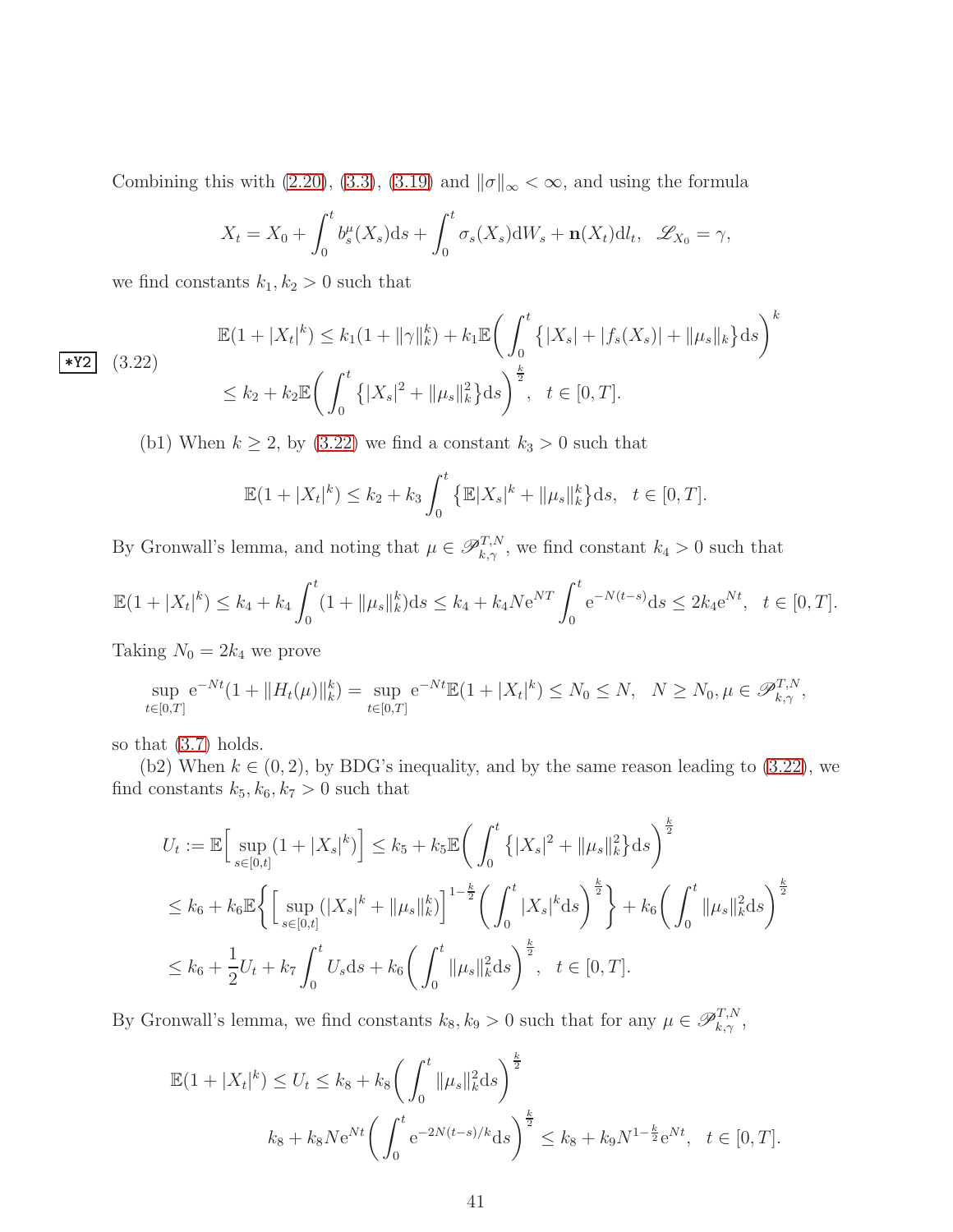Combining this with (2.20), (3.3), (3.19) and $\|\sigma\|_\infty < \infty$, and using the formula

$$X_t = X_0 + \int_0^t b_s^\mu(X_s)\mathrm{d}s + \int_0^t \sigma_s(X_s)\mathrm{d}W_s + \mathbf{n}(X_t)\mathrm{d}l_t, \quad \mathscr{L}_{X_0} = \gamma,$$

we find constants $k_1, k_2 > 0$ such that

$$\begin{aligned}
\mathbb{E}(1+|X_t|^k) &\le k_1(1+\|\gamma\|_k^k) + k_1\mathbb{E}\bigg(\int_0^t \big\{|X_s| + |f_s(X_s)| + \|\mu_s\|_k\big\}\mathrm{d}s\bigg)^k \\
&\le k_2 + k_2\mathbb{E}\bigg(\int_0^t \big\{|X_s|^2 + \|\mu_s\|_k^2\big\}\mathrm{d}s\bigg)^{\frac{k}{2}}, \quad t\in[0,T].
\end{aligned} \tag{3.22}$$

(b1) When $k \ge 2$, by (3.22) we find a constant $k_3 > 0$ such that

$$\mathbb{E}(1+|X_t|^k) \le k_2 + k_3\int_0^t \big\{\mathbb{E}|X_s|^k + \|\mu_s\|_k^k\big\}\mathrm{d}s, \quad t\in[0,T].$$

By Gronwall's lemma, and noting that $\mu \in \mathscr{P}_{k,\gamma}^{T,N}$, we find constant $k_4 > 0$ such that

$$\mathbb{E}(1+|X_t|^k) \le k_4 + k_4\int_0^t (1+\|\mu_s\|_k^k)\mathrm{d}s \le k_4 + k_4 N\mathrm{e}^{NT}\int_0^t \mathrm{e}^{-N(t-s)}\mathrm{d}s \le 2k_4\mathrm{e}^{Nt}, \quad t\in[0,T].$$

Taking $N_0 = 2k_4$ we prove

$$\sup_{t\in[0,T]} \mathrm{e}^{-Nt}(1+\|H_t(\mu)\|_k^k) = \sup_{t\in[0,T]} \mathrm{e}^{-Nt}\mathbb{E}(1+|X_t|^k) \le N_0 \le N, \quad N\ge N_0, \mu\in\mathscr{P}_{k,\gamma}^{T,N},$$

so that (3.7) holds.

(b2) When $k\in(0,2)$, by BDG's inequality, and by the same reason leading to (3.22), we find constants $k_5, k_6, k_7 > 0$ such that

$$\begin{aligned}
U_t &:= \mathbb{E}\Big[\sup_{s\in[0,t]}(1+|X_s|^k)\Big] \le k_5 + k_5\mathbb{E}\bigg(\int_0^t \big\{|X_s|^2 + \|\mu_s\|_k^2\big\}\mathrm{d}s\bigg)^{\frac{k}{2}} \\
&\le k_6 + k_6\mathbb{E}\bigg\{\Big[\sup_{s\in[0,t]}(|X_s|^k + \|\mu_s\|_k^k)\Big]^{1-\frac{k}{2}}\bigg(\int_0^t |X_s|^k\mathrm{d}s\bigg)^{\frac{k}{2}}\bigg\} + k_6\bigg(\int_0^t \|\mu_s\|_k^2\mathrm{d}s\bigg)^{\frac{k}{2}} \\
&\le k_6 + \frac{1}{2}U_t + k_7\int_0^t U_s\mathrm{d}s + k_6\bigg(\int_0^t \|\mu_s\|_k^2\mathrm{d}s\bigg)^{\frac{k}{2}}, \quad t\in[0,T].
\end{aligned}$$

By Gronwall's lemma, we find constants $k_8, k_9 > 0$ such that for any $\mu\in\mathscr{P}_{k,\gamma}^{T,N}$,

$$\begin{aligned}
\mathbb{E}(1+|X_t|^k) &\le U_t \le k_8 + k_8\bigg(\int_0^t \|\mu_s\|_k^2\mathrm{d}s\bigg)^{\frac{k}{2}} \\
& k_8 + k_8 N\mathrm{e}^{Nt}\bigg(\int_0^t \mathrm{e}^{-2N(t-s)/k}\mathrm{d}s\bigg)^{\frac{k}{2}} \le k_8 + k_9 N^{1-\frac{k}{2}}\mathrm{e}^{Nt}, \quad t\in[0,T].
\end{aligned}$$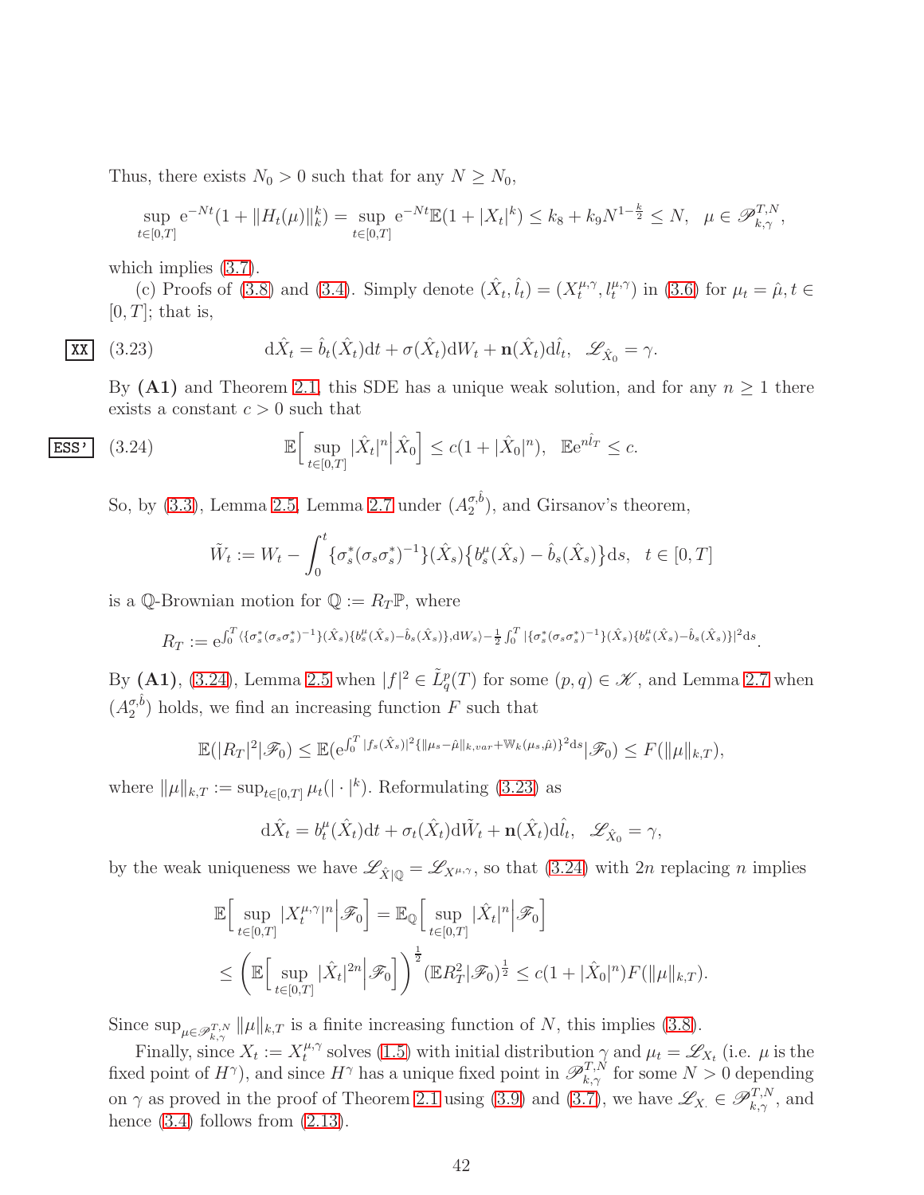Thus, there exists $N_0 > 0$ such that for any $N \geq N_0$,

$$\sup_{t\in[0,T]} \mathrm{e}^{-Nt}(1+\|H_t(\mu)\|_k^k) = \sup_{t\in[0,T]} \mathrm{e}^{-Nt}\mathbb{E}(1+|X_t|^k) \leq k_8 + k_9 N^{1-\frac{k}{2}} \leq N, \quad \mu \in \mathscr{P}_{k,\gamma}^{T,N},$$

which implies (3.7).

(c) Proofs of (3.8) and (3.4). Simply denote $(\hat{X}_t, \hat{l}_t) = (X_t^{\mu,\gamma}, l_t^{\mu,\gamma})$ in (3.6) for $\mu_t = \hat{\mu}, t \in [0,T]$; that is,

$$\mathrm{d}\hat{X}_t = \hat{b}_t(\hat{X}_t)\mathrm{d}t + \sigma(\hat{X}_t)\mathrm{d}W_t + \mathbf{n}(\hat{X}_t)\mathrm{d}\hat{l}_t, \quad \mathscr{L}_{\hat{X}_0} = \gamma. \tag{3.23}$$

By **(A1)** and Theorem 2.1, this SDE has a unique weak solution, and for any $n \geq 1$ there exists a constant $c > 0$ such that

$$\mathbb{E}\Big[\sup_{t\in[0,T]} |\hat{X}_t|^n \Big| \hat{X}_0\Big] \leq c(1+|\hat{X}_0|^n), \quad \mathbb{E}\mathrm{e}^{n\hat{l}_T} \leq c. \tag{3.24}$$

So, by (3.3), Lemma 2.5, Lemma 2.7 under $(A_2^{\sigma,\hat{b}})$, and Girsanov's theorem,

$$\tilde{W}_t := W_t - \int_0^t \big\{\sigma_s^*(\sigma_s\sigma_s^*)^{-1}\big\}(\hat{X}_s)\big\{b_s^\mu(\hat{X}_s) - \hat{b}_s(\hat{X}_s)\big\}\mathrm{d}s, \quad t \in [0,T]$$

is a $\mathbb{Q}$-Brownian motion for $\mathbb{Q} := R_T\mathbb{P}$, where

$$R_T := \mathrm{e}^{\int_0^T \langle \{\sigma_s^*(\sigma_s\sigma_s^*)^{-1}\}(\hat{X}_s)\{b_s^\mu(\hat{X}_s)-\hat{b}_s(\hat{X}_s)\}, \mathrm{d}W_s\rangle - \frac{1}{2}\int_0^T |\{\sigma_s^*(\sigma_s\sigma_s^*)^{-1}\}(\hat{X}_s)\{b_s^\mu(\hat{X}_s)-\hat{b}_s(\hat{X}_s)\}|^2\mathrm{d}s}.$$

By **(A1)**, (3.24), Lemma 2.5 when $|f|^2 \in \tilde{L}_q^p(T)$ for some $(p,q) \in \mathscr{K}$, and Lemma 2.7 when $(A_2^{\sigma,\hat{b}})$ holds, we find an increasing function $F$ such that

$$\mathbb{E}(|R_T|^2|\mathscr{F}_0) \leq \mathbb{E}(\mathrm{e}^{\int_0^T |f_s(\hat{X}_s)|^2\{\|\mu_s-\hat{\mu}\|_{k,var}+\mathbb{W}_k(\mu_s,\hat{\mu})\}^2\mathrm{d}s}|\mathscr{F}_0) \leq F(\|\mu\|_{k,T}),$$

where $\|\mu\|_{k,T} := \sup_{t\in[0,T]} \mu_t(|\cdot|^k)$. Reformulating (3.23) as

$$\mathrm{d}\hat{X}_t = b_t^\mu(\hat{X}_t)\mathrm{d}t + \sigma_t(\hat{X}_t)\mathrm{d}\tilde{W}_t + \mathbf{n}(\hat{X}_t)\mathrm{d}\hat{l}_t, \quad \mathscr{L}_{\hat{X}_0} = \gamma,$$

by the weak uniqueness we have $\mathscr{L}_{\hat{X}|\mathbb{Q}} = \mathscr{L}_{X^{\mu,\gamma}}$, so that (3.24) with $2n$ replacing $n$ implies

$$\begin{aligned}
\mathbb{E}\Big[\sup_{t\in[0,T]} |X_t^{\mu,\gamma}|^n \Big| \mathscr{F}_0\Big] &= \mathbb{E}_{\mathbb{Q}}\Big[\sup_{t\in[0,T]} |\hat{X}_t|^n \Big| \mathscr{F}_0\Big] \\
&\leq \bigg(\mathbb{E}\Big[\sup_{t\in[0,T]} |\hat{X}_t|^{2n} \Big| \mathscr{F}_0\Big]\bigg)^{\frac{1}{2}} (\mathbb{E}R_T^2|\mathscr{F}_0)^{\frac{1}{2}} \leq c(1+|\hat{X}_0|^n)F(\|\mu\|_{k,T}).
\end{aligned}$$

Since $\sup_{\mu\in\mathscr{P}_{k,\gamma}^{T,N}} \|\mu\|_{k,T}$ is a finite increasing function of $N$, this implies (3.8).

Finally, since $X_t := X_t^{\mu,\gamma}$ solves (1.5) with initial distribution $\gamma$ and $\mu_t = \mathscr{L}_{X_t}$ (i.e. $\mu$ is the fixed point of $H^\gamma$), and since $H^\gamma$ has a unique fixed point in $\mathscr{P}_{k,\gamma}^{T,N}$ for some $N > 0$ depending on $\gamma$ as proved in the proof of Theorem 2.1 using (3.9) and (3.7), we have $\mathscr{L}_{X_\cdot} \in \mathscr{P}_{k,\gamma}^{T,N}$, and hence (3.4) follows from (2.13).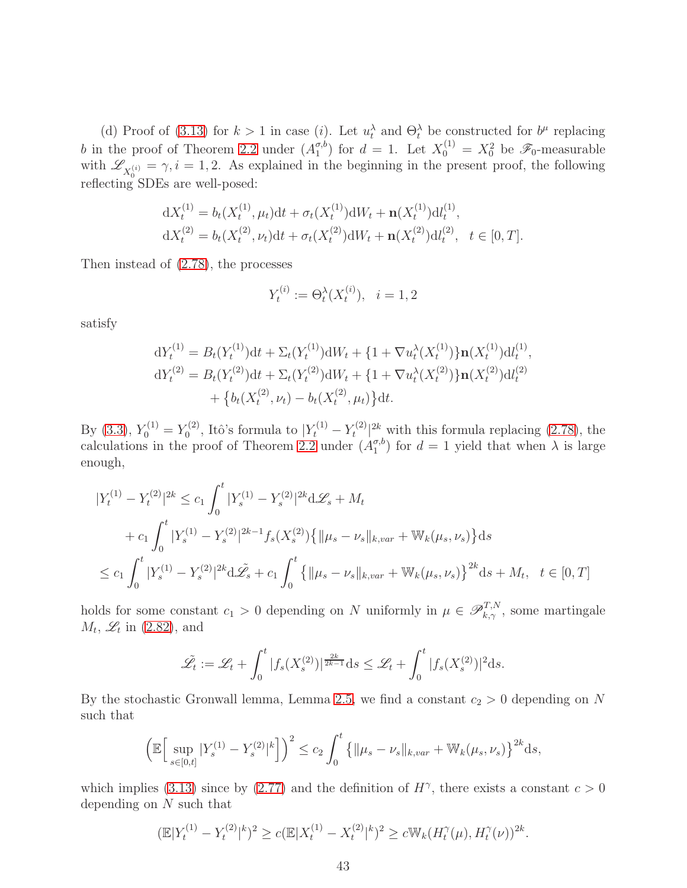(d) Proof of (3.13) for $k > 1$ in case $(i)$. Let $u_t^\lambda$ and $\Theta_t^\lambda$ be constructed for $b^\mu$ replacing $b$ in the proof of Theorem 2.2 under $(A_1^{\sigma,b})$ for $d = 1$. Let $X_0^{(1)} = X_0^2$ be $\mathscr{F}_0$-measurable with $\mathscr{L}_{X_0^{(i)}} = \gamma, i = 1, 2$. As explained in the beginning in the present proof, the following reflecting SDEs are well-posed:

$$
\begin{aligned}
\mathrm{d}X_t^{(1)} &= b_t(X_t^{(1)}, \mu_t)\mathrm{d}t + \sigma_t(X_t^{(1)})\mathrm{d}W_t + \mathbf{n}(X_t^{(1)})\mathrm{d}l_t^{(1)}, \\
\mathrm{d}X_t^{(2)} &= b_t(X_t^{(2)}, \nu_t)\mathrm{d}t + \sigma_t(X_t^{(2)})\mathrm{d}W_t + \mathbf{n}(X_t^{(2)})\mathrm{d}l_t^{(2)}, \quad t \in [0, T].
\end{aligned}
$$

Then instead of (2.78), the processes

$$
Y_t^{(i)} := \Theta_t^\lambda(X_t^{(i)}), \quad i = 1, 2
$$

satisfy

$$
\begin{aligned}
\mathrm{d}Y_t^{(1)} &= B_t(Y_t^{(1)})\mathrm{d}t + \Sigma_t(Y_t^{(1)})\mathrm{d}W_t + \{1 + \nabla u_t^\lambda(X_t^{(1)})\}\mathbf{n}(X_t^{(1)})\mathrm{d}l_t^{(1)}, \\
\mathrm{d}Y_t^{(2)} &= B_t(Y_t^{(2)})\mathrm{d}t + \Sigma_t(Y_t^{(2)})\mathrm{d}W_t + \{1 + \nabla u_t^\lambda(X_t^{(2)})\}\mathbf{n}(X_t^{(2)})\mathrm{d}l_t^{(2)} \\
&\quad + \big\{b_t(X_t^{(2)}, \nu_t) - b_t(X_t^{(2)}, \mu_t)\big\}\mathrm{d}t.
\end{aligned}
$$

By (3.3), $Y_0^{(1)} = Y_0^{(2)}$, Itô's formula to $|Y_t^{(1)} - Y_t^{(2)}|^{2k}$ with this formula replacing (2.78), the calculations in the proof of Theorem 2.2 under $(A_1^{\sigma,b})$ for $d = 1$ yield that when $\lambda$ is large enough,

$$
\begin{aligned}
|Y_t^{(1)} - Y_t^{(2)}|^{2k} &\le c_1 \int_0^t |Y_s^{(1)} - Y_s^{(2)}|^{2k} \mathrm{d}\mathscr{L}_s + M_t \\
&\quad + c_1 \int_0^t |Y_s^{(1)} - Y_s^{(2)}|^{2k-1} f_s(X_s^{(2)}) \big\{\|\mu_s - \nu_s\|_{k,var} + \mathbb{W}_k(\mu_s, \nu_s)\big\}\mathrm{d}s \\
&\le c_1 \int_0^t |Y_s^{(1)} - Y_s^{(2)}|^{2k} \mathrm{d}\tilde{\mathscr{L}}_s + c_1 \int_0^t \big\{\|\mu_s - \nu_s\|_{k,var} + \mathbb{W}_k(\mu_s, \nu_s)\big\}^{2k} \mathrm{d}s + M_t, \quad t \in [0, T]
\end{aligned}
$$

holds for some constant $c_1 > 0$ depending on $N$ uniformly in $\mu \in \mathscr{P}_{k,\gamma}^{T,N}$, some martingale $M_t$, $\mathscr{L}_t$ in (2.82), and

$$
\tilde{\mathscr{L}}_t := \mathscr{L}_t + \int_0^t |f_s(X_s^{(2)})|^{\frac{2k}{2k-1}} \mathrm{d}s \le \mathscr{L}_t + \int_0^t |f_s(X_s^{(2)})|^2 \mathrm{d}s.
$$

By the stochastic Gronwall lemma, Lemma 2.5, we find a constant $c_2 > 0$ depending on $N$ such that

$$
\Big(\mathbb{E}\Big[\sup_{s \in [0,t]} |Y_s^{(1)} - Y_s^{(2)}|^k\Big]\Big)^2 \le c_2 \int_0^t \big\{\|\mu_s - \nu_s\|_{k,var} + \mathbb{W}_k(\mu_s, \nu_s)\big\}^{2k} \mathrm{d}s,
$$

which implies (3.13) since by (2.77) and the definition of $H^\gamma$, there exists a constant $c > 0$ depending on $N$ such that

$$
(\mathbb{E}|Y_t^{(1)} - Y_t^{(2)}|^k)^2 \ge c(\mathbb{E}|X_t^{(1)} - X_t^{(2)}|^k)^2 \ge c\mathbb{W}_k(H_t^\gamma(\mu), H_t^\gamma(\nu))^{2k}.
$$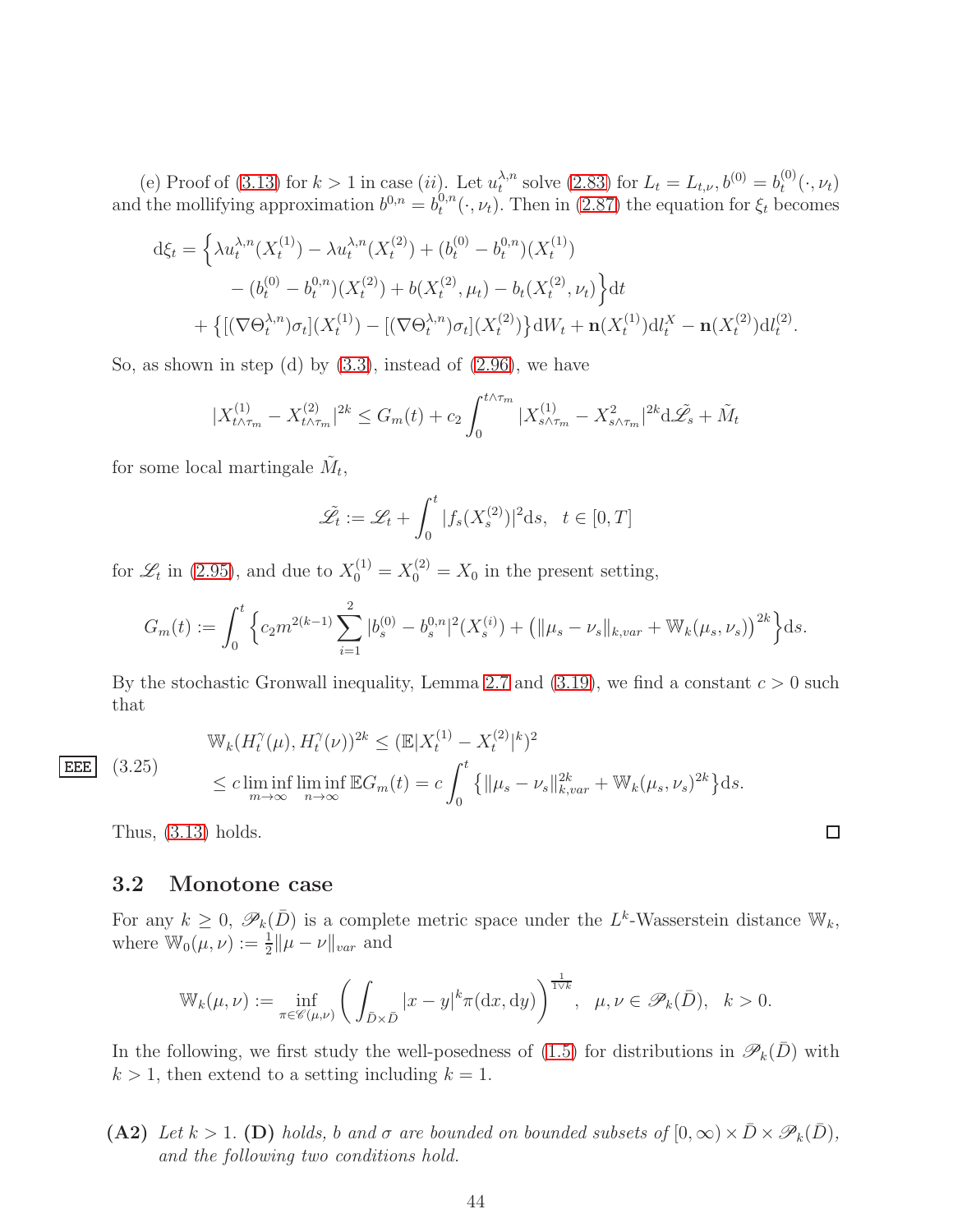(e) Proof of (3.13) for $k > 1$ in case $(ii)$. Let $u_t^{\lambda,n}$ solve (2.83) for $L_t = L_{t,\nu}, b^{(0)} = b_t^{(0)}(\cdot,\nu_t)$ and the mollifying approximation $b^{0,n} = b_t^{0,n}(\cdot,\nu_t)$. Then in (2.87) the equation for $\xi_t$ becomes

$$
\begin{aligned}
\mathrm{d}\xi_t = \Big\{&\lambda u_t^{\lambda,n}(X_t^{(1)}) - \lambda u_t^{\lambda,n}(X_t^{(2)}) + (b_t^{(0)} - b_t^{0,n})(X_t^{(1)}) \\
&- (b_t^{(0)} - b_t^{0,n})(X_t^{(2)}) + b(X_t^{(2)},\mu_t) - b_t(X_t^{(2)},\nu_t)\Big\}\mathrm{d}t \\
&+ \big\{[(\nabla\Theta_t^{\lambda,n})\sigma_t](X_t^{(1)}) - [(\nabla\Theta_t^{\lambda,n})\sigma_t](X_t^{(2)})\big\}\mathrm{d}W_t + \mathbf{n}(X_t^{(1)})\mathrm{d}l_t^X - \mathbf{n}(X_t^{(2)})\mathrm{d}l_t^{(2)}.
\end{aligned}
$$

So, as shown in step (d) by (3.3), instead of (2.96), we have

$$
|X_{t\wedge\tau_m}^{(1)} - X_{t\wedge\tau_m}^{(2)}|^{2k} \le G_m(t) + c_2\int_0^{t\wedge\tau_m} |X_{s\wedge\tau_m}^{(1)} - X_{s\wedge\tau_m}^2|^{2k}\mathrm{d}\tilde{\mathscr{L}}_s + \tilde{M}_t
$$

for some local martingale $\tilde{M}_t$,

$$
\tilde{\mathscr{L}}_t := \mathscr{L}_t + \int_0^t |f_s(X_s^{(2)})|^2\mathrm{d}s, \quad t\in[0,T]
$$

for $\mathscr{L}_t$ in (2.95), and due to $X_0^{(1)} = X_0^{(2)} = X_0$ in the present setting,

$$
G_m(t) := \int_0^t \Big\{c_2 m^{2(k-1)}\sum_{i=1}^2 |b_s^{(0)} - b_s^{0,n}|^2(X_s^{(i)}) + \big(\|\mu_s - \nu_s\|_{k,var} + \mathbb{W}_k(\mu_s,\nu_s)\big)^{2k}\Big\}\mathrm{d}s.
$$

By the stochastic Gronwall inequality, Lemma 2.7 and (3.19), we find a constant $c > 0$ such that

$$
\begin{aligned}
&\mathbb{W}_k(H_t^\gamma(\mu), H_t^\gamma(\nu))^{2k} \le (\mathbb{E}|X_t^{(1)} - X_t^{(2)}|^k)^2 \\
&\le c\liminf_{m\to\infty}\liminf_{n\to\infty}\mathbb{E}G_m(t) = c\int_0^t \big\{\|\mu_s - \nu_s\|_{k,var}^{2k} + \mathbb{W}_k(\mu_s,\nu_s)^{2k}\big\}\mathrm{d}s.
\end{aligned}
\tag{3.25}
$$

Thus, (3.13) holds. □

## 3.2 Monotone case

For any $k \ge 0$, $\mathscr{P}_k(\bar{D})$ is a complete metric space under the $L^k$-Wasserstein distance $\mathbb{W}_k$, where $\mathbb{W}_0(\mu,\nu) := \frac{1}{2}\|\mu - \nu\|_{var}$ and

$$
\mathbb{W}_k(\mu,\nu) := \inf_{\pi\in\mathscr{C}(\mu,\nu)}\bigg(\int_{\bar{D}\times\bar{D}} |x-y|^k\pi(\mathrm{d}x,\mathrm{d}y)\bigg)^{\frac{1}{1\vee k}}, \quad \mu,\nu\in\mathscr{P}_k(\bar{D}), \quad k>0.
$$

In the following, we first study the well-posedness of (1.5) for distributions in $\mathscr{P}_k(\bar{D})$ with $k > 1$, then extend to a setting including $k = 1$.

**(A2)** *Let $k > 1$.* **(D)** *holds, $b$ and $\sigma$ are bounded on bounded subsets of $[0,\infty)\times\bar{D}\times\mathscr{P}_k(\bar{D})$, and the following two conditions hold.*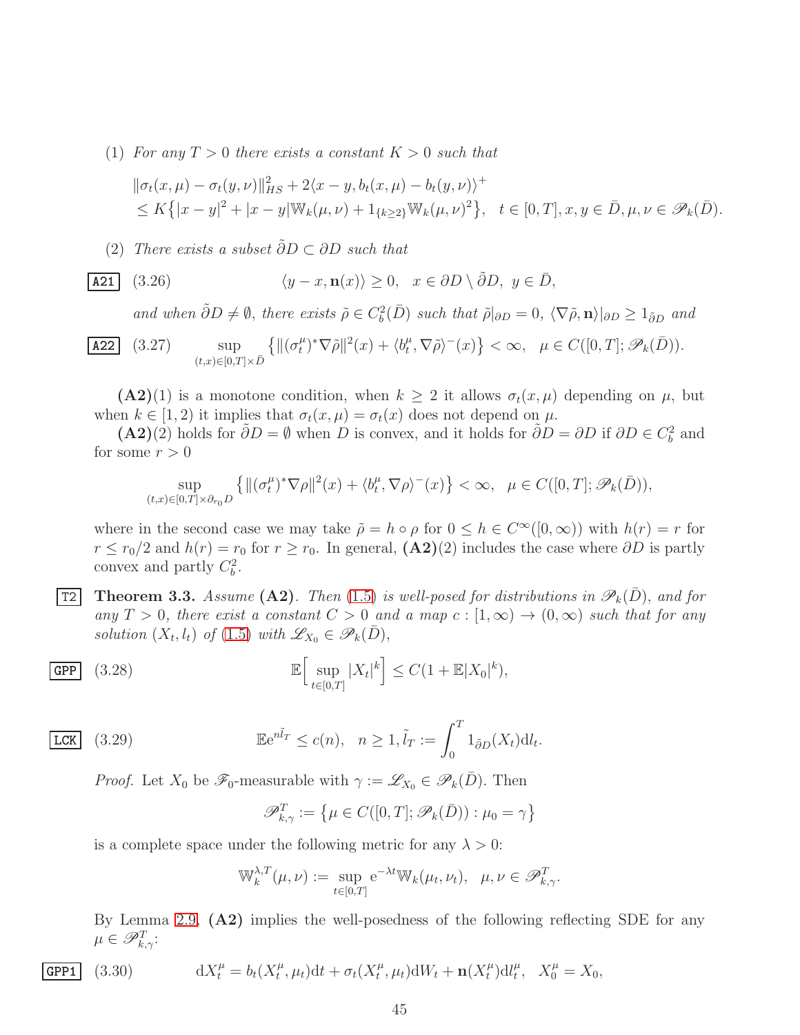(1) *For any $T>0$ there exists a constant $K>0$ such that*

$$\|\sigma_t(x,\mu)-\sigma_t(y,\nu)\|_{HS}^2+2\langle x-y, b_t(x,\mu)-b_t(y,\nu)\rangle^+ \\ \le K\big\{|x-y|^2+|x-y|\mathbb{W}_k(\mu,\nu)+1_{\{k\ge 2\}}\mathbb{W}_k(\mu,\nu)^2\big\},\quad t\in[0,T], x,y\in\bar D, \mu,\nu\in\mathscr{P}_k(\bar D).$$

(2) *There exists a subset $\tilde\partial D\subset \partial D$ such that*

$$\langle y-x,\mathbf{n}(x)\rangle\ge 0,\quad x\in\partial D\setminus\tilde\partial D,\ y\in\bar D, \tag{3.26}$$

*and when $\tilde\partial D\neq\emptyset$, there exists $\tilde\rho\in C_b^2(\bar D)$ such that $\tilde\rho|_{\partial D}=0$, $\langle\nabla\tilde\rho,\mathbf{n}\rangle|_{\partial D}\ge 1_{\tilde\partial D}$ and*

$$\sup_{(t,x)\in[0,T]\times\bar D}\big\{\|(\sigma_t^\mu)^*\nabla\tilde\rho\|^2(x)+\langle b_t^\mu,\nabla\tilde\rho\rangle^-(x)\big\}<\infty,\quad \mu\in C([0,T];\mathscr{P}_k(\bar D)). \tag{3.27}$$

**(A2)**(1) is a monotone condition, when $k\ge 2$ it allows $\sigma_t(x,\mu)$ depending on $\mu$, but when $k\in[1,2)$ it implies that $\sigma_t(x,\mu)=\sigma_t(x)$ does not depend on $\mu$.

**(A2)**(2) holds for $\tilde\partial D=\emptyset$ when $D$ is convex, and it holds for $\tilde\partial D=\partial D$ if $\partial D\in C_b^2$ and for some $r>0$

$$\sup_{(t,x)\in[0,T]\times\partial_{r_0}D}\big\{\|(\sigma_t^\mu)^*\nabla\rho\|^2(x)+\langle b_t^\mu,\nabla\rho\rangle^-(x)\big\}<\infty,\quad \mu\in C([0,T];\mathscr{P}_k(\bar D)),$$

where in the second case we may take $\tilde\rho=h\circ\rho$ for $0\le h\in C^\infty([0,\infty))$ with $h(r)=r$ for $r\le r_0/2$ and $h(r)=r_0$ for $r\ge r_0$. In general, **(A2)**(2) includes the case where $\partial D$ is partly convex and partly $C_b^2$.

**Theorem 3.3.** *Assume* **(A2)**. *Then* (1.5) *is well-posed for distributions in $\mathscr{P}_k(\bar D)$, and for any $T>0$, there exist a constant $C>0$ and a map $c:[1,\infty)\to(0,\infty)$ such that for any solution $(X_t,l_t)$ of* (1.5) *with $\mathscr{L}_{X_0}\in\mathscr{P}_k(\bar D)$,*

$$\mathbb{E}\Big[\sup_{t\in[0,T]}|X_t|^k\Big]\le C(1+\mathbb{E}|X_0|^k), \tag{3.28}$$

$$\mathbb{E}e^{n\tilde l_T}\le c(n),\quad n\ge 1, \tilde l_T:=\int_0^T 1_{\tilde\partial D}(X_t)\mathrm{d}l_t. \tag{3.29}$$

*Proof.* Let $X_0$ be $\mathscr{F}_0$-measurable with $\gamma:=\mathscr{L}_{X_0}\in\mathscr{P}_k(\bar D)$. Then

$$\mathscr{P}_{k,\gamma}^T:=\big\{\mu\in C([0,T];\mathscr{P}_k(\bar D)):\mu_0=\gamma\big\}$$

is a complete space under the following metric for any $\lambda>0$:

$$\mathbb{W}_k^{\lambda,T}(\mu,\nu):=\sup_{t\in[0,T]}e^{-\lambda t}\mathbb{W}_k(\mu_t,\nu_t),\quad \mu,\nu\in\mathscr{P}_{k,\gamma}^T.$$

By Lemma 2.9, **(A2)** implies the well-posedness of the following reflecting SDE for any $\mu\in\mathscr{P}_{k,\gamma}^T$:

$$\mathrm{d}X_t^\mu=b_t(X_t^\mu,\mu_t)\mathrm{d}t+\sigma_t(X_t^\mu,\mu_t)\mathrm{d}W_t+\mathbf{n}(X_t^\mu)\mathrm{d}l_t^\mu,\quad X_0^\mu=X_0, \tag{3.30}$$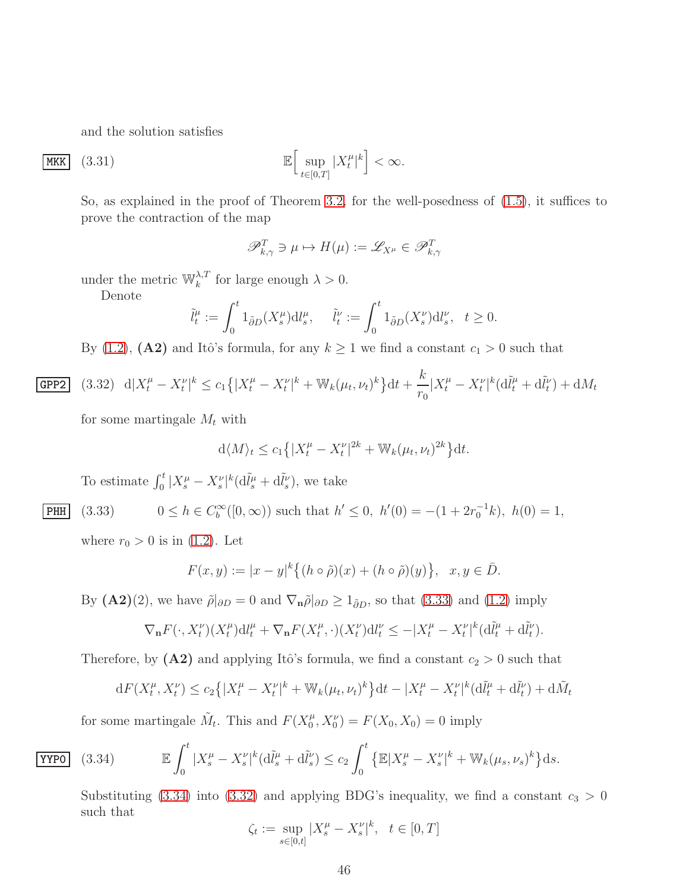and the solution satisfies

$$\mathbb{E}\Big[\sup_{t\in[0,T]}|X_t^\mu|^k\Big]<\infty. \tag{3.31}$$

So, as explained in the proof of Theorem 3.2, for the well-posedness of (1.5), it suffices to prove the contraction of the map

$$\mathscr{P}_{k,\gamma}^T \ni \mu \mapsto H(\mu):=\mathscr{L}_{X^\mu}\in \mathscr{P}_{k,\gamma}^T$$

under the metric $\mathbb{W}_k^{\lambda,T}$ for large enough $\lambda>0$.

Denote

$$\tilde l_t^\mu := \int_0^t 1_{\tilde\partial D}(X_s^\mu)\mathrm{d}l_s^\mu,\quad \tilde l_t^\nu := \int_0^t 1_{\tilde\partial D}(X_s^\nu)\mathrm{d}l_s^\nu,\quad t\ge 0.$$

By (1.2), **(A2)** and Itô's formula, for any $k\ge 1$ we find a constant $c_1>0$ such that

$$\mathrm{d}|X_t^\mu-X_t^\nu|^k \le c_1\big\{|X_t^\mu-X_t^\nu|^k+\mathbb{W}_k(\mu_t,\nu_t)^k\big\}\mathrm{d}t+\frac{k}{r_0}|X_t^\mu-X_t^\nu|^k(\mathrm{d}\tilde l_t^\mu+\mathrm{d}\tilde l_t^\nu)+\mathrm{d}M_t \tag{3.32}$$

for some martingale $M_t$ with

$$\mathrm{d}\langle M\rangle_t\le c_1\big\{|X_t^\mu-X_t^\nu|^{2k}+\mathbb{W}_k(\mu_t,\nu_t)^{2k}\big\}\mathrm{d}t.$$

To estimate $\int_0^t|X_s^\mu-X_s^\nu|^k(\mathrm{d}\tilde l_s^\mu+\mathrm{d}\tilde l_s^\nu)$, we take

$$0\le h\in C_b^\infty([0,\infty)) \text{ such that } h'\le 0,\ h'(0)=-(1+2r_0^{-1}k),\ h(0)=1, \tag{3.33}$$

where $r_0>0$ is in (1.2). Let

$$F(x,y):=|x-y|^k\big\{(h\circ\tilde\rho)(x)+(h\circ\tilde\rho)(y)\big\},\quad x,y\in\bar D.$$

By **(A2)**(2), we have $\tilde\rho|_{\partial D}=0$ and $\nabla_{\mathbf{n}}\tilde\rho|_{\partial D}\ge 1_{\tilde\partial D}$, so that (3.33) and (1.2) imply

$$\nabla_{\mathbf{n}}F(\cdot,X_t^\nu)(X_t^\mu)\mathrm{d}l_t^\mu+\nabla_{\mathbf{n}}F(X_t^\mu,\cdot)(X_t^\nu)\mathrm{d}l_t^\nu\le -|X_t^\mu-X_t^\nu|^k(\mathrm{d}\tilde l_t^\mu+\mathrm{d}\tilde l_t^\nu).$$

Therefore, by **(A2)** and applying Itô's formula, we find a constant $c_2>0$ such that

$$\mathrm{d}F(X_t^\mu,X_t^\nu)\le c_2\big\{|X_t^\mu-X_t^\nu|^k+\mathbb{W}_k(\mu_t,\nu_t)^k\big\}\mathrm{d}t-|X_t^\mu-X_t^\nu|^k(\mathrm{d}\tilde l_t^\mu+\mathrm{d}\tilde l_t^\nu)+\mathrm{d}\tilde M_t$$

for some martingale $\tilde M_t$. This and $F(X_0^\mu,X_0^\nu)=F(X_0,X_0)=0$ imply

$$\mathbb{E}\int_0^t|X_s^\mu-X_s^\nu|^k(\mathrm{d}\tilde l_s^\mu+\mathrm{d}\tilde l_s^\nu)\le c_2\int_0^t\big\{\mathbb{E}|X_s^\mu-X_s^\nu|^k+\mathbb{W}_k(\mu_s,\nu_s)^k\big\}\mathrm{d}s. \tag{3.34}$$

Substituting (3.34) into (3.32) and applying BDG's inequality, we find a constant $c_3>0$ such that

$$\zeta_t:=\sup_{s\in[0,t]}|X_s^\mu-X_s^\nu|^k,\quad t\in[0,T]$$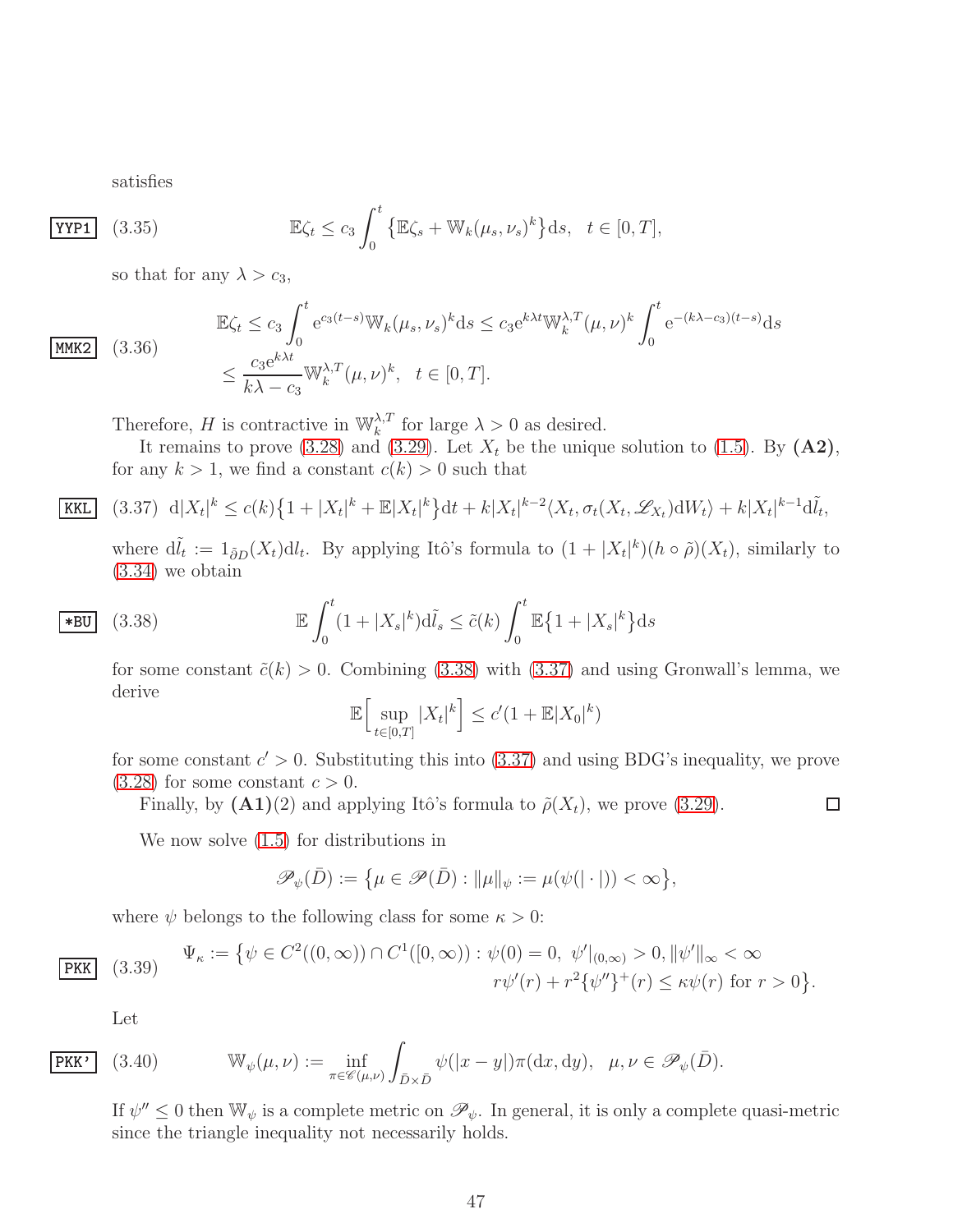satisfies

$$\mathbb{E}\zeta_t \le c_3 \int_0^t \big\{\mathbb{E}\zeta_s + \mathbb{W}_k(\mu_s,\nu_s)^k\big\}\mathrm{d}s, \quad t\in[0,T], \tag{3.35}$$

so that for any $\lambda > c_3$,

$$\begin{aligned}\mathbb{E}\zeta_t &\le c_3 \int_0^t \mathrm{e}^{c_3(t-s)}\mathbb{W}_k(\mu_s,\nu_s)^k\mathrm{d}s \le c_3 \mathrm{e}^{k\lambda t}\mathbb{W}_k^{\lambda,T}(\mu,\nu)^k \int_0^t \mathrm{e}^{-(k\lambda - c_3)(t-s)}\mathrm{d}s \\ &\le \frac{c_3 \mathrm{e}^{k\lambda t}}{k\lambda - c_3}\mathbb{W}_k^{\lambda,T}(\mu,\nu)^k, \quad t\in[0,T].\end{aligned} \tag{3.36}$$

Therefore, $H$ is contractive in $\mathbb{W}_k^{\lambda,T}$ for large $\lambda>0$ as desired.

It remains to prove (3.28) and (3.29). Let $X_t$ be the unique solution to (1.5). By **(A2)**, for any $k>1$, we find a constant $c(k)>0$ such that

$$\mathrm{d}|X_t|^k \le c(k)\big\{1+|X_t|^k + \mathbb{E}|X_t|^k\big\}\mathrm{d}t + k|X_t|^{k-2}\langle X_t, \sigma_t(X_t,\mathscr{L}_{X_t})\mathrm{d}W_t\rangle + k|X_t|^{k-1}\mathrm{d}\tilde{l}_t, \tag{3.37}$$

where $\mathrm{d}\tilde{l}_t := 1_{\tilde{\partial}D}(X_t)\mathrm{d}l_t$. By applying Itô's formula to $(1+|X_t|^k)(h\circ\tilde\rho)(X_t)$, similarly to (3.34) we obtain

$$\mathbb{E}\int_0^t (1+|X_s|^k)\mathrm{d}\tilde{l}_s \le \tilde{c}(k)\int_0^t \mathbb{E}\big\{1+|X_s|^k\big\}\mathrm{d}s \tag{3.38}$$

for some constant $\tilde c(k)>0$. Combining (3.38) with (3.37) and using Gronwall's lemma, we derive

$$\mathbb{E}\Big[\sup_{t\in[0,T]}|X_t|^k\Big] \le c'(1+\mathbb{E}|X_0|^k)$$

for some constant $c'>0$. Substituting this into (3.37) and using BDG's inequality, we prove (3.28) for some constant $c>0$.

Finally, by **(A1)**(2) and applying Itô's formula to $\tilde\rho(X_t)$, we prove (3.29). □

We now solve (1.5) for distributions in

$$\mathscr{P}_\psi(\bar D) := \big\{\mu\in\mathscr{P}(\bar D): \|\mu\|_\psi := \mu(\psi(|\cdot|))<\infty\big\},$$

where $\psi$ belongs to the following class for some $\kappa>0$:

$$\begin{aligned}\Psi_\kappa := \big\{\psi\in C^2((0,\infty))\cap C^1([0,\infty)) : \psi(0)=0,\ \psi'|_{(0,\infty)}>0, \|\psi'\|_\infty<\infty \\ r\psi'(r) + r^2\{\psi''\}^+(r)\le \kappa\psi(r) \text{ for } r>0\big\}.\end{aligned} \tag{3.39}$$

Let

$$\mathbb{W}_\psi(\mu,\nu) := \inf_{\pi\in\mathscr{C}(\mu,\nu)}\int_{\bar D\times\bar D}\psi(|x-y|)\pi(\mathrm{d}x,\mathrm{d}y), \quad \mu,\nu\in\mathscr{P}_\psi(\bar D). \tag{3.40}$$

If $\psi''\le 0$ then $\mathbb{W}_\psi$ is a complete metric on $\mathscr{P}_\psi$. In general, it is only a complete quasi-metric since the triangle inequality not necessarily holds.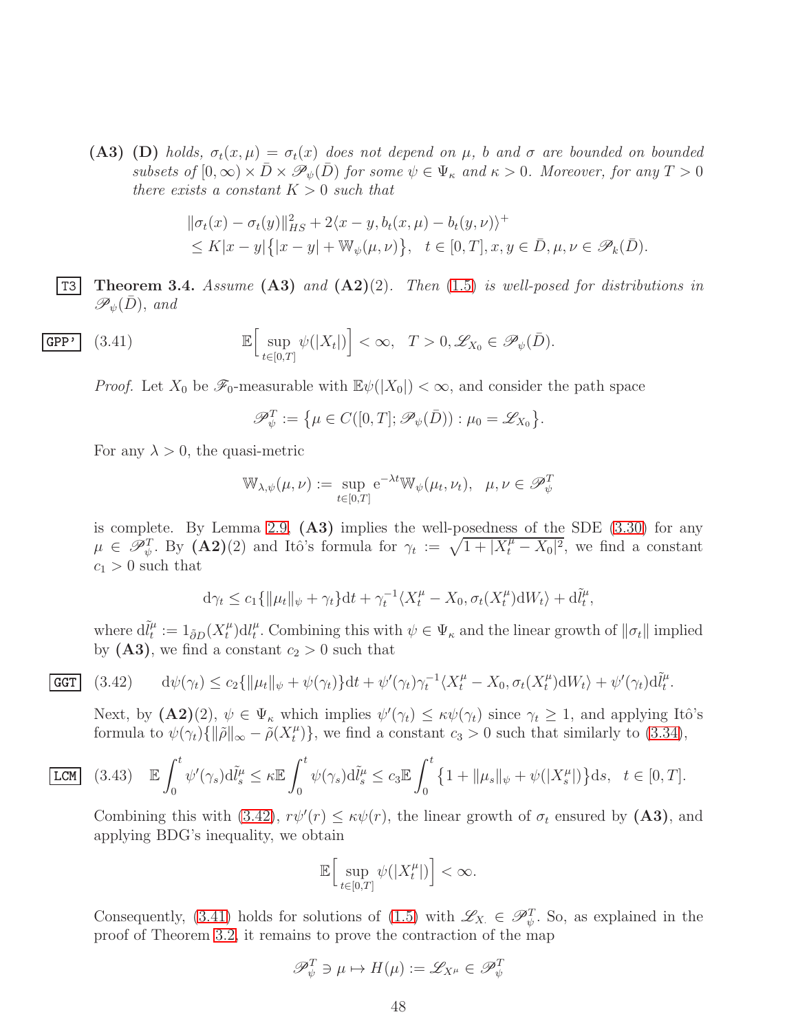**(A3)** **(D)** *holds, $\sigma_t(x,\mu) = \sigma_t(x)$ does not depend on $\mu$, $b$ and $\sigma$ are bounded on bounded subsets of $[0,\infty) \times \bar D \times \mathscr{P}_\psi(\bar D)$ for some $\psi \in \Psi_\kappa$ and $\kappa > 0$. Moreover, for any $T > 0$ there exists a constant $K > 0$ such that*

$$\|\sigma_t(x) - \sigma_t(y)\|_{HS}^2 + 2\langle x - y, b_t(x,\mu) - b_t(y,\nu)\rangle^+ \\ \le K|x-y|\big\{|x-y| + \mathbb{W}_\psi(\mu,\nu)\big\}, \quad t \in [0,T], x, y \in \bar D, \mu, \nu \in \mathscr{P}_k(\bar D).$$

**Theorem 3.4.** *Assume* **(A3)** *and* **(A2)**(2). *Then (1.5) is well-posed for distributions in $\mathscr{P}_\psi(\bar D)$, and*

$$\mathbb{E}\Big[\sup_{t\in[0,T]} \psi(|X_t|)\Big] < \infty, \quad T > 0, \mathscr{L}_{X_0} \in \mathscr{P}_\psi(\bar D). \tag{3.41}$$

*Proof.* Let $X_0$ be $\mathscr{F}_0$-measurable with $\mathbb{E}\psi(|X_0|) < \infty$, and consider the path space

$$\mathscr{P}_\psi^T := \big\{\mu \in C([0,T];\mathscr{P}_\psi(\bar D)) : \mu_0 = \mathscr{L}_{X_0}\big\}.$$

For any $\lambda > 0$, the quasi-metric

$$\mathbb{W}_{\lambda,\psi}(\mu,\nu) := \sup_{t\in[0,T]} \mathrm{e}^{-\lambda t}\mathbb{W}_\psi(\mu_t,\nu_t), \quad \mu, \nu \in \mathscr{P}_\psi^T$$

is complete. By Lemma 2.9, **(A3)** implies the well-posedness of the SDE (3.30) for any $\mu \in \mathscr{P}_\psi^T$. By **(A2)**(2) and Itô's formula for $\gamma_t := \sqrt{1 + |X_t^\mu - X_0|^2}$, we find a constant $c_1 > 0$ such that

$$\mathrm{d}\gamma_t \le c_1\{\|\mu_t\|_\psi + \gamma_t\}\mathrm{d}t + \gamma_t^{-1}\langle X_t^\mu - X_0, \sigma_t(X_t^\mu)\mathrm{d}W_t\rangle + \mathrm{d}\tilde l_t^\mu,$$

where $\mathrm{d}\tilde l_t^\mu := 1_{\tilde\partial D}(X_t^\mu)\mathrm{d}l_t^\mu$. Combining this with $\psi \in \Psi_\kappa$ and the linear growth of $\|\sigma_t\|$ implied by **(A3)**, we find a constant $c_2 > 0$ such that

$$\mathrm{d}\psi(\gamma_t) \le c_2\{\|\mu_t\|_\psi + \psi(\gamma_t)\}\mathrm{d}t + \psi'(\gamma_t)\gamma_t^{-1}\langle X_t^\mu - X_0, \sigma_t(X_t^\mu)\mathrm{d}W_t\rangle + \psi'(\gamma_t)\mathrm{d}\tilde l_t^\mu. \tag{3.42}$$

Next, by **(A2)**(2), $\psi \in \Psi_\kappa$ which implies $\psi'(\gamma_t) \le \kappa\psi(\gamma_t)$ since $\gamma_t \ge 1$, and applying Itô's formula to $\psi(\gamma_t)\{\|\tilde\rho\|_\infty - \tilde\rho(X_t^\mu)\}$, we find a constant $c_3 > 0$ such that similarly to (3.34),

$$\mathbb{E}\int_0^t \psi'(\gamma_s)\mathrm{d}\tilde l_s^\mu \le \kappa\mathbb{E}\int_0^t \psi(\gamma_s)\mathrm{d}\tilde l_s^\mu \le c_3\mathbb{E}\int_0^t \big\{1 + \|\mu_s\|_\psi + \psi(|X_s^\mu|)\big\}\mathrm{d}s, \quad t \in [0,T]. \tag{3.43}$$

Combining this with (3.42), $r\psi'(r) \le \kappa\psi(r)$, the linear growth of $\sigma_t$ ensured by **(A3)**, and applying BDG's inequality, we obtain

$$\mathbb{E}\Big[\sup_{t\in[0,T]} \psi(|X_t^\mu|)\Big] < \infty.$$

Consequently, (3.41) holds for solutions of (1.5) with $\mathscr{L}_{X_\cdot} \in \mathscr{P}_\psi^T$. So, as explained in the proof of Theorem 3.2, it remains to prove the contraction of the map

$$\mathscr{P}_\psi^T \ni \mu \mapsto H(\mu) := \mathscr{L}_{X^\mu} \in \mathscr{P}_\psi^T$$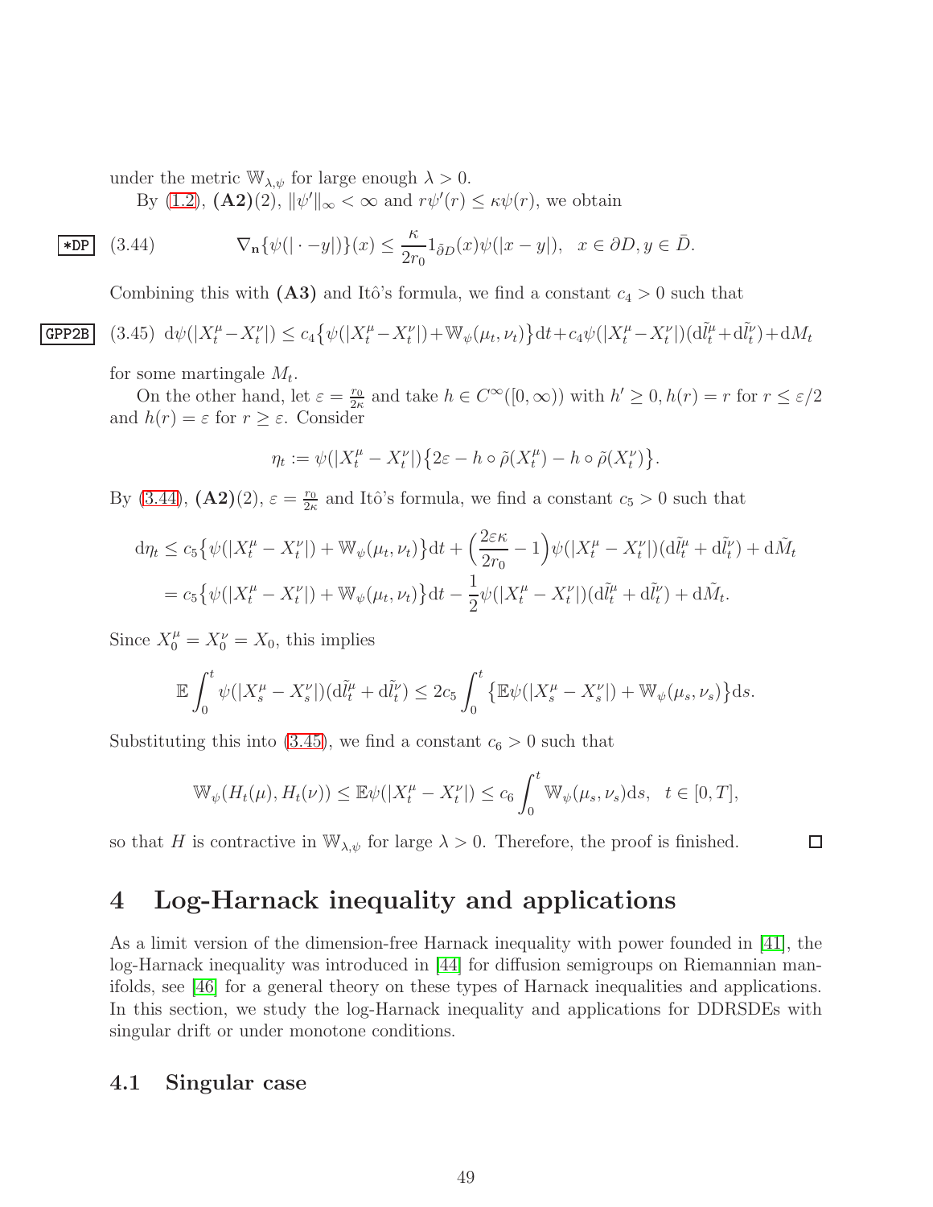under the metric $\mathbb{W}_{\lambda,\psi}$ for large enough $\lambda > 0$.

By (1.2), **(A2)**(2), $\|\psi'\|_\infty < \infty$ and $r\psi'(r) \le \kappa\psi(r)$, we obtain

$$\nabla_{\mathbf{n}}\{\psi(|\cdot - y|)\}(x) \le \frac{\kappa}{2r_0} 1_{\tilde{\partial} D}(x)\psi(|x-y|), \quad x \in \partial D, y \in \bar{D}. \tag{3.44}$$

Combining this with **(A3)** and Itô's formula, we find a constant $c_4 > 0$ such that

$$\mathrm{d}\psi(|X_t^\mu - X_t^\nu|) \le c_4\big\{\psi(|X_t^\mu - X_t^\nu|) + \mathbb{W}_\psi(\mu_t, \nu_t)\big\}\mathrm{d}t + c_4\psi(|X_t^\mu - X_t^\nu|)(\mathrm{d}\tilde{l}_t^\mu + \mathrm{d}\tilde{l}_t^\nu) + \mathrm{d}M_t \tag{3.45}$$

for some martingale $M_t$.

On the other hand, let $\varepsilon = \frac{r_0}{2\kappa}$ and take $h \in C^\infty([0,\infty))$ with $h' \ge 0, h(r) = r$ for $r \le \varepsilon/2$ and $h(r) = \varepsilon$ for $r \ge \varepsilon$. Consider

$$\eta_t := \psi(|X_t^\mu - X_t^\nu|)\big\{2\varepsilon - h \circ \tilde{\rho}(X_t^\mu) - h \circ \tilde{\rho}(X_t^\nu)\big\}.$$

By (3.44), **(A2)**(2), $\varepsilon = \frac{r_0}{2\kappa}$ and Itô's formula, we find a constant $c_5 > 0$ such that

$$\begin{aligned}
\mathrm{d}\eta_t &\le c_5\big\{\psi(|X_t^\mu - X_t^\nu|) + \mathbb{W}_\psi(\mu_t, \nu_t)\big\}\mathrm{d}t + \Big(\frac{2\varepsilon\kappa}{2r_0} - 1\Big)\psi(|X_t^\mu - X_t^\nu|)(\mathrm{d}\tilde{l}_t^\mu + \mathrm{d}\tilde{l}_t^\nu) + \mathrm{d}\tilde{M}_t \\
&= c_5\big\{\psi(|X_t^\mu - X_t^\nu|) + \mathbb{W}_\psi(\mu_t, \nu_t)\big\}\mathrm{d}t - \frac{1}{2}\psi(|X_t^\mu - X_t^\nu|)(\mathrm{d}\tilde{l}_t^\mu + \mathrm{d}\tilde{l}_t^\nu) + \mathrm{d}\tilde{M}_t.
\end{aligned}$$

Since $X_0^\mu = X_0^\nu = X_0$, this implies

$$\mathbb{E}\int_0^t \psi(|X_s^\mu - X_s^\nu|)(\mathrm{d}\tilde{l}_t^\mu + \mathrm{d}\tilde{l}_t^\nu) \le 2c_5 \int_0^t \big\{\mathbb{E}\psi(|X_s^\mu - X_s^\nu|) + \mathbb{W}_\psi(\mu_s, \nu_s)\big\}\mathrm{d}s.$$

Substituting this into (3.45), we find a constant $c_6 > 0$ such that

$$\mathbb{W}_\psi(H_t(\mu), H_t(\nu)) \le \mathbb{E}\psi(|X_t^\mu - X_t^\nu|) \le c_6 \int_0^t \mathbb{W}_\psi(\mu_s, \nu_s)\mathrm{d}s, \quad t \in [0,T],$$

so that $H$ is contractive in $\mathbb{W}_{\lambda,\psi}$ for large $\lambda > 0$. Therefore, the proof is finished. □

# 4 Log-Harnack inequality and applications

As a limit version of the dimension-free Harnack inequality with power founded in [41], the log-Harnack inequality was introduced in [44] for diffusion semigroups on Riemannian manifolds, see [46] for a general theory on these types of Harnack inequalities and applications. In this section, we study the log-Harnack inequality and applications for DDRSDEs with singular drift or under monotone conditions.

## 4.1 Singular case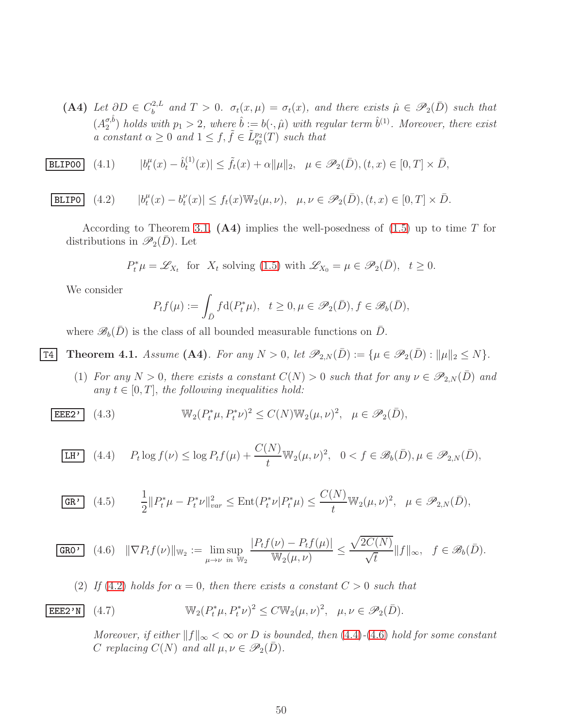**(A4)** *Let $\partial D \in C_b^{2,L}$ and $T > 0$. $\sigma_t(x,\mu) = \sigma_t(x)$, and there exists $\hat\mu \in \mathscr{P}_2(\bar D)$ such that $(A_2^{\sigma,\hat b})$ holds with $p_1 > 2$, where $\hat b := b(\cdot,\hat\mu)$ with regular term $\hat b^{(1)}$. Moreover, there exist a constant $\alpha \ge 0$ and $1 \le f, \tilde f \in \tilde L_{q_2}^{p_2}(T)$ such that*

$$|b_t^\mu(x) - \hat b_t^{(1)}(x)| \le \tilde f_t(x) + \alpha\|\mu\|_2, \quad \mu \in \mathscr{P}_2(\bar D), (t,x) \in [0,T]\times \bar D, \tag{4.1}$$

$$|b_t^\mu(x) - b_t^\nu(x)| \le f_t(x)\mathbb{W}_2(\mu,\nu), \quad \mu,\nu \in \mathscr{P}_2(\bar D), (t,x) \in [0,T]\times \bar D. \tag{4.2}$$

According to Theorem 3.1, **(A4)** implies the well-posedness of (1.5) up to time $T$ for distributions in $\mathscr{P}_2(\bar D)$. Let

$$P_t^*\mu = \mathscr{L}_{X_t} \ \text{ for } \ X_t \text{ solving (1.5) with } \mathscr{L}_{X_0} = \mu \in \mathscr{P}_2(\bar D), \quad t \ge 0.$$

We consider

$$P_t f(\mu) := \int_{\bar D} f \mathrm{d}(P_t^*\mu), \quad t \ge 0, \mu \in \mathscr{P}_2(\bar D), f \in \mathscr{B}_b(\bar D),$$

where $\mathscr{B}_b(\bar D)$ is the class of all bounded measurable functions on $\bar D$.

**Theorem 4.1.** *Assume* **(A4)**. *For any $N > 0$, let $\mathscr{P}_{2,N}(\bar D) := \{\mu \in \mathscr{P}_2(\bar D) : \|\mu\|_2 \le N\}$.*

(1) *For any $N > 0$, there exists a constant $C(N) > 0$ such that for any $\nu \in \mathscr{P}_{2,N}(\bar D)$ and any $t \in [0,T]$, the following inequalities hold:*

$$\mathbb{W}_2(P_t^*\mu, P_t^*\nu)^2 \le C(N)\mathbb{W}_2(\mu,\nu)^2, \quad \mu \in \mathscr{P}_2(\bar D), \tag{4.3}$$

$$P_t \log f(\nu) \le \log P_t f(\mu) + \frac{C(N)}{t}\mathbb{W}_2(\mu,\nu)^2, \quad 0 < f \in \mathscr{B}_b(\bar D), \mu \in \mathscr{P}_{2,N}(\bar D), \tag{4.4}$$

$$\frac{1}{2}\|P_t^*\mu - P_t^*\nu\|_{var}^2 \le \mathrm{Ent}(P_t^*\nu | P_t^*\mu) \le \frac{C(N)}{t}\mathbb{W}_2(\mu,\nu)^2, \quad \mu \in \mathscr{P}_{2,N}(\bar D), \tag{4.5}$$

$$\|\nabla P_t f(\nu)\|_{\mathbb{W}_2} := \limsup_{\mu\to\nu \text{ in } \mathbb{W}_2} \frac{|P_t f(\nu) - P_t f(\mu)|}{\mathbb{W}_2(\mu,\nu)} \le \frac{\sqrt{2C(N)}}{\sqrt t}\|f\|_\infty, \quad f \in \mathscr{B}_b(\bar D). \tag{4.6}$$

(2) *If (4.2) holds for $\alpha = 0$, then there exists a constant $C > 0$ such that*

$$\mathbb{W}_2(P_t^*\mu, P_t^*\nu)^2 \le C\mathbb{W}_2(\mu,\nu)^2, \quad \mu,\nu \in \mathscr{P}_2(\bar D). \tag{4.7}$$

*Moreover, if either $\|f\|_\infty < \infty$ or $D$ is bounded, then (4.4)-(4.6) hold for some constant $C$ replacing $C(N)$ and all $\mu,\nu \in \mathscr{P}_2(\bar D)$.*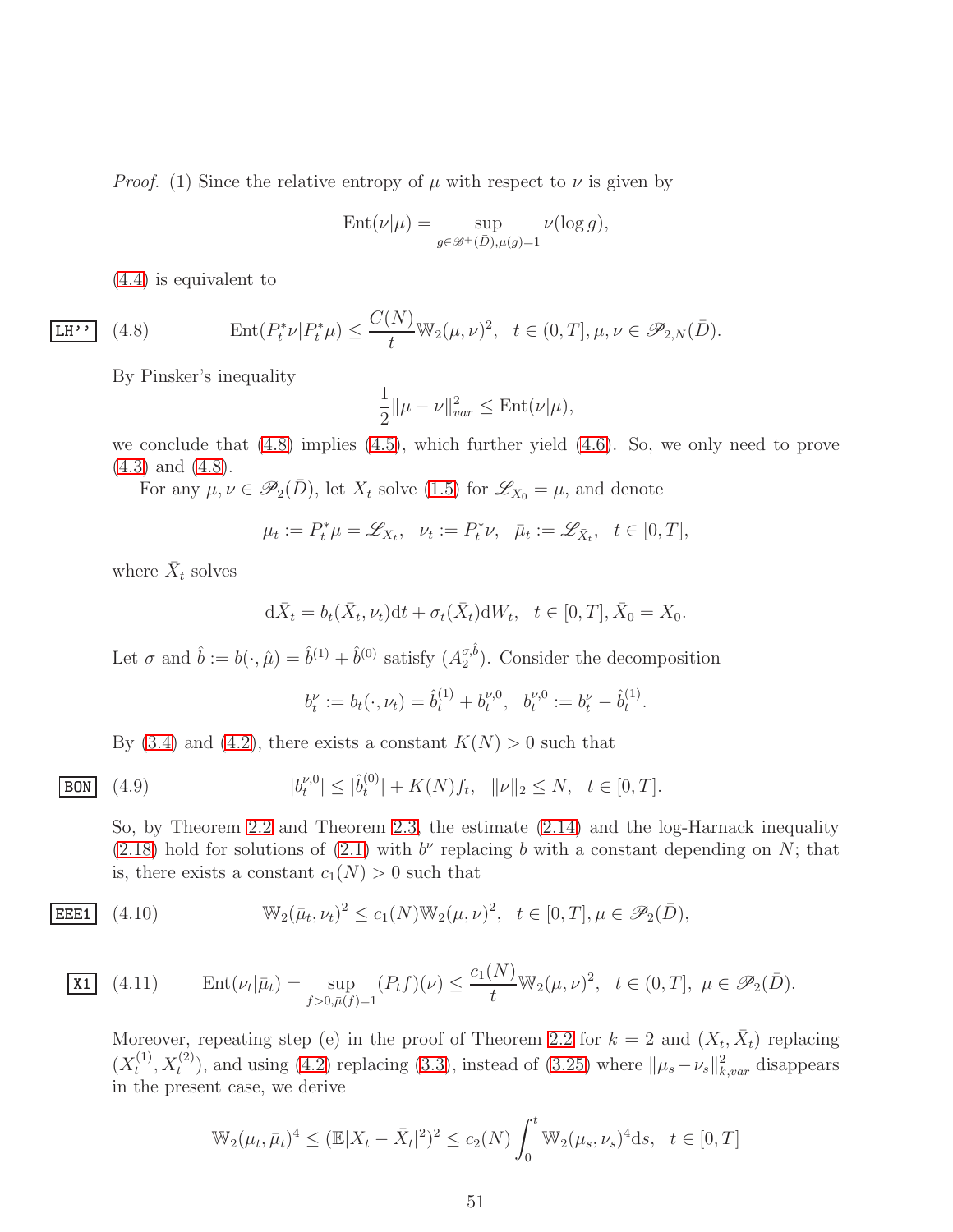*Proof.* (1) Since the relative entropy of $\mu$ with respect to $\nu$ is given by

$$\mathrm{Ent}(\nu|\mu) = \sup_{g\in\mathscr{B}^+(\bar D),\mu(g)=1} \nu(\log g),$$

(4.4) is equivalent to

$$\mathrm{Ent}(P_t^*\nu|P_t^*\mu) \le \frac{C(N)}{t}\mathbb{W}_2(\mu,\nu)^2, \quad t\in(0,T], \mu,\nu\in\mathscr{P}_{2,N}(\bar D). \tag{4.8}$$

By Pinsker's inequality

$$\frac{1}{2}\|\mu-\nu\|_{var}^2 \le \mathrm{Ent}(\nu|\mu),$$

we conclude that (4.8) implies (4.5), which further yield (4.6). So, we only need to prove (4.3) and (4.8).

For any $\mu,\nu\in\mathscr{P}_2(\bar D)$, let $X_t$ solve (1.5) for $\mathscr{L}_{X_0}=\mu$, and denote

$$\mu_t := P_t^*\mu = \mathscr{L}_{X_t}, \quad \nu_t := P_t^*\nu, \quad \bar\mu_t := \mathscr{L}_{\bar X_t}, \quad t\in[0,T],$$

where $\bar X_t$ solves

$$\mathrm{d}\bar X_t = b_t(\bar X_t,\nu_t)\mathrm{d}t + \sigma_t(\bar X_t)\mathrm{d}W_t, \quad t\in[0,T], \bar X_0 = X_0.$$

Let $\sigma$ and $\hat b := b(\cdot,\hat\mu) = \hat b^{(1)} + \hat b^{(0)}$ satisfy $(A_2^{\sigma,\hat b})$. Consider the decomposition

$$b_t^\nu := b_t(\cdot,\nu_t) = \hat b_t^{(1)} + b_t^{\nu,0}, \quad b_t^{\nu,0} := b_t^\nu - \hat b_t^{(1)}.$$

By (3.4) and (4.2), there exists a constant $K(N)>0$ such that

$$|b_t^{\nu,0}| \le |\hat b_t^{(0)}| + K(N)f_t, \quad \|\nu\|_2\le N, \quad t\in[0,T]. \tag{4.9}$$

So, by Theorem 2.2 and Theorem 2.3, the estimate (2.14) and the log-Harnack inequality (2.18) hold for solutions of (2.1) with $b^\nu$ replacing $b$ with a constant depending on $N$; that is, there exists a constant $c_1(N)>0$ such that

$$\mathbb{W}_2(\bar\mu_t,\nu_t)^2 \le c_1(N)\mathbb{W}_2(\mu,\nu)^2, \quad t\in[0,T], \mu\in\mathscr{P}_2(\bar D), \tag{4.10}$$

$$\mathrm{Ent}(\nu_t|\bar\mu_t) = \sup_{f>0,\bar\mu(f)=1}(P_tf)(\nu) \le \frac{c_1(N)}{t}\mathbb{W}_2(\mu,\nu)^2, \quad t\in(0,T], \ \mu\in\mathscr{P}_2(\bar D). \tag{4.11}$$

Moreover, repeating step (e) in the proof of Theorem 2.2 for $k=2$ and $(X_t,\bar X_t)$ replacing $(X_t^{(1)},X_t^{(2)})$, and using (4.2) replacing (3.3), instead of (3.25) where $\|\mu_s-\nu_s\|_{k,var}^2$ disappears in the present case, we derive

$$\mathbb{W}_2(\mu_t,\bar\mu_t)^4 \le (\mathbb{E}|X_t-\bar X_t|^2)^2 \le c_2(N)\int_0^t \mathbb{W}_2(\mu_s,\nu_s)^4\mathrm{d}s, \quad t\in[0,T]$$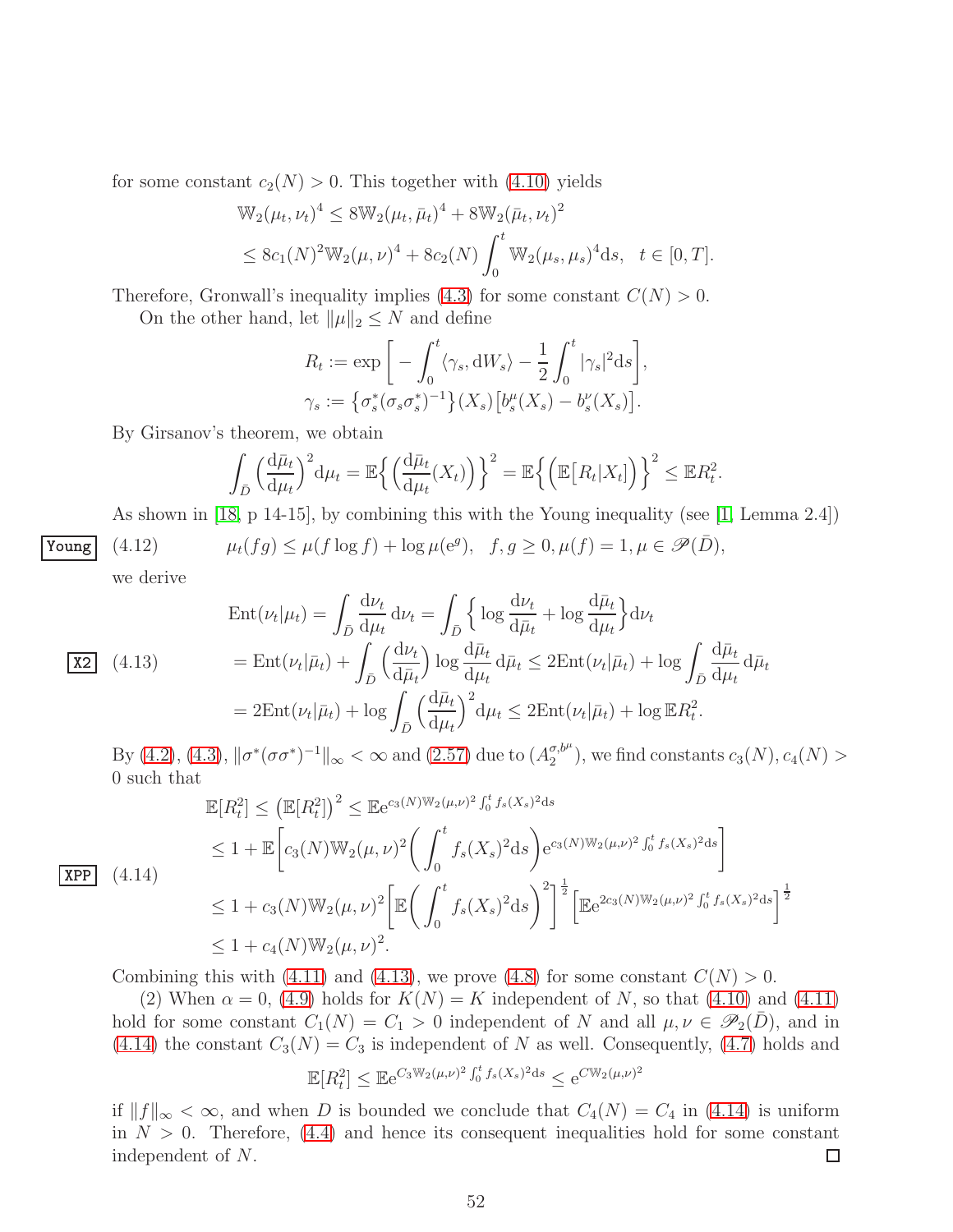for some constant $c_2(N) > 0$. This together with (4.10) yields

$$\mathbb{W}_2(\mu_t, \nu_t)^4 \le 8\mathbb{W}_2(\mu_t, \bar\mu_t)^4 + 8\mathbb{W}_2(\bar\mu_t, \nu_t)^2$$
$$\le 8c_1(N)^2\mathbb{W}_2(\mu, \nu)^4 + 8c_2(N)\int_0^t \mathbb{W}_2(\mu_s, \mu_s)^4 \mathrm{d}s, \quad t \in [0, T].$$

Therefore, Gronwall's inequality implies (4.3) for some constant $C(N) > 0$.

On the other hand, let $\|\mu\|_2 \le N$ and define

$$R_t := \exp\bigg[-\int_0^t \langle \gamma_s, \mathrm{d}W_s\rangle - \frac{1}{2}\int_0^t |\gamma_s|^2 \mathrm{d}s\bigg],$$
$$\gamma_s := \big\{\sigma_s^*(\sigma_s\sigma_s^*)^{-1}\big\}(X_s)\big[b_s^\mu(X_s) - b_s^\nu(X_s)\big].$$

By Girsanov's theorem, we obtain

$$\int_{\bar D}\Big(\frac{\mathrm{d}\bar\mu_t}{\mathrm{d}\mu_t}\Big)^2 \mathrm{d}\mu_t = \mathbb{E}\Big\{\Big(\frac{\mathrm{d}\bar\mu_t}{\mathrm{d}\mu_t}(X_t)\Big)\Big\}^2 = \mathbb{E}\Big\{\Big(\mathbb{E}\big[R_t|X_t\big]\Big)\Big\}^2 \le \mathbb{E}R_t^2.$$

As shown in [18, p 14-15], by combining this with the Young inequality (see [1, Lemma 2.4])

$$\mu_t(fg) \le \mu(f\log f) + \log \mu(\mathrm{e}^g), \quad f, g \ge 0, \mu(f) = 1, \mu \in \mathscr{P}(\bar D), \tag{4.12}$$

we derive

$$\begin{aligned}
\mathrm{Ent}(\nu_t|\mu_t) &= \int_{\bar D}\frac{\mathrm{d}\nu_t}{\mathrm{d}\mu_t}\,\mathrm{d}\nu_t = \int_{\bar D}\Big\{\log\frac{\mathrm{d}\nu_t}{\mathrm{d}\bar\mu_t} + \log\frac{\mathrm{d}\bar\mu_t}{\mathrm{d}\mu_t}\Big\}\mathrm{d}\nu_t \\
&= \mathrm{Ent}(\nu_t|\bar\mu_t) + \int_{\bar D}\Big(\frac{\mathrm{d}\nu_t}{\mathrm{d}\bar\mu_t}\Big)\log\frac{\mathrm{d}\bar\mu_t}{\mathrm{d}\mu_t}\,\mathrm{d}\bar\mu_t \le 2\mathrm{Ent}(\nu_t|\bar\mu_t) + \log\int_{\bar D}\frac{\mathrm{d}\bar\mu_t}{\mathrm{d}\mu_t}\,\mathrm{d}\bar\mu_t \\
&= 2\mathrm{Ent}(\nu_t|\bar\mu_t) + \log\int_{\bar D}\Big(\frac{\mathrm{d}\bar\mu_t}{\mathrm{d}\mu_t}\Big)^2\mathrm{d}\mu_t \le 2\mathrm{Ent}(\nu_t|\bar\mu_t) + \log\mathbb{E}R_t^2.
\end{aligned} \tag{4.13}$$

By (4.2), (4.3), $\|\sigma^*(\sigma\sigma^*)^{-1}\|_\infty < \infty$ and (2.57) due to $(A_2^{\sigma,b^\mu})$, we find constants $c_3(N), c_4(N) > 0$ such that

$$\begin{aligned}
\mathbb{E}[R_t^2] &\le \big(\mathbb{E}[R_t^2]\big)^2 \le \mathbb{E}\mathrm{e}^{c_3(N)\mathbb{W}_2(\mu,\nu)^2\int_0^t f_s(X_s)^2\mathrm{d}s} \\
&\le 1 + \mathbb{E}\bigg[c_3(N)\mathbb{W}_2(\mu,\nu)^2\bigg(\int_0^t f_s(X_s)^2\mathrm{d}s\bigg)\mathrm{e}^{c_3(N)\mathbb{W}_2(\mu,\nu)^2\int_0^t f_s(X_s)^2\mathrm{d}s}\bigg] \\
&\le 1 + c_3(N)\mathbb{W}_2(\mu,\nu)^2\bigg[\mathbb{E}\bigg(\int_0^t f_s(X_s)^2\mathrm{d}s\bigg)^2\bigg]^{\frac{1}{2}}\Big[\mathbb{E}\mathrm{e}^{2c_3(N)\mathbb{W}_2(\mu,\nu)^2\int_0^t f_s(X_s)^2\mathrm{d}s}\Big]^{\frac{1}{2}} \\
&\le 1 + c_4(N)\mathbb{W}_2(\mu,\nu)^2.
\end{aligned} \tag{4.14}$$

Combining this with (4.11) and (4.13), we prove (4.8) for some constant $C(N) > 0$.

(2) When $\alpha = 0$, (4.9) holds for $K(N) = K$ independent of $N$, so that (4.10) and (4.11) hold for some constant $C_1(N) = C_1 > 0$ independent of $N$ and all $\mu, \nu \in \mathscr{P}_2(\bar D)$, and in (4.14) the constant $C_3(N) = C_3$ is independent of $N$ as well. Consequently, (4.7) holds and

$$\mathbb{E}[R_t^2] \le \mathbb{E}\mathrm{e}^{C_3\mathbb{W}_2(\mu,\nu)^2\int_0^t f_s(X_s)^2\mathrm{d}s} \le \mathrm{e}^{C\mathbb{W}_2(\mu,\nu)^2}$$

if $\|f\|_\infty < \infty$, and when $D$ is bounded we conclude that $C_4(N) = C_4$ in (4.14) is uniform in $N > 0$. Therefore, (4.4) and hence its consequent inequalities hold for some constant independent of $N$. □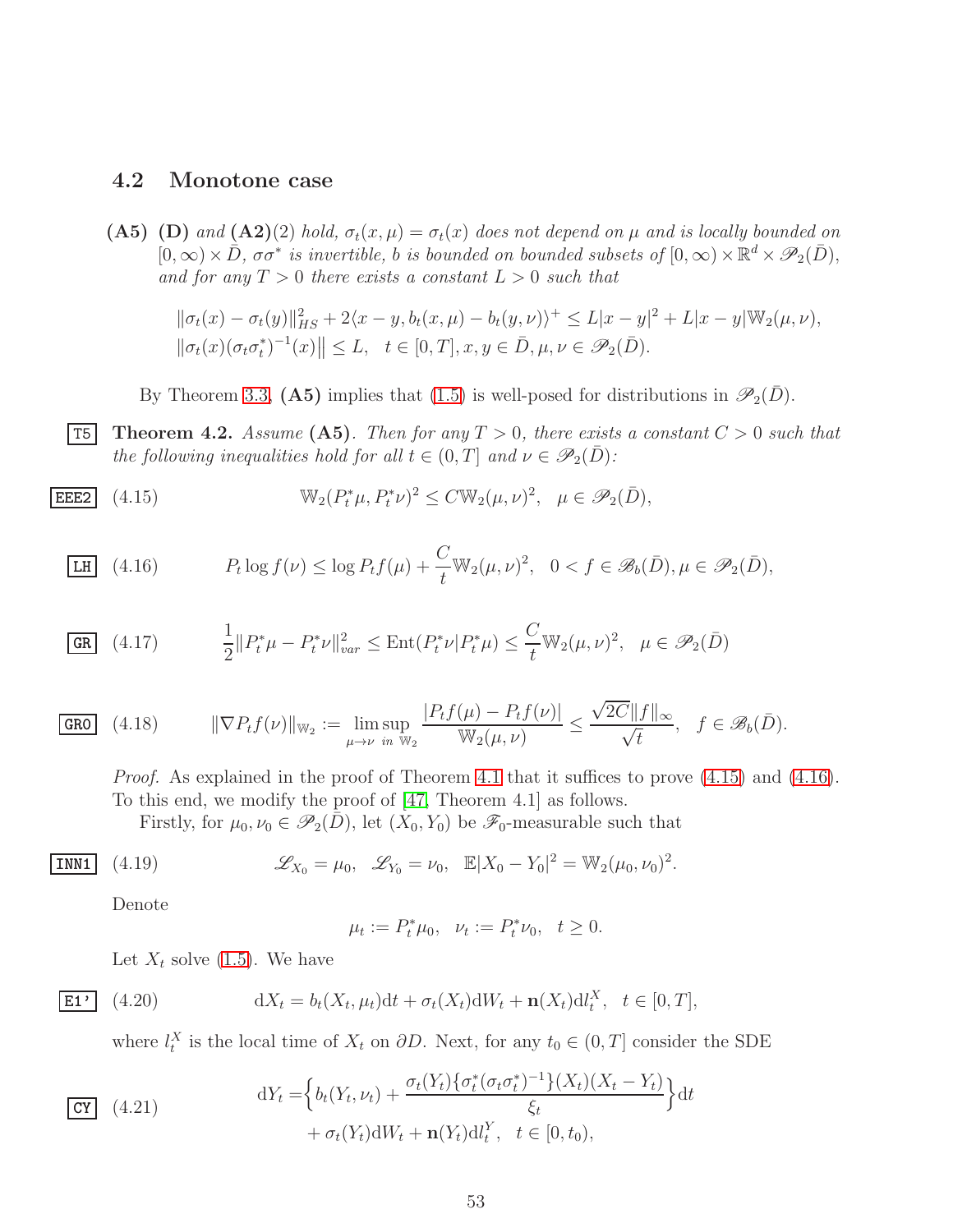### 4.2 Monotone case

**(A5)** **(D)** *and* **(A2)**(2) *hold,* $\sigma_t(x,\mu)=\sigma_t(x)$ *does not depend on* $\mu$ *and is locally bounded on* $[0,\infty)\times\bar D$, $\sigma\sigma^*$ *is invertible,* $b$ *is bounded on bounded subsets of* $[0,\infty)\times\mathbb{R}^d\times\mathscr{P}_2(\bar D)$, *and for any* $T>0$ *there exists a constant* $L>0$ *such that*

$$
\begin{aligned}
&\|\sigma_t(x)-\sigma_t(y)\|_{HS}^2+2\langle x-y,b_t(x,\mu)-b_t(y,\nu)\rangle^+\le L|x-y|^2+L|x-y|\mathbb{W}_2(\mu,\nu),\\
&\|\sigma_t(x)(\sigma_t\sigma_t^*)^{-1}(x)\|\le L,\quad t\in[0,T],x,y\in\bar D,\mu,\nu\in\mathscr{P}_2(\bar D).
\end{aligned}
$$

By Theorem 3.3, **(A5)** implies that (1.5) is well-posed for distributions in $\mathscr{P}_2(\bar D)$.

**Theorem 4.2.** *Assume* **(A5)**. *Then for any* $T>0$, *there exists a constant* $C>0$ *such that the following inequalities hold for all* $t\in(0,T]$ *and* $\nu\in\mathscr{P}_2(\bar D)$:

$$
\mathbb{W}_2(P_t^*\mu,P_t^*\nu)^2\le C\mathbb{W}_2(\mu,\nu)^2,\quad \mu\in\mathscr{P}_2(\bar D), \tag{4.15}
$$

$$
P_t\log f(\nu)\le \log P_tf(\mu)+\frac{C}{t}\mathbb{W}_2(\mu,\nu)^2,\quad 0<f\in\mathscr{B}_b(\bar D),\mu\in\mathscr{P}_2(\bar D), \tag{4.16}
$$

$$
\frac12\|P_t^*\mu-P_t^*\nu\|_{var}^2\le \mathrm{Ent}(P_t^*\nu|P_t^*\mu)\le\frac{C}{t}\mathbb{W}_2(\mu,\nu)^2,\quad \mu\in\mathscr{P}_2(\bar D) \tag{4.17}
$$

$$
\|\nabla P_tf(\nu)\|_{\mathbb{W}_2}:=\limsup_{\mu\to\nu\text{ in }\mathbb{W}_2}\frac{|P_tf(\mu)-P_tf(\nu)|}{\mathbb{W}_2(\mu,\nu)}\le\frac{\sqrt{2C}\|f\|_\infty}{\sqrt t},\quad f\in\mathscr{B}_b(\bar D). \tag{4.18}
$$

*Proof.* As explained in the proof of Theorem 4.1 that it suffices to prove (4.15) and (4.16). To this end, we modify the proof of [47, Theorem 4.1] as follows.

Firstly, for $\mu_0,\nu_0\in\mathscr{P}_2(\bar D)$, let $(X_0,Y_0)$ be $\mathscr{F}_0$-measurable such that

$$
\mathscr{L}_{X_0}=\mu_0,\quad \mathscr{L}_{Y_0}=\nu_0,\quad \mathbb{E}|X_0-Y_0|^2=\mathbb{W}_2(\mu_0,\nu_0)^2. \tag{4.19}
$$

Denote

$$
\mu_t:=P_t^*\mu_0,\quad \nu_t:=P_t^*\nu_0,\quad t\ge0.
$$

Let $X_t$ solve (1.5). We have

$$
\mathrm{d}X_t=b_t(X_t,\mu_t)\mathrm{d}t+\sigma_t(X_t)\mathrm{d}W_t+\mathbf{n}(X_t)\mathrm{d}l_t^X,\quad t\in[0,T], \tag{4.20}
$$

where $l_t^X$ is the local time of $X_t$ on $\partial D$. Next, for any $t_0\in(0,T]$ consider the SDE

$$
\begin{aligned}
\mathrm{d}Y_t=&\Big\{b_t(Y_t,\nu_t)+\frac{\sigma_t(Y_t)\{\sigma_t^*(\sigma_t\sigma_t^*)^{-1}\}(X_t)(X_t-Y_t)}{\xi_t}\Big\}\mathrm{d}t\\
&+\sigma_t(Y_t)\mathrm{d}W_t+\mathbf{n}(Y_t)\mathrm{d}l_t^Y,\quad t\in[0,t_0),
\end{aligned} \tag{4.21}
$$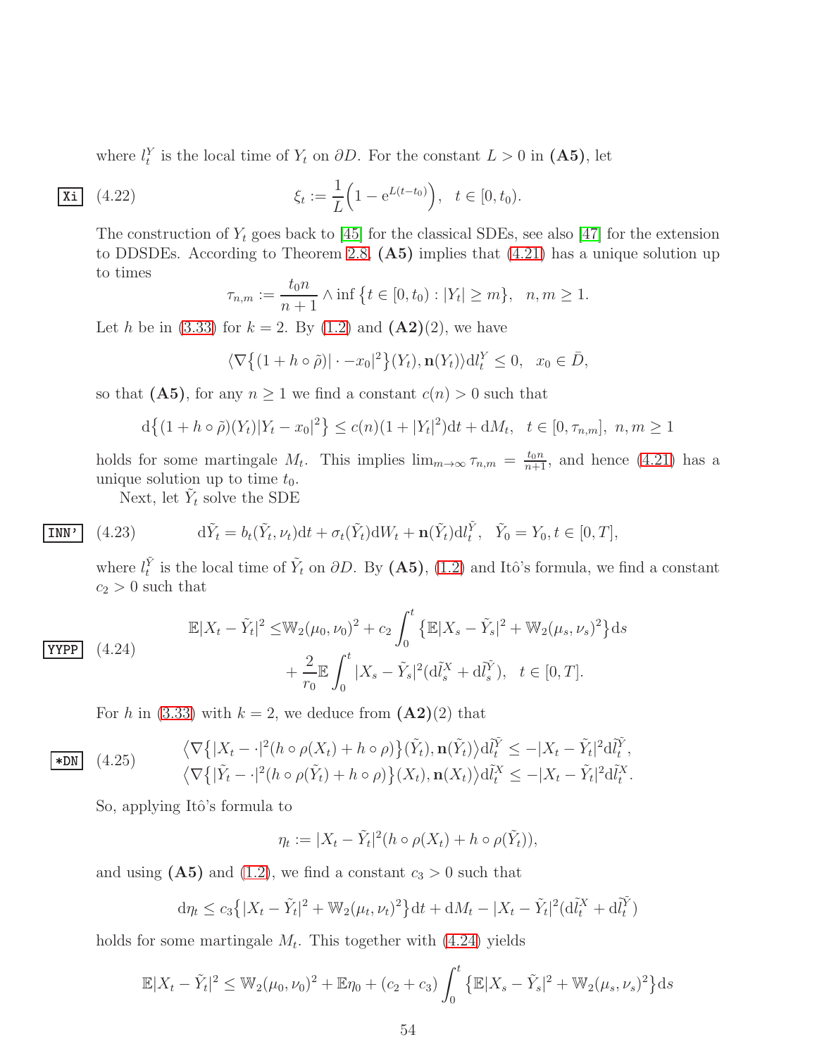where $l^Y_t$ is the local time of $Y_t$ on $\partial D$. For the constant $L>0$ in **(A5)**, let

$$\xi_t := \frac{1}{L}\Big(1-\mathrm{e}^{L(t-t_0)}\Big),\quad t\in[0,t_0). \tag{4.22}$$

The construction of $Y_t$ goes back to [45] for the classical SDEs, see also [47] for the extension to DDSDEs. According to Theorem 2.8, **(A5)** implies that (4.21) has a unique solution up to times

$$\tau_{n,m} := \frac{t_0 n}{n+1}\wedge \inf\big\{t\in[0,t_0): |Y_t|\ge m\big\},\quad n,m\ge 1.$$

Let $h$ be in (3.33) for $k=2$. By (1.2) and **(A2)**(2), we have

$$\langle \nabla\big\{(1+h\circ\tilde\rho)|\cdot - x_0|^2\big\}(Y_t), \mathbf{n}(Y_t)\rangle \mathrm{d}l^Y_t \le 0,\quad x_0\in\bar D,$$

so that **(A5)**, for any $n\ge 1$ we find a constant $c(n)>0$ such that

$$\mathrm{d}\big\{(1+h\circ\tilde\rho)(Y_t)|Y_t-x_0|^2\big\} \le c(n)(1+|Y_t|^2)\mathrm{d}t + \mathrm{d}M_t,\quad t\in[0,\tau_{n,m}],\ n,m\ge1$$

holds for some martingale $M_t$. This implies $\lim_{m\to\infty}\tau_{n,m} = \frac{t_0 n}{n+1}$, and hence (4.21) has a unique solution up to time $t_0$.

Next, let $\tilde Y_t$ solve the SDE

$$\mathrm{d}\tilde Y_t = b_t(\tilde Y_t,\nu_t)\mathrm{d}t + \sigma_t(\tilde Y_t)\mathrm{d}W_t + \mathbf{n}(\tilde Y_t)\mathrm{d}l^{\tilde Y}_t,\quad \tilde Y_0 = Y_0, t\in[0,T], \tag{4.23}$$

where $l^{\tilde Y}_t$ is the local time of $\tilde Y_t$ on $\partial D$. By **(A5)**, (1.2) and Itô's formula, we find a constant $c_2>0$ such that

$$\begin{aligned}\mathbb{E}|X_t-\tilde Y_t|^2 \le& \mathbb{W}_2(\mu_0,\nu_0)^2 + c_2\int_0^t\big\{\mathbb{E}|X_s-\tilde Y_s|^2 + \mathbb{W}_2(\mu_s,\nu_s)^2\big\}\mathrm{d}s\\ &+\frac{2}{r_0}\mathbb{E}\int_0^t |X_s-\tilde Y_s|^2(\mathrm{d}\tilde l^X_s + \mathrm{d}l^{\tilde Y}_s),\quad t\in[0,T].\end{aligned} \tag{4.24}$$

For $h$ in (3.33) with $k=2$, we deduce from **(A2)**(2) that

$$\begin{aligned}&\big\langle \nabla\big\{|X_t-\cdot|^2(h\circ\rho(X_t)+h\circ\rho)\big\}(\tilde Y_t), \mathbf{n}(\tilde Y_t)\big\rangle \mathrm{d}l^{\tilde Y}_t \le -|X_t-\tilde Y_t|^2\mathrm{d}l^{\tilde Y}_t,\\ &\big\langle \nabla\big\{|\tilde Y_t-\cdot|^2(h\circ\rho(\tilde Y_t)+h\circ\rho)\big\}(X_t), \mathbf{n}(X_t)\big\rangle \mathrm{d}\tilde l^X_t \le -|X_t-\tilde Y_t|^2\mathrm{d}\tilde l^X_t.\end{aligned} \tag{4.25}$$

So, applying Itô's formula to

$$\eta_t := |X_t-\tilde Y_t|^2(h\circ\rho(X_t)+h\circ\rho(\tilde Y_t)),$$

and using **(A5)** and (1.2), we find a constant $c_3>0$ such that

$$\mathrm{d}\eta_t \le c_3\big\{|X_t-\tilde Y_t|^2 + \mathbb{W}_2(\mu_t,\nu_t)^2\big\}\mathrm{d}t + \mathrm{d}M_t - |X_t-\tilde Y_t|^2(\mathrm{d}\tilde l^X_t + \mathrm{d}l^{\tilde Y}_t)$$

holds for some martingale $M_t$. This together with (4.24) yields

$$\mathbb{E}|X_t-\tilde Y_t|^2 \le \mathbb{W}_2(\mu_0,\nu_0)^2 + \mathbb{E}\eta_0 + (c_2+c_3)\int_0^t\big\{\mathbb{E}|X_s-\tilde Y_s|^2 + \mathbb{W}_2(\mu_s,\nu_s)^2\big\}\mathrm{d}s$$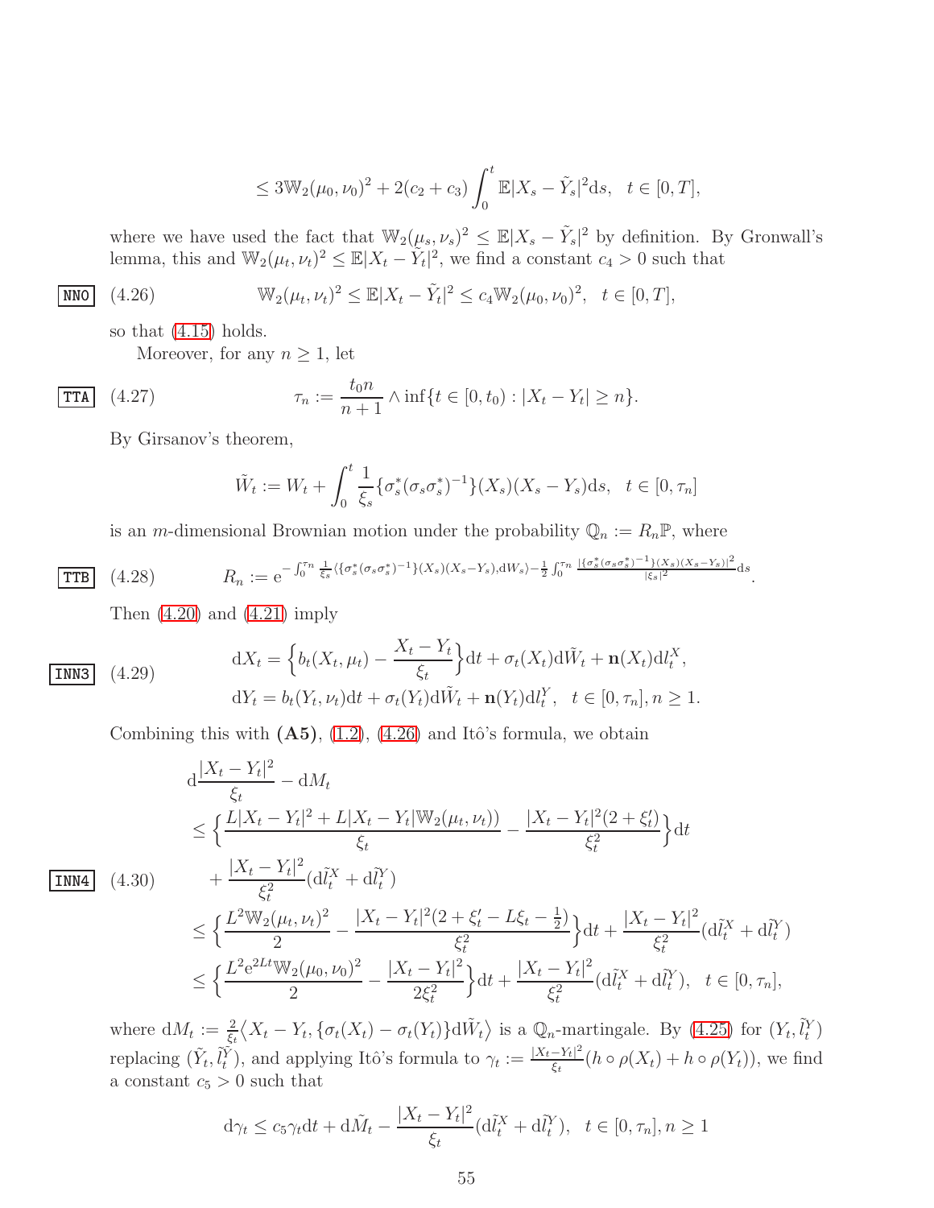$$\leq 3\mathbb{W}_2(\mu_0,\nu_0)^2 + 2(c_2+c_3)\int_0^t \mathbb{E}|X_s-\tilde{Y}_s|^2 \mathrm{d}s, \quad t\in[0,T],$$

where we have used the fact that $\mathbb{W}_2(\mu_s,\nu_s)^2 \leq \mathbb{E}|X_s-\tilde{Y}_s|^2$ by definition. By Gronwall's lemma, this and $\mathbb{W}_2(\mu_t,\nu_t)^2 \leq \mathbb{E}|X_t-\tilde{Y}_t|^2$, we find a constant $c_4>0$ such that

$$\mathbb{W}_2(\mu_t,\nu_t)^2 \leq \mathbb{E}|X_t-\tilde{Y}_t|^2 \leq c_4 \mathbb{W}_2(\mu_0,\nu_0)^2, \quad t\in[0,T], \tag{4.26}$$

so that (4.15) holds.

Moreover, for any $n\geq 1$, let

$$\tau_n := \frac{t_0 n}{n+1} \wedge \inf\{t\in[0,t_0): |X_t-Y_t|\geq n\}. \tag{4.27}$$

By Girsanov's theorem,

$$\tilde{W}_t := W_t + \int_0^t \frac{1}{\xi_s}\{\sigma_s^*(\sigma_s\sigma_s^*)^{-1}\}(X_s)(X_s-Y_s)\mathrm{d}s, \quad t\in[0,\tau_n]$$

is an $m$-dimensional Brownian motion under the probability $\mathbb{Q}_n := R_n\mathbb{P}$, where

$$R_n := \mathrm{e}^{-\int_0^{\tau_n}\frac{1}{\xi_s}\langle\{\sigma_s^*(\sigma_s\sigma_s^*)^{-1}\}(X_s)(X_s-Y_s),\mathrm{d}W_s\rangle - \frac{1}{2}\int_0^{\tau_n}\frac{|\{\sigma_s^*(\sigma_s\sigma_s^*)^{-1}\}(X_s)(X_s-Y_s)|^2}{|\xi_s|^2}\mathrm{d}s}. \tag{4.28}$$

Then (4.20) and (4.21) imply

$$\begin{aligned}
&\mathrm{d}X_t = \Big\{b_t(X_t,\mu_t) - \frac{X_t-Y_t}{\xi_t}\Big\}\mathrm{d}t + \sigma_t(X_t)\mathrm{d}\tilde{W}_t + \mathbf{n}(X_t)\mathrm{d}l_t^X,\\
&\mathrm{d}Y_t = b_t(Y_t,\nu_t)\mathrm{d}t + \sigma_t(Y_t)\mathrm{d}\tilde{W}_t + \mathbf{n}(Y_t)\mathrm{d}l_t^Y, \quad t\in[0,\tau_n], n\geq 1.
\end{aligned} \tag{4.29}$$

Combining this with **(A5)**, (1.2), (4.26) and Itô's formula, we obtain

$$\begin{aligned}
&\mathrm{d}\frac{|X_t-Y_t|^2}{\xi_t} - \mathrm{d}M_t\\
&\leq \Big\{\frac{L|X_t-Y_t|^2 + L|X_t-Y_t|\mathbb{W}_2(\mu_t,\nu_t))}{\xi_t} - \frac{|X_t-Y_t|^2(2+\xi_t')}{\xi_t^2}\Big\}\mathrm{d}t\\
&\quad + \frac{|X_t-Y_t|^2}{\xi_t^2}(\mathrm{d}\tilde{l}_t^X + \mathrm{d}\tilde{l}_t^Y)\\
&\leq \Big\{\frac{L^2\mathbb{W}_2(\mu_t,\nu_t)^2}{2} - \frac{|X_t-Y_t|^2(2+\xi_t' - L\xi_t - \frac{1}{2})}{\xi_t^2}\Big\}\mathrm{d}t + \frac{|X_t-Y_t|^2}{\xi_t^2}(\mathrm{d}\tilde{l}_t^X + \mathrm{d}\tilde{l}_t^Y)\\
&\leq \Big\{\frac{L^2\mathrm{e}^{2Lt}\mathbb{W}_2(\mu_0,\nu_0)^2}{2} - \frac{|X_t-Y_t|^2}{2\xi_t^2}\Big\}\mathrm{d}t + \frac{|X_t-Y_t|^2}{\xi_t^2}(\mathrm{d}\tilde{l}_t^X + \mathrm{d}\tilde{l}_t^Y), \quad t\in[0,\tau_n],
\end{aligned} \tag{4.30}$$

where $\mathrm{d}M_t := \frac{2}{\xi_t}\big\langle X_t-Y_t, \{\sigma_t(X_t)-\sigma_t(Y_t)\}\mathrm{d}\tilde{W}_t\big\rangle$ is a $\mathbb{Q}_n$-martingale. By (4.25) for $(Y_t,\tilde{l}_t^Y)$ replacing $(\tilde{Y}_t,\tilde{l}_t^{\tilde{Y}})$, and applying Itô's formula to $\gamma_t := \frac{|X_t-Y_t|^2}{\xi_t}(h\circ\rho(X_t) + h\circ\rho(Y_t))$, we find a constant $c_5>0$ such that

$$\mathrm{d}\gamma_t \leq c_5\gamma_t\mathrm{d}t + \mathrm{d}\tilde{M}_t - \frac{|X_t-Y_t|^2}{\xi_t}(\mathrm{d}\tilde{l}_t^X + \mathrm{d}\tilde{l}_t^Y), \quad t\in[0,\tau_n], n\geq 1$$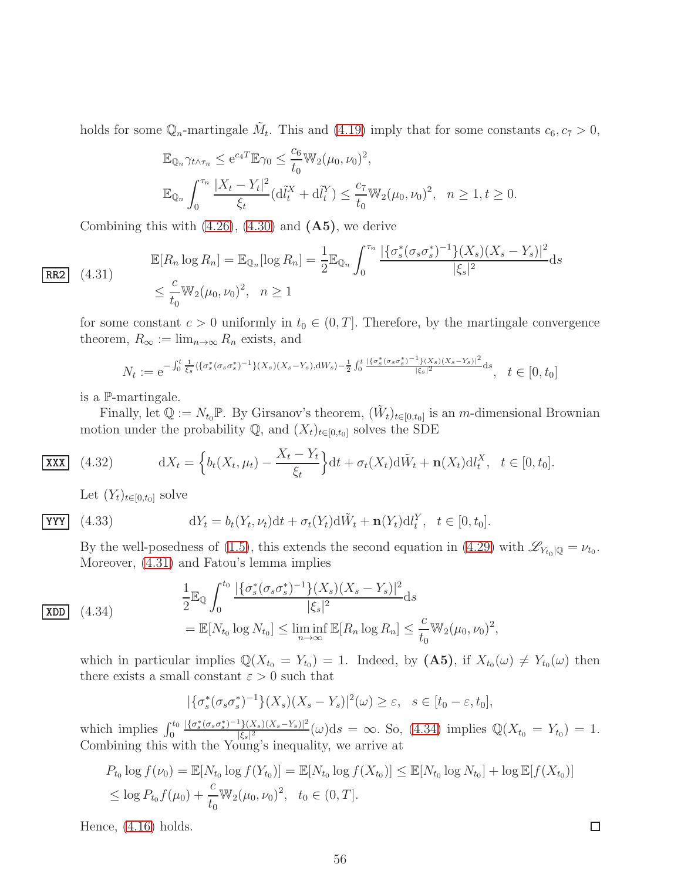holds for some $\mathbb{Q}_n$-martingale $\tilde{M}_t$. This and (4.19) imply that for some constants $c_6, c_7 > 0$,

$$
\begin{aligned}
&\mathbb{E}_{\mathbb{Q}_n}\gamma_{t\wedge\tau_n} \le \mathrm{e}^{c_4 T}\mathbb{E}\gamma_0 \le \frac{c_6}{t_0}\mathbb{W}_2(\mu_0,\nu_0)^2,\\
&\mathbb{E}_{\mathbb{Q}_n}\int_0^{\tau_n}\frac{|X_t-Y_t|^2}{\xi_t}(\mathrm{d}\tilde{l}_t^X+\mathrm{d}\tilde{l}_t^Y) \le \frac{c_7}{t_0}\mathbb{W}_2(\mu_0,\nu_0)^2,\quad n\ge 1, t\ge 0.
\end{aligned}
$$

Combining this with (4.26), (4.30) and **(A5)**, we derive

$$
\begin{aligned}
&\mathbb{E}[R_n\log R_n] = \mathbb{E}_{\mathbb{Q}_n}[\log R_n] = \frac{1}{2}\mathbb{E}_{\mathbb{Q}_n}\int_0^{\tau_n}\frac{|\{\sigma_s^*(\sigma_s\sigma_s^*)^{-1}\}(X_s)(X_s-Y_s)|^2}{|\xi_s|^2}\mathrm{d}s\\
&\le \frac{c}{t_0}\mathbb{W}_2(\mu_0,\nu_0)^2,\quad n\ge 1
\end{aligned}
\tag{4.31}
$$

for some constant $c>0$ uniformly in $t_0\in(0,T]$. Therefore, by the martingale convergence theorem, $R_\infty := \lim_{n\to\infty} R_n$ exists, and

$$
N_t := \mathrm{e}^{-\int_0^t \frac{1}{\xi_s}\langle\{\sigma_s^*(\sigma_s\sigma_s^*)^{-1}\}(X_s)(X_s-Y_s),\mathrm{d}W_s\rangle - \frac{1}{2}\int_0^t\frac{|\{\sigma_s^*(\sigma_s\sigma_s^*)^{-1}\}(X_s)(X_s-Y_s)|^2}{|\xi_s|^2}\mathrm{d}s},\quad t\in[0,t_0]
$$

is a $\mathbb{P}$-martingale.

Finally, let $\mathbb{Q} := N_{t_0}\mathbb{P}$. By Girsanov's theorem, $(\tilde{W}_t)_{t\in[0,t_0]}$ is an $m$-dimensional Brownian motion under the probability $\mathbb{Q}$, and $(X_t)_{t\in[0,t_0]}$ solves the SDE

$$
\mathrm{d}X_t = \Big\{b_t(X_t,\mu_t) - \frac{X_t-Y_t}{\xi_t}\Big\}\mathrm{d}t + \sigma_t(X_t)\mathrm{d}\tilde{W}_t + \mathbf{n}(X_t)\mathrm{d}l_t^X,\quad t\in[0,t_0].
\tag{4.32}
$$

Let $(Y_t)_{t\in[0,t_0]}$ solve

$$
\mathrm{d}Y_t = b_t(Y_t,\nu_t)\mathrm{d}t + \sigma_t(Y_t)\mathrm{d}\tilde{W}_t + \mathbf{n}(Y_t)\mathrm{d}l_t^Y,\quad t\in[0,t_0].
\tag{4.33}
$$

By the well-posedness of (1.5), this extends the second equation in (4.29) with $\mathscr{L}_{Y_{t_0}|\mathbb{Q}} = \nu_{t_0}$. Moreover, (4.31) and Fatou's lemma implies

$$
\begin{aligned}
&\frac{1}{2}\mathbb{E}_{\mathbb{Q}}\int_0^{t_0}\frac{|\{\sigma_s^*(\sigma_s\sigma_s^*)^{-1}\}(X_s)(X_s-Y_s)|^2}{|\xi_s|^2}\mathrm{d}s\\
&= \mathbb{E}[N_{t_0}\log N_{t_0}] \le \liminf_{n\to\infty}\mathbb{E}[R_n\log R_n] \le \frac{c}{t_0}\mathbb{W}_2(\mu_0,\nu_0)^2,
\end{aligned}
\tag{4.34}
$$

which in particular implies $\mathbb{Q}(X_{t_0}=Y_{t_0})=1$. Indeed, by **(A5)**, if $X_{t_0}(\omega)\ne Y_{t_0}(\omega)$ then there exists a small constant $\varepsilon>0$ such that

$$
|\{\sigma_s^*(\sigma_s\sigma_s^*)^{-1}\}(X_s)(X_s-Y_s)|^2(\omega)\ge\varepsilon,\quad s\in[t_0-\varepsilon,t_0],
$$

which implies $\int_0^{t_0}\frac{|\{\sigma_s^*(\sigma_s\sigma_s^*)^{-1}\}(X_s)(X_s-Y_s)|^2}{|\xi_s|^2}(\omega)\mathrm{d}s=\infty$. So, (4.34) implies $\mathbb{Q}(X_{t_0}=Y_{t_0})=1$. Combining this with the Young's inequality, we arrive at

$$
\begin{aligned}
&P_{t_0}\log f(\nu_0) = \mathbb{E}[N_{t_0}\log f(Y_{t_0})] = \mathbb{E}[N_{t_0}\log f(X_{t_0})] \le \mathbb{E}[N_{t_0}\log N_{t_0}] + \log\mathbb{E}[f(X_{t_0})]\\
&\le \log P_{t_0}f(\mu_0) + \frac{c}{t_0}\mathbb{W}_2(\mu_0,\nu_0)^2,\quad t_0\in(0,T].
\end{aligned}
$$

Hence, (4.16) holds. □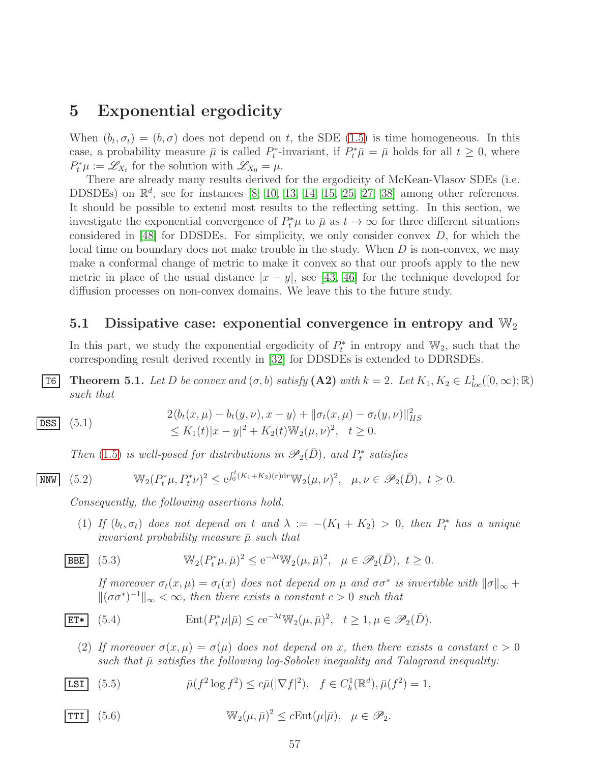## 5 Exponential ergodicity

When $(b_t, \sigma_t) = (b, \sigma)$ does not depend on $t$, the SDE (1.5) is time homogeneous. In this case, a probability measure $\bar\mu$ is called $P_t^*$-invariant, if $P_t^*\bar\mu = \bar\mu$ holds for all $t \ge 0$, where $P_t^*\mu := \mathscr{L}_{X_t}$ for the solution with $\mathscr{L}_{X_0} = \mu$.

There are already many results derived for the ergodicity of McKean-Vlasov SDEs (i.e. DDSDEs) on $\mathbb{R}^d$, see for instances [8, 10, 13, 14, 15, 25, 27, 38] among other references. It should be possible to extend most results to the reflecting setting. In this section, we investigate the exponential convergence of $P_t^*\mu$ to $\bar\mu$ as $t\to\infty$ for three different situations considered in [48] for DDSDEs. For simplicity, we only consider convex $D$, for which the local time on boundary does not make trouble in the study. When $D$ is non-convex, we may make a conformal change of metric to make it convex so that our proofs apply to the new metric in place of the usual distance $|x-y|$, see [43, 46] for the technique developed for diffusion processes on non-convex domains. We leave this to the future study.

### 5.1 Dissipative case: exponential convergence in entropy and $\mathbb{W}_2$

In this part, we study the exponential ergodicity of $P_t^*$ in entropy and $\mathbb{W}_2$, such that the corresponding result derived recently in [32] for DDSDEs is extended to DDRSDEs.

**Theorem 5.1.** *Let $D$ be convex and $(\sigma, b)$ satisfy* **(A2)** *with $k=2$. Let $K_1, K_2 \in L^1_{loc}([0,\infty);\mathbb{R})$ such that*

$$
\begin{aligned}
(5.1)\qquad & 2\langle b_t(x,\mu) - b_t(y,\nu), x-y\rangle + \|\sigma_t(x,\mu) - \sigma_t(y,\nu)\|_{HS}^2 \\
&\le K_1(t)|x-y|^2 + K_2(t)\mathbb{W}_2(\mu,\nu)^2, \quad t\ge 0.
\end{aligned}
$$

*Then (1.5) is well-posed for distributions in $\mathscr{P}_2(\bar D)$, and $P_t^*$ satisfies*

$$
(5.2)\qquad \mathbb{W}_2(P_t^*\mu, P_t^*\nu)^2 \le \mathrm{e}^{\int_0^t (K_1+K_2)(r)\mathrm{d}r}\mathbb{W}_2(\mu,\nu)^2, \quad \mu,\nu\in\mathscr{P}_2(\bar D),\ t\ge 0.
$$

*Consequently, the following assertions hold.*

(1) *If $(b_t,\sigma_t)$ does not depend on $t$ and $\lambda := -(K_1+K_2) > 0$, then $P_t^*$ has a unique invariant probability measure $\bar\mu$ such that*

$$
(5.3)\qquad \mathbb{W}_2(P_t^*\mu, \bar\mu)^2 \le \mathrm{e}^{-\lambda t}\mathbb{W}_2(\mu,\bar\mu)^2, \quad \mu\in\mathscr{P}_2(\bar D),\ t\ge 0.
$$

*If moreover $\sigma_t(x,\mu) = \sigma_t(x)$ does not depend on $\mu$ and $\sigma\sigma^*$ is invertible with $\|\sigma\|_\infty + \|(\sigma\sigma^*)^{-1}\|_\infty < \infty$, then there exists a constant $c>0$ such that*

$$
(5.4)\qquad \mathrm{Ent}(P_t^*\mu|\bar\mu) \le c\mathrm{e}^{-\lambda t}\mathbb{W}_2(\mu,\bar\mu)^2, \quad t\ge 1, \mu\in\mathscr{P}_2(\bar D).
$$

(2) *If moreover $\sigma(x,\mu) = \sigma(\mu)$ does not depend on $x$, then there exists a constant $c>0$ such that $\bar\mu$ satisfies the following log-Sobolev inequality and Talagrand inequality:*

$$
(5.5)\qquad \bar\mu(f^2\log f^2) \le c\bar\mu(|\nabla f|^2), \quad f\in C_b^1(\mathbb{R}^d), \bar\mu(f^2)=1,
$$

$$
(5.6)\qquad \mathbb{W}_2(\mu,\bar\mu)^2 \le c\mathrm{Ent}(\mu|\bar\mu), \quad \mu\in\mathscr{P}_2.
$$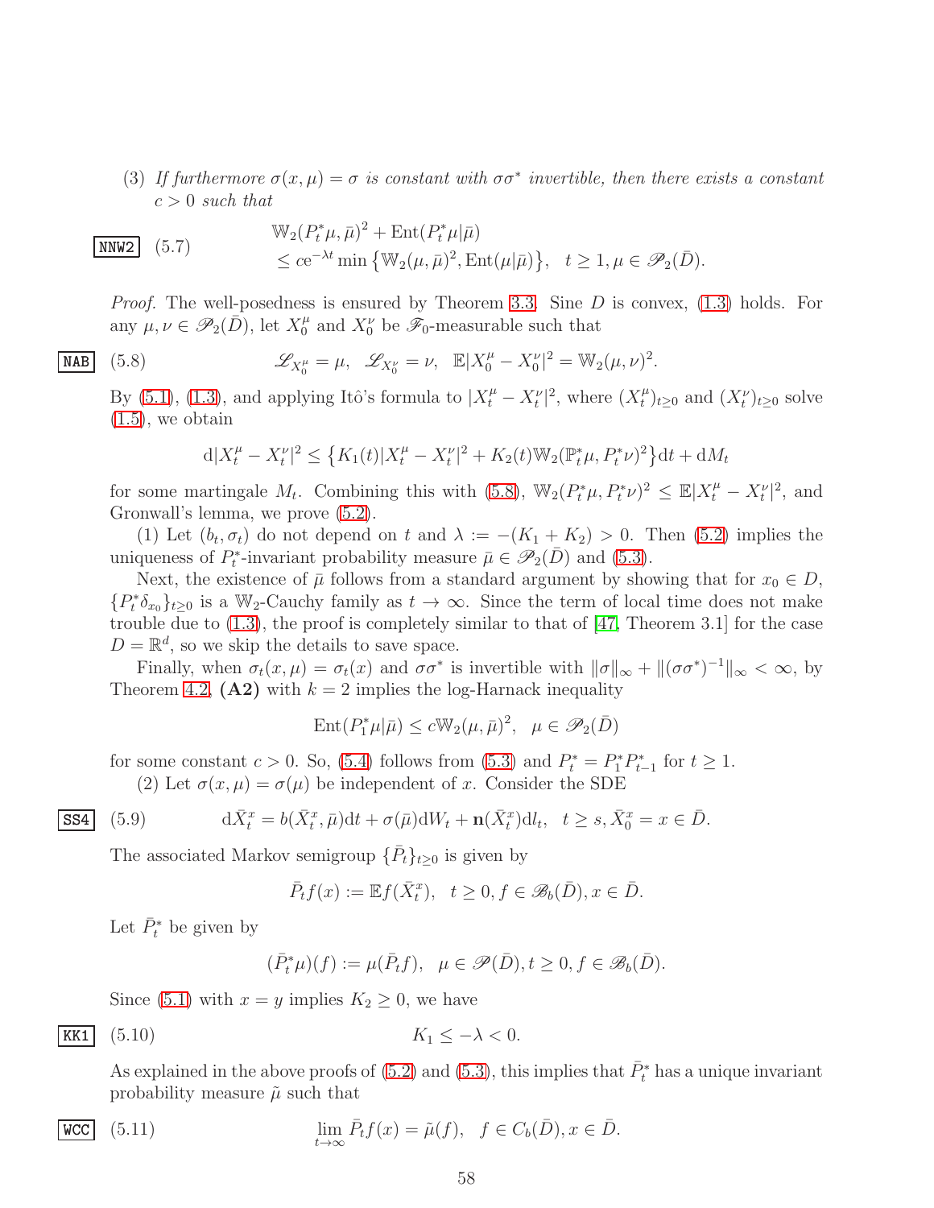(3) *If furthermore $\sigma(x,\mu)=\sigma$ is constant with $\sigma\sigma^*$ invertible, then there exists a constant $c>0$ such that*

$$
\begin{aligned}
&\mathbb{W}_2(P_t^*\mu,\bar\mu)^2+\mathrm{Ent}(P_t^*\mu|\bar\mu)\\
&\le c\mathrm{e}^{-\lambda t}\min\big\{\mathbb{W}_2(\mu,\bar\mu)^2,\mathrm{Ent}(\mu|\bar\mu)\big\},\quad t\ge 1,\mu\in\mathscr{P}_2(\bar D).
\end{aligned}\tag{5.7}
$$

*Proof.* The well-posedness is ensured by Theorem 3.3. Sine $D$ is convex, (1.3) holds. For any $\mu,\nu\in\mathscr{P}_2(\bar D)$, let $X_0^\mu$ and $X_0^\nu$ be $\mathscr{F}_0$-measurable such that

$$
\mathscr{L}_{X_0^\mu}=\mu,\ \ \mathscr{L}_{X_0^\nu}=\nu,\ \ \mathbb{E}|X_0^\mu-X_0^\nu|^2=\mathbb{W}_2(\mu,\nu)^2.\tag{5.8}
$$

By (5.1), (1.3), and applying Itô's formula to $|X_t^\mu-X_t^\nu|^2$, where $(X_t^\mu)_{t\ge0}$ and $(X_t^\nu)_{t\ge0}$ solve (1.5), we obtain

$$
\mathrm{d}|X_t^\mu-X_t^\nu|^2\le\big\{K_1(t)|X_t^\mu-X_t^\nu|^2+K_2(t)\mathbb{W}_2(\mathbb{P}_t^*\mu,P_t^*\nu)^2\big\}\mathrm{d}t+\mathrm{d}M_t
$$

for some martingale $M_t$. Combining this with (5.8), $\mathbb{W}_2(P_t^*\mu,P_t^*\nu)^2\le\mathbb{E}|X_t^\mu-X_t^\nu|^2$, and Gronwall's lemma, we prove (5.2).

(1) Let $(b_t,\sigma_t)$ do not depend on $t$ and $\lambda:=-(K_1+K_2)>0$. Then (5.2) implies the uniqueness of $P_t^*$-invariant probability measure $\bar\mu\in\mathscr{P}_2(\bar D)$ and (5.3).

Next, the existence of $\bar\mu$ follows from a standard argument by showing that for $x_0\in D$, $\{P_t^*\delta_{x_0}\}_{t\ge0}$ is a $\mathbb{W}_2$-Cauchy family as $t\to\infty$. Since the term of local time does not make trouble due to (1.3), the proof is completely similar to that of [47, Theorem 3.1] for the case $D=\mathbb{R}^d$, so we skip the details to save space.

Finally, when $\sigma_t(x,\mu)=\sigma_t(x)$ and $\sigma\sigma^*$ is invertible with $\|\sigma\|_\infty+\|(\sigma\sigma^*)^{-1}\|_\infty<\infty$, by Theorem 4.2, **(A2)** with $k=2$ implies the log-Harnack inequality

$$
\mathrm{Ent}(P_1^*\mu|\bar\mu)\le c\mathbb{W}_2(\mu,\bar\mu)^2,\quad \mu\in\mathscr{P}_2(\bar D)
$$

for some constant $c>0$. So, (5.4) follows from (5.3) and $P_t^*=P_1^*P_{t-1}^*$ for $t\ge1$.

(2) Let $\sigma(x,\mu)=\sigma(\mu)$ be independent of $x$. Consider the SDE

$$
\mathrm{d}\bar X_t^x=b(\bar X_t^x,\bar\mu)\mathrm{d}t+\sigma(\bar\mu)\mathrm{d}W_t+\mathbf{n}(\bar X_t^x)\mathrm{d}l_t,\quad t\ge s,\bar X_0^x=x\in\bar D.\tag{5.9}
$$

The associated Markov semigroup $\{\bar P_t\}_{t\ge0}$ is given by

$$
\bar P_tf(x):=\mathbb{E}f(\bar X_t^x),\quad t\ge0,f\in\mathscr{B}_b(\bar D),x\in\bar D.
$$

Let $\bar P_t^*$ be given by

$$
(\bar P_t^*\mu)(f):=\mu(\bar P_tf),\quad \mu\in\mathscr{P}(\bar D),t\ge0,f\in\mathscr{B}_b(\bar D).
$$

Since (5.1) with $x=y$ implies $K_2\ge0$, we have

$$
K_1\le-\lambda<0.\tag{5.10}
$$

As explained in the above proofs of (5.2) and (5.3), this implies that $\bar P_t^*$ has a unique invariant probability measure $\tilde\mu$ such that

$$
\lim_{t\to\infty}\bar P_tf(x)=\tilde\mu(f),\quad f\in C_b(\bar D),x\in\bar D.\tag{5.11}
$$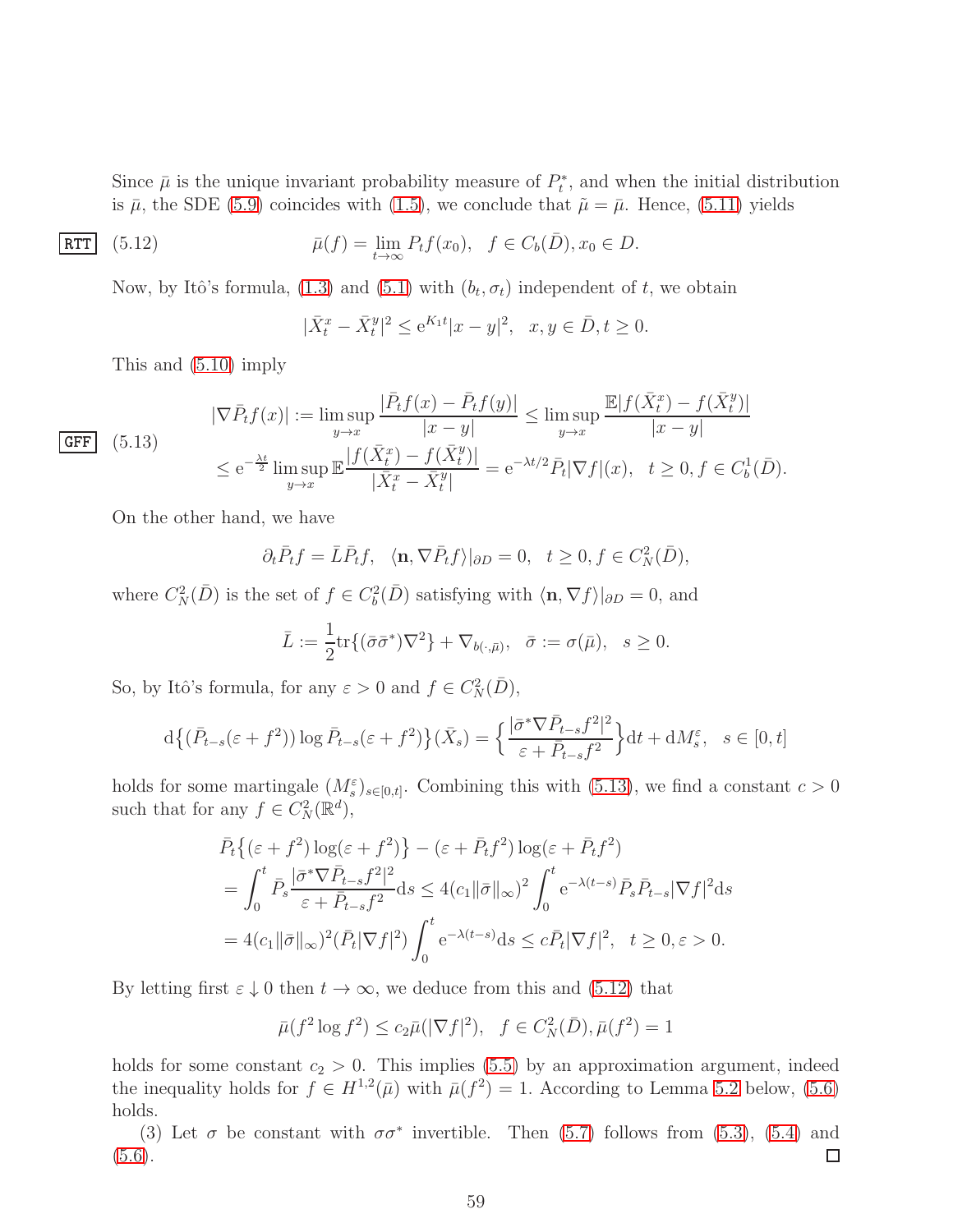Since $\bar\mu$ is the unique invariant probability measure of $P_t^*$, and when the initial distribution is $\bar\mu$, the SDE (5.9) coincides with (1.5), we conclude that $\tilde\mu = \bar\mu$. Hence, (5.11) yields

$$\bar\mu(f) = \lim_{t\to\infty} P_t f(x_0),\quad f\in C_b(\bar D), x_0\in D. \tag{5.12}$$

Now, by Itô's formula, (1.3) and (5.1) with $(b_t,\sigma_t)$ independent of $t$, we obtain

$$|\bar X_t^x - \bar X_t^y|^2 \le \mathrm{e}^{K_1 t}|x-y|^2,\quad x,y\in\bar D, t\ge 0.$$

This and (5.10) imply

$$\begin{aligned}|\nabla \bar P_t f(x)| &:= \limsup_{y\to x}\frac{|\bar P_t f(x)-\bar P_t f(y)|}{|x-y|} \le \limsup_{y\to x}\frac{\mathbb E|f(\bar X_t^x)-f(\bar X_t^y)|}{|x-y|}\\ &\le \mathrm{e}^{-\frac{\lambda t}{2}}\limsup_{y\to x}\mathbb E\frac{|f(\bar X_t^x)-f(\bar X_t^y)|}{|\bar X_t^x-\bar X_t^y|} = \mathrm{e}^{-\lambda t/2}\bar P_t|\nabla f|(x),\quad t\ge 0, f\in C_b^1(\bar D).\end{aligned} \tag{5.13}$$

On the other hand, we have

$$\partial_t \bar P_t f = \bar L \bar P_t f,\quad \langle \mathbf n, \nabla \bar P_t f\rangle|_{\partial D}=0,\quad t\ge 0, f\in C_N^2(\bar D),$$

where $C_N^2(\bar D)$ is the set of $f\in C_b^2(\bar D)$ satisfying with $\langle \mathbf n,\nabla f\rangle|_{\partial D}=0$, and

$$\bar L := \frac12 \mathrm{tr}\{(\bar\sigma\bar\sigma^*)\nabla^2\} + \nabla_{b(\cdot,\bar\mu)},\quad \bar\sigma := \sigma(\bar\mu),\quad s\ge 0.$$

So, by Itô's formula, for any $\varepsilon>0$ and $f\in C_N^2(\bar D)$,

$$\mathrm d\big\{(\bar P_{t-s}(\varepsilon+f^2))\log \bar P_{t-s}(\varepsilon+f^2)\big\}(\bar X_s) = \Big\{\frac{|\bar\sigma^*\nabla \bar P_{t-s}f^2|^2}{\varepsilon+\bar P_{t-s}f^2}\Big\}\mathrm dt + \mathrm dM_s^\varepsilon,\quad s\in[0,t]$$

holds for some martingale $(M_s^\varepsilon)_{s\in[0,t]}$. Combining this with (5.13), we find a constant $c>0$ such that for any $f\in C_N^2(\mathbb R^d)$,

$$\begin{aligned}&\bar P_t\big\{(\varepsilon+f^2)\log(\varepsilon+f^2)\big\} - (\varepsilon+\bar P_t f^2)\log(\varepsilon+\bar P_t f^2)\\ &= \int_0^t \bar P_s\frac{|\bar\sigma^*\nabla\bar P_{t-s}f^2|^2}{\varepsilon+\bar P_{t-s}f^2}\mathrm ds \le 4(c_1\|\bar\sigma\|_\infty)^2\int_0^t \mathrm e^{-\lambda(t-s)}\bar P_s\bar P_{t-s}|\nabla f|^2\mathrm ds\\ &= 4(c_1\|\bar\sigma\|_\infty)^2(\bar P_t|\nabla f|^2)\int_0^t \mathrm e^{-\lambda(t-s)}\mathrm ds \le c\bar P_t|\nabla f|^2,\quad t\ge 0,\varepsilon>0.\end{aligned}$$

By letting first $\varepsilon\downarrow 0$ then $t\to\infty$, we deduce from this and (5.12) that

$$\bar\mu(f^2\log f^2)\le c_2\bar\mu(|\nabla f|^2),\quad f\in C_N^2(\bar D), \bar\mu(f^2)=1$$

holds for some constant $c_2>0$. This implies (5.5) by an approximation argument, indeed the inequality holds for $f\in H^{1,2}(\bar\mu)$ with $\bar\mu(f^2)=1$. According to Lemma 5.2 below, (5.6) holds.

(3) Let $\sigma$ be constant with $\sigma\sigma^*$ invertible. Then (5.7) follows from (5.3), (5.4) and (5.6). □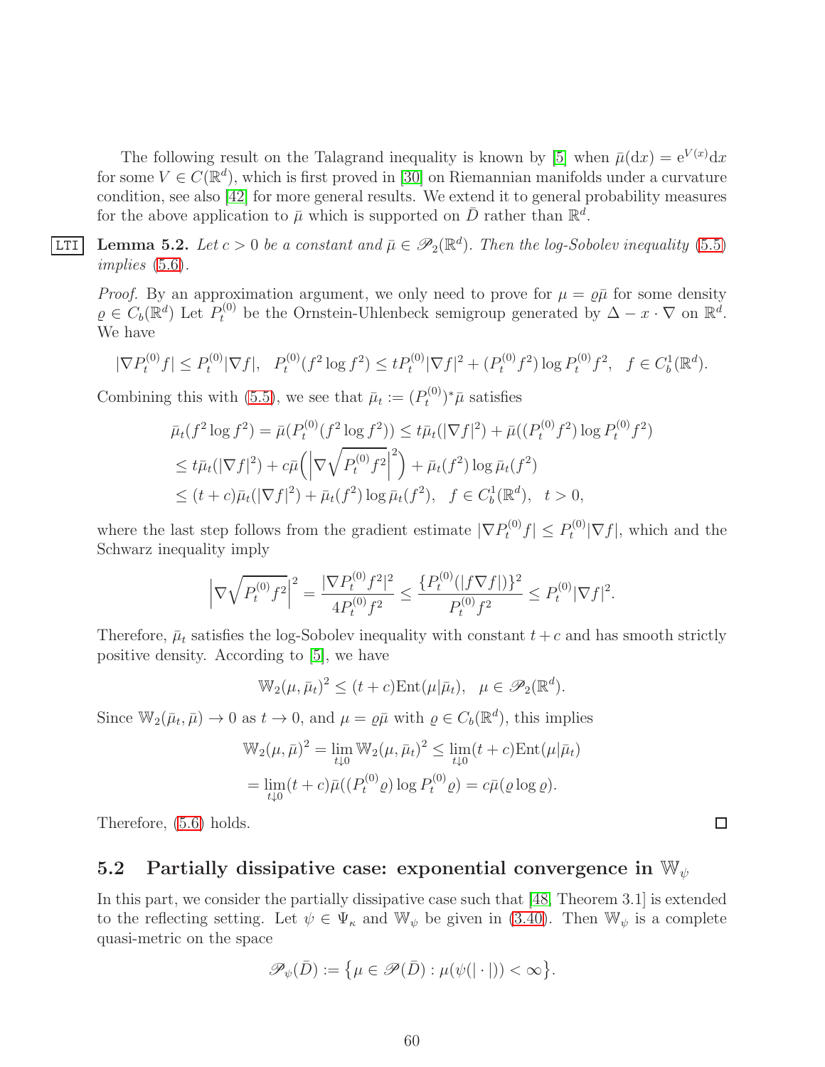The following result on the Talagrand inequality is known by [5] when $\bar\mu(\mathrm{d}x) = \mathrm{e}^{V(x)}\mathrm{d}x$ for some $V \in C(\mathbb{R}^d)$, which is first proved in [30] on Riemannian manifolds under a curvature condition, see also [42] for more general results. We extend it to general probability measures for the above application to $\bar\mu$ which is supported on $\bar D$ rather than $\mathbb{R}^d$.

**Lemma 5.2.** *Let $c > 0$ be a constant and $\bar\mu \in \mathscr{P}_2(\mathbb{R}^d)$. Then the log-Sobolev inequality (5.5) implies (5.6).*

*Proof.* By an approximation argument, we only need to prove for $\mu = \varrho\bar\mu$ for some density $\varrho \in C_b(\mathbb{R}^d)$ Let $P_t^{(0)}$ be the Ornstein-Uhlenbeck semigroup generated by $\Delta - x \cdot \nabla$ on $\mathbb{R}^d$. We have

$$|\nabla P_t^{(0)} f| \le P_t^{(0)}|\nabla f|, \quad P_t^{(0)}(f^2 \log f^2) \le t P_t^{(0)}|\nabla f|^2 + (P_t^{(0)} f^2)\log P_t^{(0)} f^2, \quad f \in C_b^1(\mathbb{R}^d).$$

Combining this with (5.5), we see that $\bar\mu_t := (P_t^{(0)})^*\bar\mu$ satisfies

$$\begin{aligned}
\bar\mu_t(f^2\log f^2) &= \bar\mu(P_t^{(0)}(f^2\log f^2)) \le t\bar\mu_t(|\nabla f|^2) + \bar\mu((P_t^{(0)}f^2)\log P_t^{(0)}f^2) \\
&\le t\bar\mu_t(|\nabla f|^2) + c\bar\mu\Big(\Big|\nabla\sqrt{P_t^{(0)}f^2}\Big|^2\Big) + \bar\mu_t(f^2)\log\bar\mu_t(f^2) \\
&\le (t+c)\bar\mu_t(|\nabla f|^2) + \bar\mu_t(f^2)\log\bar\mu_t(f^2), \quad f \in C_b^1(\mathbb{R}^d), \quad t > 0,
\end{aligned}$$

where the last step follows from the gradient estimate $|\nabla P_t^{(0)} f| \le P_t^{(0)}|\nabla f|$, which and the Schwarz inequality imply

$$\Big|\nabla\sqrt{P_t^{(0)}f^2}\Big|^2 = \frac{|\nabla P_t^{(0)}f^2|^2}{4P_t^{(0)}f^2} \le \frac{\{P_t^{(0)}(|f\nabla f|)\}^2}{P_t^{(0)}f^2} \le P_t^{(0)}|\nabla f|^2.$$

Therefore, $\bar\mu_t$ satisfies the log-Sobolev inequality with constant $t+c$ and has smooth strictly positive density. According to [5], we have

$$\mathbb{W}_2(\mu, \bar\mu_t)^2 \le (t+c)\mathrm{Ent}(\mu|\bar\mu_t), \quad \mu \in \mathscr{P}_2(\mathbb{R}^d).$$

Since $\mathbb{W}_2(\bar\mu_t, \bar\mu) \to 0$ as $t \to 0$, and $\mu = \varrho\bar\mu$ with $\varrho \in C_b(\mathbb{R}^d)$, this implies

$$\begin{aligned}
\mathbb{W}_2(\mu, \bar\mu)^2 &= \lim_{t\downarrow 0}\mathbb{W}_2(\mu, \bar\mu_t)^2 \le \lim_{t\downarrow 0}(t+c)\mathrm{Ent}(\mu|\bar\mu_t) \\
&= \lim_{t\downarrow 0}(t+c)\bar\mu((P_t^{(0)}\varrho)\log P_t^{(0)}\varrho) = c\bar\mu(\varrho\log\varrho).
\end{aligned}$$

Therefore, (5.6) holds. $\square$

## 5.2 Partially dissipative case: exponential convergence in $\mathbb{W}_\psi$

In this part, we consider the partially dissipative case such that [48, Theorem 3.1] is extended to the reflecting setting. Let $\psi \in \Psi_\kappa$ and $\mathbb{W}_\psi$ be given in (3.40). Then $\mathbb{W}_\psi$ is a complete quasi-metric on the space

$$\mathscr{P}_\psi(\bar D) := \big\{\mu \in \mathscr{P}(\bar D) : \mu(\psi(|\cdot|)) < \infty\big\}.$$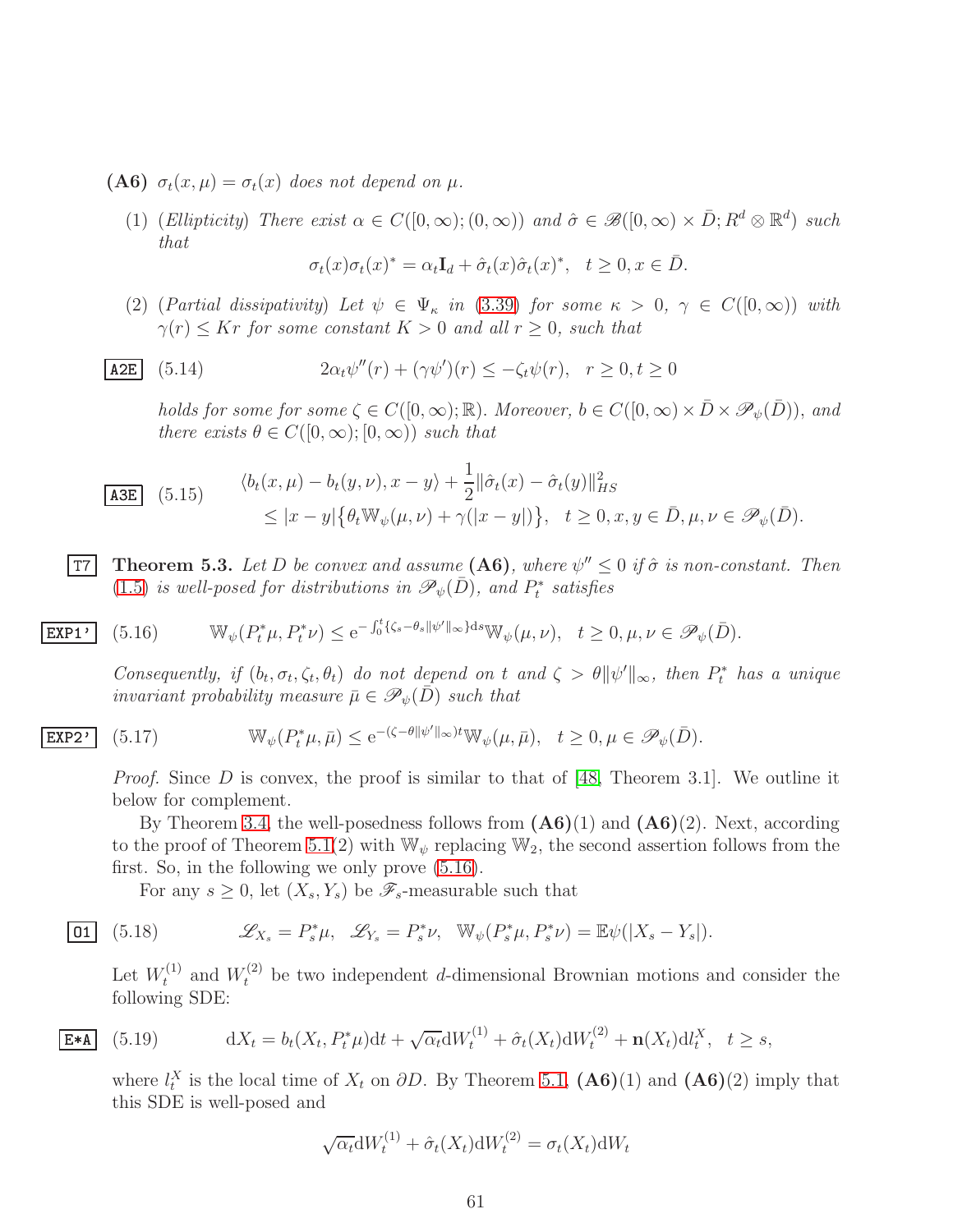**(A6)** $\sigma_t(x,\mu) = \sigma_t(x)$ *does not depend on* $\mu$.

(1) *(Ellipticity) There exist* $\alpha \in C([0,\infty);(0,\infty))$ *and* $\hat\sigma \in \mathscr{B}([0,\infty)\times \bar D; R^d \otimes \mathbb{R}^d)$ *such that*

$$\sigma_t(x)\sigma_t(x)^* = \alpha_t \mathbf{I}_d + \hat\sigma_t(x)\hat\sigma_t(x)^*, \quad t\ge 0, x \in \bar D.$$

(2) *(Partial dissipativity) Let* $\psi \in \Psi_\kappa$ *in* (3.39) *for some* $\kappa > 0$, $\gamma \in C([0,\infty))$ *with* $\gamma(r) \le Kr$ *for some constant* $K > 0$ *and all* $r \ge 0$, *such that*

$$2\alpha_t \psi''(r) + (\gamma\psi')(r) \le -\zeta_t \psi(r), \quad r\ge 0, t\ge 0 \tag{5.14}$$

*holds for some for some* $\zeta \in C([0,\infty);\mathbb{R})$. *Moreover,* $b \in C([0,\infty)\times \bar D \times \mathscr{P}_\psi(\bar D))$, *and there exists* $\theta \in C([0,\infty);[0,\infty))$ *such that*

$$\begin{aligned}\langle b_t(x,\mu) - b_t(y,\nu), x-y\rangle &+ \frac12 \|\hat\sigma_t(x) - \hat\sigma_t(y)\|_{HS}^2 \\ &\le |x-y|\big\{\theta_t \mathbb{W}_\psi(\mu,\nu) + \gamma(|x-y|)\big\}, \quad t\ge 0, x,y\in \bar D, \mu,\nu \in \mathscr{P}_\psi(\bar D).\end{aligned} \tag{5.15}$$

**Theorem 5.3.** *Let* $D$ *be convex and assume* **(A6)**, *where* $\psi'' \le 0$ *if* $\hat\sigma$ *is non-constant. Then* (1.5) *is well-posed for distributions in* $\mathscr{P}_\psi(\bar D)$, *and* $P_t^*$ *satisfies*

$$\mathbb{W}_\psi(P_t^*\mu, P_t^*\nu) \le \mathrm{e}^{-\int_0^t \{\zeta_s - \theta_s \|\psi'\|_\infty\}\mathrm{d}s} \mathbb{W}_\psi(\mu,\nu), \quad t \ge 0, \mu,\nu\in \mathscr{P}_\psi(\bar D). \tag{5.16}$$

*Consequently, if* $(b_t,\sigma_t,\zeta_t,\theta_t)$ *do not depend on* $t$ *and* $\zeta > \theta\|\psi'\|_\infty$, *then* $P_t^*$ *has a unique invariant probability measure* $\bar\mu \in \mathscr{P}_\psi(\bar D)$ *such that*

$$\mathbb{W}_\psi(P_t^*\mu, \bar\mu) \le \mathrm{e}^{-(\zeta - \theta\|\psi'\|_\infty)t}\mathbb{W}_\psi(\mu,\bar\mu), \quad t\ge 0, \mu \in \mathscr{P}_\psi(\bar D). \tag{5.17}$$

*Proof.* Since $D$ is convex, the proof is similar to that of [48, Theorem 3.1]. We outline it below for complement.

By Theorem 3.4, the well-posedness follows from **(A6)**(1) and **(A6)**(2). Next, according to the proof of Theorem 5.1(2) with $\mathbb{W}_\psi$ replacing $\mathbb{W}_2$, the second assertion follows from the first. So, in the following we only prove (5.16).

For any $s \ge 0$, let $(X_s, Y_s)$ be $\mathscr{F}_s$-measurable such that

$$\mathscr{L}_{X_s} = P_s^*\mu, \quad \mathscr{L}_{Y_s} = P_s^*\nu, \quad \mathbb{W}_\psi(P_s^*\mu, P_s^*\nu) = \mathbb{E}\psi(|X_s - Y_s|). \tag{5.18}$$

Let $W_t^{(1)}$ and $W_t^{(2)}$ be two independent $d$-dimensional Brownian motions and consider the following SDE:

$$\mathrm{d}X_t = b_t(X_t, P_t^*\mu)\mathrm{d}t + \sqrt{\alpha_t}\mathrm{d}W_t^{(1)} + \hat\sigma_t(X_t)\mathrm{d}W_t^{(2)} + \mathbf{n}(X_t)\mathrm{d}l_t^X, \quad t\ge s, \tag{5.19}$$

where $l_t^X$ is the local time of $X_t$ on $\partial D$. By Theorem 5.1, **(A6)**(1) and **(A6)**(2) imply that this SDE is well-posed and

$$\sqrt{\alpha_t}\mathrm{d}W_t^{(1)} + \hat\sigma_t(X_t)\mathrm{d}W_t^{(2)} = \sigma_t(X_t)\mathrm{d}W_t$$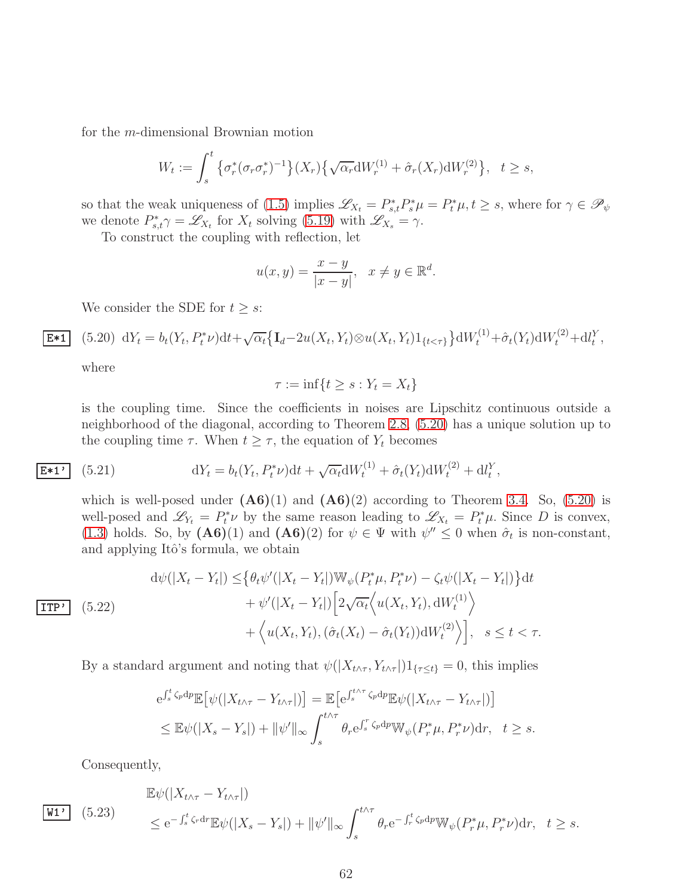for the $m$-dimensional Brownian motion

$$W_t := \int_s^t \big\{\sigma_r^*(\sigma_r\sigma_r^*)^{-1}\big\}(X_r)\big\{\sqrt{\alpha_r}\mathrm{d}W_r^{(1)} + \hat{\sigma}_r(X_r)\mathrm{d}W_r^{(2)}\big\}, \quad t \geq s,$$

so that the weak uniqueness of (1.5) implies $\mathscr{L}_{X_t} = P_{s,t}^* P_s^* \mu = P_t^*\mu, t \geq s$, where for $\gamma \in \mathscr{P}_\psi$ we denote $P_{s,t}^*\gamma = \mathscr{L}_{X_t}$ for $X_t$ solving (5.19) with $\mathscr{L}_{X_s} = \gamma$.

To construct the coupling with reflection, let

$$u(x,y) = \frac{x-y}{|x-y|}, \quad x \neq y \in \mathbb{R}^d.$$

We consider the SDE for $t \geq s$:

$$\mathrm{d}Y_t = b_t(Y_t, P_t^*\nu)\mathrm{d}t + \sqrt{\alpha_t}\big\{\mathbf{I}_d - 2u(X_t,Y_t)\otimes u(X_t,Y_t)1_{\{t<\tau\}}\big\}\mathrm{d}W_t^{(1)} + \hat{\sigma}_t(Y_t)\mathrm{d}W_t^{(2)} + \mathrm{d}l_t^Y, \tag{5.20}$$

where

$$\tau := \inf\{t \geq s : Y_t = X_t\}$$

is the coupling time. Since the coefficients in noises are Lipschitz continuous outside a neighborhood of the diagonal, according to Theorem 2.8, (5.20) has a unique solution up to the coupling time $\tau$. When $t \geq \tau$, the equation of $Y_t$ becomes

$$\mathrm{d}Y_t = b_t(Y_t, P_t^*\nu)\mathrm{d}t + \sqrt{\alpha_t}\mathrm{d}W_t^{(1)} + \hat{\sigma}_t(Y_t)\mathrm{d}W_t^{(2)} + \mathrm{d}l_t^Y, \tag{5.21}$$

which is well-posed under **(A6)**(1) and **(A6)**(2) according to Theorem 3.4. So, (5.20) is well-posed and $\mathscr{L}_{Y_t} = P_t^*\nu$ by the same reason leading to $\mathscr{L}_{X_t} = P_t^*\mu$. Since $D$ is convex, (1.3) holds. So, by **(A6)**(1) and **(A6)**(2) for $\psi \in \Psi$ with $\psi'' \leq 0$ when $\hat{\sigma}_t$ is non-constant, and applying Itô's formula, we obtain

$$\begin{aligned}\mathrm{d}\psi(|X_t - Y_t|) \leq& \big\{\theta_t\psi'(|X_t-Y_t|)\mathbb{W}_\psi(P_t^*\mu, P_t^*\nu) - \zeta_t\psi(|X_t-Y_t|)\big\}\mathrm{d}t \\ &+ \psi'(|X_t - Y_t|)\Big[2\sqrt{\alpha_t}\Big\langle u(X_t,Y_t), \mathrm{d}W_t^{(1)}\Big\rangle \\ &+ \Big\langle u(X_t,Y_t), (\hat{\sigma}_t(X_t) - \hat{\sigma}_t(Y_t))\mathrm{d}W_t^{(2)}\Big\rangle\Big], \quad s \leq t < \tau.\end{aligned} \tag{5.22}$$

By a standard argument and noting that $\psi(|X_{t\wedge\tau}, Y_{t\wedge\tau}|)1_{\{\tau\leq t\}} = 0$, this implies

$$\begin{aligned}&\mathrm{e}^{\int_s^t \zeta_p \mathrm{d}p}\mathbb{E}\big[\psi(|X_{t\wedge\tau} - Y_{t\wedge\tau}|)\big] = \mathbb{E}\big[\mathrm{e}^{\int_s^{t\wedge\tau}\zeta_p\mathrm{d}p}\mathbb{E}\psi(|X_{t\wedge\tau} - Y_{t\wedge\tau}|)\big] \\ &\leq \mathbb{E}\psi(|X_s - Y_s|) + \|\psi'\|_\infty\int_s^{t\wedge\tau}\theta_r\mathrm{e}^{\int_s^r\zeta_p\mathrm{d}p}\mathbb{W}_\psi(P_r^*\mu, P_r^*\nu)\mathrm{d}r, \quad t \geq s.\end{aligned}$$

Consequently,

$$\begin{aligned}&\mathbb{E}\psi(|X_{t\wedge\tau} - Y_{t\wedge\tau}|) \\ &\leq \mathrm{e}^{-\int_s^t\zeta_r\mathrm{d}r}\mathbb{E}\psi(|X_s - Y_s|) + \|\psi'\|_\infty\int_s^{t\wedge\tau}\theta_r\mathrm{e}^{-\int_r^t\zeta_p\mathrm{d}p}\mathbb{W}_\psi(P_r^*\mu, P_r^*\nu)\mathrm{d}r, \quad t \geq s.\end{aligned} \tag{5.23}$$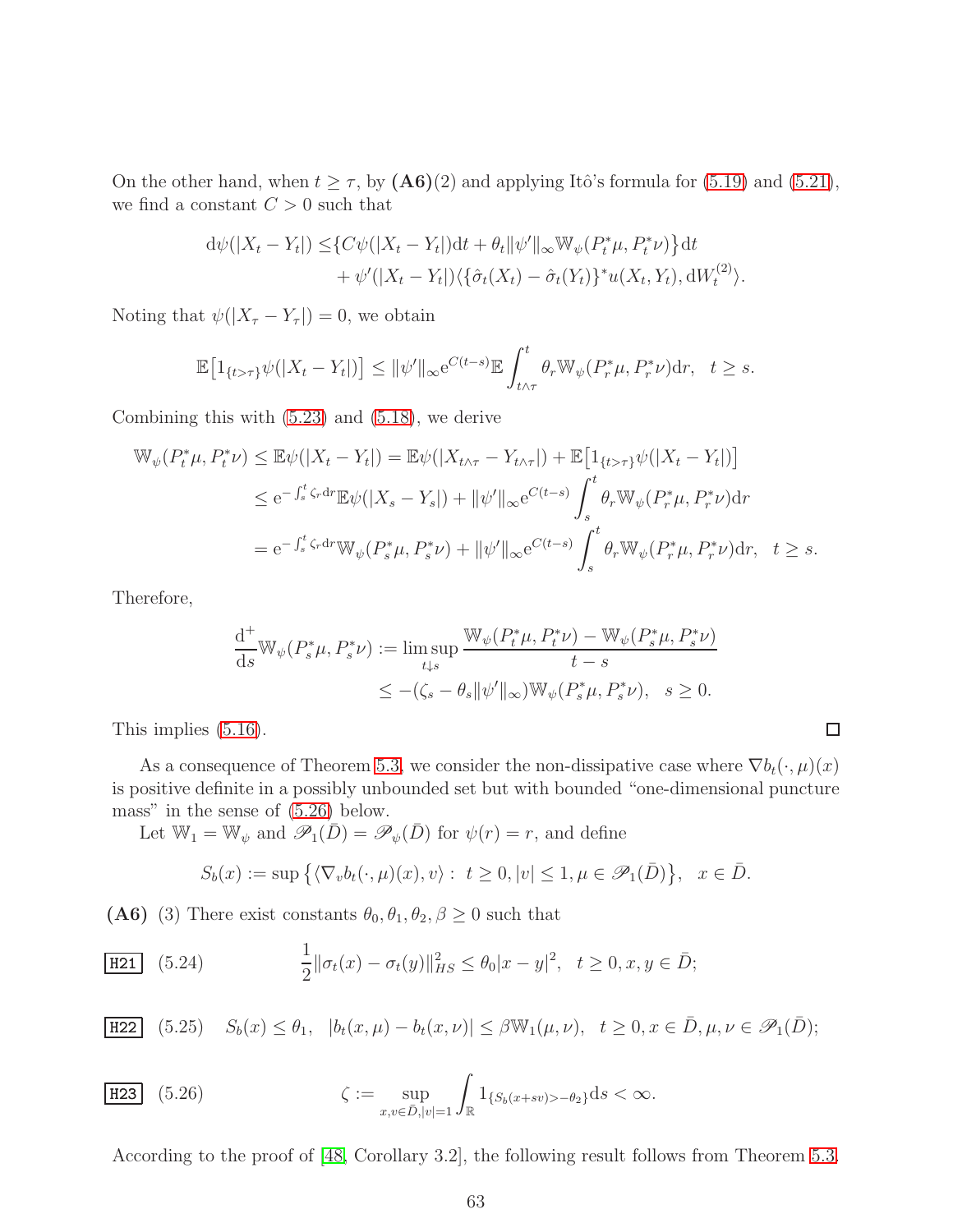On the other hand, when $t \geq \tau$, by **(A6)**(2) and applying Itô's formula for (5.19) and (5.21), we find a constant $C > 0$ such that

$$
\begin{aligned}
\mathrm{d}\psi(|X_t - Y_t|) \leq & \{C\psi(|X_t - Y_t|)\mathrm{d}t + \theta_t \|\psi'\|_\infty \mathbb{W}_\psi(P_t^*\mu, P_t^*\nu)\}\mathrm{d}t \\
& + \psi'(|X_t - Y_t|)\langle \{\hat{\sigma}_t(X_t) - \hat{\sigma}_t(Y_t)\}^* u(X_t, Y_t), \mathrm{d}W_t^{(2)}\rangle.
\end{aligned}
$$

Noting that $\psi(|X_\tau - Y_\tau|) = 0$, we obtain

$$
\mathbb{E}\big[1_{\{t>\tau\}}\psi(|X_t - Y_t|)\big] \leq \|\psi'\|_\infty \mathrm{e}^{C(t-s)}\mathbb{E}\int_{t\wedge\tau}^t \theta_r \mathbb{W}_\psi(P_r^*\mu, P_r^*\nu)\mathrm{d}r, \quad t \geq s.
$$

Combining this with (5.23) and (5.18), we derive

$$
\begin{aligned}
\mathbb{W}_\psi(P_t^*\mu, P_t^*\nu) &\leq \mathbb{E}\psi(|X_t - Y_t|) = \mathbb{E}\psi(|X_{t\wedge\tau} - Y_{t\wedge\tau}|) + \mathbb{E}\big[1_{\{t>\tau\}}\psi(|X_t - Y_t|)\big] \\
&\leq \mathrm{e}^{-\int_s^t \zeta_r \mathrm{d}r}\mathbb{E}\psi(|X_s - Y_s|) + \|\psi'\|_\infty \mathrm{e}^{C(t-s)}\int_s^t \theta_r \mathbb{W}_\psi(P_r^*\mu, P_r^*\nu)\mathrm{d}r \\
&= \mathrm{e}^{-\int_s^t \zeta_r \mathrm{d}r}\mathbb{W}_\psi(P_s^*\mu, P_s^*\nu) + \|\psi'\|_\infty \mathrm{e}^{C(t-s)}\int_s^t \theta_r \mathbb{W}_\psi(P_r^*\mu, P_r^*\nu)\mathrm{d}r, \quad t \geq s.
\end{aligned}
$$

Therefore,

$$
\begin{aligned}
\frac{\mathrm{d}^+}{\mathrm{d}s}\mathbb{W}_\psi(P_s^*\mu, P_s^*\nu) &:= \limsup_{t\downarrow s}\frac{\mathbb{W}_\psi(P_t^*\mu, P_t^*\nu) - \mathbb{W}_\psi(P_s^*\mu, P_s^*\nu)}{t-s} \\
&\leq -(\zeta_s - \theta_s\|\psi'\|_\infty)\mathbb{W}_\psi(P_s^*\mu, P_s^*\nu), \quad s \geq 0.
\end{aligned}
$$

This implies (5.16). □

As a consequence of Theorem 5.3, we consider the non-dissipative case where $\nabla b_t(\cdot,\mu)(x)$ is positive definite in a possibly unbounded set but with bounded "one-dimensional puncture mass" in the sense of (5.26) below.

Let $\mathbb{W}_1 = \mathbb{W}_\psi$ and $\mathscr{P}_1(\bar{D}) = \mathscr{P}_\psi(\bar{D})$ for $\psi(r) = r$, and define

$$
S_b(x) := \sup\big\{\langle \nabla_v b_t(\cdot,\mu)(x), v\rangle : \ t \geq 0, |v| \leq 1, \mu \in \mathscr{P}_1(\bar{D})\big\}, \quad x \in \bar{D}.
$$

**(A6)** (3) There exist constants $\theta_0, \theta_1, \theta_2, \beta \geq 0$ such that

**H21** (5.24)
$$
\frac{1}{2}\|\sigma_t(x) - \sigma_t(y)\|_{HS}^2 \leq \theta_0|x-y|^2, \quad t \geq 0, x, y \in \bar{D};
$$

**H22** (5.25)
$$
S_b(x) \leq \theta_1, \quad |b_t(x,\mu) - b_t(x,\nu)| \leq \beta\mathbb{W}_1(\mu,\nu), \quad t \geq 0, x \in \bar{D}, \mu,\nu \in \mathscr{P}_1(\bar{D});
$$

**H23** (5.26)
$$
\zeta := \sup_{x,v\in\bar{D}, |v|=1}\int_{\mathbb{R}} 1_{\{S_b(x+sv) > -\theta_2\}}\mathrm{d}s < \infty.
$$

According to the proof of [48, Corollary 3.2], the following result follows from Theorem 5.3.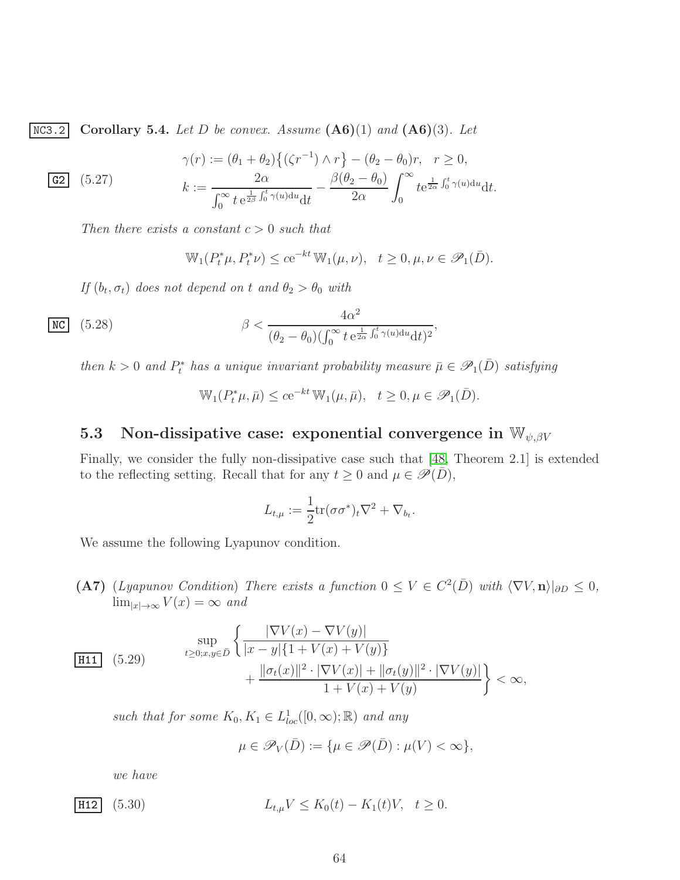**Corollary 5.4.** *Let $D$ be convex. Assume* **(A6)**(1) *and* **(A6)**(3). *Let*

$$\gamma(r) := (\theta_1+\theta_2)\big\{(\zeta r^{-1})\wedge r\big\} - (\theta_2-\theta_0)r, \quad r\ge 0,$$
$$k := \frac{2\alpha}{\int_0^\infty t\,\mathrm{e}^{\frac{1}{2\beta}\int_0^t \gamma(u)\mathrm{d}u}\mathrm{d}t} - \frac{\beta(\theta_2-\theta_0)}{2\alpha}\int_0^\infty t\mathrm{e}^{\frac{1}{2\alpha}\int_0^t\gamma(u)\mathrm{d}u}\mathrm{d}t. \tag{5.27}$$

*Then there exists a constant $c>0$ such that*

$$\mathbb{W}_1(P_t^*\mu, P_t^*\nu) \le c\mathrm{e}^{-kt}\,\mathbb{W}_1(\mu,\nu), \quad t\ge 0, \mu,\nu\in\mathscr{P}_1(\bar D).$$

*If $(b_t,\sigma_t)$ does not depend on $t$ and $\theta_2>\theta_0$ with*

$$\beta < \frac{4\alpha^2}{(\theta_2-\theta_0)(\int_0^\infty t\,\mathrm{e}^{\frac{1}{2\alpha}\int_0^t\gamma(u)\mathrm{d}u}\mathrm{d}t)^2}, \tag{5.28}$$

*then $k>0$ and $P_t^*$ has a unique invariant probability measure $\bar\mu\in\mathscr{P}_1(\bar D)$ satisfying*

$$\mathbb{W}_1(P_t^*\mu,\bar\mu)\le c\mathrm{e}^{-kt}\,\mathbb{W}_1(\mu,\bar\mu), \quad t\ge 0, \mu\in\mathscr{P}_1(\bar D).$$

## 5.3 Non-dissipative case: exponential convergence in $\mathbb{W}_{\psi,\beta V}$

Finally, we consider the fully non-dissipative case such that [48, Theorem 2.1] is extended to the reflecting setting. Recall that for any $t\ge 0$ and $\mu\in\mathscr{P}(\bar D)$,

$$L_{t,\mu} := \frac{1}{2}\mathrm{tr}(\sigma\sigma^*)_t\nabla^2 + \nabla_{b_t}.$$

We assume the following Lyapunov condition.

**(A7)** *(Lyapunov Condition) There exists a function $0\le V\in C^2(\bar D)$ with $\langle \nabla V, \mathbf{n}\rangle|_{\partial D}\le 0$, $\lim_{|x|\to\infty}V(x)=\infty$ and*

$$\sup_{t\ge 0; x,y\in\bar D}\bigg\{\frac{|\nabla V(x)-\nabla V(y)|}{|x-y|\{1+V(x)+V(y)\}} + \frac{\|\sigma_t(x)\|^2\cdot|\nabla V(x)| + \|\sigma_t(y)\|^2\cdot|\nabla V(y)|}{1+V(x)+V(y)}\bigg\}<\infty, \tag{5.29}$$

*such that for some $K_0, K_1\in L^1_{loc}([0,\infty);\mathbb{R})$ and any*

$$\mu\in\mathscr{P}_V(\bar D) := \{\mu\in\mathscr{P}(\bar D): \mu(V)<\infty\},$$

*we have*

$$L_{t,\mu}V \le K_0(t) - K_1(t)V, \quad t\ge 0. \tag{5.30}$$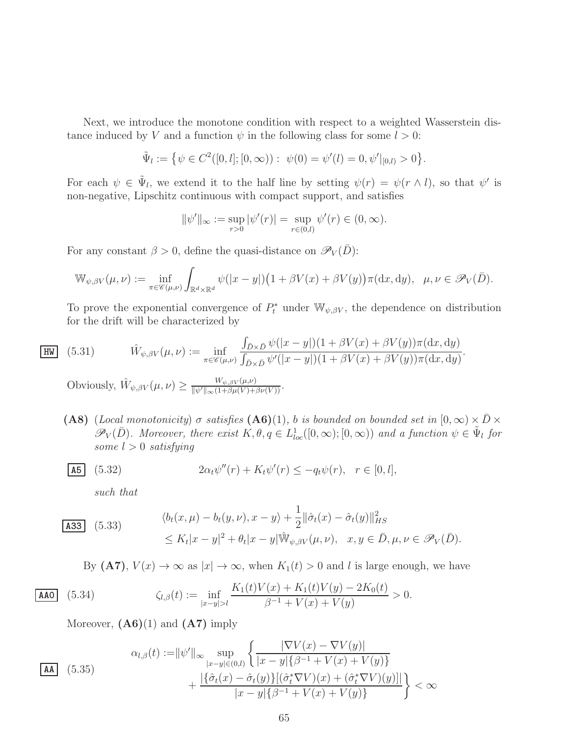Next, we introduce the monotone condition with respect to a weighted Wasserstein distance induced by $V$ and a function $\psi$ in the following class for some $l > 0$:

$$\tilde{\Psi}_l := \big\{\psi \in C^2([0,l];[0,\infty)) : \ \psi(0) = \psi'(l) = 0, \psi'|_{[0,l)} > 0\big\}.$$

For each $\psi \in \tilde{\Psi}_l$, we extend it to the half line by setting $\psi(r) = \psi(r \wedge l)$, so that $\psi'$ is non-negative, Lipschitz continuous with compact support, and satisfies

$$\|\psi'\|_\infty := \sup_{r>0} |\psi'(r)| = \sup_{r \in (0,l)} \psi'(r) \in (0,\infty).$$

For any constant $\beta > 0$, define the quasi-distance on $\mathscr{P}_V(\bar{D})$:

$$\mathbb{W}_{\psi,\beta V}(\mu,\nu) := \inf_{\pi \in \mathscr{C}(\mu,\nu)} \int_{\mathbb{R}^d \times \mathbb{R}^d} \psi(|x-y|)\big(1 + \beta V(x) + \beta V(y)\big)\pi(\mathrm{d}x,\mathrm{d}y), \quad \mu,\nu \in \mathscr{P}_V(\bar{D}).$$

To prove the exponential convergence of $P_t^*$ under $\mathbb{W}_{\psi,\beta V}$, the dependence on distribution for the drift will be characterized by

$$\hat{W}_{\psi,\beta V}(\mu,\nu) := \inf_{\pi \in \mathscr{C}(\mu,\nu)} \frac{\int_{\bar{D}\times\bar{D}} \psi(|x-y|)(1+\beta V(x) + \beta V(y))\pi(\mathrm{d}x,\mathrm{d}y)}{\int_{\bar{D}\times\bar{D}} \psi'(|x-y|)(1+\beta V(x)+\beta V(y))\pi(\mathrm{d}x,\mathrm{d}y)}. \tag{5.31}$$

Obviously, $\hat{W}_{\psi,\beta V}(\mu,\nu) \geq \frac{W_{\psi,\beta V}(\mu,\nu)}{\|\psi'\|_\infty(1+\beta\mu(V)+\beta\nu(V))}$.

**(A8)** *(Local monotonicity)* $\sigma$ *satisfies* **(A6)**(1)*,* $b$ *is bounded on bounded set in* $[0,\infty) \times \bar{D} \times \mathscr{P}_V(\bar{D})$*. Moreover, there exist* $K, \theta, q \in L^1_{loc}([0,\infty);[0,\infty))$ *and a function* $\psi \in \tilde{\Psi}_l$ *for some* $l > 0$ *satisfying*

$$2\alpha_t \psi''(r) + K_t \psi'(r) \leq -q_t \psi(r), \quad r \in [0,l], \tag{5.32}$$

*such that*

$$\begin{aligned} &\langle b_t(x,\mu) - b_t(y,\nu), x-y\rangle + \frac{1}{2}\|\hat{\sigma}_t(x) - \hat{\sigma}_t(y)\|_{HS}^2 \\ &\leq K_t|x-y|^2 + \theta_t|x-y|\hat{\mathbb{W}}_{\psi,\beta V}(\mu,\nu), \quad x,y \in \bar{D}, \mu,\nu \in \mathscr{P}_V(\bar{D}). \end{aligned} \tag{5.33}$$

By **(A7)**, $V(x) \to \infty$ as $|x| \to \infty$, when $K_1(t) > 0$ and $l$ is large enough, we have

$$\zeta_{l,\beta}(t) := \inf_{|x-y|>l} \frac{K_1(t)V(x) + K_1(t)V(y) - 2K_0(t)}{\beta^{-1} + V(x) + V(y)} > 0. \tag{5.34}$$

Moreover, **(A6)**(1) and **(A7)** imply

$$\begin{aligned} \alpha_{l,\beta}(t) :=& \|\psi'\|_\infty \sup_{|x-y|\in(0,l)} \bigg\{ \frac{|\nabla V(x) - \nabla V(y)|}{|x-y|\{\beta^{-1} + V(x) + V(y)\}} \\ &+ \frac{|\{\hat{\sigma}_t(x) - \hat{\sigma}_t(y)\}[(\hat{\sigma}_t^*\nabla V)(x) + (\hat{\sigma}_t^*\nabla V)(y)]|}{|x-y|\{\beta^{-1} + V(x) + V(y)\}} \bigg\} < \infty \end{aligned} \tag{5.35}$$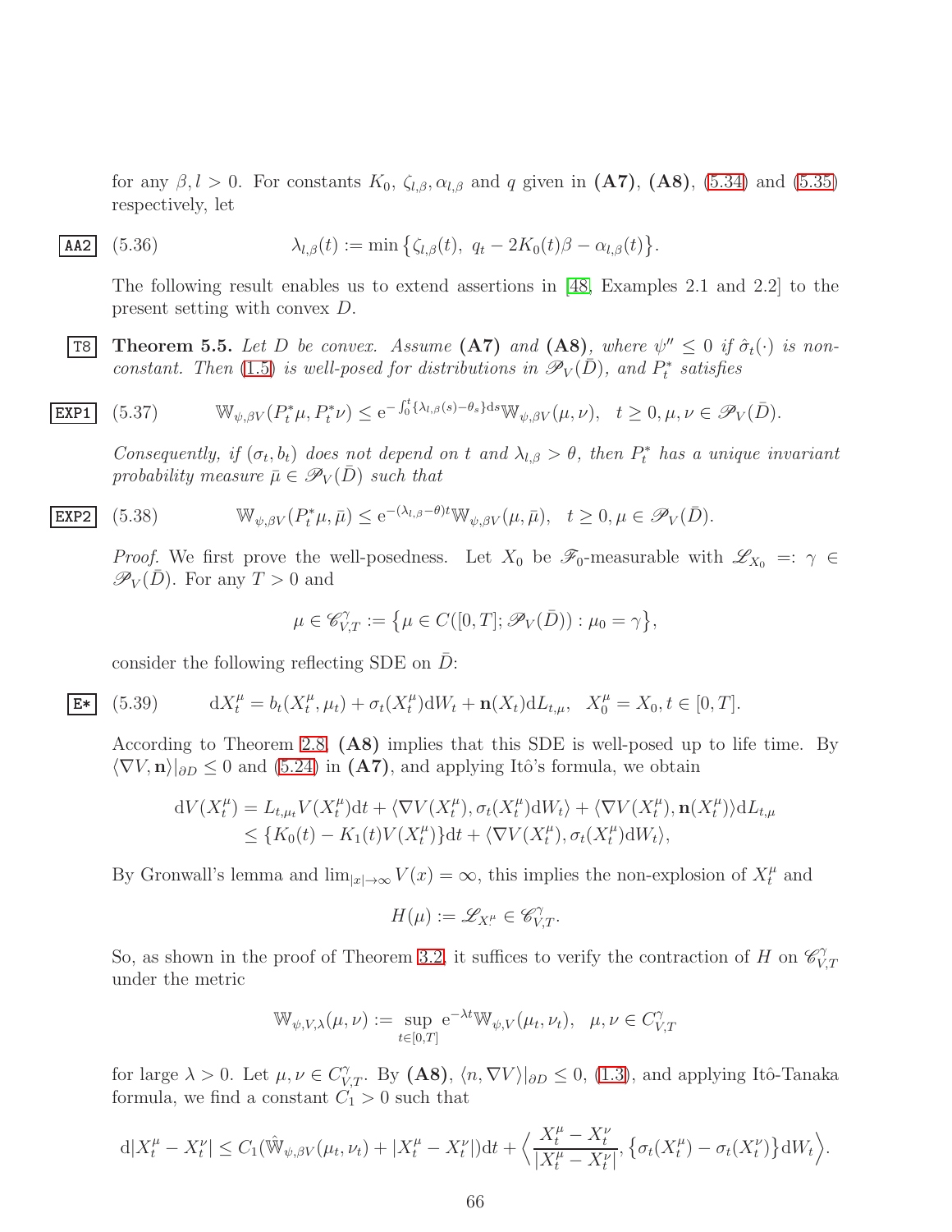for any $\beta, l > 0$. For constants $K_0$, $\zeta_{l,\beta}, \alpha_{l,\beta}$ and $q$ given in **(A7)**, **(A8)**, (5.34) and (5.35) respectively, let

$$\lambda_{l,\beta}(t) := \min\big\{\zeta_{l,\beta}(t),\ q_t - 2K_0(t)\beta - \alpha_{l,\beta}(t)\big\}. \tag{5.36}$$

The following result enables us to extend assertions in [48, Examples 2.1 and 2.2] to the present setting with convex $D$.

**Theorem 5.5.** *Let $D$ be convex. Assume* **(A7)** *and* **(A8)***, where $\psi'' \le 0$ if $\hat\sigma_t(\cdot)$ is non-constant. Then (1.5) is well-posed for distributions in $\mathscr{P}_V(\bar D)$, and $P_t^*$ satisfies*

$$\mathbb{W}_{\psi,\beta V}(P_t^*\mu, P_t^*\nu) \le \mathrm{e}^{-\int_0^t \{\lambda_{l,\beta}(s)-\theta_s\}\mathrm{d}s}\mathbb{W}_{\psi,\beta V}(\mu,\nu), \quad t\ge 0, \mu,\nu\in\mathscr{P}_V(\bar D). \tag{5.37}$$

*Consequently, if $(\sigma_t, b_t)$ does not depend on $t$ and $\lambda_{l,\beta} > \theta$, then $P_t^*$ has a unique invariant probability measure $\bar\mu \in \mathscr{P}_V(\bar D)$ such that*

$$\mathbb{W}_{\psi,\beta V}(P_t^*\mu, \bar\mu) \le \mathrm{e}^{-(\lambda_{l,\beta}-\theta)t}\mathbb{W}_{\psi,\beta V}(\mu,\bar\mu), \quad t\ge 0, \mu\in\mathscr{P}_V(\bar D). \tag{5.38}$$

*Proof.* We first prove the well-posedness. Let $X_0$ be $\mathscr{F}_0$-measurable with $\mathscr{L}_{X_0} =: \gamma \in \mathscr{P}_V(\bar D)$. For any $T > 0$ and

$$\mu \in \mathscr{C}_{V,T}^\gamma := \big\{\mu \in C([0,T]; \mathscr{P}_V(\bar D)) : \mu_0 = \gamma\big\},$$

consider the following reflecting SDE on $\bar D$:

$$\mathrm{d}X_t^\mu = b_t(X_t^\mu, \mu_t) + \sigma_t(X_t^\mu)\mathrm{d}W_t + \mathbf{n}(X_t)\mathrm{d}L_{t,\mu}, \quad X_0^\mu = X_0, t\in[0,T]. \tag{5.39}$$

According to Theorem 2.8, **(A8)** implies that this SDE is well-posed up to life time. By $\langle \nabla V, \mathbf{n}\rangle|_{\partial D} \le 0$ and (5.24) in **(A7)**, and applying Itô's formula, we obtain

$$\begin{aligned}
\mathrm{d}V(X_t^\mu) &= L_{t,\mu_t}V(X_t^\mu)\mathrm{d}t + \langle \nabla V(X_t^\mu), \sigma_t(X_t^\mu)\mathrm{d}W_t\rangle + \langle \nabla V(X_t^\mu), \mathbf{n}(X_t^\mu)\rangle \mathrm{d}L_{t,\mu}\\
&\le \{K_0(t) - K_1(t)V(X_t^\mu)\}\mathrm{d}t + \langle \nabla V(X_t^\mu), \sigma_t(X_t^\mu)\mathrm{d}W_t\rangle,
\end{aligned}$$

By Gronwall's lemma and $\lim_{|x|\to\infty} V(x) = \infty$, this implies the non-explosion of $X_t^\mu$ and

$$H(\mu) := \mathscr{L}_{X_\cdot^\mu} \in \mathscr{C}_{V,T}^\gamma.$$

So, as shown in the proof of Theorem 3.2, it suffices to verify the contraction of $H$ on $\mathscr{C}_{V,T}^\gamma$ under the metric

$$\mathbb{W}_{\psi,V,\lambda}(\mu,\nu) := \sup_{t\in[0,T]} \mathrm{e}^{-\lambda t}\mathbb{W}_{\psi,V}(\mu_t,\nu_t), \quad \mu,\nu\in C_{V,T}^\gamma$$

for large $\lambda > 0$. Let $\mu,\nu \in C_{V,T}^\gamma$. By **(A8)**, $\langle n, \nabla V\rangle|_{\partial D} \le 0$, (1.3), and applying Itô-Tanaka formula, we find a constant $C_1 > 0$ such that

$$\mathrm{d}|X_t^\mu - X_t^\nu| \le C_1(\hat{\mathbb{W}}_{\psi,\beta V}(\mu_t,\nu_t) + |X_t^\mu - X_t^\nu|)\mathrm{d}t + \Big\langle \frac{X_t^\mu - X_t^\nu}{|X_t^\mu - X_t^\nu|}, \big\{\sigma_t(X_t^\mu) - \sigma_t(X_t^\nu)\big\}\mathrm{d}W_t\Big\rangle.$$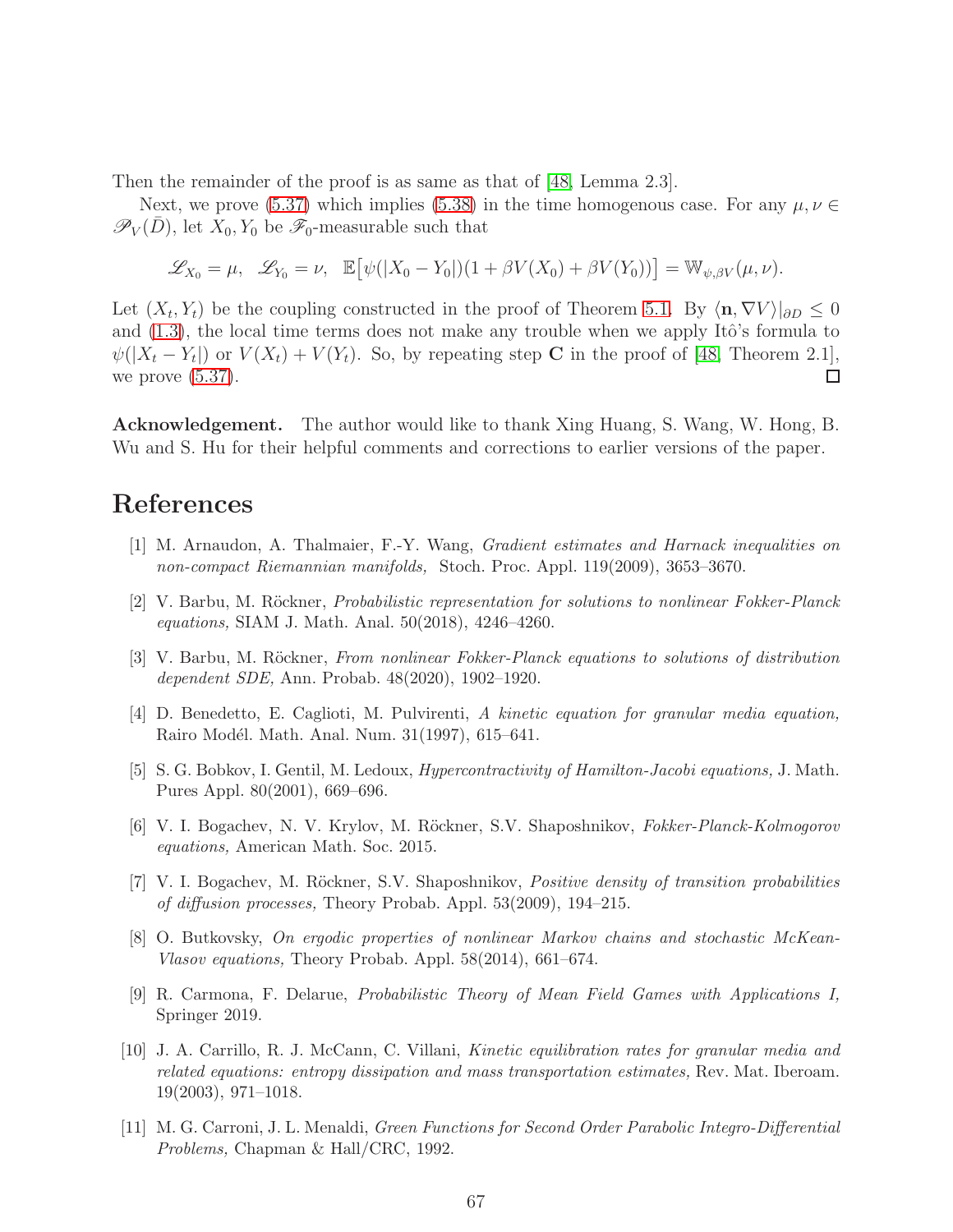Then the remainder of the proof is as same as that of [48, Lemma 2.3].

Next, we prove (5.37) which implies (5.38) in the time homogenous case. For any $\mu, \nu \in \mathscr{P}_V(\bar{D})$, let $X_0, Y_0$ be $\mathscr{F}_0$-measurable such that

$$\mathscr{L}_{X_0} = \mu, \quad \mathscr{L}_{Y_0} = \nu, \quad \mathbb{E}\big[\psi(|X_0 - Y_0|)(1 + \beta V(X_0) + \beta V(Y_0))\big] = \mathbb{W}_{\psi, \beta V}(\mu, \nu).$$

Let $(X_t, Y_t)$ be the coupling constructed in the proof of Theorem 5.1. By $\langle \mathbf{n}, \nabla V \rangle|_{\partial D} \le 0$ and (1.3), the local time terms does not make any trouble when we apply Itô's formula to $\psi(|X_t - Y_t|)$ or $V(X_t) + V(Y_t)$. So, by repeating step **C** in the proof of [48, Theorem 2.1], we prove (5.37). $\square$

**Acknowledgement.** The author would like to thank Xing Huang, S. Wang, W. Hong, B. Wu and S. Hu for their helpful comments and corrections to earlier versions of the paper.

# References

[1] M. Arnaudon, A. Thalmaier, F.-Y. Wang, *Gradient estimates and Harnack inequalities on non-compact Riemannian manifolds,* Stoch. Proc. Appl. 119(2009), 3653–3670.

[2] V. Barbu, M. Röckner, *Probabilistic representation for solutions to nonlinear Fokker-Planck equations,* SIAM J. Math. Anal. 50(2018), 4246–4260.

[3] V. Barbu, M. Röckner, *From nonlinear Fokker-Planck equations to solutions of distribution dependent SDE,* Ann. Probab. 48(2020), 1902–1920.

[4] D. Benedetto, E. Caglioti, M. Pulvirenti, *A kinetic equation for granular media equation,* Rairo Modél. Math. Anal. Num. 31(1997), 615–641.

[5] S. G. Bobkov, I. Gentil, M. Ledoux, *Hypercontractivity of Hamilton-Jacobi equations,* J. Math. Pures Appl. 80(2001), 669–696.

[6] V. I. Bogachev, N. V. Krylov, M. Röckner, S.V. Shaposhnikov, *Fokker-Planck-Kolmogorov equations,* American Math. Soc. 2015.

[7] V. I. Bogachev, M. Röckner, S.V. Shaposhnikov, *Positive density of transition probabilities of diffusion processes,* Theory Probab. Appl. 53(2009), 194–215.

[8] O. Butkovsky, *On ergodic properties of nonlinear Markov chains and stochastic McKean-Vlasov equations,* Theory Probab. Appl. 58(2014), 661–674.

[9] R. Carmona, F. Delarue, *Probabilistic Theory of Mean Field Games with Applications I,* Springer 2019.

[10] J. A. Carrillo, R. J. McCann, C. Villani, *Kinetic equilibration rates for granular media and related equations: entropy dissipation and mass transportation estimates,* Rev. Mat. Iberoam. 19(2003), 971–1018.

[11] M. G. Carroni, J. L. Menaldi, *Green Functions for Second Order Parabolic Integro-Differential Problems,* Chapman & Hall/CRC, 1992.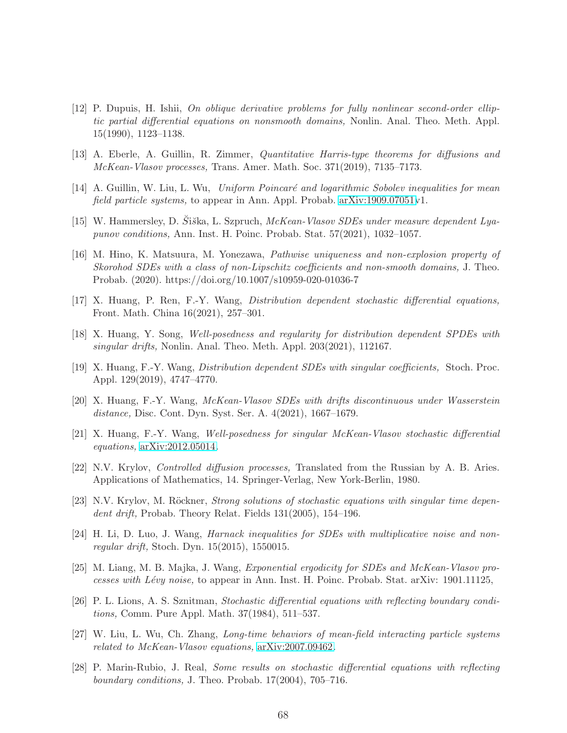[12] P. Dupuis, H. Ishii, *On oblique derivative problems for fully nonlinear second-order elliptic partial differential equations on nonsmooth domains,* Nonlin. Anal. Theo. Meth. Appl. 15(1990), 1123–1138.

[13] A. Eberle, A. Guillin, R. Zimmer, *Quantitative Harris-type theorems for diffusions and McKean-Vlasov processes,* Trans. Amer. Math. Soc. 371(2019), 7135–7173.

[14] A. Guillin, W. Liu, L. Wu, *Uniform Poincaré and logarithmic Sobolev inequalities for mean field particle systems,* to appear in Ann. Appl. Probab. arXiv:1909.07051v1.

[15] W. Hammersley, D. Šiška, L. Szpruch, *McKean-Vlasov SDEs under measure dependent Lyapunov conditions,* Ann. Inst. H. Poinc. Probab. Stat. 57(2021), 1032–1057.

[16] M. Hino, K. Matsuura, M. Yonezawa, *Pathwise uniqueness and non-explosion property of Skorohod SDEs with a class of non-Lipschitz coefficients and non-smooth domains,* J. Theo. Probab. (2020). https://doi.org/10.1007/s10959-020-01036-7

[17] X. Huang, P. Ren, F.-Y. Wang, *Distribution dependent stochastic differential equations,* Front. Math. China 16(2021), 257–301.

[18] X. Huang, Y. Song, *Well-posedness and regularity for distribution dependent SPDEs with singular drifts,* Nonlin. Anal. Theo. Meth. Appl. 203(2021), 112167.

[19] X. Huang, F.-Y. Wang, *Distribution dependent SDEs with singular coefficients,* Stoch. Proc. Appl. 129(2019), 4747–4770.

[20] X. Huang, F.-Y. Wang, *McKean-Vlasov SDEs with drifts discontinuous under Wasserstein distance,* Disc. Cont. Dyn. Syst. Ser. A. 4(2021), 1667–1679.

[21] X. Huang, F.-Y. Wang, *Well-posedness for singular McKean-Vlasov stochastic differential equations,* arXiv:2012.05014.

[22] N.V. Krylov, *Controlled diffusion processes,* Translated from the Russian by A. B. Aries. Applications of Mathematics, 14. Springer-Verlag, New York-Berlin, 1980.

[23] N.V. Krylov, M. Röckner, *Strong solutions of stochastic equations with singular time dependent drift,* Probab. Theory Relat. Fields 131(2005), 154–196.

[24] H. Li, D. Luo, J. Wang, *Harnack inequalities for SDEs with multiplicative noise and non-regular drift,* Stoch. Dyn. 15(2015), 1550015.

[25] M. Liang, M. B. Majka, J. Wang, *Exponential ergodicity for SDEs and McKean-Vlasov processes with Lévy noise,* to appear in Ann. Inst. H. Poinc. Probab. Stat. arXiv: 1901.11125,

[26] P. L. Lions, A. S. Sznitman, *Stochastic differential equations with reflecting boundary conditions,* Comm. Pure Appl. Math. 37(1984), 511–537.

[27] W. Liu, L. Wu, Ch. Zhang, *Long-time behaviors of mean-field interacting particle systems related to McKean-Vlasov equations,* arXiv:2007.09462.

[28] P. Marin-Rubio, J. Real, *Some results on stochastic differential equations with reflecting boundary conditions,* J. Theo. Probab. 17(2004), 705–716.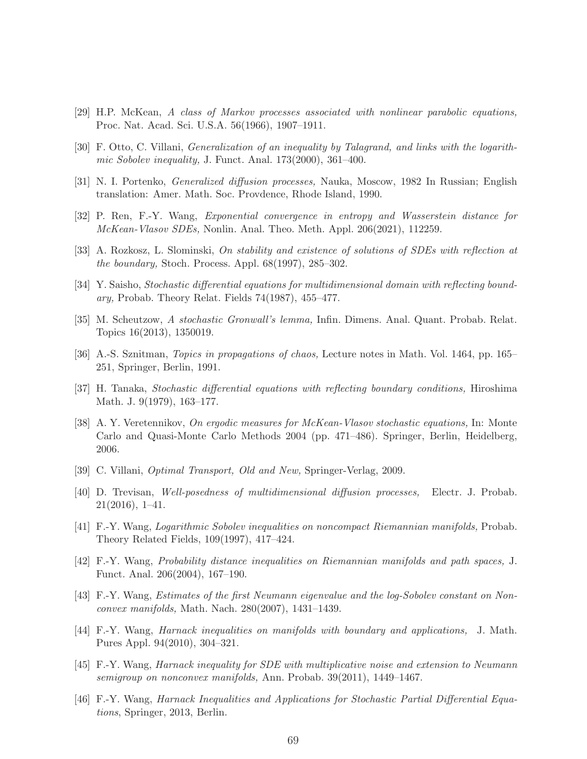[29] H.P. McKean, *A class of Markov processes associated with nonlinear parabolic equations,* Proc. Nat. Acad. Sci. U.S.A. 56(1966), 1907–1911.

[30] F. Otto, C. Villani, *Generalization of an inequality by Talagrand, and links with the logarithmic Sobolev inequality,* J. Funct. Anal. 173(2000), 361–400.

[31] N. I. Portenko, *Generalized diffusion processes,* Nauka, Moscow, 1982 In Russian; English translation: Amer. Math. Soc. Provdence, Rhode Island, 1990.

[32] P. Ren, F.-Y. Wang, *Exponential convergence in entropy and Wasserstein distance for McKean-Vlasov SDEs,* Nonlin. Anal. Theo. Meth. Appl. 206(2021), 112259.

[33] A. Rozkosz, L. Slominski, *On stability and existence of solutions of SDEs with reflection at the boundary,* Stoch. Process. Appl. 68(1997), 285–302.

[34] Y. Saisho, *Stochastic differential equations for multidimensional domain with reflecting boundary,* Probab. Theory Relat. Fields 74(1987), 455–477.

[35] M. Scheutzow, *A stochastic Gronwall's lemma,* Infin. Dimens. Anal. Quant. Probab. Relat. Topics 16(2013), 1350019.

[36] A.-S. Sznitman, *Topics in propagations of chaos,* Lecture notes in Math. Vol. 1464, pp. 165–251, Springer, Berlin, 1991.

[37] H. Tanaka, *Stochastic differential equations with reflecting boundary conditions,* Hiroshima Math. J. 9(1979), 163–177.

[38] A. Y. Veretennikov, *On ergodic measures for McKean-Vlasov stochastic equations,* In: Monte Carlo and Quasi-Monte Carlo Methods 2004 (pp. 471–486). Springer, Berlin, Heidelberg, 2006.

[39] C. Villani, *Optimal Transport, Old and New,* Springer-Verlag, 2009.

[40] D. Trevisan, *Well-posedness of multidimensional diffusion processes,* Electr. J. Probab. 21(2016), 1–41.

[41] F.-Y. Wang, *Logarithmic Sobolev inequalities on noncompact Riemannian manifolds,* Probab. Theory Related Fields, 109(1997), 417–424.

[42] F.-Y. Wang, *Probability distance inequalities on Riemannian manifolds and path spaces,* J. Funct. Anal. 206(2004), 167–190.

[43] F.-Y. Wang, *Estimates of the first Neumann eigenvalue and the log-Sobolev constant on Nonconvex manifolds,* Math. Nach. 280(2007), 1431–1439.

[44] F.-Y. Wang, *Harnack inequalities on manifolds with boundary and applications,* J. Math. Pures Appl. 94(2010), 304–321.

[45] F.-Y. Wang, *Harnack inequality for SDE with multiplicative noise and extension to Neumann semigroup on nonconvex manifolds,* Ann. Probab. 39(2011), 1449–1467.

[46] F.-Y. Wang, *Harnack Inequalities and Applications for Stochastic Partial Differential Equations*, Springer, 2013, Berlin.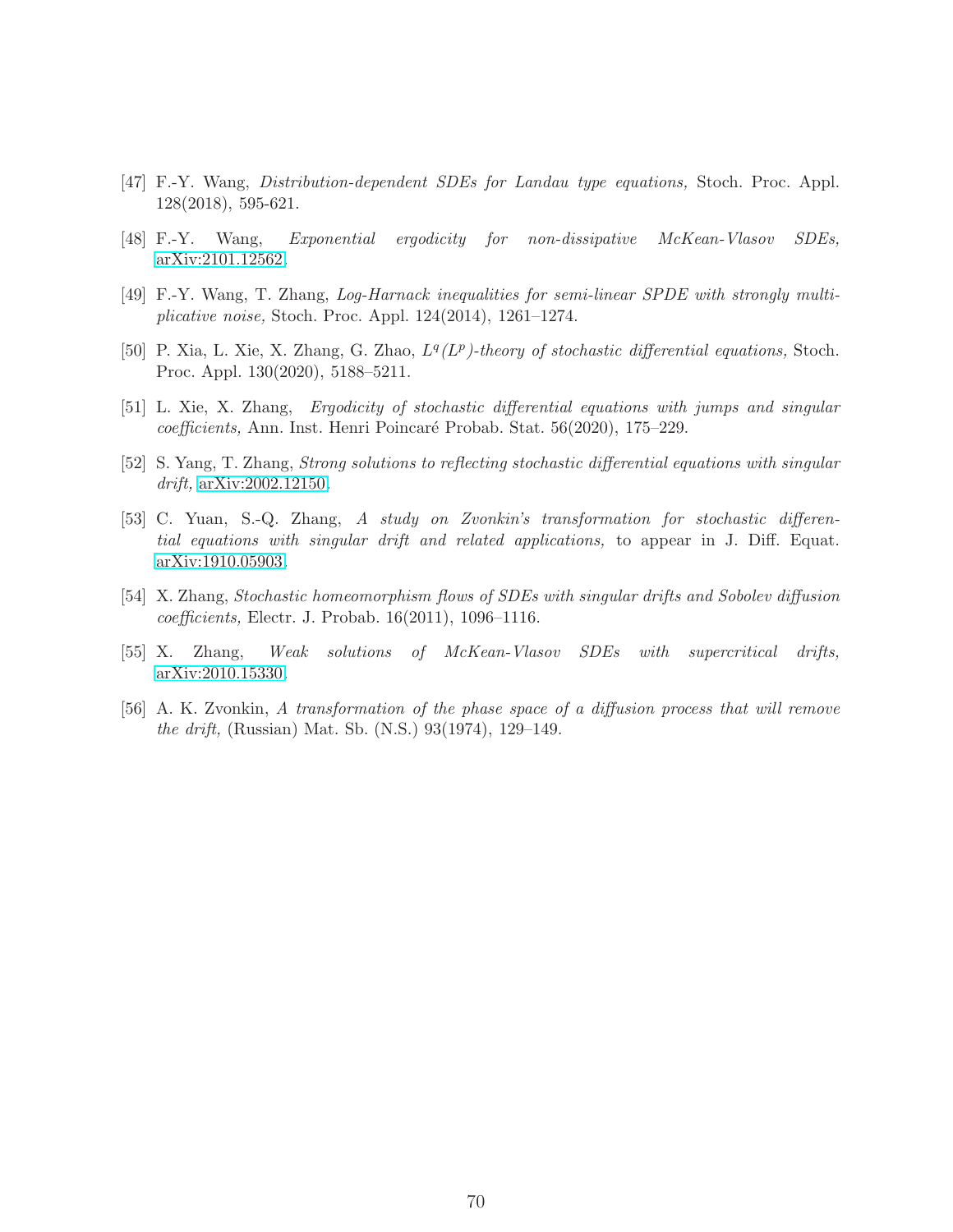[47] F.-Y. Wang, *Distribution-dependent SDEs for Landau type equations,* Stoch. Proc. Appl. 128(2018), 595-621.

[48] F.-Y. Wang, *Exponential ergodicity for non-dissipative McKean-Vlasov SDEs,* arXiv:2101.12562.

[49] F.-Y. Wang, T. Zhang, *Log-Harnack inequalities for semi-linear SPDE with strongly multiplicative noise,* Stoch. Proc. Appl. 124(2014), 1261–1274.

[50] P. Xia, L. Xie, X. Zhang, G. Zhao, *$L^q(L^p)$-theory of stochastic differential equations,* Stoch. Proc. Appl. 130(2020), 5188–5211.

[51] L. Xie, X. Zhang, *Ergodicity of stochastic differential equations with jumps and singular coefficients,* Ann. Inst. Henri Poincaré Probab. Stat. 56(2020), 175–229.

[52] S. Yang, T. Zhang, *Strong solutions to reflecting stochastic differential equations with singular drift,* arXiv:2002.12150.

[53] C. Yuan, S.-Q. Zhang, *A study on Zvonkin's transformation for stochastic differential equations with singular drift and related applications,* to appear in J. Diff. Equat. arXiv:1910.05903.

[54] X. Zhang, *Stochastic homeomorphism flows of SDEs with singular drifts and Sobolev diffusion coefficients,* Electr. J. Probab. 16(2011), 1096–1116.

[55] X. Zhang, *Weak solutions of McKean-Vlasov SDEs with supercritical drifts,* arXiv:2010.15330.

[56] A. K. Zvonkin, *A transformation of the phase space of a diffusion process that will remove the drift,* (Russian) Mat. Sb. (N.S.) 93(1974), 129–149.